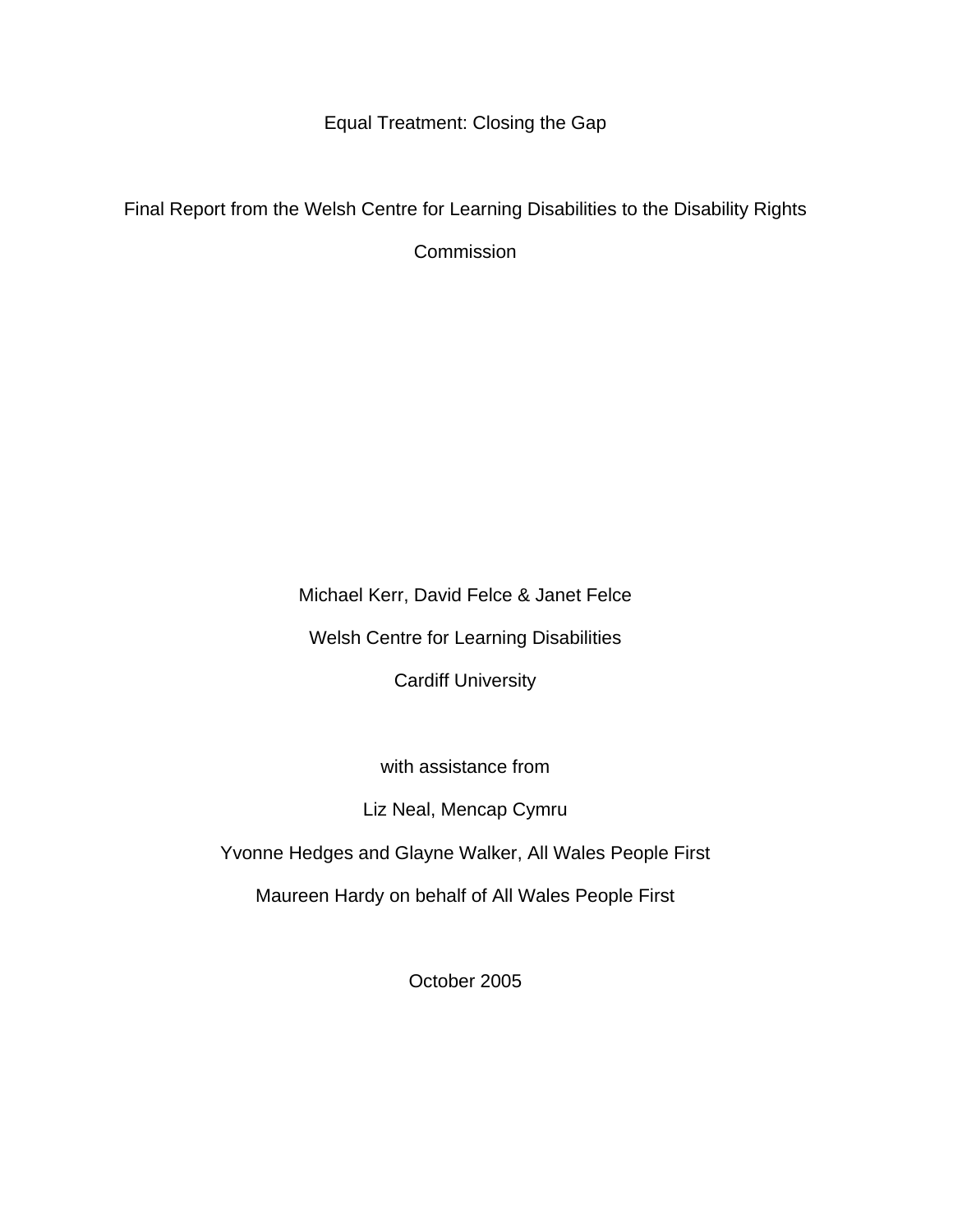# Equal Treatment: Closing the Gap

Final Report from the Welsh Centre for Learning Disabilities to the Disability Rights Commission

Michael Kerr, David Felce & Janet Felce

Welsh Centre for Learning Disabilities

Cardiff University

with assistance from

Liz Neal, Mencap Cymru

Yvonne Hedges and Glayne Walker, All Wales People First

Maureen Hardy on behalf of All Wales People First

October 2005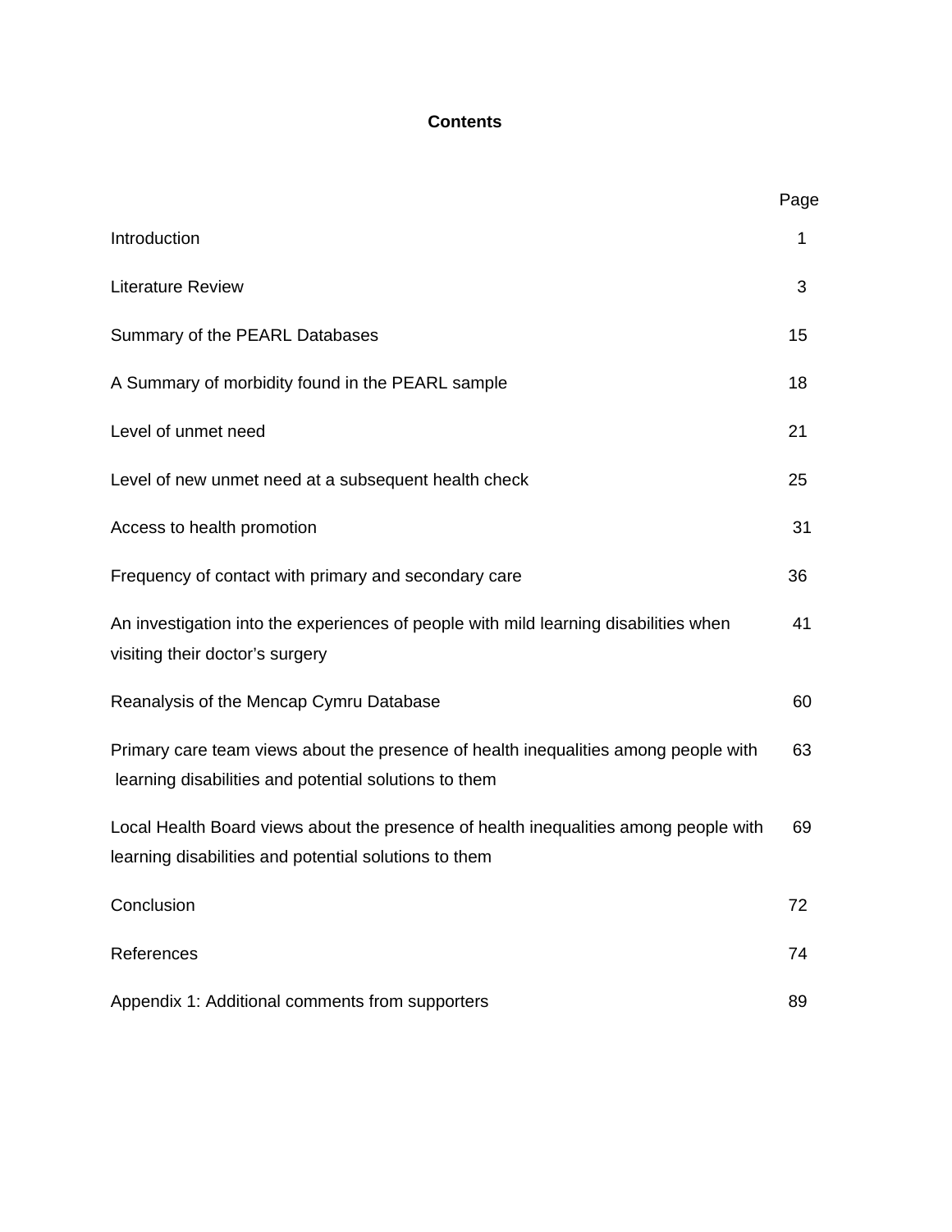# Contents

| | Page |
|---|---|
| Introduction | 1 |
| Literature Review | 3 |
| Summary of the PEARL Databases | 15 |
| A Summary of morbidity found in the PEARL sample | 18 |
| Level of unmet need | 21 |
| Level of new unmet need at a subsequent health check | 25 |
| Access to health promotion | 31 |
| Frequency of contact with primary and secondary care | 36 |
| An investigation into the experiences of people with mild learning disabilities when visiting their doctor's surgery | 41 |
| Reanalysis of the Mencap Cymru Database | 60 |
| Primary care team views about the presence of health inequalities among people with learning disabilities and potential solutions to them | 63 |
| Local Health Board views about the presence of health inequalities among people with learning disabilities and potential solutions to them | 69 |
| Conclusion | 72 |
| References | 74 |
| Appendix 1: Additional comments from supporters | 89 |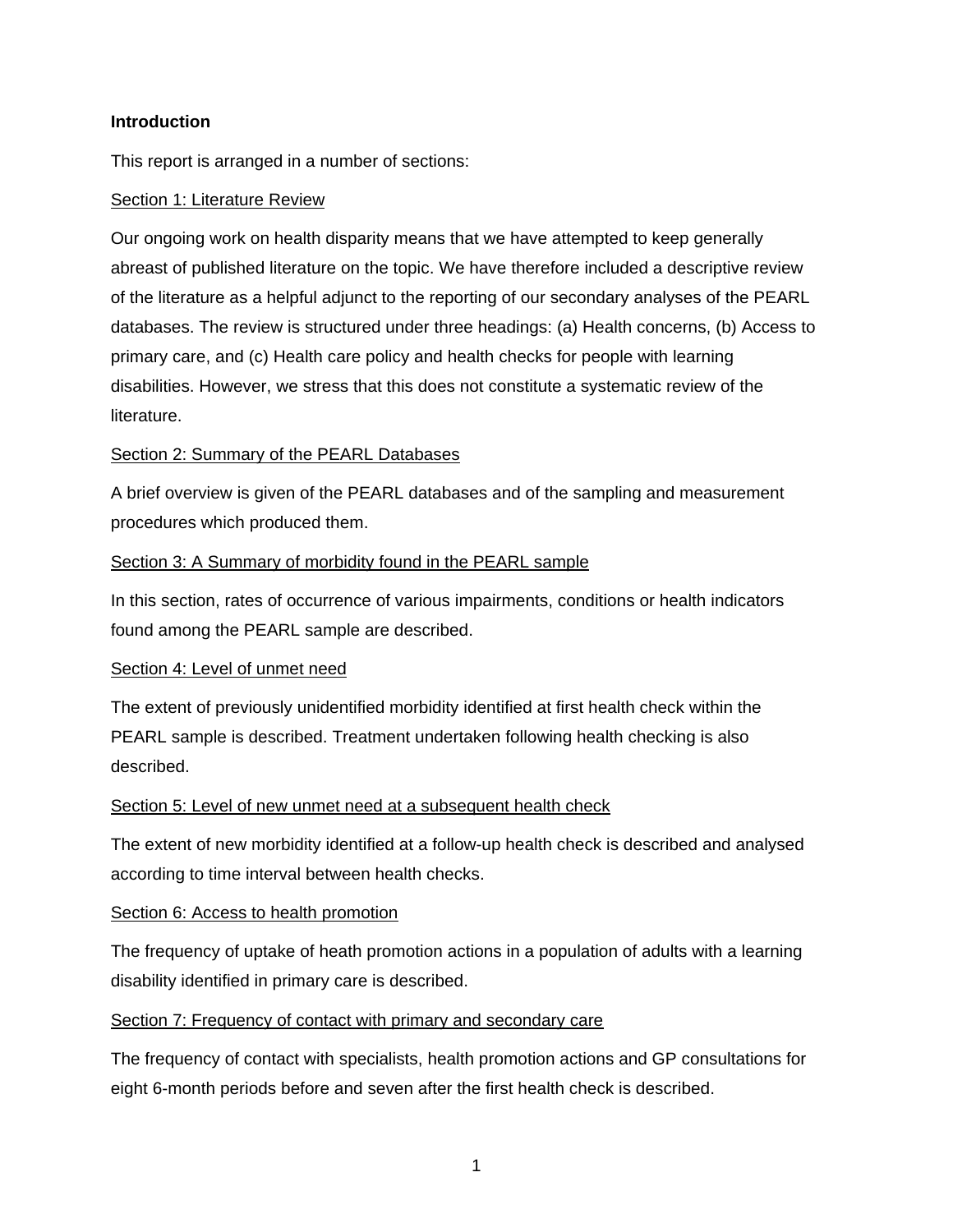## Introduction

This report is arranged in a number of sections:

Section 1: Literature Review

Our ongoing work on health disparity means that we have attempted to keep generally abreast of published literature on the topic. We have therefore included a descriptive review of the literature as a helpful adjunct to the reporting of our secondary analyses of the PEARL databases. The review is structured under three headings: (a) Health concerns, (b) Access to primary care, and (c) Health care policy and health checks for people with learning disabilities. However, we stress that this does not constitute a systematic review of the literature.

Section 2: Summary of the PEARL Databases

A brief overview is given of the PEARL databases and of the sampling and measurement procedures which produced them.

Section 3: A Summary of morbidity found in the PEARL sample

In this section, rates of occurrence of various impairments, conditions or health indicators found among the PEARL sample are described.

Section 4: Level of unmet need

The extent of previously unidentified morbidity identified at first health check within the PEARL sample is described. Treatment undertaken following health checking is also described.

Section 5: Level of new unmet need at a subsequent health check

The extent of new morbidity identified at a follow-up health check is described and analysed according to time interval between health checks.

Section 6: Access to health promotion

The frequency of uptake of heath promotion actions in a population of adults with a learning disability identified in primary care is described.

Section 7: Frequency of contact with primary and secondary care

The frequency of contact with specialists, health promotion actions and GP consultations for eight 6-month periods before and seven after the first health check is described.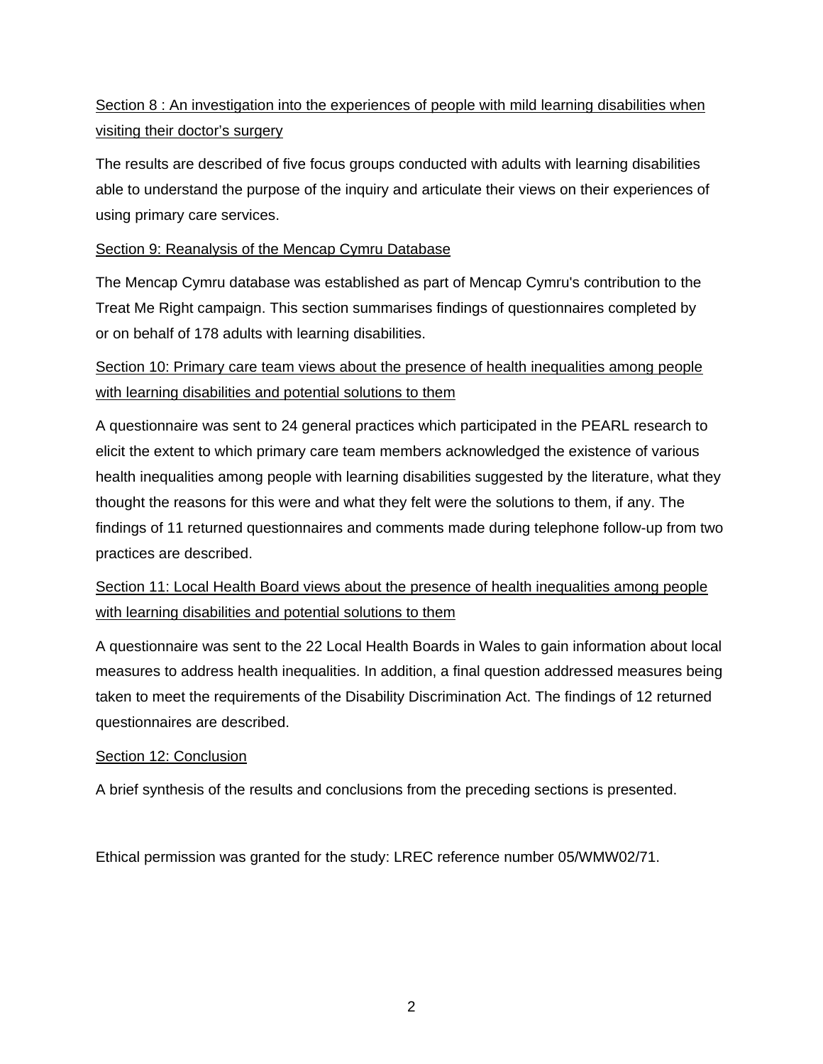Section 8 : An investigation into the experiences of people with mild learning disabilities when visiting their doctor's surgery

The results are described of five focus groups conducted with adults with learning disabilities able to understand the purpose of the inquiry and articulate their views on their experiences of using primary care services.

Section 9: Reanalysis of the Mencap Cymru Database

The Mencap Cymru database was established as part of Mencap Cymru's contribution to the Treat Me Right campaign. This section summarises findings of questionnaires completed by or on behalf of 178 adults with learning disabilities.

Section 10: Primary care team views about the presence of health inequalities among people with learning disabilities and potential solutions to them

A questionnaire was sent to 24 general practices which participated in the PEARL research to elicit the extent to which primary care team members acknowledged the existence of various health inequalities among people with learning disabilities suggested by the literature, what they thought the reasons for this were and what they felt were the solutions to them, if any. The findings of 11 returned questionnaires and comments made during telephone follow-up from two practices are described.

Section 11: Local Health Board views about the presence of health inequalities among people with learning disabilities and potential solutions to them

A questionnaire was sent to the 22 Local Health Boards in Wales to gain information about local measures to address health inequalities. In addition, a final question addressed measures being taken to meet the requirements of the Disability Discrimination Act. The findings of 12 returned questionnaires are described.

Section 12: Conclusion

A brief synthesis of the results and conclusions from the preceding sections is presented.

Ethical permission was granted for the study: LREC reference number 05/WMW02/71.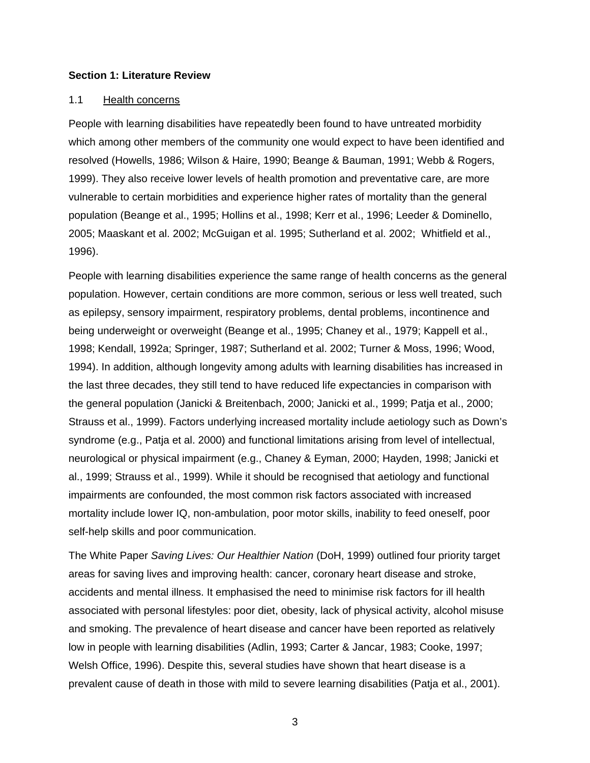## Section 1: Literature Review

### 1.1 Health concerns

People with learning disabilities have repeatedly been found to have untreated morbidity which among other members of the community one would expect to have been identified and resolved (Howells, 1986; Wilson & Haire, 1990; Beange & Bauman, 1991; Webb & Rogers, 1999). They also receive lower levels of health promotion and preventative care, are more vulnerable to certain morbidities and experience higher rates of mortality than the general population (Beange et al., 1995; Hollins et al., 1998; Kerr et al., 1996; Leeder & Dominello, 2005; Maaskant et al. 2002; McGuigan et al. 1995; Sutherland et al. 2002; Whitfield et al., 1996).

People with learning disabilities experience the same range of health concerns as the general population. However, certain conditions are more common, serious or less well treated, such as epilepsy, sensory impairment, respiratory problems, dental problems, incontinence and being underweight or overweight (Beange et al., 1995; Chaney et al., 1979; Kappell et al., 1998; Kendall, 1992a; Springer, 1987; Sutherland et al. 2002; Turner & Moss, 1996; Wood, 1994). In addition, although longevity among adults with learning disabilities has increased in the last three decades, they still tend to have reduced life expectancies in comparison with the general population (Janicki & Breitenbach, 2000; Janicki et al., 1999; Patja et al., 2000; Strauss et al., 1999). Factors underlying increased mortality include aetiology such as Down's syndrome (e.g., Patja et al. 2000) and functional limitations arising from level of intellectual, neurological or physical impairment (e.g., Chaney & Eyman, 2000; Hayden, 1998; Janicki et al., 1999; Strauss et al., 1999). While it should be recognised that aetiology and functional impairments are confounded, the most common risk factors associated with increased mortality include lower IQ, non-ambulation, poor motor skills, inability to feed oneself, poor self-help skills and poor communication.

The White Paper *Saving Lives: Our Healthier Nation* (DoH, 1999) outlined four priority target areas for saving lives and improving health: cancer, coronary heart disease and stroke, accidents and mental illness. It emphasised the need to minimise risk factors for ill health associated with personal lifestyles: poor diet, obesity, lack of physical activity, alcohol misuse and smoking. The prevalence of heart disease and cancer have been reported as relatively low in people with learning disabilities (Adlin, 1993; Carter & Jancar, 1983; Cooke, 1997; Welsh Office, 1996). Despite this, several studies have shown that heart disease is a prevalent cause of death in those with mild to severe learning disabilities (Patja et al., 2001).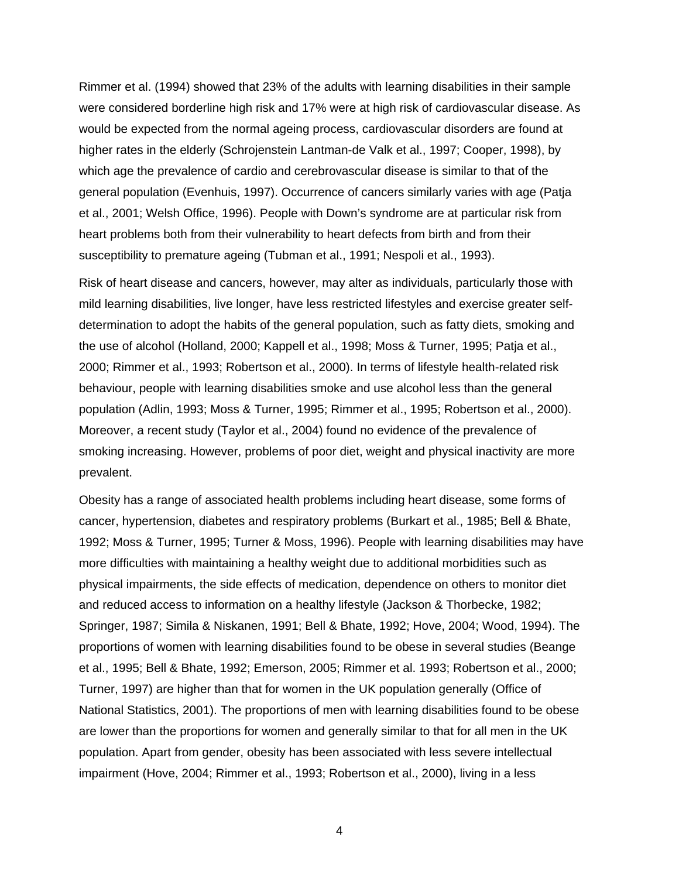Rimmer et al. (1994) showed that 23% of the adults with learning disabilities in their sample were considered borderline high risk and 17% were at high risk of cardiovascular disease. As would be expected from the normal ageing process, cardiovascular disorders are found at higher rates in the elderly (Schrojenstein Lantman-de Valk et al., 1997; Cooper, 1998), by which age the prevalence of cardio and cerebrovascular disease is similar to that of the general population (Evenhuis, 1997). Occurrence of cancers similarly varies with age (Patja et al., 2001; Welsh Office, 1996). People with Down's syndrome are at particular risk from heart problems both from their vulnerability to heart defects from birth and from their susceptibility to premature ageing (Tubman et al., 1991; Nespoli et al., 1993).

Risk of heart disease and cancers, however, may alter as individuals, particularly those with mild learning disabilities, live longer, have less restricted lifestyles and exercise greater self-determination to adopt the habits of the general population, such as fatty diets, smoking and the use of alcohol (Holland, 2000; Kappell et al., 1998; Moss & Turner, 1995; Patja et al., 2000; Rimmer et al., 1993; Robertson et al., 2000). In terms of lifestyle health-related risk behaviour, people with learning disabilities smoke and use alcohol less than the general population (Adlin, 1993; Moss & Turner, 1995; Rimmer et al., 1995; Robertson et al., 2000). Moreover, a recent study (Taylor et al., 2004) found no evidence of the prevalence of smoking increasing. However, problems of poor diet, weight and physical inactivity are more prevalent.

Obesity has a range of associated health problems including heart disease, some forms of cancer, hypertension, diabetes and respiratory problems (Burkart et al., 1985; Bell & Bhate, 1992; Moss & Turner, 1995; Turner & Moss, 1996). People with learning disabilities may have more difficulties with maintaining a healthy weight due to additional morbidities such as physical impairments, the side effects of medication, dependence on others to monitor diet and reduced access to information on a healthy lifestyle (Jackson & Thorbecke, 1982; Springer, 1987; Simila & Niskanen, 1991; Bell & Bhate, 1992; Hove, 2004; Wood, 1994). The proportions of women with learning disabilities found to be obese in several studies (Beange et al., 1995; Bell & Bhate, 1992; Emerson, 2005; Rimmer et al. 1993; Robertson et al., 2000; Turner, 1997) are higher than that for women in the UK population generally (Office of National Statistics, 2001). The proportions of men with learning disabilities found to be obese are lower than the proportions for women and generally similar to that for all men in the UK population. Apart from gender, obesity has been associated with less severe intellectual impairment (Hove, 2004; Rimmer et al., 1993; Robertson et al., 2000), living in a less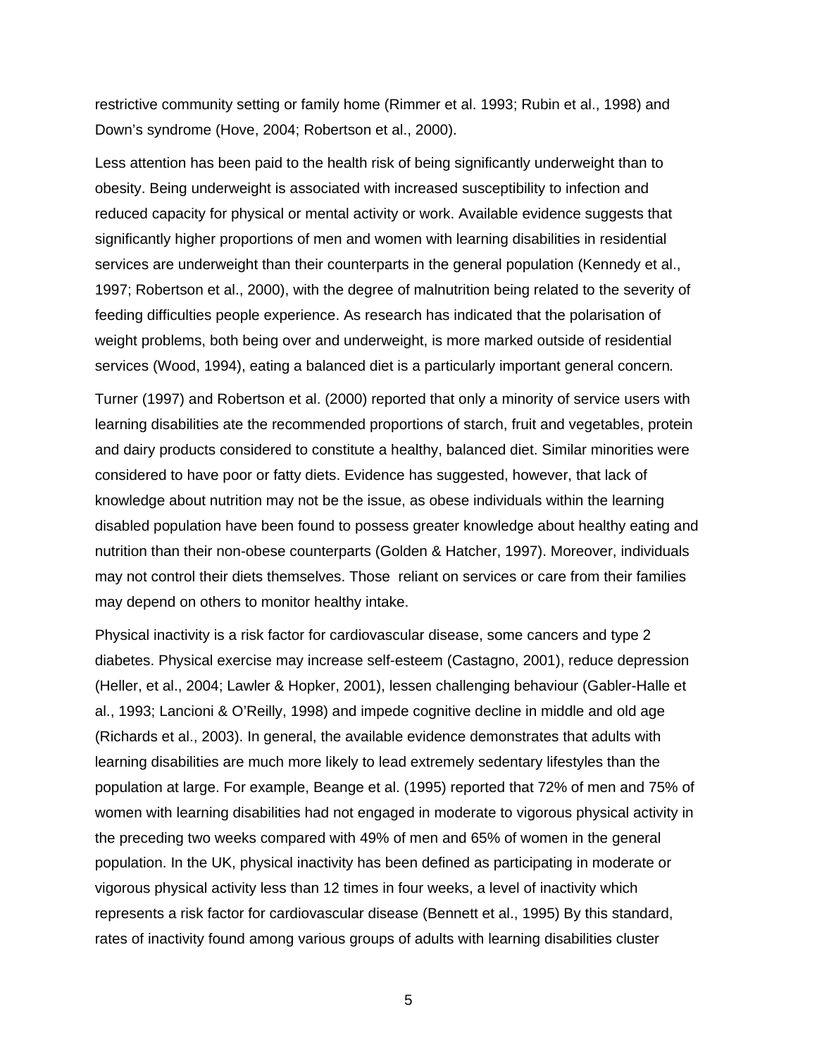restrictive community setting or family home (Rimmer et al. 1993; Rubin et al., 1998) and Down's syndrome (Hove, 2004; Robertson et al., 2000).

Less attention has been paid to the health risk of being significantly underweight than to obesity. Being underweight is associated with increased susceptibility to infection and reduced capacity for physical or mental activity or work. Available evidence suggests that significantly higher proportions of men and women with learning disabilities in residential services are underweight than their counterparts in the general population (Kennedy et al., 1997; Robertson et al., 2000), with the degree of malnutrition being related to the severity of feeding difficulties people experience. As research has indicated that the polarisation of weight problems, both being over and underweight, is more marked outside of residential services (Wood, 1994), eating a balanced diet is a particularly important general concern.

Turner (1997) and Robertson et al. (2000) reported that only a minority of service users with learning disabilities ate the recommended proportions of starch, fruit and vegetables, protein and dairy products considered to constitute a healthy, balanced diet. Similar minorities were considered to have poor or fatty diets. Evidence has suggested, however, that lack of knowledge about nutrition may not be the issue, as obese individuals within the learning disabled population have been found to possess greater knowledge about healthy eating and nutrition than their non-obese counterparts (Golden & Hatcher, 1997). Moreover, individuals may not control their diets themselves. Those reliant on services or care from their families may depend on others to monitor healthy intake.

Physical inactivity is a risk factor for cardiovascular disease, some cancers and type 2 diabetes. Physical exercise may increase self-esteem (Castagno, 2001), reduce depression (Heller, et al., 2004; Lawler & Hopker, 2001), lessen challenging behaviour (Gabler-Halle et al., 1993; Lancioni & O'Reilly, 1998) and impede cognitive decline in middle and old age (Richards et al., 2003). In general, the available evidence demonstrates that adults with learning disabilities are much more likely to lead extremely sedentary lifestyles than the population at large. For example, Beange et al. (1995) reported that 72% of men and 75% of women with learning disabilities had not engaged in moderate to vigorous physical activity in the preceding two weeks compared with 49% of men and 65% of women in the general population. In the UK, physical inactivity has been defined as participating in moderate or vigorous physical activity less than 12 times in four weeks, a level of inactivity which represents a risk factor for cardiovascular disease (Bennett et al., 1995) By this standard, rates of inactivity found among various groups of adults with learning disabilities cluster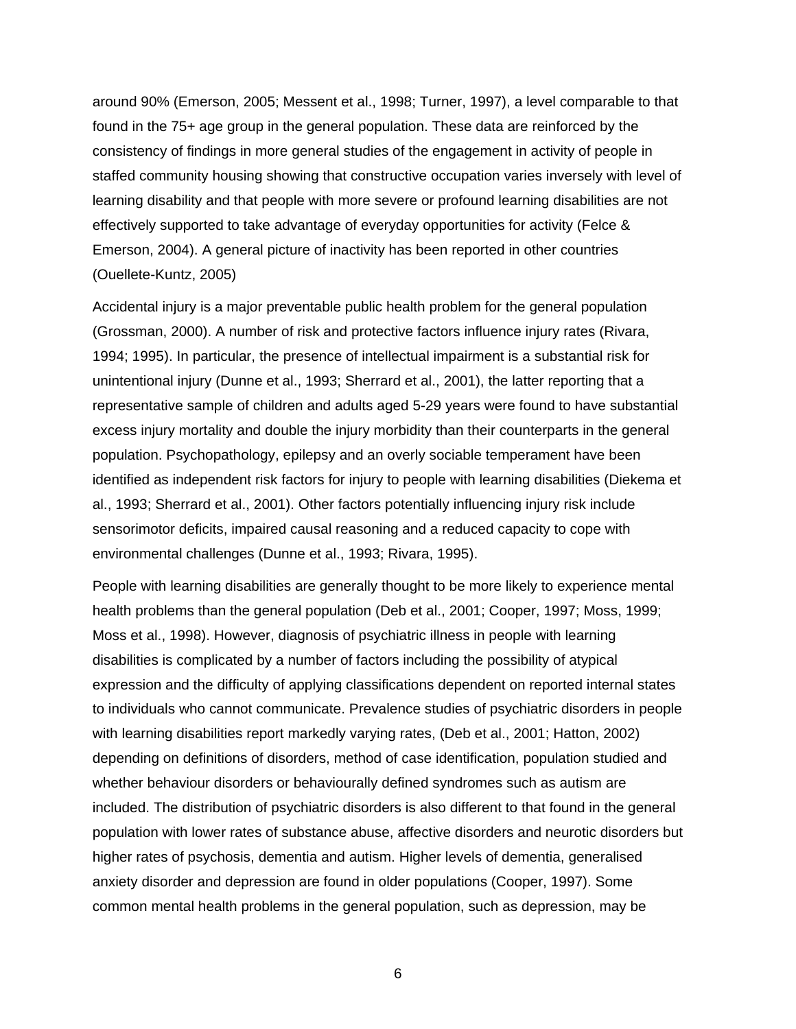around 90% (Emerson, 2005; Messent et al., 1998; Turner, 1997), a level comparable to that found in the 75+ age group in the general population. These data are reinforced by the consistency of findings in more general studies of the engagement in activity of people in staffed community housing showing that constructive occupation varies inversely with level of learning disability and that people with more severe or profound learning disabilities are not effectively supported to take advantage of everyday opportunities for activity (Felce & Emerson, 2004). A general picture of inactivity has been reported in other countries (Ouellete-Kuntz, 2005)

Accidental injury is a major preventable public health problem for the general population (Grossman, 2000). A number of risk and protective factors influence injury rates (Rivara, 1994; 1995). In particular, the presence of intellectual impairment is a substantial risk for unintentional injury (Dunne et al., 1993; Sherrard et al., 2001), the latter reporting that a representative sample of children and adults aged 5-29 years were found to have substantial excess injury mortality and double the injury morbidity than their counterparts in the general population. Psychopathology, epilepsy and an overly sociable temperament have been identified as independent risk factors for injury to people with learning disabilities (Diekema et al., 1993; Sherrard et al., 2001). Other factors potentially influencing injury risk include sensorimotor deficits, impaired causal reasoning and a reduced capacity to cope with environmental challenges (Dunne et al., 1993; Rivara, 1995).

People with learning disabilities are generally thought to be more likely to experience mental health problems than the general population (Deb et al., 2001; Cooper, 1997; Moss, 1999; Moss et al., 1998). However, diagnosis of psychiatric illness in people with learning disabilities is complicated by a number of factors including the possibility of atypical expression and the difficulty of applying classifications dependent on reported internal states to individuals who cannot communicate. Prevalence studies of psychiatric disorders in people with learning disabilities report markedly varying rates, (Deb et al., 2001; Hatton, 2002) depending on definitions of disorders, method of case identification, population studied and whether behaviour disorders or behaviourally defined syndromes such as autism are included. The distribution of psychiatric disorders is also different to that found in the general population with lower rates of substance abuse, affective disorders and neurotic disorders but higher rates of psychosis, dementia and autism. Higher levels of dementia, generalised anxiety disorder and depression are found in older populations (Cooper, 1997). Some common mental health problems in the general population, such as depression, may be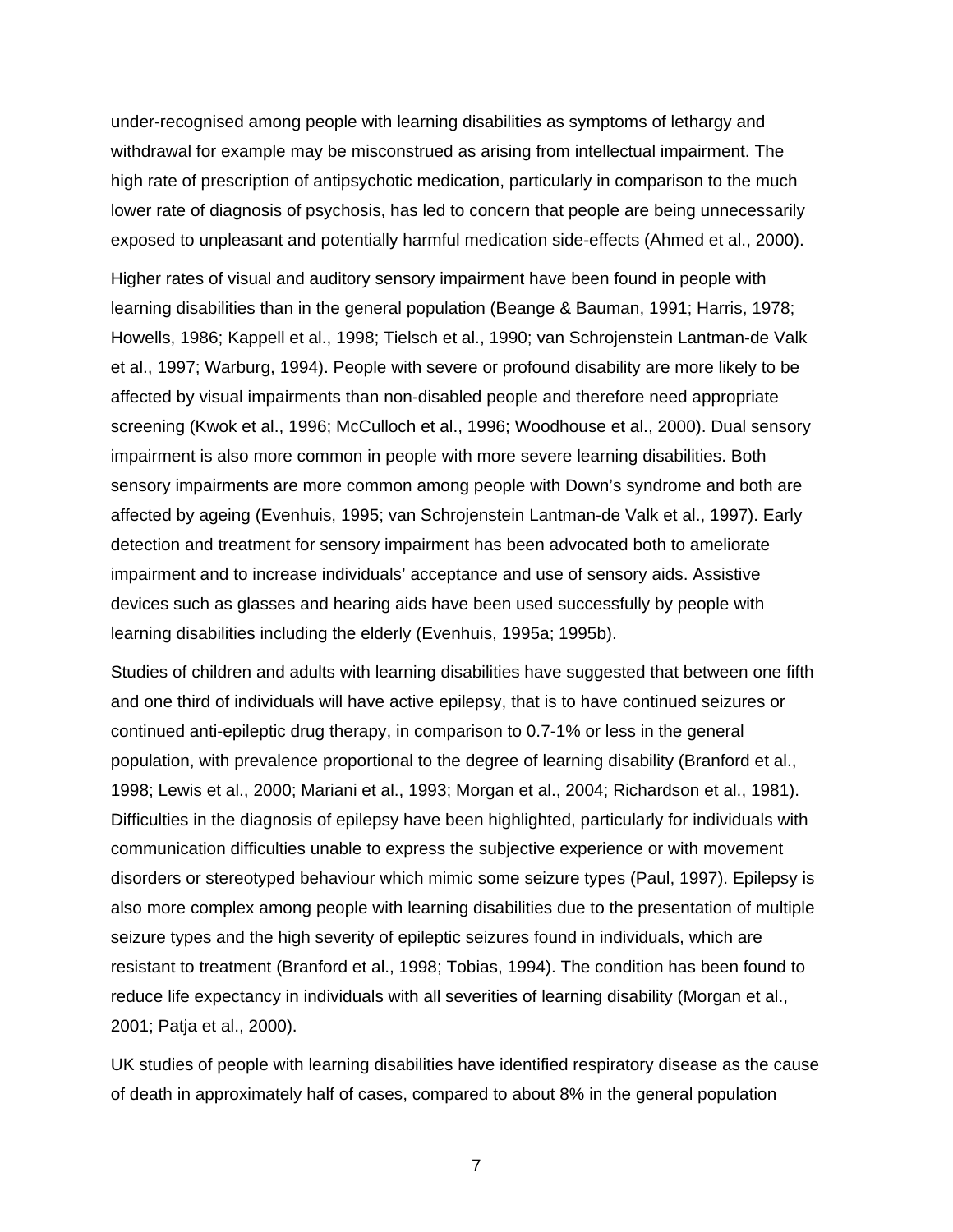under-recognised among people with learning disabilities as symptoms of lethargy and withdrawal for example may be misconstrued as arising from intellectual impairment. The high rate of prescription of antipsychotic medication, particularly in comparison to the much lower rate of diagnosis of psychosis, has led to concern that people are being unnecessarily exposed to unpleasant and potentially harmful medication side-effects (Ahmed et al., 2000).

Higher rates of visual and auditory sensory impairment have been found in people with learning disabilities than in the general population (Beange & Bauman, 1991; Harris, 1978; Howells, 1986; Kappell et al., 1998; Tielsch et al., 1990; van Schrojenstein Lantman-de Valk et al., 1997; Warburg, 1994). People with severe or profound disability are more likely to be affected by visual impairments than non-disabled people and therefore need appropriate screening (Kwok et al., 1996; McCulloch et al., 1996; Woodhouse et al., 2000). Dual sensory impairment is also more common in people with more severe learning disabilities. Both sensory impairments are more common among people with Down's syndrome and both are affected by ageing (Evenhuis, 1995; van Schrojenstein Lantman-de Valk et al., 1997). Early detection and treatment for sensory impairment has been advocated both to ameliorate impairment and to increase individuals' acceptance and use of sensory aids. Assistive devices such as glasses and hearing aids have been used successfully by people with learning disabilities including the elderly (Evenhuis, 1995a; 1995b).

Studies of children and adults with learning disabilities have suggested that between one fifth and one third of individuals will have active epilepsy, that is to have continued seizures or continued anti-epileptic drug therapy, in comparison to 0.7-1% or less in the general population, with prevalence proportional to the degree of learning disability (Branford et al., 1998; Lewis et al., 2000; Mariani et al., 1993; Morgan et al., 2004; Richardson et al., 1981). Difficulties in the diagnosis of epilepsy have been highlighted, particularly for individuals with communication difficulties unable to express the subjective experience or with movement disorders or stereotyped behaviour which mimic some seizure types (Paul, 1997). Epilepsy is also more complex among people with learning disabilities due to the presentation of multiple seizure types and the high severity of epileptic seizures found in individuals, which are resistant to treatment (Branford et al., 1998; Tobias, 1994). The condition has been found to reduce life expectancy in individuals with all severities of learning disability (Morgan et al., 2001; Patja et al., 2000).

UK studies of people with learning disabilities have identified respiratory disease as the cause of death in approximately half of cases, compared to about 8% in the general population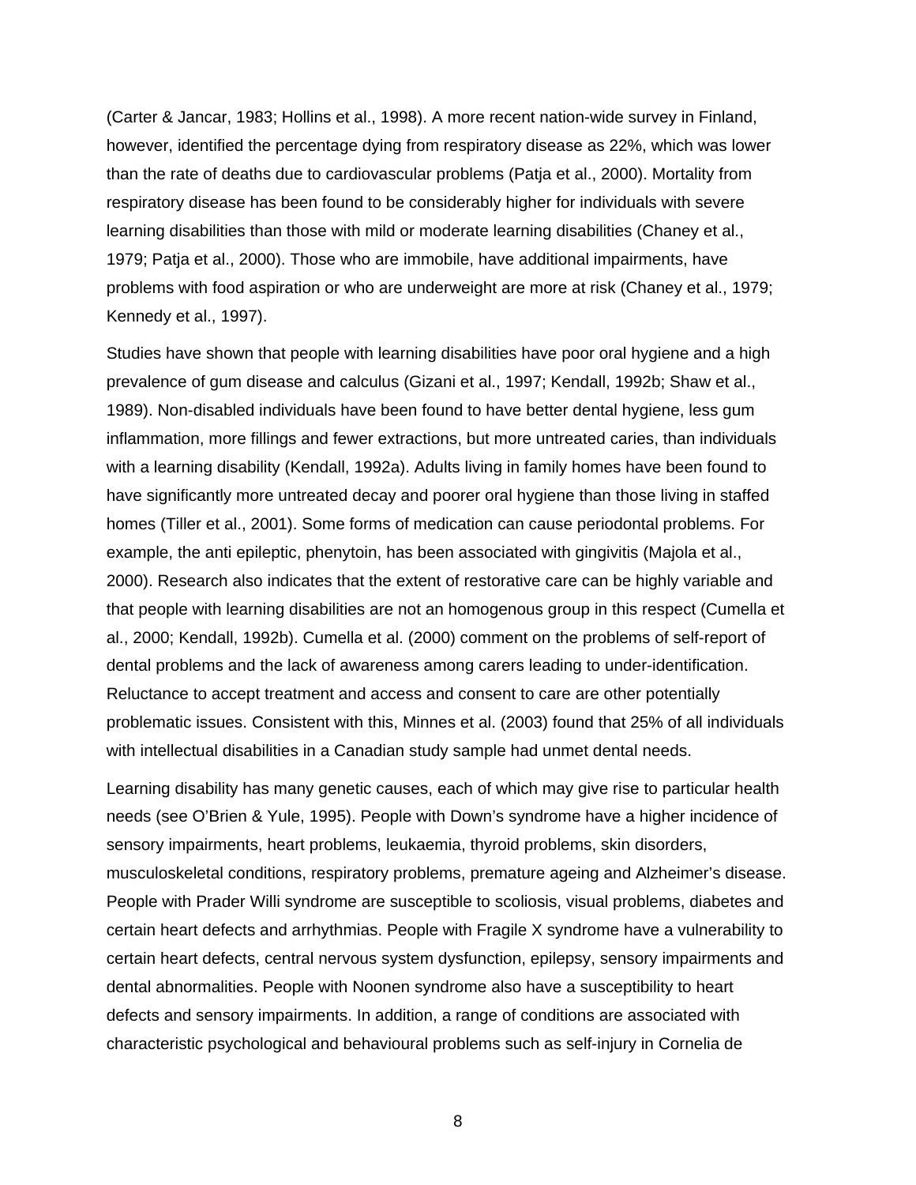(Carter & Jancar, 1983; Hollins et al., 1998). A more recent nation-wide survey in Finland, however, identified the percentage dying from respiratory disease as 22%, which was lower than the rate of deaths due to cardiovascular problems (Patja et al., 2000). Mortality from respiratory disease has been found to be considerably higher for individuals with severe learning disabilities than those with mild or moderate learning disabilities (Chaney et al., 1979; Patja et al., 2000). Those who are immobile, have additional impairments, have problems with food aspiration or who are underweight are more at risk (Chaney et al., 1979; Kennedy et al., 1997).

Studies have shown that people with learning disabilities have poor oral hygiene and a high prevalence of gum disease and calculus (Gizani et al., 1997; Kendall, 1992b; Shaw et al., 1989). Non-disabled individuals have been found to have better dental hygiene, less gum inflammation, more fillings and fewer extractions, but more untreated caries, than individuals with a learning disability (Kendall, 1992a). Adults living in family homes have been found to have significantly more untreated decay and poorer oral hygiene than those living in staffed homes (Tiller et al., 2001). Some forms of medication can cause periodontal problems. For example, the anti epileptic, phenytoin, has been associated with gingivitis (Majola et al., 2000). Research also indicates that the extent of restorative care can be highly variable and that people with learning disabilities are not an homogenous group in this respect (Cumella et al., 2000; Kendall, 1992b). Cumella et al. (2000) comment on the problems of self-report of dental problems and the lack of awareness among carers leading to under-identification. Reluctance to accept treatment and access and consent to care are other potentially problematic issues. Consistent with this, Minnes et al. (2003) found that 25% of all individuals with intellectual disabilities in a Canadian study sample had unmet dental needs.

Learning disability has many genetic causes, each of which may give rise to particular health needs (see O'Brien & Yule, 1995). People with Down's syndrome have a higher incidence of sensory impairments, heart problems, leukaemia, thyroid problems, skin disorders, musculoskeletal conditions, respiratory problems, premature ageing and Alzheimer's disease. People with Prader Willi syndrome are susceptible to scoliosis, visual problems, diabetes and certain heart defects and arrhythmias. People with Fragile X syndrome have a vulnerability to certain heart defects, central nervous system dysfunction, epilepsy, sensory impairments and dental abnormalities. People with Noonen syndrome also have a susceptibility to heart defects and sensory impairments. In addition, a range of conditions are associated with characteristic psychological and behavioural problems such as self-injury in Cornelia de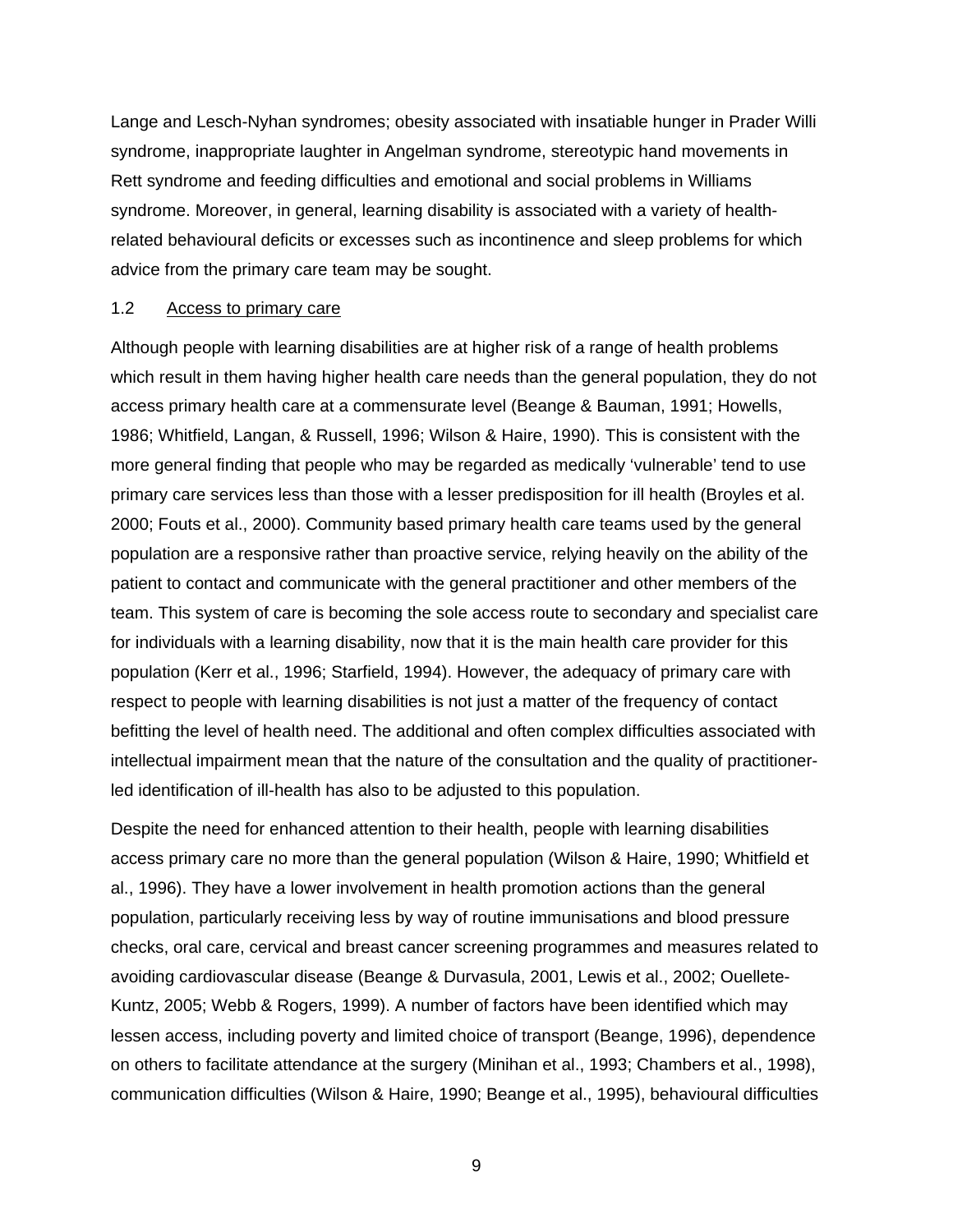Lange and Lesch-Nyhan syndromes; obesity associated with insatiable hunger in Prader Willi syndrome, inappropriate laughter in Angelman syndrome, stereotypic hand movements in Rett syndrome and feeding difficulties and emotional and social problems in Williams syndrome. Moreover, in general, learning disability is associated with a variety of health-related behavioural deficits or excesses such as incontinence and sleep problems for which advice from the primary care team may be sought.

### 1.2 Access to primary care

Although people with learning disabilities are at higher risk of a range of health problems which result in them having higher health care needs than the general population, they do not access primary health care at a commensurate level (Beange & Bauman, 1991; Howells, 1986; Whitfield, Langan, & Russell, 1996; Wilson & Haire, 1990). This is consistent with the more general finding that people who may be regarded as medically 'vulnerable' tend to use primary care services less than those with a lesser predisposition for ill health (Broyles et al. 2000; Fouts et al., 2000). Community based primary health care teams used by the general population are a responsive rather than proactive service, relying heavily on the ability of the patient to contact and communicate with the general practitioner and other members of the team. This system of care is becoming the sole access route to secondary and specialist care for individuals with a learning disability, now that it is the main health care provider for this population (Kerr et al., 1996; Starfield, 1994). However, the adequacy of primary care with respect to people with learning disabilities is not just a matter of the frequency of contact befitting the level of health need. The additional and often complex difficulties associated with intellectual impairment mean that the nature of the consultation and the quality of practitioner-led identification of ill-health has also to be adjusted to this population.

Despite the need for enhanced attention to their health, people with learning disabilities access primary care no more than the general population (Wilson & Haire, 1990; Whitfield et al., 1996). They have a lower involvement in health promotion actions than the general population, particularly receiving less by way of routine immunisations and blood pressure checks, oral care, cervical and breast cancer screening programmes and measures related to avoiding cardiovascular disease (Beange & Durvasula, 2001, Lewis et al., 2002; Ouellete-Kuntz, 2005; Webb & Rogers, 1999). A number of factors have been identified which may lessen access, including poverty and limited choice of transport (Beange, 1996), dependence on others to facilitate attendance at the surgery (Minihan et al., 1993; Chambers et al., 1998), communication difficulties (Wilson & Haire, 1990; Beange et al., 1995), behavioural difficulties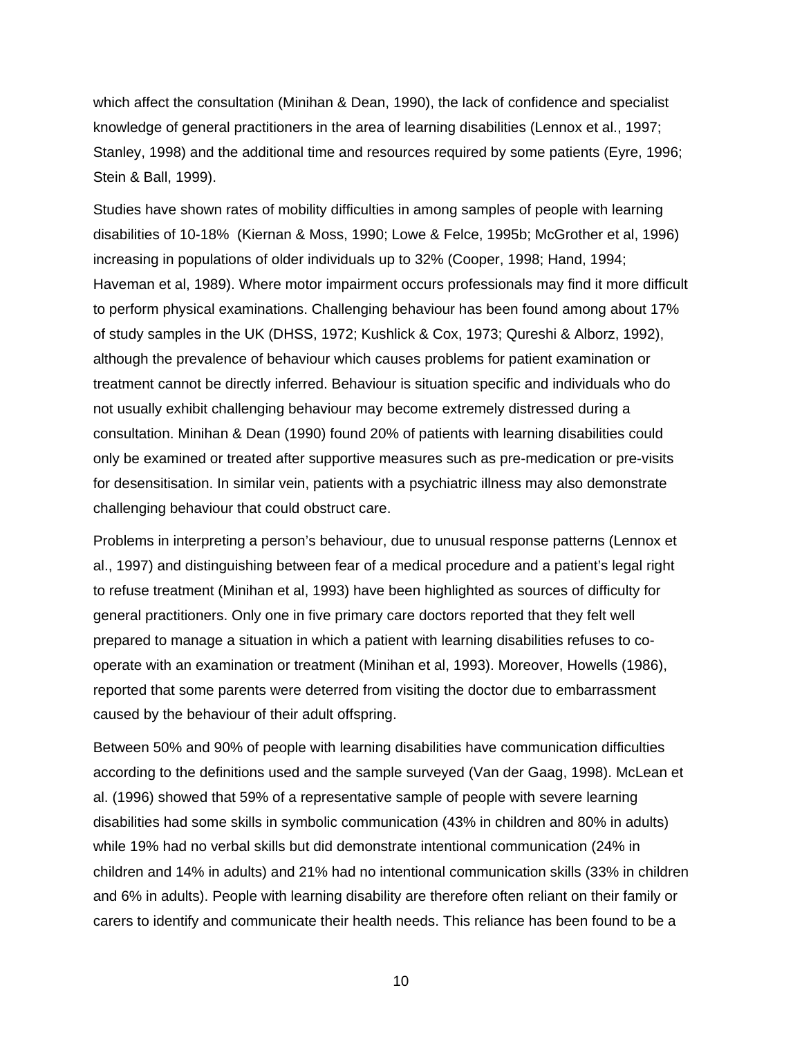which affect the consultation (Minihan & Dean, 1990), the lack of confidence and specialist knowledge of general practitioners in the area of learning disabilities (Lennox et al., 1997; Stanley, 1998) and the additional time and resources required by some patients (Eyre, 1996; Stein & Ball, 1999).

Studies have shown rates of mobility difficulties in among samples of people with learning disabilities of 10-18% (Kiernan & Moss, 1990; Lowe & Felce, 1995b; McGrother et al, 1996) increasing in populations of older individuals up to 32% (Cooper, 1998; Hand, 1994; Haveman et al, 1989). Where motor impairment occurs professionals may find it more difficult to perform physical examinations. Challenging behaviour has been found among about 17% of study samples in the UK (DHSS, 1972; Kushlick & Cox, 1973; Qureshi & Alborz, 1992), although the prevalence of behaviour which causes problems for patient examination or treatment cannot be directly inferred. Behaviour is situation specific and individuals who do not usually exhibit challenging behaviour may become extremely distressed during a consultation. Minihan & Dean (1990) found 20% of patients with learning disabilities could only be examined or treated after supportive measures such as pre-medication or pre-visits for desensitisation. In similar vein, patients with a psychiatric illness may also demonstrate challenging behaviour that could obstruct care.

Problems in interpreting a person's behaviour, due to unusual response patterns (Lennox et al., 1997) and distinguishing between fear of a medical procedure and a patient's legal right to refuse treatment (Minihan et al, 1993) have been highlighted as sources of difficulty for general practitioners. Only one in five primary care doctors reported that they felt well prepared to manage a situation in which a patient with learning disabilities refuses to co-operate with an examination or treatment (Minihan et al, 1993). Moreover, Howells (1986), reported that some parents were deterred from visiting the doctor due to embarrassment caused by the behaviour of their adult offspring.

Between 50% and 90% of people with learning disabilities have communication difficulties according to the definitions used and the sample surveyed (Van der Gaag, 1998). McLean et al. (1996) showed that 59% of a representative sample of people with severe learning disabilities had some skills in symbolic communication (43% in children and 80% in adults) while 19% had no verbal skills but did demonstrate intentional communication (24% in children and 14% in adults) and 21% had no intentional communication skills (33% in children and 6% in adults). People with learning disability are therefore often reliant on their family or carers to identify and communicate their health needs. This reliance has been found to be a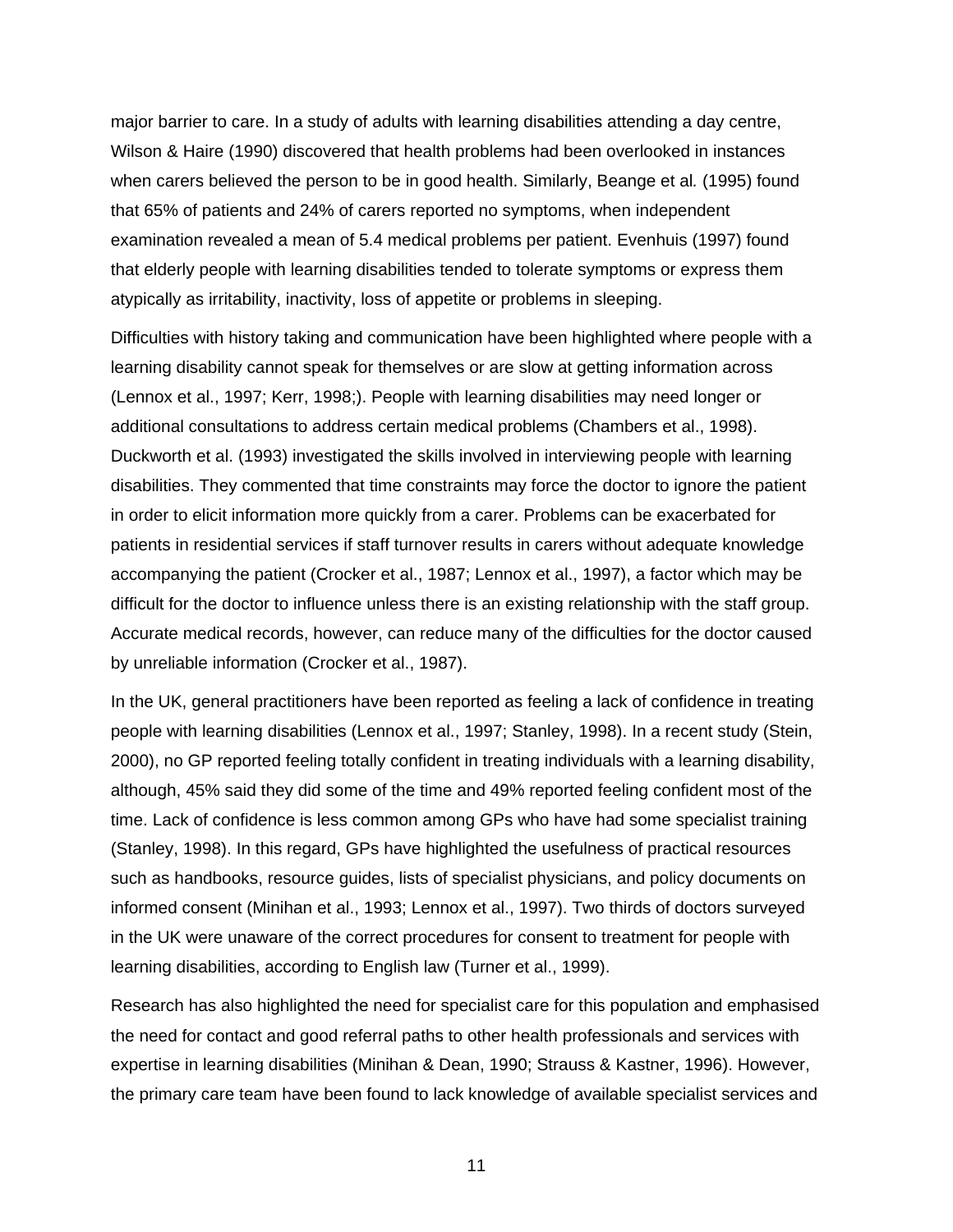major barrier to care. In a study of adults with learning disabilities attending a day centre, Wilson & Haire (1990) discovered that health problems had been overlooked in instances when carers believed the person to be in good health. Similarly, Beange et al*.* (1995) found that 65% of patients and 24% of carers reported no symptoms, when independent examination revealed a mean of 5.4 medical problems per patient. Evenhuis (1997) found that elderly people with learning disabilities tended to tolerate symptoms or express them atypically as irritability, inactivity, loss of appetite or problems in sleeping.

Difficulties with history taking and communication have been highlighted where people with a learning disability cannot speak for themselves or are slow at getting information across (Lennox et al., 1997; Kerr, 1998;). People with learning disabilities may need longer or additional consultations to address certain medical problems (Chambers et al., 1998). Duckworth et al. (1993) investigated the skills involved in interviewing people with learning disabilities. They commented that time constraints may force the doctor to ignore the patient in order to elicit information more quickly from a carer. Problems can be exacerbated for patients in residential services if staff turnover results in carers without adequate knowledge accompanying the patient (Crocker et al., 1987; Lennox et al., 1997), a factor which may be difficult for the doctor to influence unless there is an existing relationship with the staff group. Accurate medical records, however, can reduce many of the difficulties for the doctor caused by unreliable information (Crocker et al., 1987).

In the UK, general practitioners have been reported as feeling a lack of confidence in treating people with learning disabilities (Lennox et al., 1997; Stanley, 1998). In a recent study (Stein, 2000), no GP reported feeling totally confident in treating individuals with a learning disability, although, 45% said they did some of the time and 49% reported feeling confident most of the time. Lack of confidence is less common among GPs who have had some specialist training (Stanley, 1998). In this regard, GPs have highlighted the usefulness of practical resources such as handbooks, resource guides, lists of specialist physicians, and policy documents on informed consent (Minihan et al., 1993; Lennox et al., 1997). Two thirds of doctors surveyed in the UK were unaware of the correct procedures for consent to treatment for people with learning disabilities, according to English law (Turner et al., 1999).

Research has also highlighted the need for specialist care for this population and emphasised the need for contact and good referral paths to other health professionals and services with expertise in learning disabilities (Minihan & Dean, 1990; Strauss & Kastner, 1996). However, the primary care team have been found to lack knowledge of available specialist services and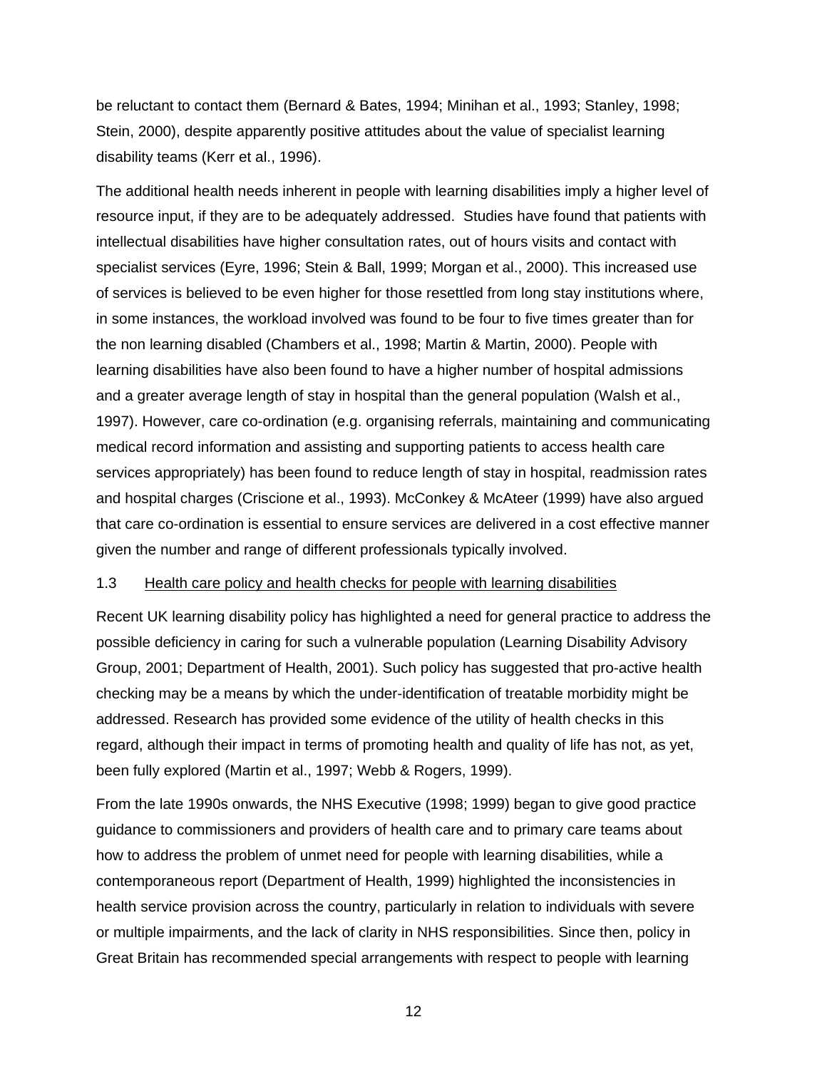be reluctant to contact them (Bernard & Bates, 1994; Minihan et al., 1993; Stanley, 1998; Stein, 2000), despite apparently positive attitudes about the value of specialist learning disability teams (Kerr et al., 1996).

The additional health needs inherent in people with learning disabilities imply a higher level of resource input, if they are to be adequately addressed. Studies have found that patients with intellectual disabilities have higher consultation rates, out of hours visits and contact with specialist services (Eyre, 1996; Stein & Ball, 1999; Morgan et al., 2000). This increased use of services is believed to be even higher for those resettled from long stay institutions where, in some instances, the workload involved was found to be four to five times greater than for the non learning disabled (Chambers et al., 1998; Martin & Martin, 2000). People with learning disabilities have also been found to have a higher number of hospital admissions and a greater average length of stay in hospital than the general population (Walsh et al., 1997). However, care co-ordination (e.g. organising referrals, maintaining and communicating medical record information and assisting and supporting patients to access health care services appropriately) has been found to reduce length of stay in hospital, readmission rates and hospital charges (Criscione et al., 1993). McConkey & McAteer (1999) have also argued that care co-ordination is essential to ensure services are delivered in a cost effective manner given the number and range of different professionals typically involved.

### 1.3 Health care policy and health checks for people with learning disabilities

Recent UK learning disability policy has highlighted a need for general practice to address the possible deficiency in caring for such a vulnerable population (Learning Disability Advisory Group, 2001; Department of Health, 2001). Such policy has suggested that pro-active health checking may be a means by which the under-identification of treatable morbidity might be addressed. Research has provided some evidence of the utility of health checks in this regard, although their impact in terms of promoting health and quality of life has not, as yet, been fully explored (Martin et al., 1997; Webb & Rogers, 1999).

From the late 1990s onwards, the NHS Executive (1998; 1999) began to give good practice guidance to commissioners and providers of health care and to primary care teams about how to address the problem of unmet need for people with learning disabilities, while a contemporaneous report (Department of Health, 1999) highlighted the inconsistencies in health service provision across the country, particularly in relation to individuals with severe or multiple impairments, and the lack of clarity in NHS responsibilities. Since then, policy in Great Britain has recommended special arrangements with respect to people with learning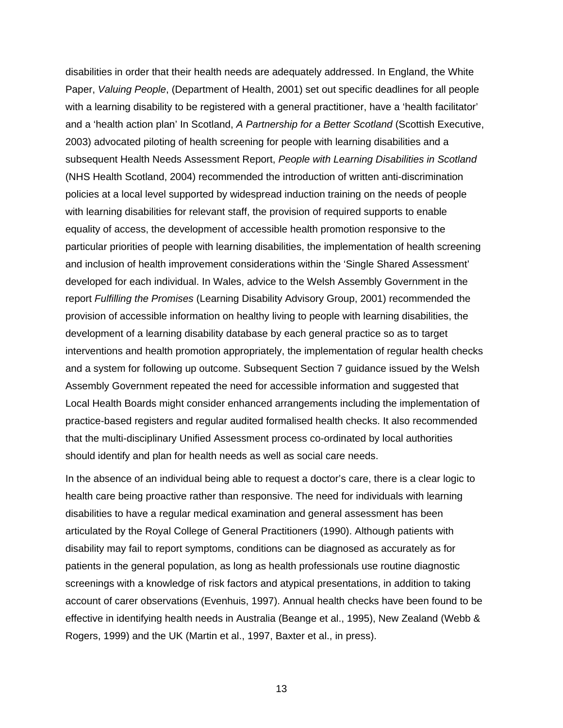disabilities in order that their health needs are adequately addressed. In England, the White Paper, *Valuing People*, (Department of Health, 2001) set out specific deadlines for all people with a learning disability to be registered with a general practitioner, have a 'health facilitator' and a 'health action plan' In Scotland, *A Partnership for a Better Scotland* (Scottish Executive, 2003) advocated piloting of health screening for people with learning disabilities and a subsequent Health Needs Assessment Report, *People with Learning Disabilities in Scotland* (NHS Health Scotland, 2004) recommended the introduction of written anti-discrimination policies at a local level supported by widespread induction training on the needs of people with learning disabilities for relevant staff, the provision of required supports to enable equality of access, the development of accessible health promotion responsive to the particular priorities of people with learning disabilities, the implementation of health screening and inclusion of health improvement considerations within the 'Single Shared Assessment' developed for each individual. In Wales, advice to the Welsh Assembly Government in the report *Fulfilling the Promises* (Learning Disability Advisory Group, 2001) recommended the provision of accessible information on healthy living to people with learning disabilities, the development of a learning disability database by each general practice so as to target interventions and health promotion appropriately, the implementation of regular health checks and a system for following up outcome. Subsequent Section 7 guidance issued by the Welsh Assembly Government repeated the need for accessible information and suggested that Local Health Boards might consider enhanced arrangements including the implementation of practice-based registers and regular audited formalised health checks. It also recommended that the multi-disciplinary Unified Assessment process co-ordinated by local authorities should identify and plan for health needs as well as social care needs.

In the absence of an individual being able to request a doctor's care, there is a clear logic to health care being proactive rather than responsive. The need for individuals with learning disabilities to have a regular medical examination and general assessment has been articulated by the Royal College of General Practitioners (1990). Although patients with disability may fail to report symptoms, conditions can be diagnosed as accurately as for patients in the general population, as long as health professionals use routine diagnostic screenings with a knowledge of risk factors and atypical presentations, in addition to taking account of carer observations (Evenhuis, 1997). Annual health checks have been found to be effective in identifying health needs in Australia (Beange et al., 1995), New Zealand (Webb & Rogers, 1999) and the UK (Martin et al., 1997, Baxter et al., in press).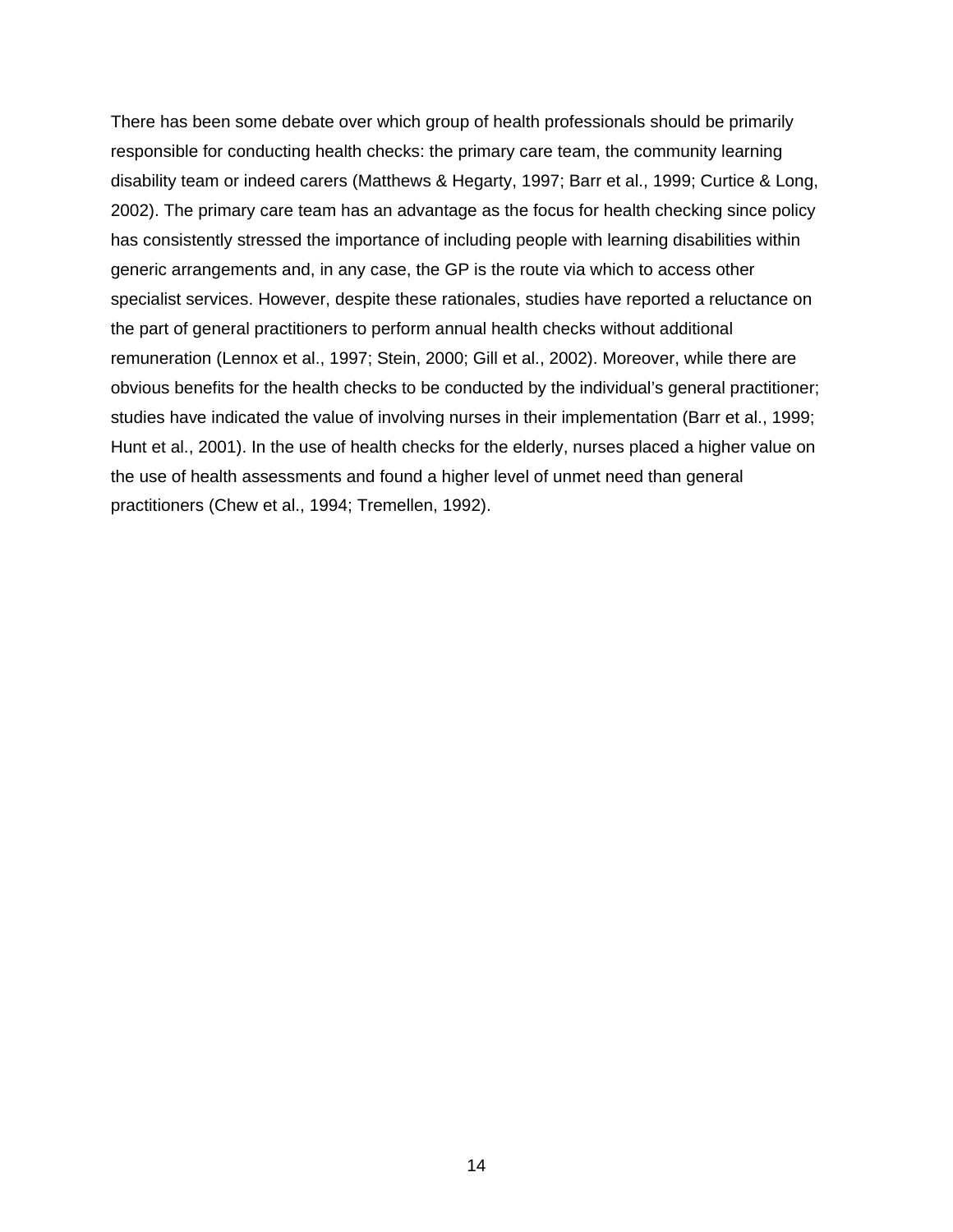There has been some debate over which group of health professionals should be primarily responsible for conducting health checks: the primary care team, the community learning disability team or indeed carers (Matthews & Hegarty, 1997; Barr et al., 1999; Curtice & Long, 2002). The primary care team has an advantage as the focus for health checking since policy has consistently stressed the importance of including people with learning disabilities within generic arrangements and, in any case, the GP is the route via which to access other specialist services. However, despite these rationales, studies have reported a reluctance on the part of general practitioners to perform annual health checks without additional remuneration (Lennox et al., 1997; Stein, 2000; Gill et al., 2002). Moreover, while there are obvious benefits for the health checks to be conducted by the individual's general practitioner; studies have indicated the value of involving nurses in their implementation (Barr et al., 1999; Hunt et al., 2001). In the use of health checks for the elderly, nurses placed a higher value on the use of health assessments and found a higher level of unmet need than general practitioners (Chew et al., 1994; Tremellen, 1992).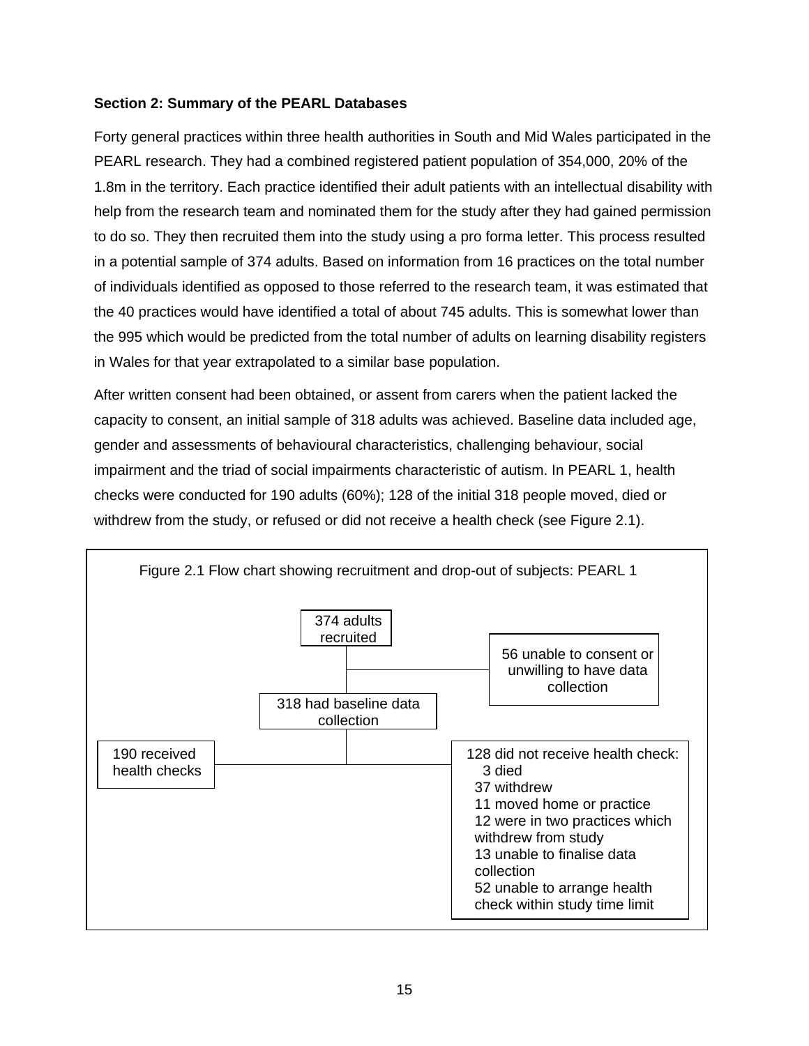### Section 2: Summary of the PEARL Databases

Forty general practices within three health authorities in South and Mid Wales participated in the PEARL research. They had a combined registered patient population of 354,000, 20% of the 1.8m in the territory. Each practice identified their adult patients with an intellectual disability with help from the research team and nominated them for the study after they had gained permission to do so. They then recruited them into the study using a pro forma letter. This process resulted in a potential sample of 374 adults. Based on information from 16 practices on the total number of individuals identified as opposed to those referred to the research team, it was estimated that the 40 practices would have identified a total of about 745 adults. This is somewhat lower than the 995 which would be predicted from the total number of adults on learning disability registers in Wales for that year extrapolated to a similar base population.

After written consent had been obtained, or assent from carers when the patient lacked the capacity to consent, an initial sample of 318 adults was achieved. Baseline data included age, gender and assessments of behavioural characteristics, challenging behaviour, social impairment and the triad of social impairments characteristic of autism. In PEARL 1, health checks were conducted for 190 adults (60%); 128 of the initial 318 people moved, died or withdrew from the study, or refused or did not receive a health check (see Figure 2.1).

Figure 2.1 Flow chart showing recruitment and drop-out of subjects: PEARL 1

- 374 adults recruited
  - 56 unable to consent or unwilling to have data collection
- 318 had baseline data collection
  - 190 received health checks
  - 128 did not receive health check:
    - 3 died
    - 37 withdrew
    - 11 moved home or practice
    - 12 were in two practices which withdrew from study
    - 13 unable to finalise data collection
    - 52 unable to arrange health check within study time limit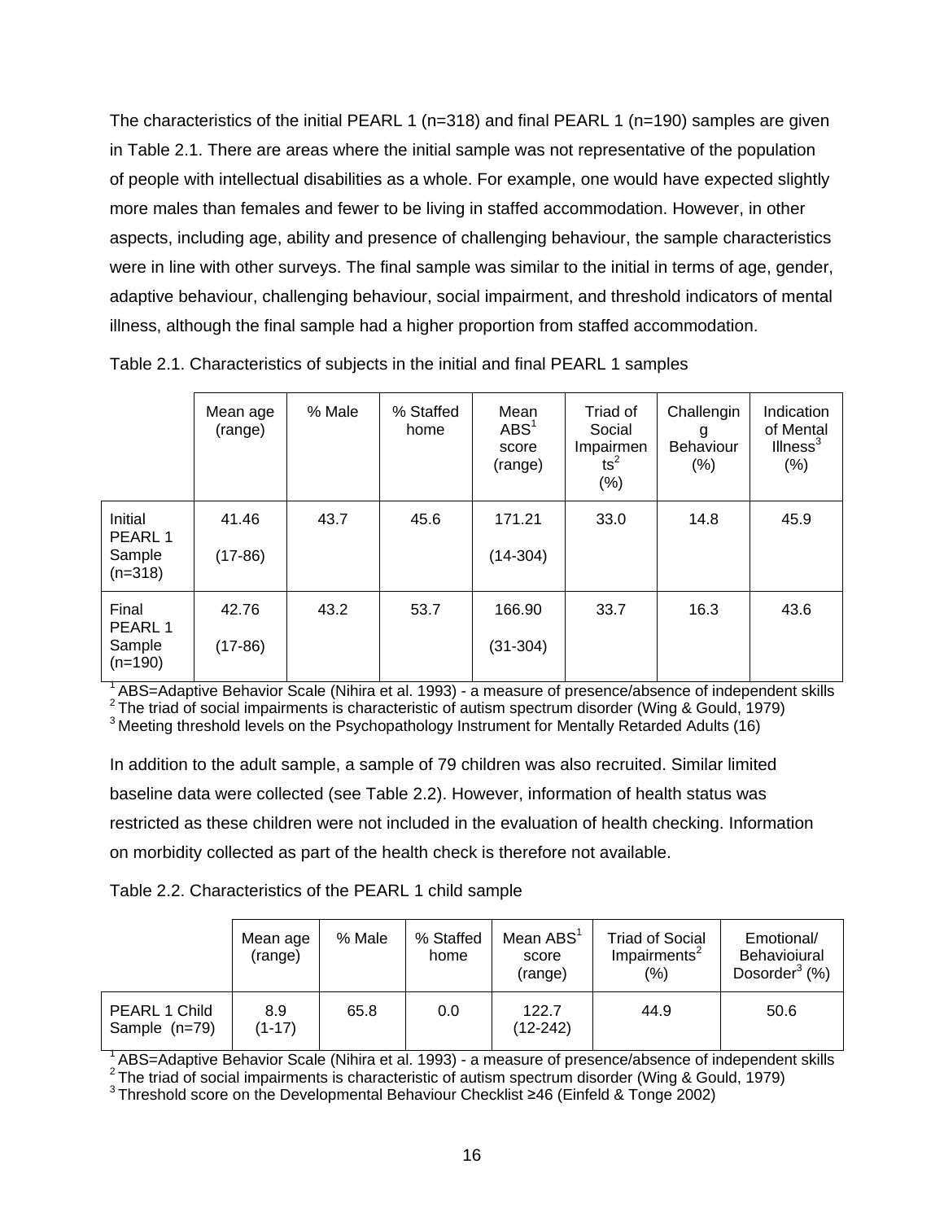The characteristics of the initial PEARL 1 (n=318) and final PEARL 1 (n=190) samples are given in Table 2.1. There are areas where the initial sample was not representative of the population of people with intellectual disabilities as a whole. For example, one would have expected slightly more males than females and fewer to be living in staffed accommodation. However, in other aspects, including age, ability and presence of challenging behaviour, the sample characteristics were in line with other surveys. The final sample was similar to the initial in terms of age, gender, adaptive behaviour, challenging behaviour, social impairment, and threshold indicators of mental illness, although the final sample had a higher proportion from staffed accommodation.

Table 2.1. Characteristics of subjects in the initial and final PEARL 1 samples

| | Mean age (range) | % Male | % Staffed home | Mean ABS[1] score (range) | Triad of Social Impairments[2] (%) | Challenging Behaviour (%) | Indication of Mental Illness[3] (%) |
|---|---|---|---|---|---|---|---|
| Initial PEARL 1 Sample (n=318) | 41.46 (17-86) | 43.7 | 45.6 | 171.21 (14-304) | 33.0 | 14.8 | 45.9 |
| Final PEARL 1 Sample (n=190) | 42.76 (17-86) | 43.2 | 53.7 | 166.90 (31-304) | 33.7 | 16.3 | 43.6 |

[1] ABS=Adaptive Behavior Scale (Nihira et al. 1993) - a measure of presence/absence of independent skills
[2] The triad of social impairments is characteristic of autism spectrum disorder (Wing & Gould, 1979)
[3] Meeting threshold levels on the Psychopathology Instrument for Mentally Retarded Adults (16)

In addition to the adult sample, a sample of 79 children was also recruited. Similar limited baseline data were collected (see Table 2.2). However, information of health status was restricted as these children were not included in the evaluation of health checking. Information on morbidity collected as part of the health check is therefore not available.

Table 2.2. Characteristics of the PEARL 1 child sample

| | Mean age (range) | % Male | % Staffed home | Mean ABS[1] score (range) | Triad of Social Impairments[2] (%) | Emotional/ Behavioiural Dosorder[3] (%) |
|---|---|---|---|---|---|---|
| PEARL 1 Child Sample (n=79) | 8.9 (1-17) | 65.8 | 0.0 | 122.7 (12-242) | 44.9 | 50.6 |

[1] ABS=Adaptive Behavior Scale (Nihira et al. 1993) - a measure of presence/absence of independent skills
[2] The triad of social impairments is characteristic of autism spectrum disorder (Wing & Gould, 1979)
[3] Threshold score on the Developmental Behaviour Checklist ≥46 (Einfeld & Tonge 2002)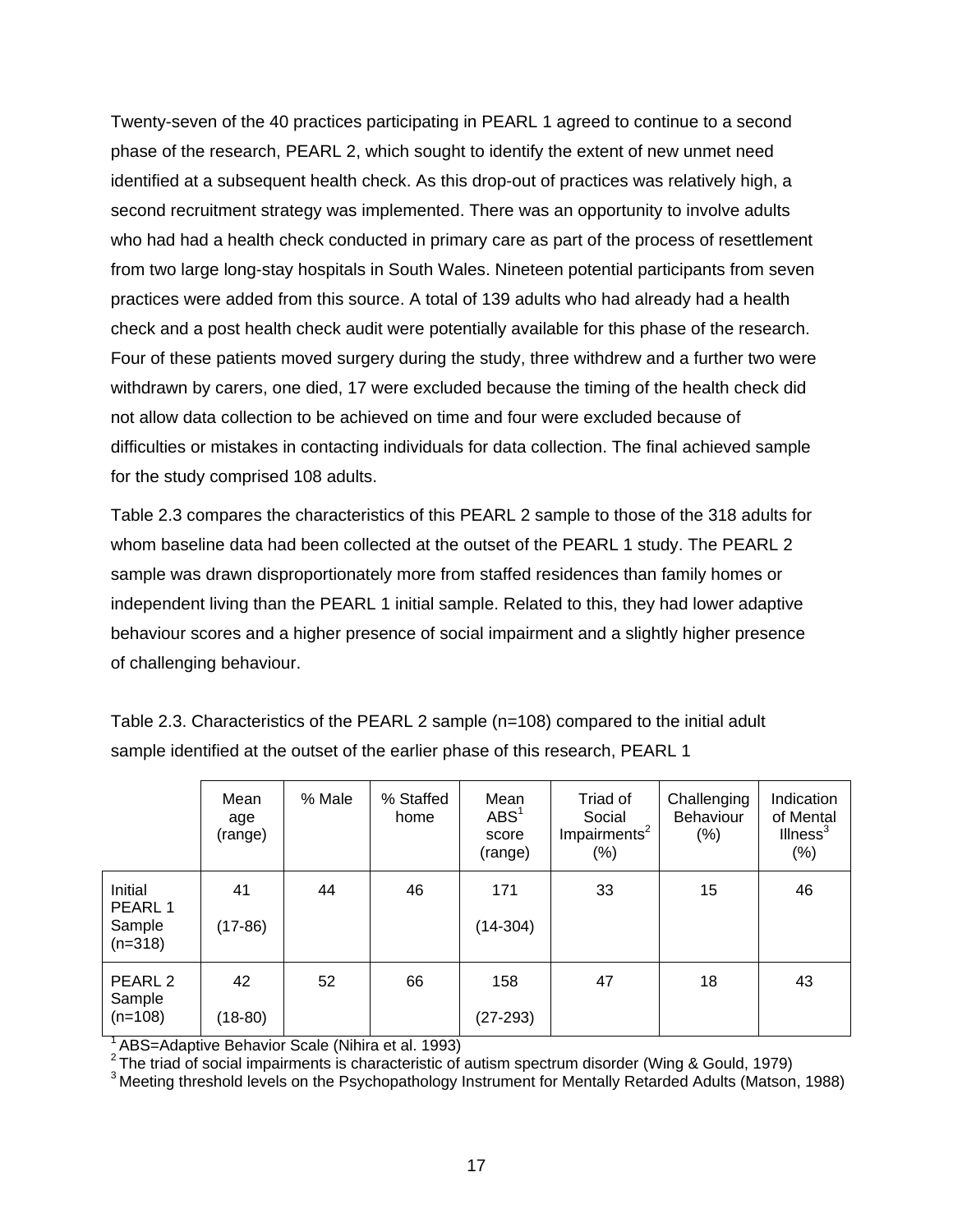Twenty-seven of the 40 practices participating in PEARL 1 agreed to continue to a second phase of the research, PEARL 2, which sought to identify the extent of new unmet need identified at a subsequent health check. As this drop-out of practices was relatively high, a second recruitment strategy was implemented. There was an opportunity to involve adults who had had a health check conducted in primary care as part of the process of resettlement from two large long-stay hospitals in South Wales. Nineteen potential participants from seven practices were added from this source. A total of 139 adults who had already had a health check and a post health check audit were potentially available for this phase of the research. Four of these patients moved surgery during the study, three withdrew and a further two were withdrawn by carers, one died, 17 were excluded because the timing of the health check did not allow data collection to be achieved on time and four were excluded because of difficulties or mistakes in contacting individuals for data collection. The final achieved sample for the study comprised 108 adults.

Table 2.3 compares the characteristics of this PEARL 2 sample to those of the 318 adults for whom baseline data had been collected at the outset of the PEARL 1 study. The PEARL 2 sample was drawn disproportionately more from staffed residences than family homes or independent living than the PEARL 1 initial sample. Related to this, they had lower adaptive behaviour scores and a higher presence of social impairment and a slightly higher presence of challenging behaviour.

Table 2.3. Characteristics of the PEARL 2 sample (n=108) compared to the initial adult sample identified at the outset of the earlier phase of this research, PEARL 1

| | Mean age (range) | % Male | % Staffed home | Mean ABS[1] score (range) | Triad of Social Impairments[2] (%) | Challenging Behaviour (%) | Indication of Mental Illness[3] (%) |
|---|---|---|---|---|---|---|---|
| Initial PEARL 1 Sample (n=318) | 41 (17-86) | 44 | 46 | 171 (14-304) | 33 | 15 | 46 |
| PEARL 2 Sample (n=108) | 42 (18-80) | 52 | 66 | 158 (27-293) | 47 | 18 | 43 |

[1] ABS=Adaptive Behavior Scale (Nihira et al. 1993)
[2] The triad of social impairments is characteristic of autism spectrum disorder (Wing & Gould, 1979)
[3] Meeting threshold levels on the Psychopathology Instrument for Mentally Retarded Adults (Matson, 1988)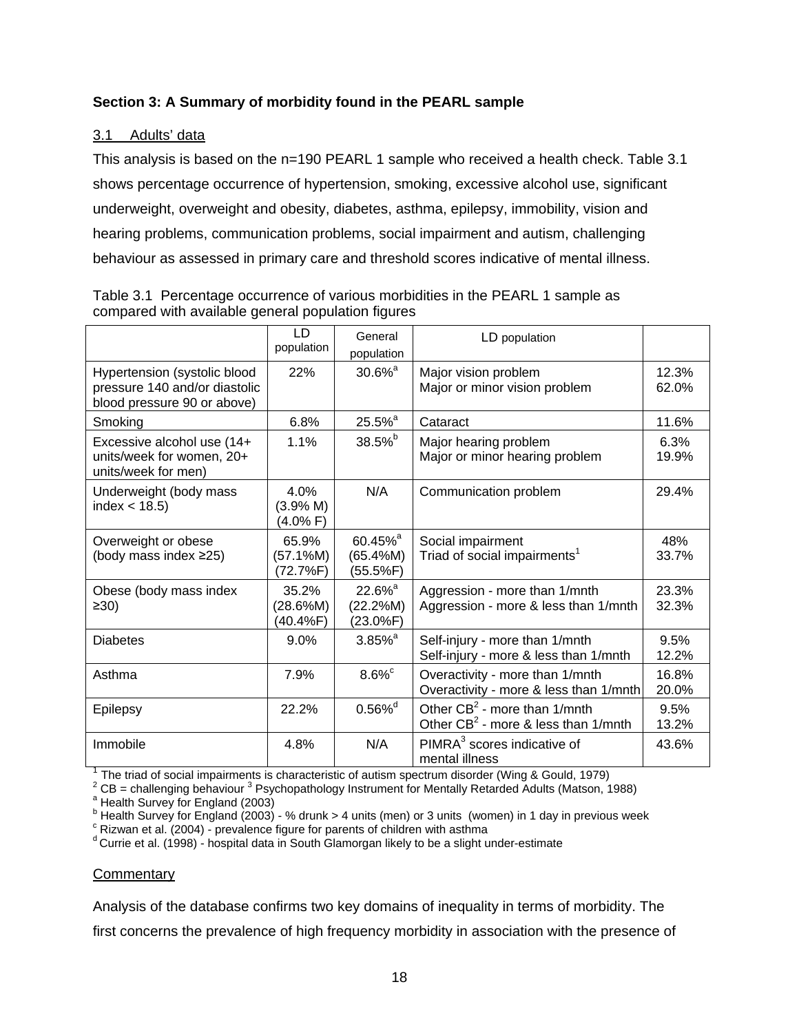### Section 3: A Summary of morbidity found in the PEARL sample

#### 3.1 Adults' data

This analysis is based on the n=190 PEARL 1 sample who received a health check. Table 3.1 shows percentage occurrence of hypertension, smoking, excessive alcohol use, significant underweight, overweight and obesity, diabetes, asthma, epilepsy, immobility, vision and hearing problems, communication problems, social impairment and autism, challenging behaviour as assessed in primary care and threshold scores indicative of mental illness.

Table 3.1 Percentage occurrence of various morbidities in the PEARL 1 sample as compared with available general population figures

| | LD population | General population | LD population | |
|---|---|---|---|---|
| Hypertension (systolic blood pressure 140 and/or diastolic blood pressure 90 or above) | 22% | 30.6%[a] | Major vision problem<br>Major or minor vision problem | 12.3%<br>62.0% |
| Smoking | 6.8% | 25.5%[a] | Cataract | 11.6% |
| Excessive alcohol use (14+ units/week for women, 20+ units/week for men) | 1.1% | 38.5%[b] | Major hearing problem<br>Major or minor hearing problem | 6.3%<br>19.9% |
| Underweight (body mass index < 18.5) | 4.0%<br>(3.9% M)<br>(4.0% F) | N/A | Communication problem | 29.4% |
| Overweight or obese (body mass index ≥25) | 65.9%<br>(57.1%M)<br>(72.7%F) | 60.45%[a]<br>(65.4%M)<br>(55.5%F) | Social impairment<br>Triad of social impairments[1] | 48%<br>33.7% |
| Obese (body mass index ≥30) | 35.2%<br>(28.6%M)<br>(40.4%F) | 22.6%[a]<br>(22.2%M)<br>(23.0%F) | Aggression - more than 1/mnth<br>Aggression - more & less than 1/mnth | 23.3%<br>32.3% |
| Diabetes | 9.0% | 3.85%[a] | Self-injury - more than 1/mnth<br>Self-injury - more & less than 1/mnth | 9.5%<br>12.2% |
| Asthma | 7.9% | 8.6%[c] | Overactivity - more than 1/mnth<br>Overactivity - more & less than 1/mnth | 16.8%<br>20.0% |
| Epilepsy | 22.2% | 0.56%[d] | Other CB[2] - more than 1/mnth<br>Other CB[2] - more & less than 1/mnth | 9.5%<br>13.2% |
| Immobile | 4.8% | N/A | PIMRA[3] scores indicative of mental illness | 43.6% |

[1] The triad of social impairments is characteristic of autism spectrum disorder (Wing & Gould, 1979)
[2] CB = challenging behaviour [3] Psychopathology Instrument for Mentally Retarded Adults (Matson, 1988)
[a] Health Survey for England (2003)
[b] Health Survey for England (2003) - % drunk > 4 units (men) or 3 units (women) in 1 day in previous week
[c] Rizwan et al. (2004) - prevalence figure for parents of children with asthma
[d] Currie et al. (1998) - hospital data in South Glamorgan likely to be a slight under-estimate

#### Commentary

Analysis of the database confirms two key domains of inequality in terms of morbidity. The first concerns the prevalence of high frequency morbidity in association with the presence of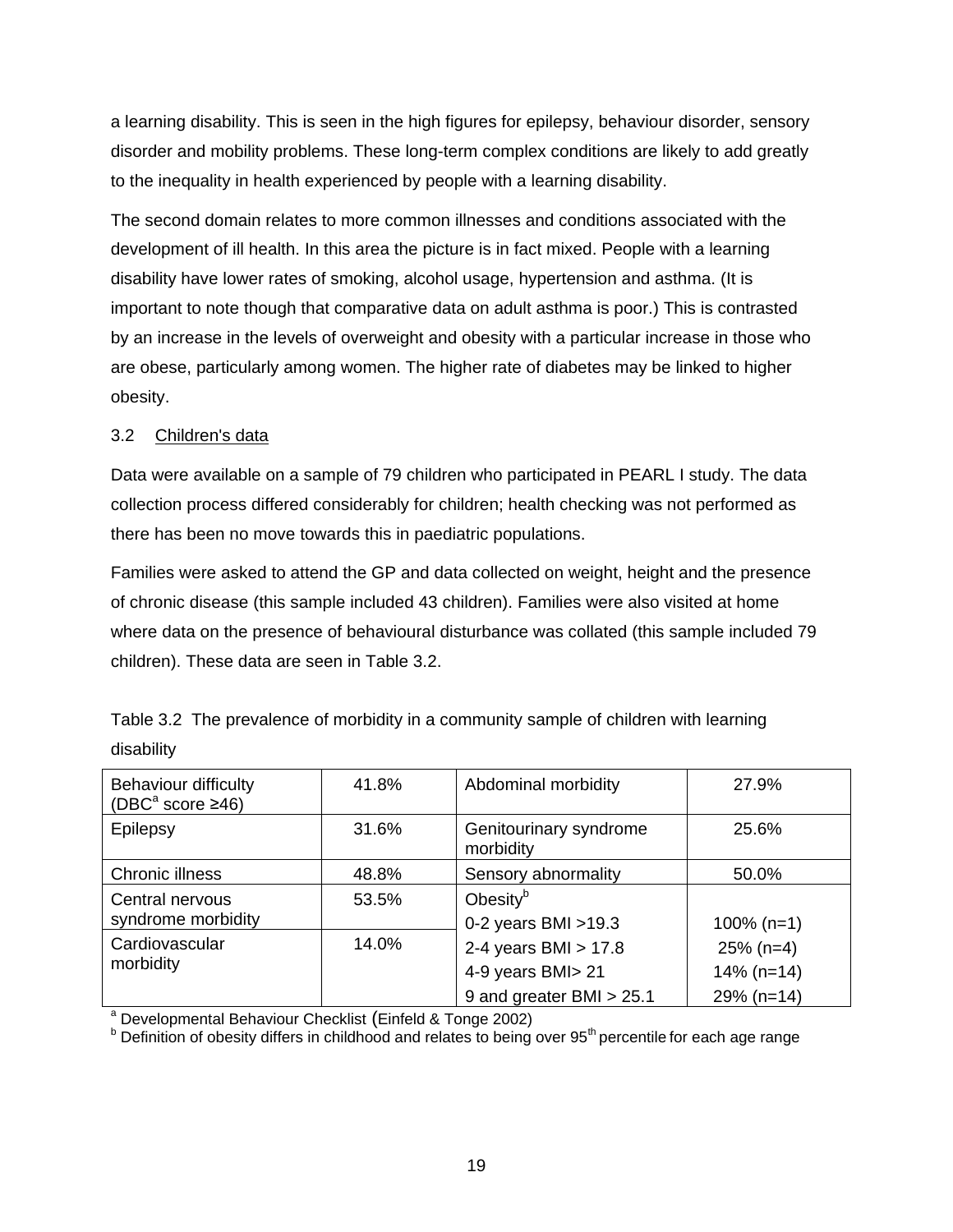a learning disability. This is seen in the high figures for epilepsy, behaviour disorder, sensory disorder and mobility problems. These long-term complex conditions are likely to add greatly to the inequality in health experienced by people with a learning disability.

The second domain relates to more common illnesses and conditions associated with the development of ill health. In this area the picture is in fact mixed. People with a learning disability have lower rates of smoking, alcohol usage, hypertension and asthma. (It is important to note though that comparative data on adult asthma is poor.) This is contrasted by an increase in the levels of overweight and obesity with a particular increase in those who are obese, particularly among women. The higher rate of diabetes may be linked to higher obesity.

### 3.2 Children's data

Data were available on a sample of 79 children who participated in PEARL I study. The data collection process differed considerably for children; health checking was not performed as there has been no move towards this in paediatric populations.

Families were asked to attend the GP and data collected on weight, height and the presence of chronic disease (this sample included 43 children). Families were also visited at home where data on the presence of behavioural disturbance was collated (this sample included 79 children). These data are seen in Table 3.2.

Table 3.2 The prevalence of morbidity in a community sample of children with learning disability

| Behaviour difficulty (DBC[a] score ≥46) | 41.8% | Abdominal morbidity | 27.9% |
|---|---|---|---|
| Epilepsy | 31.6% | Genitourinary syndrome morbidity | 25.6% |
| Chronic illness | 48.8% | Sensory abnormality | 50.0% |
| Central nervous syndrome morbidity | 53.5% | Obesity[b] | |
| | | 0-2 years BMI >19.3 | 100% (n=1) |
| Cardiovascular morbidity | 14.0% | 2-4 years BMI > 17.8 | 25% (n=4) |
| | | 4-9 years BMI> 21 | 14% (n=14) |
| | | 9 and greater BMI > 25.1 | 29% (n=14) |

[a] Developmental Behaviour Checklist (Einfeld & Tonge 2002)
[b] Definition of obesity differs in childhood and relates to being over 95th percentile for each age range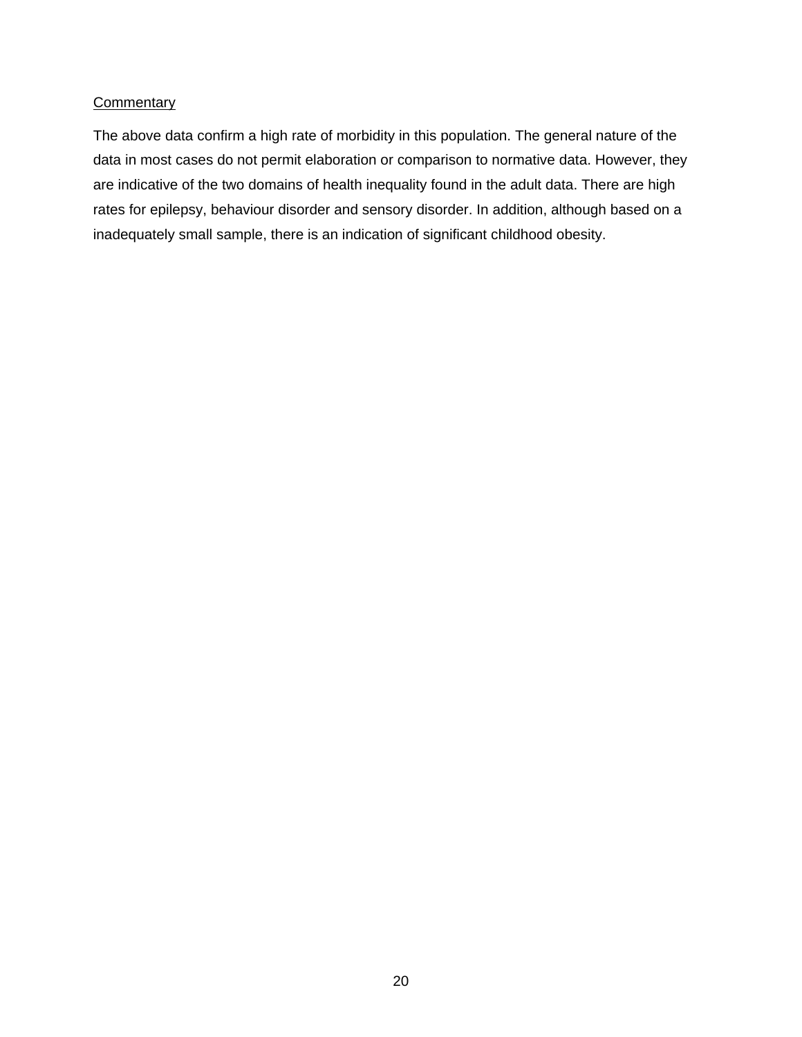<u>Commentary</u>

The above data confirm a high rate of morbidity in this population. The general nature of the data in most cases do not permit elaboration or comparison to normative data. However, they are indicative of the two domains of health inequality found in the adult data. There are high rates for epilepsy, behaviour disorder and sensory disorder. In addition, although based on a inadequately small sample, there is an indication of significant childhood obesity.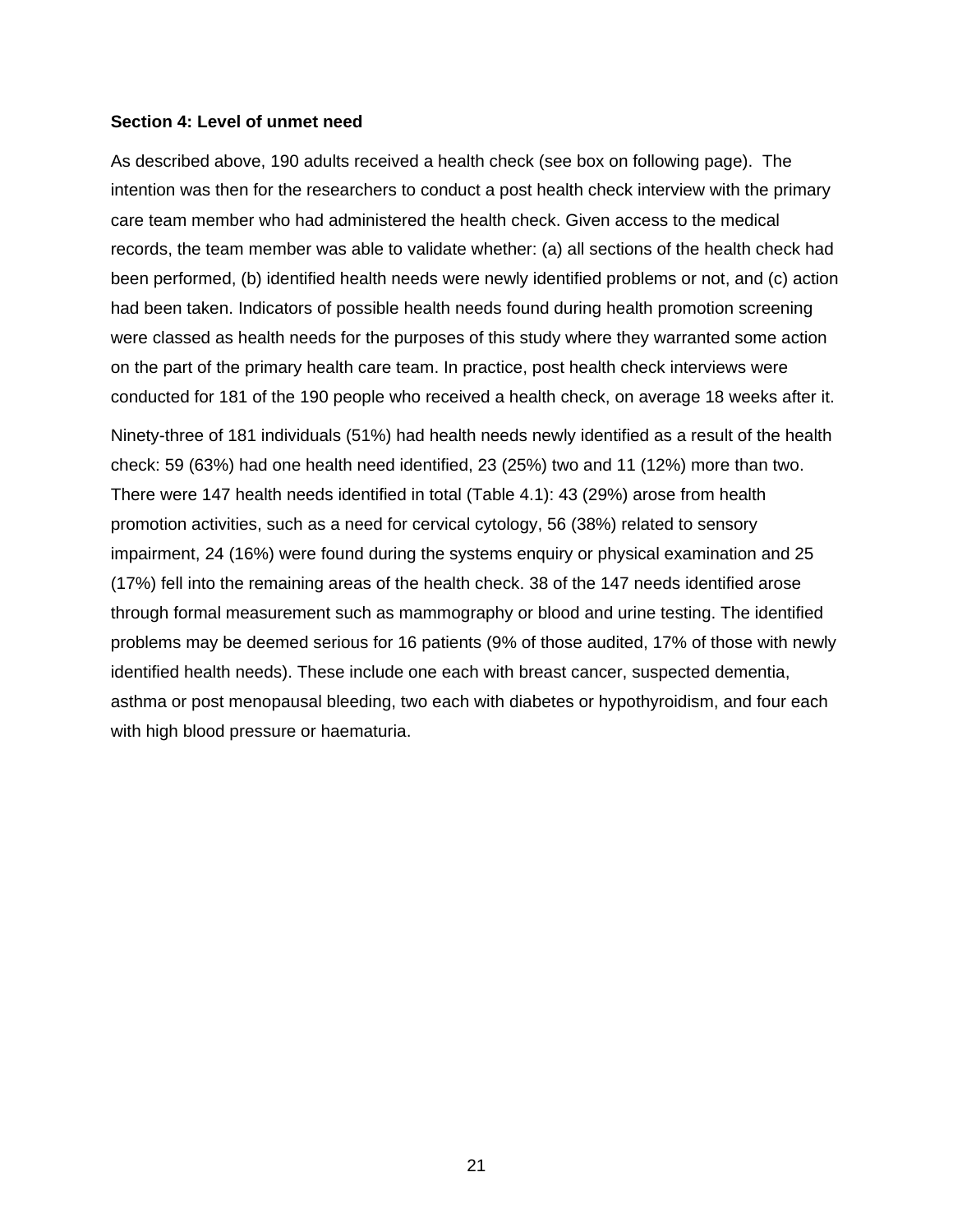**Section 4: Level of unmet need**

As described above, 190 adults received a health check (see box on following page). The intention was then for the researchers to conduct a post health check interview with the primary care team member who had administered the health check. Given access to the medical records, the team member was able to validate whether: (a) all sections of the health check had been performed, (b) identified health needs were newly identified problems or not, and (c) action had been taken. Indicators of possible health needs found during health promotion screening were classed as health needs for the purposes of this study where they warranted some action on the part of the primary health care team. In practice, post health check interviews were conducted for 181 of the 190 people who received a health check, on average 18 weeks after it.

Ninety-three of 181 individuals (51%) had health needs newly identified as a result of the health check: 59 (63%) had one health need identified, 23 (25%) two and 11 (12%) more than two. There were 147 health needs identified in total (Table 4.1): 43 (29%) arose from health promotion activities, such as a need for cervical cytology, 56 (38%) related to sensory impairment, 24 (16%) were found during the systems enquiry or physical examination and 25 (17%) fell into the remaining areas of the health check. 38 of the 147 needs identified arose through formal measurement such as mammography or blood and urine testing. The identified problems may be deemed serious for 16 patients (9% of those audited, 17% of those with newly identified health needs). These include one each with breast cancer, suspected dementia, asthma or post menopausal bleeding, two each with diabetes or hypothyroidism, and four each with high blood pressure or haematuria.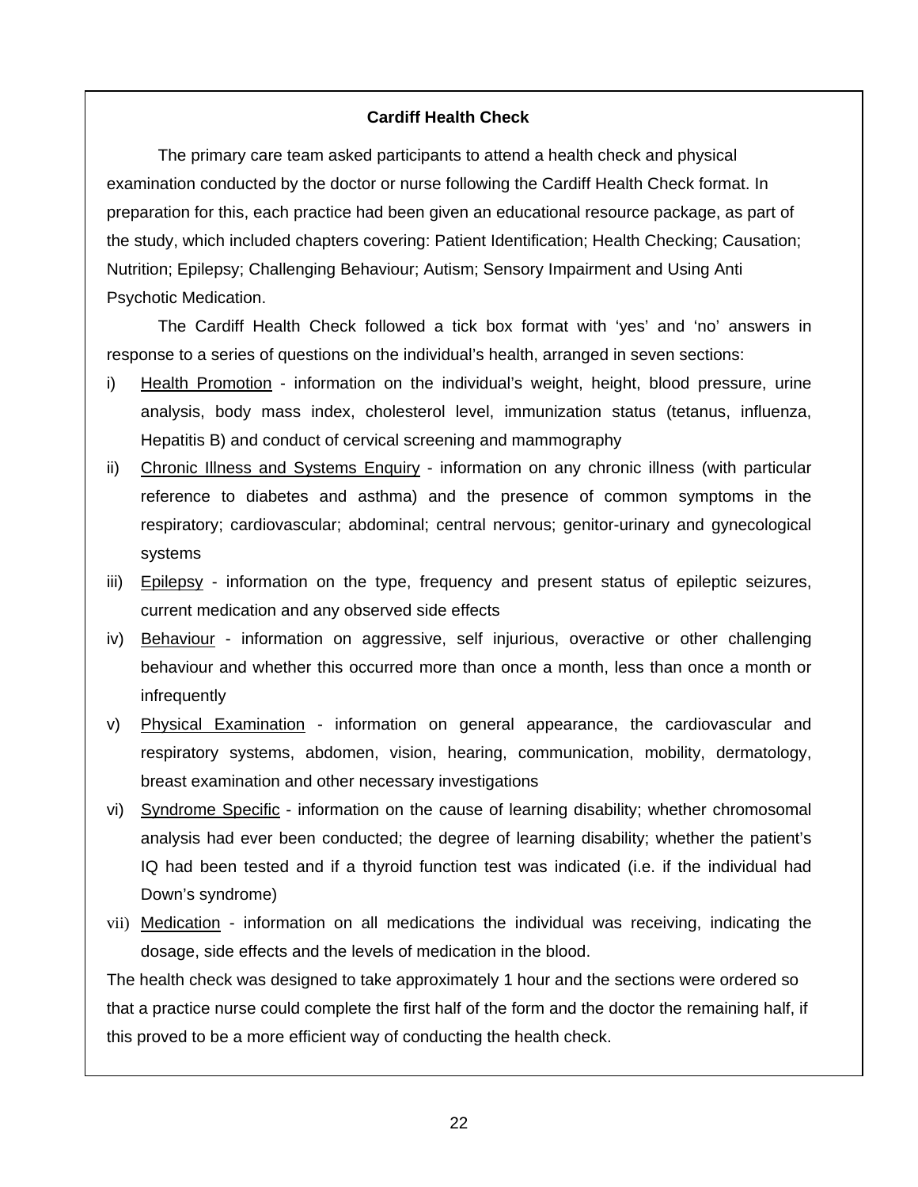**Cardiff Health Check**

The primary care team asked participants to attend a health check and physical examination conducted by the doctor or nurse following the Cardiff Health Check format. In preparation for this, each practice had been given an educational resource package, as part of the study, which included chapters covering: Patient Identification; Health Checking; Causation; Nutrition; Epilepsy; Challenging Behaviour; Autism; Sensory Impairment and Using Anti Psychotic Medication.

The Cardiff Health Check followed a tick box format with 'yes' and 'no' answers in response to a series of questions on the individual's health, arranged in seven sections:

i) Health Promotion - information on the individual's weight, height, blood pressure, urine analysis, body mass index, cholesterol level, immunization status (tetanus, influenza, Hepatitis B) and conduct of cervical screening and mammography

ii) Chronic Illness and Systems Enquiry - information on any chronic illness (with particular reference to diabetes and asthma) and the presence of common symptoms in the respiratory; cardiovascular; abdominal; central nervous; genitor-urinary and gynecological systems

iii) Epilepsy - information on the type, frequency and present status of epileptic seizures, current medication and any observed side effects

iv) Behaviour - information on aggressive, self injurious, overactive or other challenging behaviour and whether this occurred more than once a month, less than once a month or infrequently

v) Physical Examination - information on general appearance, the cardiovascular and respiratory systems, abdomen, vision, hearing, communication, mobility, dermatology, breast examination and other necessary investigations

vi) Syndrome Specific - information on the cause of learning disability; whether chromosomal analysis had ever been conducted; the degree of learning disability; whether the patient's IQ had been tested and if a thyroid function test was indicated (i.e. if the individual had Down's syndrome)

vii) Medication - information on all medications the individual was receiving, indicating the dosage, side effects and the levels of medication in the blood.

The health check was designed to take approximately 1 hour and the sections were ordered so that a practice nurse could complete the first half of the form and the doctor the remaining half, if this proved to be a more efficient way of conducting the health check.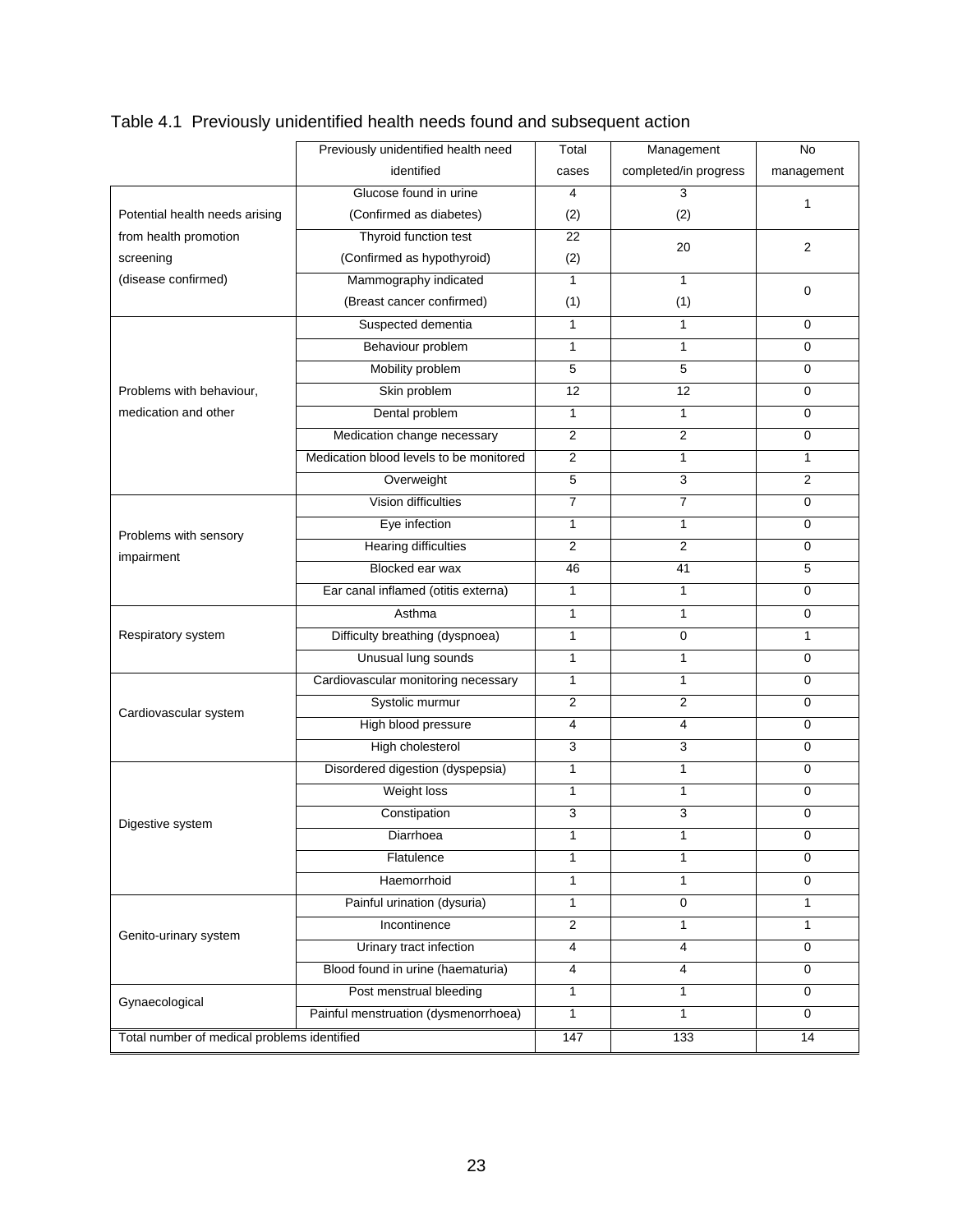Table 4.1 Previously unidentified health needs found and subsequent action

| | Previously unidentified health need identified | Total cases | Management completed/in progress | No management |
|---|---|---|---|---|
| Potential health needs arising from health promotion screening (disease confirmed) | Glucose found in urine (Confirmed as diabetes) | 4 (2) | 3 (2) | 1 |
| | Thyroid function test (Confirmed as hypothyroid) | 22 (2) | 20 | 2 |
| | Mammography indicated (Breast cancer confirmed) | 1 (1) | 1 (1) | 0 |
| Problems with behaviour, medication and other | Suspected dementia | 1 | 1 | 0 |
| | Behaviour problem | 1 | 1 | 0 |
| | Mobility problem | 5 | 5 | 0 |
| | Skin problem | 12 | 12 | 0 |
| | Dental problem | 1 | 1 | 0 |
| | Medication change necessary | 2 | 2 | 0 |
| | Medication blood levels to be monitored | 2 | 1 | 1 |
| | Overweight | 5 | 3 | 2 |
| Problems with sensory impairment | Vision difficulties | 7 | 7 | 0 |
| | Eye infection | 1 | 1 | 0 |
| | Hearing difficulties | 2 | 2 | 0 |
| | Blocked ear wax | 46 | 41 | 5 |
| | Ear canal inflamed (otitis externa) | 1 | 1 | 0 |
| Respiratory system | Asthma | 1 | 1 | 0 |
| | Difficulty breathing (dyspnoea) | 1 | 0 | 1 |
| | Unusual lung sounds | 1 | 1 | 0 |
| Cardiovascular system | Cardiovascular monitoring necessary | 1 | 1 | 0 |
| | Systolic murmur | 2 | 2 | 0 |
| | High blood pressure | 4 | 4 | 0 |
| | High cholesterol | 3 | 3 | 0 |
| Digestive system | Disordered digestion (dyspepsia) | 1 | 1 | 0 |
| | Weight loss | 1 | 1 | 0 |
| | Constipation | 3 | 3 | 0 |
| | Diarrhoea | 1 | 1 | 0 |
| | Flatulence | 1 | 1 | 0 |
| | Haemorrhoid | 1 | 1 | 0 |
| Genito-urinary system | Painful urination (dysuria) | 1 | 0 | 1 |
| | Incontinence | 2 | 1 | 1 |
| | Urinary tract infection | 4 | 4 | 0 |
| | Blood found in urine (haematuria) | 4 | 4 | 0 |
| Gynaecological | Post menstrual bleeding | 1 | 1 | 0 |
| | Painful menstruation (dysmenorrhoea) | 1 | 1 | 0 |
| Total number of medical problems identified | | 147 | 133 | 14 |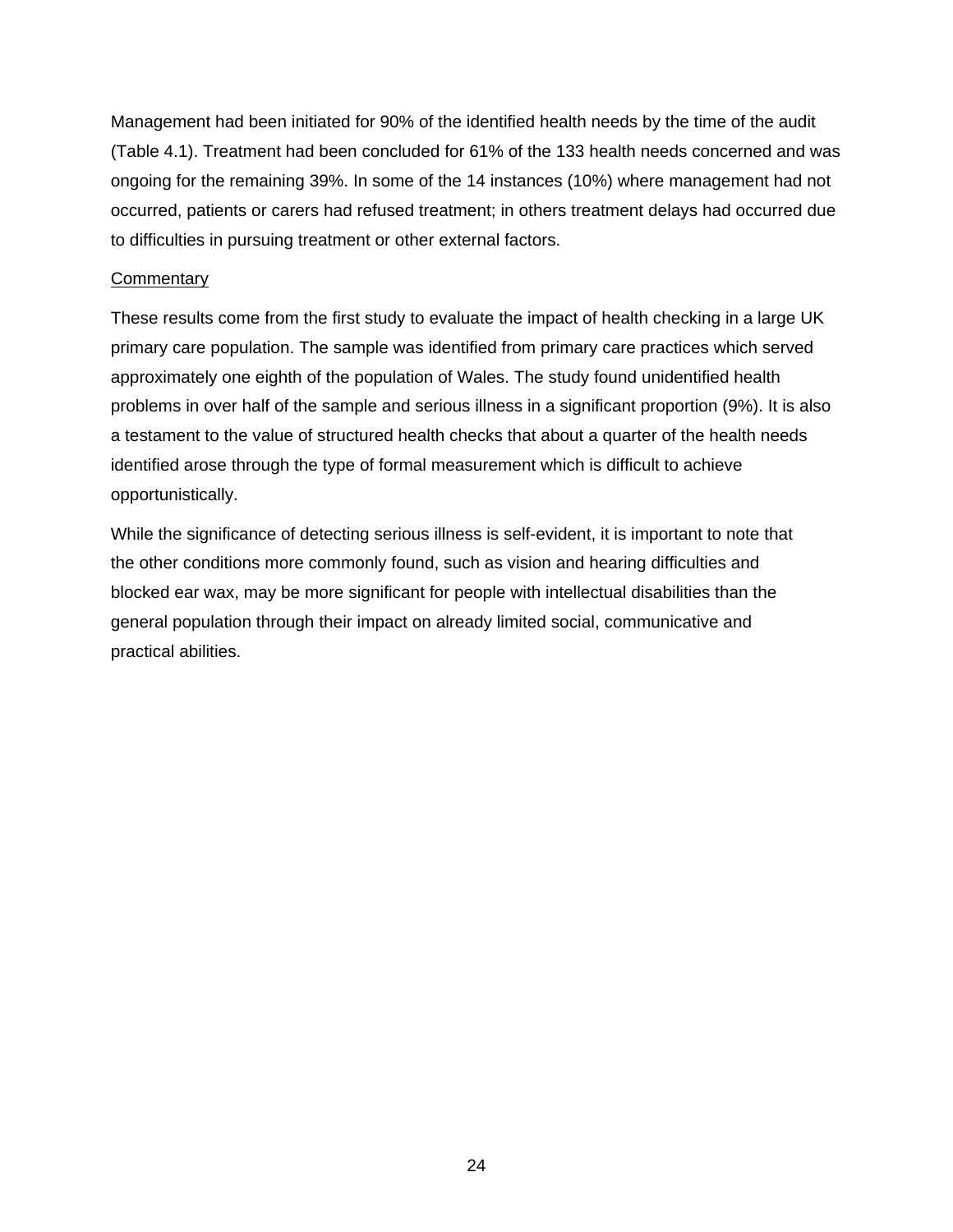Management had been initiated for 90% of the identified health needs by the time of the audit (Table 4.1). Treatment had been concluded for 61% of the 133 health needs concerned and was ongoing for the remaining 39%. In some of the 14 instances (10%) where management had not occurred, patients or carers had refused treatment; in others treatment delays had occurred due to difficulties in pursuing treatment or other external factors.

<u>Commentary</u>

These results come from the first study to evaluate the impact of health checking in a large UK primary care population. The sample was identified from primary care practices which served approximately one eighth of the population of Wales. The study found unidentified health problems in over half of the sample and serious illness in a significant proportion (9%). It is also a testament to the value of structured health checks that about a quarter of the health needs identified arose through the type of formal measurement which is difficult to achieve opportunistically.

While the significance of detecting serious illness is self-evident, it is important to note that the other conditions more commonly found, such as vision and hearing difficulties and blocked ear wax, may be more significant for people with intellectual disabilities than the general population through their impact on already limited social, communicative and practical abilities.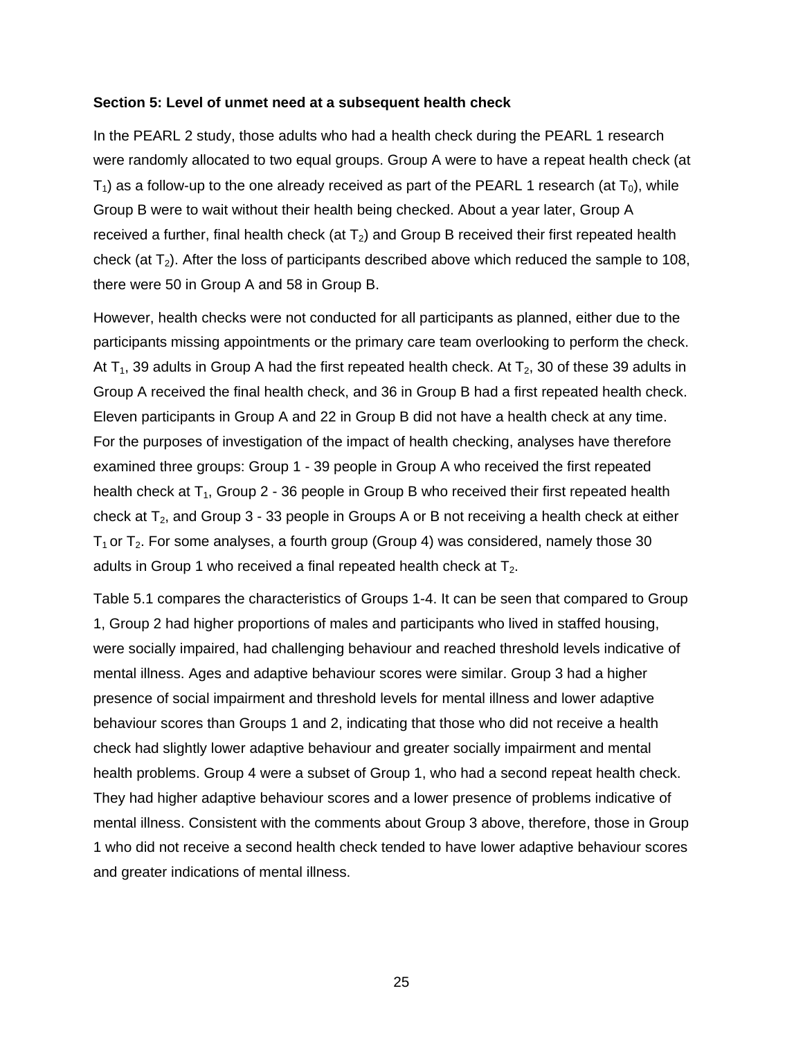**Section 5: Level of unmet need at a subsequent health check**

In the PEARL 2 study, those adults who had a health check during the PEARL 1 research were randomly allocated to two equal groups. Group A were to have a repeat health check (at $T_1$) as a follow-up to the one already received as part of the PEARL 1 research (at $T_0$), while Group B were to wait without their health being checked. About a year later, Group A received a further, final health check (at $T_2$) and Group B received their first repeated health check (at $T_2$). After the loss of participants described above which reduced the sample to 108, there were 50 in Group A and 58 in Group B.

However, health checks were not conducted for all participants as planned, either due to the participants missing appointments or the primary care team overlooking to perform the check. At $T_1$, 39 adults in Group A had the first repeated health check. At $T_2$, 30 of these 39 adults in Group A received the final health check, and 36 in Group B had a first repeated health check. Eleven participants in Group A and 22 in Group B did not have a health check at any time. For the purposes of investigation of the impact of health checking, analyses have therefore examined three groups: Group 1 - 39 people in Group A who received the first repeated health check at $T_1$, Group 2 - 36 people in Group B who received their first repeated health check at $T_2$, and Group 3 - 33 people in Groups A or B not receiving a health check at either $T_1$ or $T_2$. For some analyses, a fourth group (Group 4) was considered, namely those 30 adults in Group 1 who received a final repeated health check at $T_2$.

Table 5.1 compares the characteristics of Groups 1-4. It can be seen that compared to Group 1, Group 2 had higher proportions of males and participants who lived in staffed housing, were socially impaired, had challenging behaviour and reached threshold levels indicative of mental illness. Ages and adaptive behaviour scores were similar. Group 3 had a higher presence of social impairment and threshold levels for mental illness and lower adaptive behaviour scores than Groups 1 and 2, indicating that those who did not receive a health check had slightly lower adaptive behaviour and greater socially impairment and mental health problems. Group 4 were a subset of Group 1, who had a second repeat health check. They had higher adaptive behaviour scores and a lower presence of problems indicative of mental illness. Consistent with the comments about Group 3 above, therefore, those in Group 1 who did not receive a second health check tended to have lower adaptive behaviour scores and greater indications of mental illness.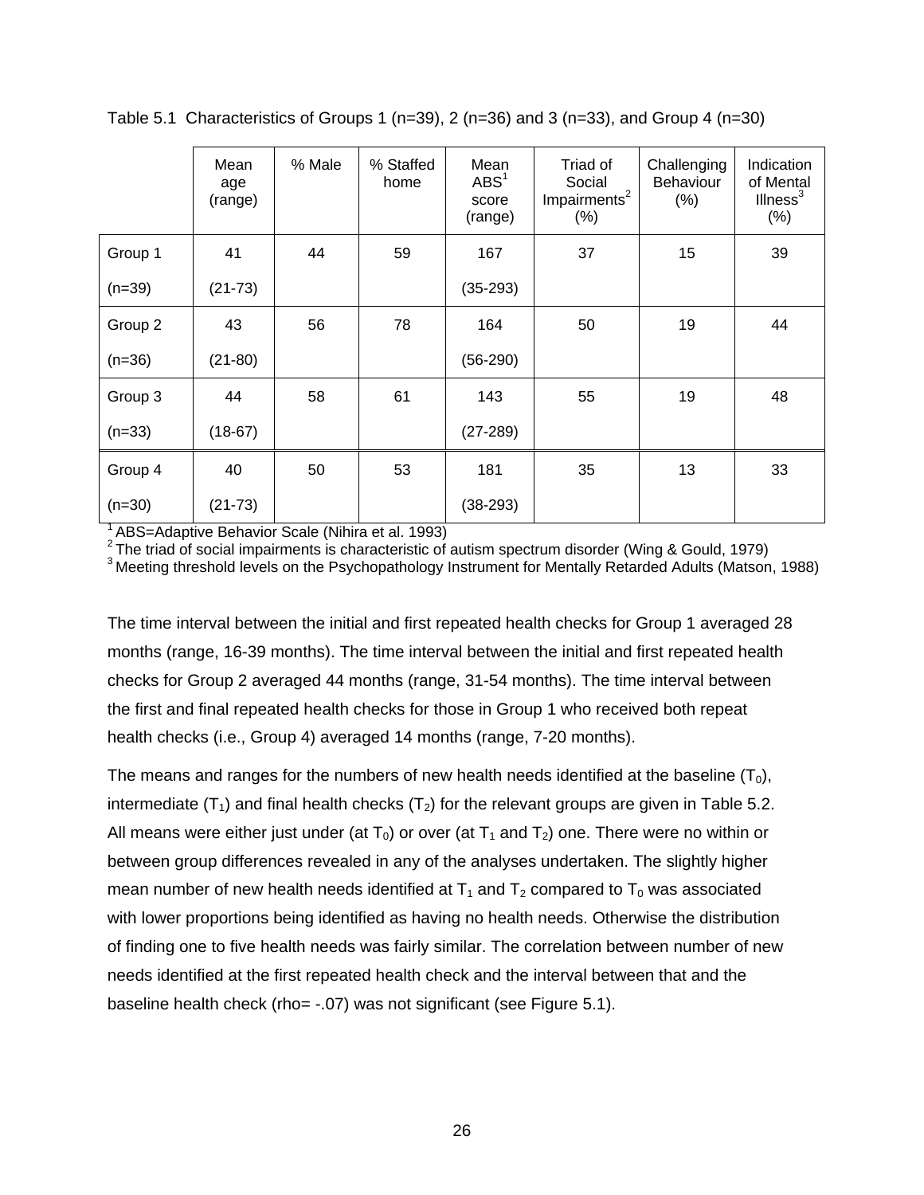Table 5.1 Characteristics of Groups 1 (n=39), 2 (n=36) and 3 (n=33), and Group 4 (n=30)

| | Mean age (range) | % Male | % Staffed home | Mean ABS[1] score (range) | Triad of Social Impairments[2] (%) | Challenging Behaviour (%) | Indication of Mental Illness[3] (%) |
|---|---|---|---|---|---|---|---|
| Group 1 (n=39) | 41 (21-73) | 44 | 59 | 167 (35-293) | 37 | 15 | 39 |
| Group 2 (n=36) | 43 (21-80) | 56 | 78 | 164 (56-290) | 50 | 19 | 44 |
| Group 3 (n=33) | 44 (18-67) | 58 | 61 | 143 (27-289) | 55 | 19 | 48 |
| Group 4 (n=30) | 40 (21-73) | 50 | 53 | 181 (38-293) | 35 | 13 | 33 |

[1] ABS=Adaptive Behavior Scale (Nihira et al. 1993)
[2] The triad of social impairments is characteristic of autism spectrum disorder (Wing & Gould, 1979)
[3] Meeting threshold levels on the Psychopathology Instrument for Mentally Retarded Adults (Matson, 1988)

The time interval between the initial and first repeated health checks for Group 1 averaged 28 months (range, 16-39 months). The time interval between the initial and first repeated health checks for Group 2 averaged 44 months (range, 31-54 months). The time interval between the first and final repeated health checks for those in Group 1 who received both repeat health checks (i.e., Group 4) averaged 14 months (range, 7-20 months).

The means and ranges for the numbers of new health needs identified at the baseline ($T_0$), intermediate ($T_1$) and final health checks ($T_2$) for the relevant groups are given in Table 5.2. All means were either just under (at $T_0$) or over (at $T_1$ and $T_2$) one. There were no within or between group differences revealed in any of the analyses undertaken. The slightly higher mean number of new health needs identified at $T_1$ and $T_2$ compared to $T_0$ was associated with lower proportions being identified as having no health needs. Otherwise the distribution of finding one to five health needs was fairly similar. The correlation between number of new needs identified at the first repeated health check and the interval between that and the baseline health check (rho= -.07) was not significant (see Figure 5.1).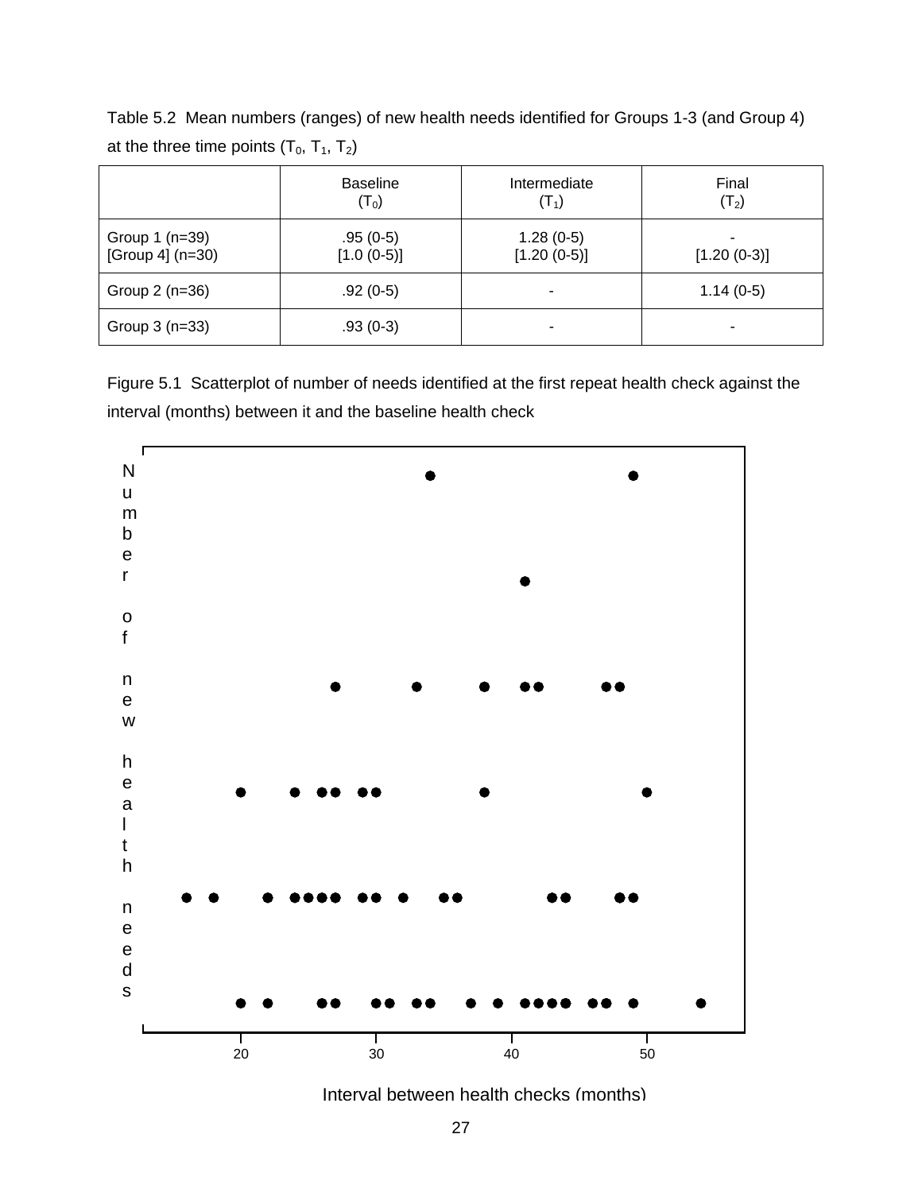Table 5.2 Mean numbers (ranges) of new health needs identified for Groups 1-3 (and Group 4) at the three time points ($T_0$, $T_1$, $T_2$)

| | Baseline ($T_0$) | Intermediate ($T_1$) | Final ($T_2$) |
|---|---|---|---|
| Group 1 (n=39)<br>[Group 4] (n=30) | .95 (0-5)<br>[1.0 (0-5)] | 1.28 (0-5)<br>[1.20 (0-5)] | -<br>[1.20 (0-3)] |
| Group 2 (n=36) | .92 (0-5) | - | 1.14 (0-5) |
| Group 3 (n=33) | .93 (0-3) | - | - |

Figure 5.1 Scatterplot of number of needs identified at the first repeat health check against the interval (months) between it and the baseline health check

Number of new health needs

20 30 40 50

Interval between health checks (months)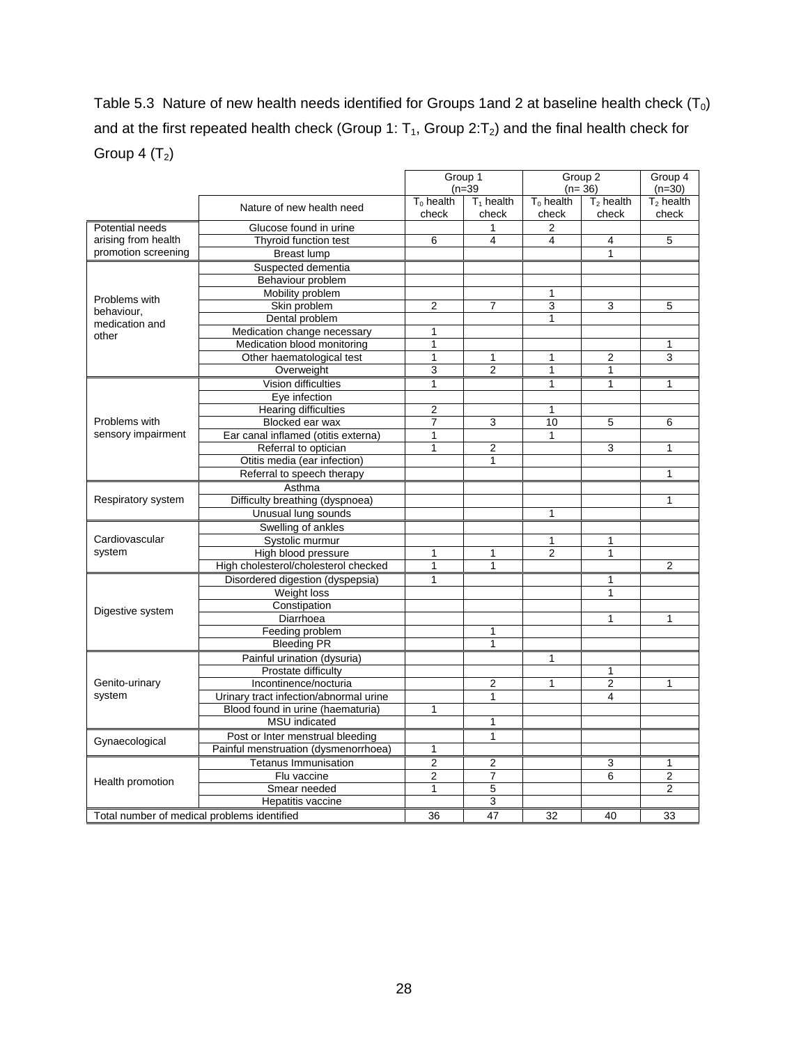Table 5.3 Nature of new health needs identified for Groups 1and 2 at baseline health check ($T_0$) and at the first repeated health check (Group 1: $T_1$, Group 2:$T_2$) and the final health check for Group 4 ($T_2$)

| | | Group 1 (n=39 | | Group 2 (n= 36) | | Group 4 (n=30) |
|---|---|---|---|---|---|---|
| | Nature of new health need | $T_0$ health check | $T_1$ health check | $T_0$ health check | $T_2$ health check | $T_2$ health check |
| Potential needs arising from health promotion screening | Glucose found in urine | | 1 | 2 | | |
| | Thyroid function test | 6 | 4 | 4 | 4 | 5 |
| | Breast lump | | | | 1 | |
| Problems with behaviour, medication and other | Suspected dementia | | | | | |
| | Behaviour problem | | | | | |
| | Mobility problem | | | 1 | | |
| | Skin problem | 2 | 7 | 3 | 3 | 5 |
| | Dental problem | | | 1 | | |
| | Medication change necessary | 1 | | | | |
| | Medication blood monitoring | 1 | | | | 1 |
| | Other haematological test | 1 | 1 | 1 | 2 | 3 |
| | Overweight | 3 | 2 | 1 | 1 | |
| Problems with sensory impairment | Vision difficulties | 1 | | 1 | 1 | 1 |
| | Eye infection | | | | | |
| | Hearing difficulties | 2 | | 1 | | |
| | Blocked ear wax | 7 | 3 | 10 | 5 | 6 |
| | Ear canal inflamed (otitis externa) | 1 | | 1 | | |
| | Referral to optician | 1 | 2 | | 3 | 1 |
| | Otitis media (ear infection) | | 1 | | | |
| | Referral to speech therapy | | | | | 1 |
| Respiratory system | Asthma | | | | | |
| | Difficulty breathing (dyspnoea) | | | | | 1 |
| | Unusual lung sounds | | | 1 | | |
| Cardiovascular system | Swelling of ankles | | | | | |
| | Systolic murmur | | | 1 | 1 | |
| | High blood pressure | 1 | 1 | 2 | 1 | |
| | High cholesterol/cholesterol checked | 1 | 1 | | | 2 |
| Digestive system | Disordered digestion (dyspepsia) | 1 | | | 1 | |
| | Weight loss | | | | 1 | |
| | Constipation | | | | | |
| | Diarrhoea | | | | 1 | 1 |
| | Feeding problem | | 1 | | | |
| | Bleeding PR | | 1 | | | |
| Genito-urinary system | Painful urination (dysuria) | | | 1 | | |
| | Prostate difficulty | | | | 1 | |
| | Incontinence/nocturia | | 2 | 1 | 2 | 1 |
| | Urinary tract infection/abnormal urine | | 1 | | 4 | |
| | Blood found in urine (haematuria) | 1 | | | | |
| | MSU indicated | | 1 | | | |
| Gynaecological | Post or Inter menstrual bleeding | | 1 | | | |
| | Painful menstruation (dysmenorrhoea) | 1 | | | | |
| Health promotion | Tetanus Immunisation | 2 | 2 | | 3 | 1 |
| | Flu vaccine | 2 | 7 | | 6 | 2 |
| | Smear needed | 1 | 5 | | | 2 |
| | Hepatitis vaccine | | 3 | | | |
| Total number of medical problems identified | | 36 | 47 | 32 | 40 | 33 |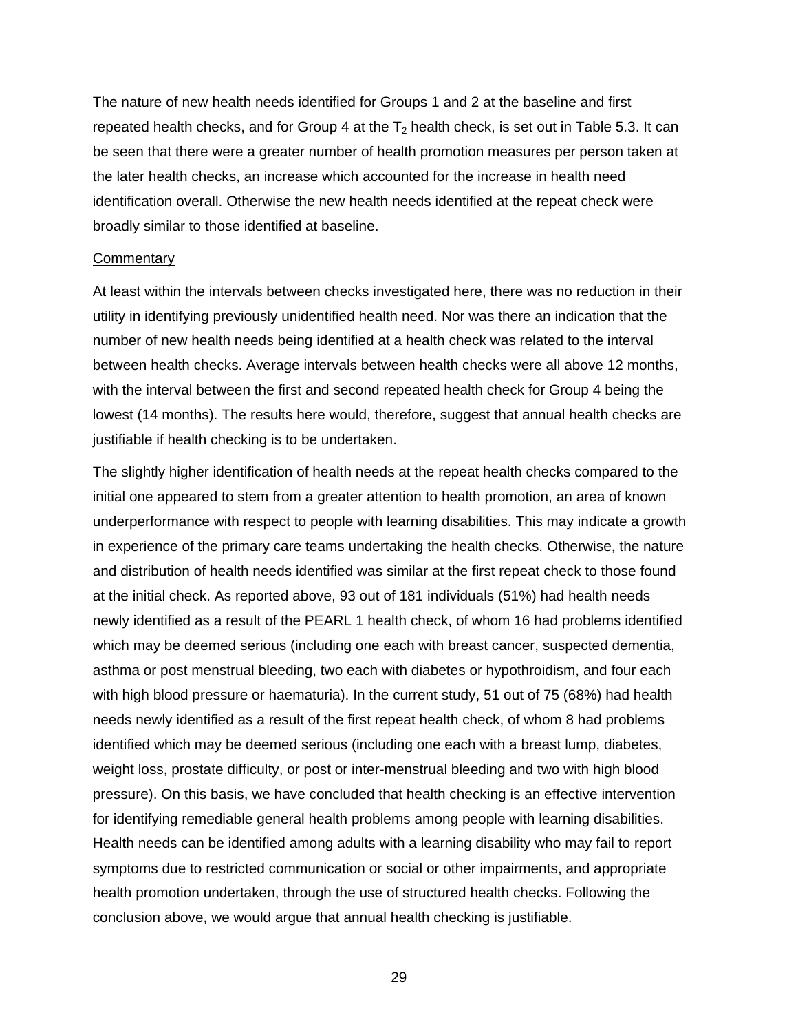The nature of new health needs identified for Groups 1 and 2 at the baseline and first repeated health checks, and for Group 4 at the $T_2$ health check, is set out in Table 5.3. It can be seen that there were a greater number of health promotion measures per person taken at the later health checks, an increase which accounted for the increase in health need identification overall. Otherwise the new health needs identified at the repeat check were broadly similar to those identified at baseline.

Commentary

At least within the intervals between checks investigated here, there was no reduction in their utility in identifying previously unidentified health need. Nor was there an indication that the number of new health needs being identified at a health check was related to the interval between health checks. Average intervals between health checks were all above 12 months, with the interval between the first and second repeated health check for Group 4 being the lowest (14 months). The results here would, therefore, suggest that annual health checks are justifiable if health checking is to be undertaken.

The slightly higher identification of health needs at the repeat health checks compared to the initial one appeared to stem from a greater attention to health promotion, an area of known underperformance with respect to people with learning disabilities. This may indicate a growth in experience of the primary care teams undertaking the health checks. Otherwise, the nature and distribution of health needs identified was similar at the first repeat check to those found at the initial check. As reported above, 93 out of 181 individuals (51%) had health needs newly identified as a result of the PEARL 1 health check, of whom 16 had problems identified which may be deemed serious (including one each with breast cancer, suspected dementia, asthma or post menstrual bleeding, two each with diabetes or hypothroidism, and four each with high blood pressure or haematuria). In the current study, 51 out of 75 (68%) had health needs newly identified as a result of the first repeat health check, of whom 8 had problems identified which may be deemed serious (including one each with a breast lump, diabetes, weight loss, prostate difficulty, or post or inter-menstrual bleeding and two with high blood pressure). On this basis, we have concluded that health checking is an effective intervention for identifying remediable general health problems among people with learning disabilities. Health needs can be identified among adults with a learning disability who may fail to report symptoms due to restricted communication or social or other impairments, and appropriate health promotion undertaken, through the use of structured health checks. Following the conclusion above, we would argue that annual health checking is justifiable.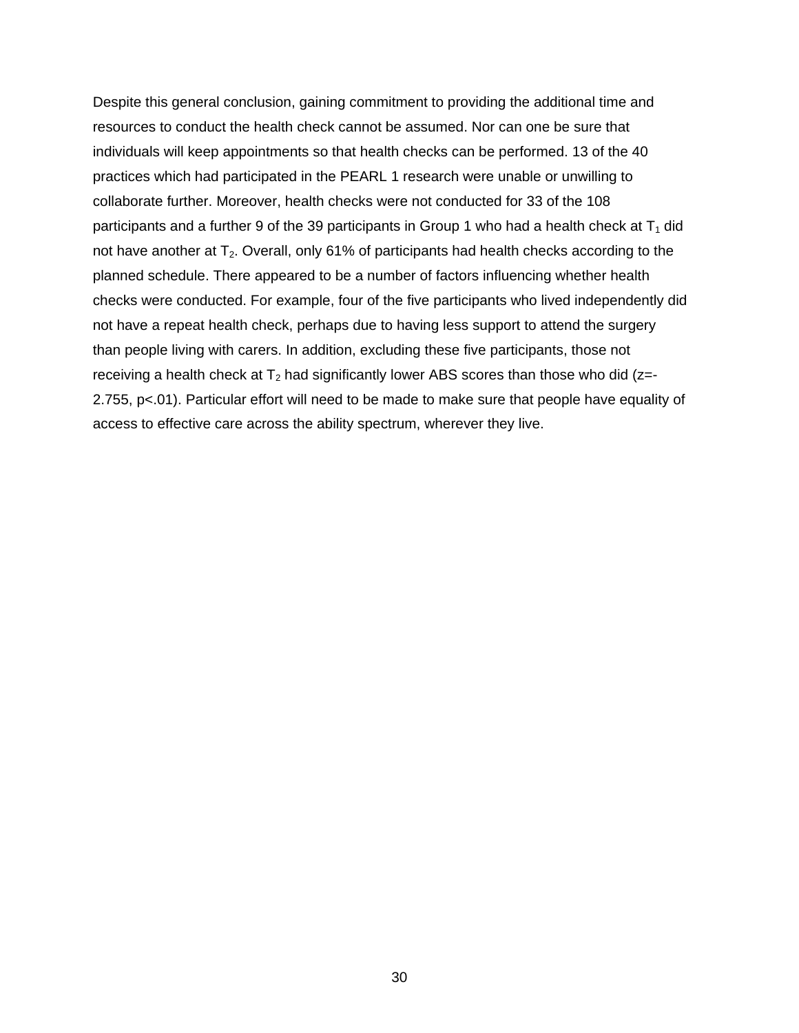Despite this general conclusion, gaining commitment to providing the additional time and resources to conduct the health check cannot be assumed. Nor can one be sure that individuals will keep appointments so that health checks can be performed. 13 of the 40 practices which had participated in the PEARL 1 research were unable or unwilling to collaborate further. Moreover, health checks were not conducted for 33 of the 108 participants and a further 9 of the 39 participants in Group 1 who had a health check at $T_1$ did not have another at $T_2$. Overall, only 61% of participants had health checks according to the planned schedule. There appeared to be a number of factors influencing whether health checks were conducted. For example, four of the five participants who lived independently did not have a repeat health check, perhaps due to having less support to attend the surgery than people living with carers. In addition, excluding these five participants, those not receiving a health check at $T_2$ had significantly lower ABS scores than those who did ($z=-2.755$, $p<.01$). Particular effort will need to be made to make sure that people have equality of access to effective care across the ability spectrum, wherever they live.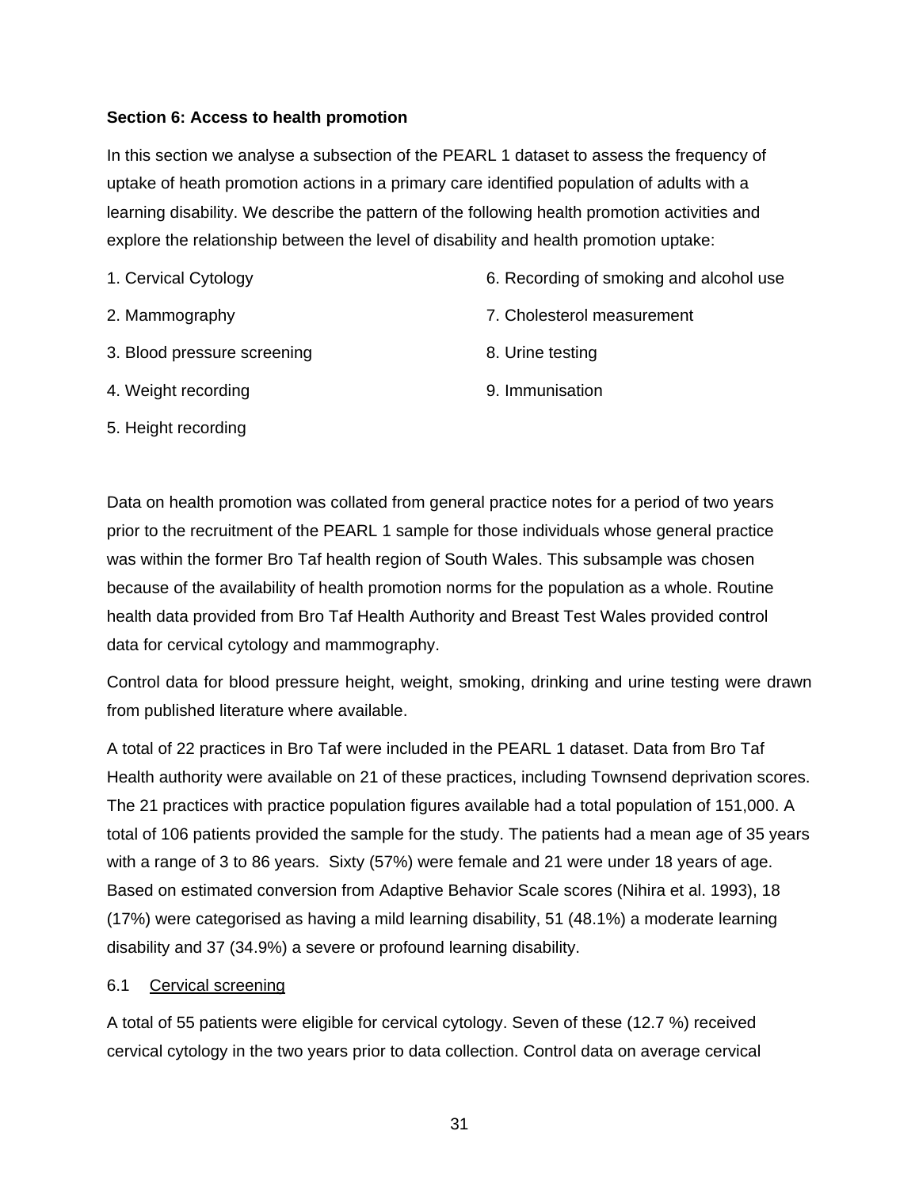## Section 6: Access to health promotion

In this section we analyse a subsection of the PEARL 1 dataset to assess the frequency of uptake of heath promotion actions in a primary care identified population of adults with a learning disability. We describe the pattern of the following health promotion activities and explore the relationship between the level of disability and health promotion uptake:

1. Cervical Cytology
2. Mammography
3. Blood pressure screening
4. Weight recording
5. Height recording
6. Recording of smoking and alcohol use
7. Cholesterol measurement
8. Urine testing
9. Immunisation

Data on health promotion was collated from general practice notes for a period of two years prior to the recruitment of the PEARL 1 sample for those individuals whose general practice was within the former Bro Taf health region of South Wales. This subsample was chosen because of the availability of health promotion norms for the population as a whole. Routine health data provided from Bro Taf Health Authority and Breast Test Wales provided control data for cervical cytology and mammography.

Control data for blood pressure height, weight, smoking, drinking and urine testing were drawn from published literature where available.

A total of 22 practices in Bro Taf were included in the PEARL 1 dataset. Data from Bro Taf Health authority were available on 21 of these practices, including Townsend deprivation scores. The 21 practices with practice population figures available had a total population of 151,000. A total of 106 patients provided the sample for the study. The patients had a mean age of 35 years with a range of 3 to 86 years. Sixty (57%) were female and 21 were under 18 years of age. Based on estimated conversion from Adaptive Behavior Scale scores (Nihira et al. 1993), 18 (17%) were categorised as having a mild learning disability, 51 (48.1%) a moderate learning disability and 37 (34.9%) a severe or profound learning disability.

### 6.1 Cervical screening

A total of 55 patients were eligible for cervical cytology. Seven of these (12.7 %) received cervical cytology in the two years prior to data collection. Control data on average cervical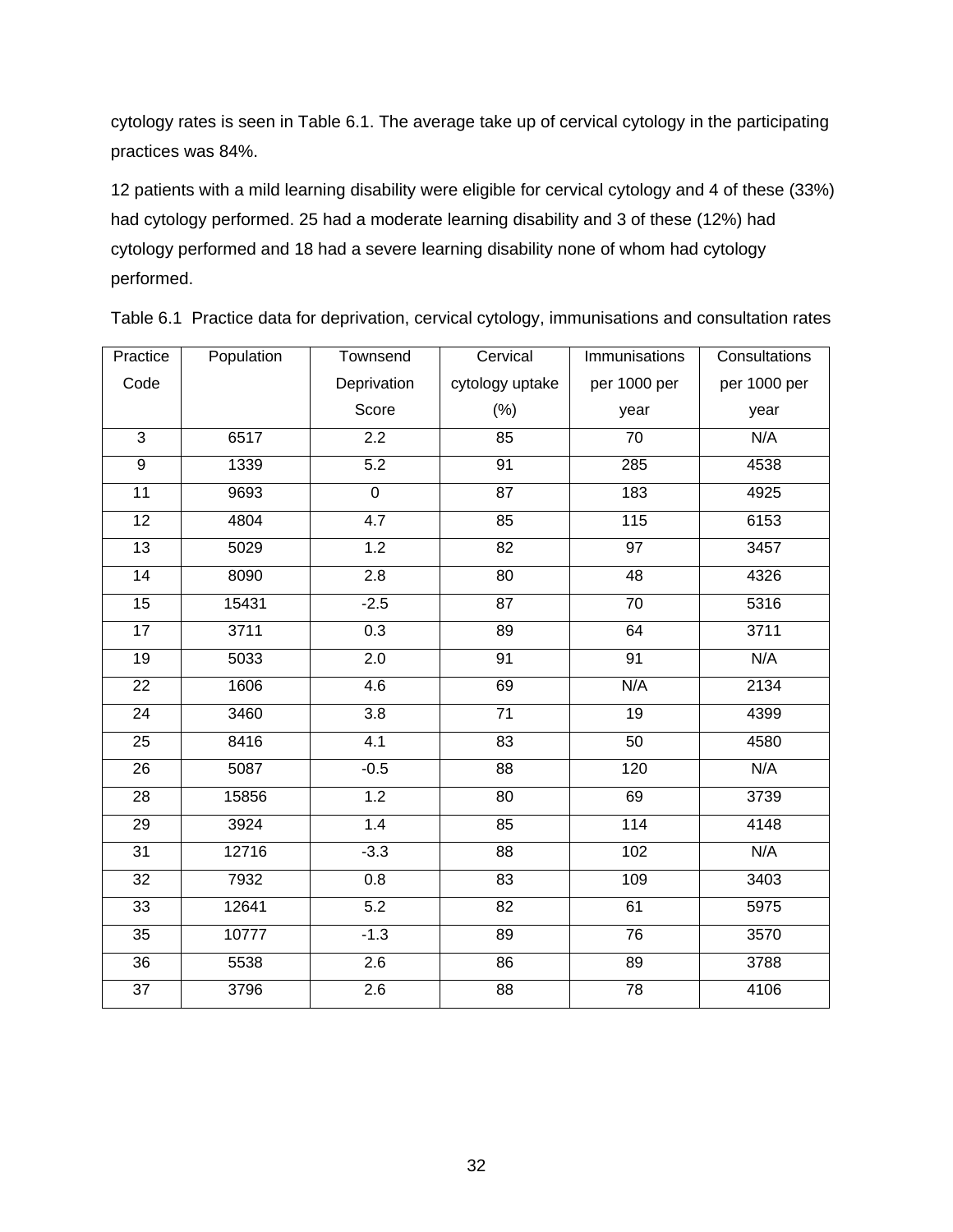cytology rates is seen in Table 6.1. The average take up of cervical cytology in the participating practices was 84%.

12 patients with a mild learning disability were eligible for cervical cytology and 4 of these (33%) had cytology performed. 25 had a moderate learning disability and 3 of these (12%) had cytology performed and 18 had a severe learning disability none of whom had cytology performed.

Table 6.1 Practice data for deprivation, cervical cytology, immunisations and consultation rates

| Practice Code | Population | Townsend Deprivation Score | Cervical cytology uptake (%) | Immunisations per 1000 per year | Consultations per 1000 per year |
|---|---|---|---|---|---|
| 3 | 6517 | 2.2 | 85 | 70 | N/A |
| 9 | 1339 | 5.2 | 91 | 285 | 4538 |
| 11 | 9693 | 0 | 87 | 183 | 4925 |
| 12 | 4804 | 4.7 | 85 | 115 | 6153 |
| 13 | 5029 | 1.2 | 82 | 97 | 3457 |
| 14 | 8090 | 2.8 | 80 | 48 | 4326 |
| 15 | 15431 | -2.5 | 87 | 70 | 5316 |
| 17 | 3711 | 0.3 | 89 | 64 | 3711 |
| 19 | 5033 | 2.0 | 91 | 91 | N/A |
| 22 | 1606 | 4.6 | 69 | N/A | 2134 |
| 24 | 3460 | 3.8 | 71 | 19 | 4399 |
| 25 | 8416 | 4.1 | 83 | 50 | 4580 |
| 26 | 5087 | -0.5 | 88 | 120 | N/A |
| 28 | 15856 | 1.2 | 80 | 69 | 3739 |
| 29 | 3924 | 1.4 | 85 | 114 | 4148 |
| 31 | 12716 | -3.3 | 88 | 102 | N/A |
| 32 | 7932 | 0.8 | 83 | 109 | 3403 |
| 33 | 12641 | 5.2 | 82 | 61 | 5975 |
| 35 | 10777 | -1.3 | 89 | 76 | 3570 |
| 36 | 5538 | 2.6 | 86 | 89 | 3788 |
| 37 | 3796 | 2.6 | 88 | 78 | 4106 |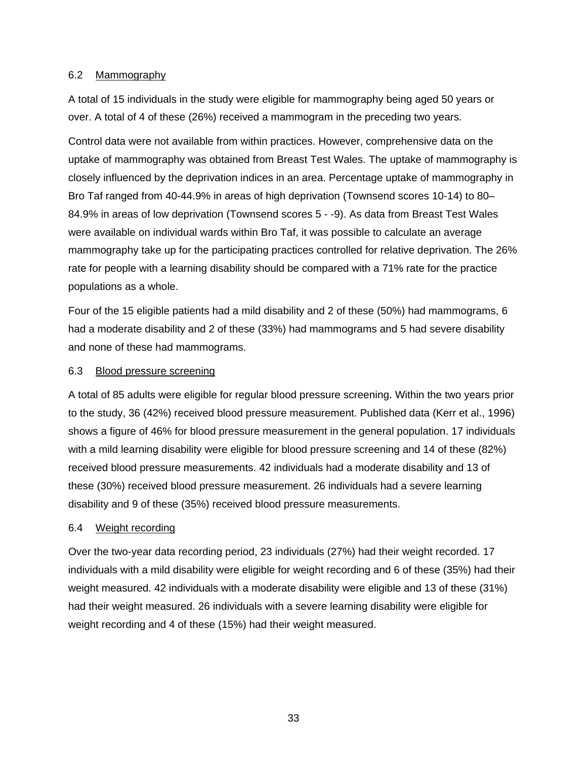## 6.2 Mammography

A total of 15 individuals in the study were eligible for mammography being aged 50 years or over. A total of 4 of these (26%) received a mammogram in the preceding two years.

Control data were not available from within practices. However, comprehensive data on the uptake of mammography was obtained from Breast Test Wales. The uptake of mammography is closely influenced by the deprivation indices in an area. Percentage uptake of mammography in Bro Taf ranged from 40-44.9% in areas of high deprivation (Townsend scores 10-14) to 80–84.9% in areas of low deprivation (Townsend scores 5 - -9). As data from Breast Test Wales were available on individual wards within Bro Taf, it was possible to calculate an average mammography take up for the participating practices controlled for relative deprivation. The 26% rate for people with a learning disability should be compared with a 71% rate for the practice populations as a whole.

Four of the 15 eligible patients had a mild disability and 2 of these (50%) had mammograms, 6 had a moderate disability and 2 of these (33%) had mammograms and 5 had severe disability and none of these had mammograms.

## 6.3 Blood pressure screening

A total of 85 adults were eligible for regular blood pressure screening. Within the two years prior to the study, 36 (42%) received blood pressure measurement. Published data (Kerr et al., 1996) shows a figure of 46% for blood pressure measurement in the general population. 17 individuals with a mild learning disability were eligible for blood pressure screening and 14 of these (82%) received blood pressure measurements. 42 individuals had a moderate disability and 13 of these (30%) received blood pressure measurement. 26 individuals had a severe learning disability and 9 of these (35%) received blood pressure measurements.

## 6.4 Weight recording

Over the two-year data recording period, 23 individuals (27%) had their weight recorded. 17 individuals with a mild disability were eligible for weight recording and 6 of these (35%) had their weight measured. 42 individuals with a moderate disability were eligible and 13 of these (31%) had their weight measured. 26 individuals with a severe learning disability were eligible for weight recording and 4 of these (15%) had their weight measured.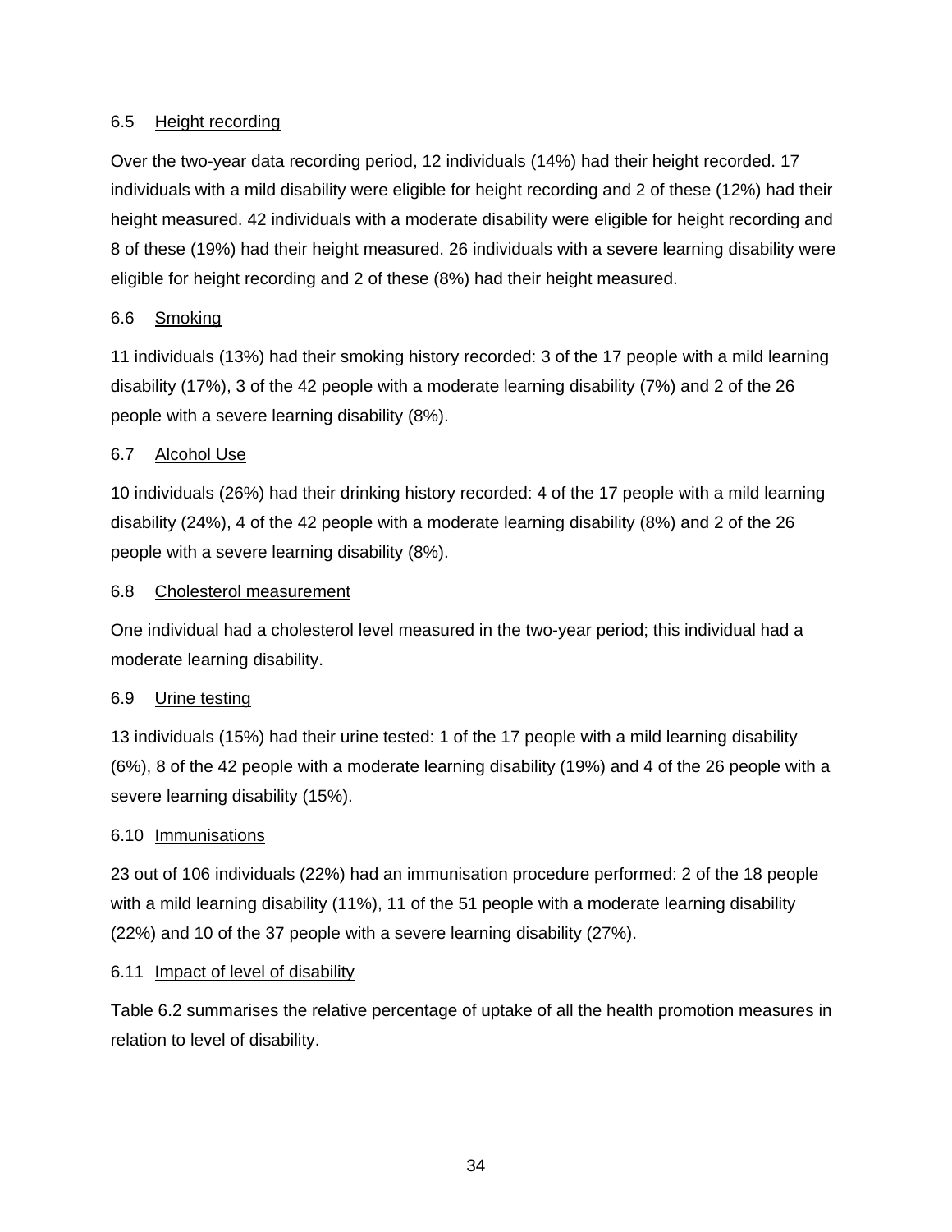### 6.5 Height recording

Over the two-year data recording period, 12 individuals (14%) had their height recorded. 17 individuals with a mild disability were eligible for height recording and 2 of these (12%) had their height measured. 42 individuals with a moderate disability were eligible for height recording and 8 of these (19%) had their height measured. 26 individuals with a severe learning disability were eligible for height recording and 2 of these (8%) had their height measured.

### 6.6 Smoking

11 individuals (13%) had their smoking history recorded: 3 of the 17 people with a mild learning disability (17%), 3 of the 42 people with a moderate learning disability (7%) and 2 of the 26 people with a severe learning disability (8%).

### 6.7 Alcohol Use

10 individuals (26%) had their drinking history recorded: 4 of the 17 people with a mild learning disability (24%), 4 of the 42 people with a moderate learning disability (8%) and 2 of the 26 people with a severe learning disability (8%).

### 6.8 Cholesterol measurement

One individual had a cholesterol level measured in the two-year period; this individual had a moderate learning disability.

### 6.9 Urine testing

13 individuals (15%) had their urine tested: 1 of the 17 people with a mild learning disability (6%), 8 of the 42 people with a moderate learning disability (19%) and 4 of the 26 people with a severe learning disability (15%).

### 6.10 Immunisations

23 out of 106 individuals (22%) had an immunisation procedure performed: 2 of the 18 people with a mild learning disability (11%), 11 of the 51 people with a moderate learning disability (22%) and 10 of the 37 people with a severe learning disability (27%).

### 6.11 Impact of level of disability

Table 6.2 summarises the relative percentage of uptake of all the health promotion measures in relation to level of disability.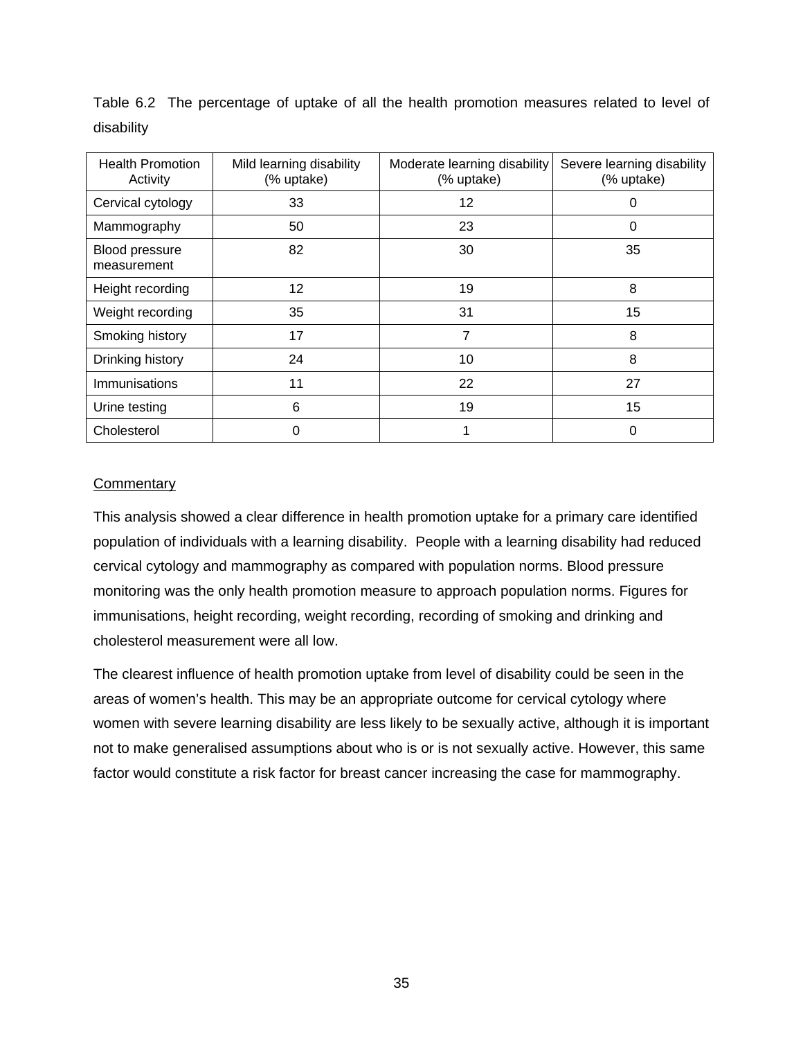Table 6.2 The percentage of uptake of all the health promotion measures related to level of disability

| Health Promotion Activity | Mild learning disability (% uptake) | Moderate learning disability (% uptake) | Severe learning disability (% uptake) |
|---|---|---|---|
| Cervical cytology | 33 | 12 | 0 |
| Mammography | 50 | 23 | 0 |
| Blood pressure measurement | 82 | 30 | 35 |
| Height recording | 12 | 19 | 8 |
| Weight recording | 35 | 31 | 15 |
| Smoking history | 17 | 7 | 8 |
| Drinking history | 24 | 10 | 8 |
| Immunisations | 11 | 22 | 27 |
| Urine testing | 6 | 19 | 15 |
| Cholesterol | 0 | 1 | 0 |

Commentary

This analysis showed a clear difference in health promotion uptake for a primary care identified population of individuals with a learning disability. People with a learning disability had reduced cervical cytology and mammography as compared with population norms. Blood pressure monitoring was the only health promotion measure to approach population norms. Figures for immunisations, height recording, weight recording, recording of smoking and drinking and cholesterol measurement were all low.

The clearest influence of health promotion uptake from level of disability could be seen in the areas of women's health. This may be an appropriate outcome for cervical cytology where women with severe learning disability are less likely to be sexually active, although it is important not to make generalised assumptions about who is or is not sexually active. However, this same factor would constitute a risk factor for breast cancer increasing the case for mammography.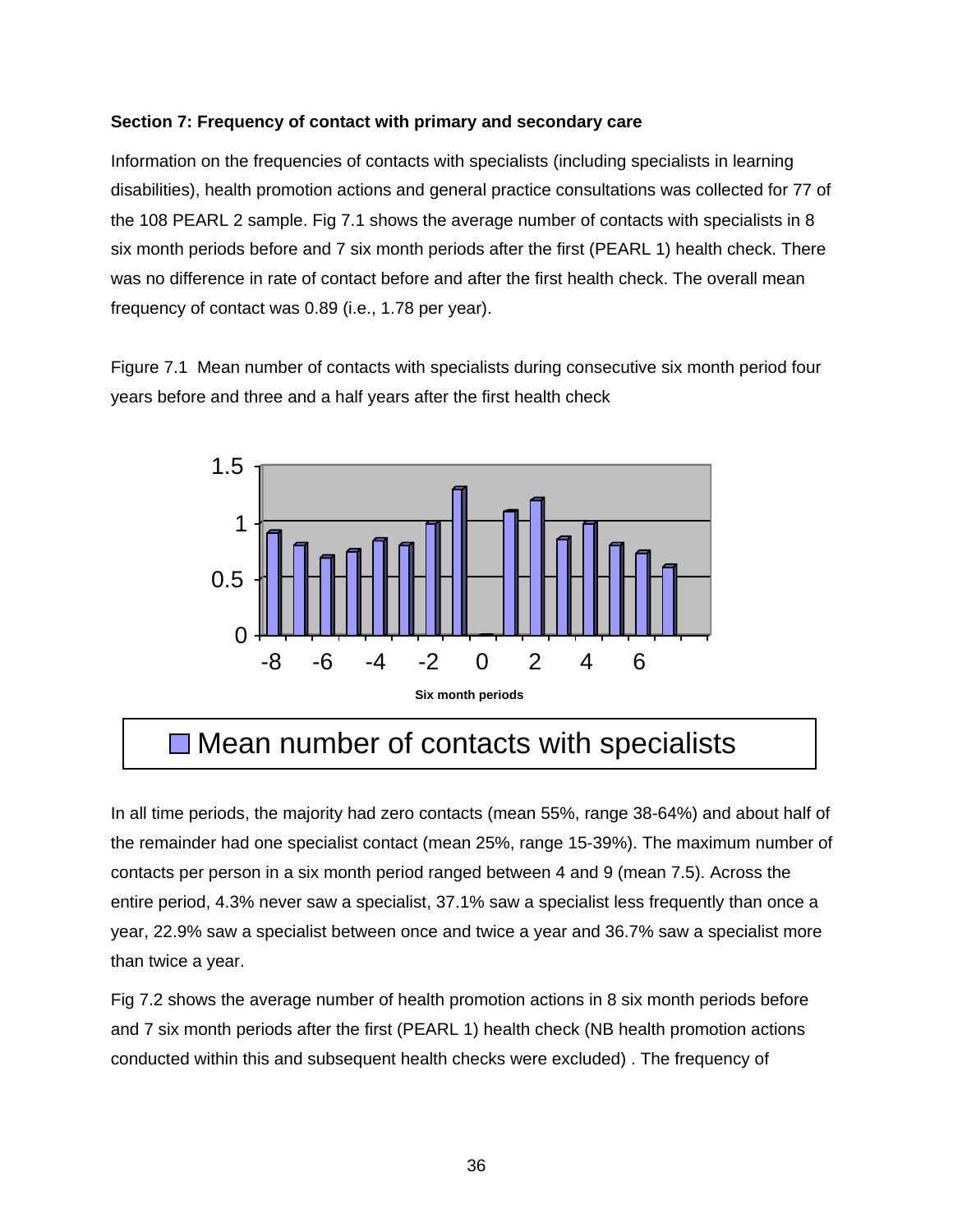**Section 7: Frequency of contact with primary and secondary care**

Information on the frequencies of contacts with specialists (including specialists in learning disabilities), health promotion actions and general practice consultations was collected for 77 of the 108 PEARL 2 sample. Fig 7.1 shows the average number of contacts with specialists in 8 six month periods before and 7 six month periods after the first (PEARL 1) health check. There was no difference in rate of contact before and after the first health check. The overall mean frequency of contact was 0.89 (i.e., 1.78 per year).

Figure 7.1 Mean number of contacts with specialists during consecutive six month period four years before and three and a half years after the first health check

In all time periods, the majority had zero contacts (mean 55%, range 38-64%) and about half of the remainder had one specialist contact (mean 25%, range 15-39%). The maximum number of contacts per person in a six month period ranged between 4 and 9 (mean 7.5). Across the entire period, 4.3% never saw a specialist, 37.1% saw a specialist less frequently than once a year, 22.9% saw a specialist between once and twice a year and 36.7% saw a specialist more than twice a year.

Fig 7.2 shows the average number of health promotion actions in 8 six month periods before and 7 six month periods after the first (PEARL 1) health check (NB health promotion actions conducted within this and subsequent health checks were excluded) . The frequency of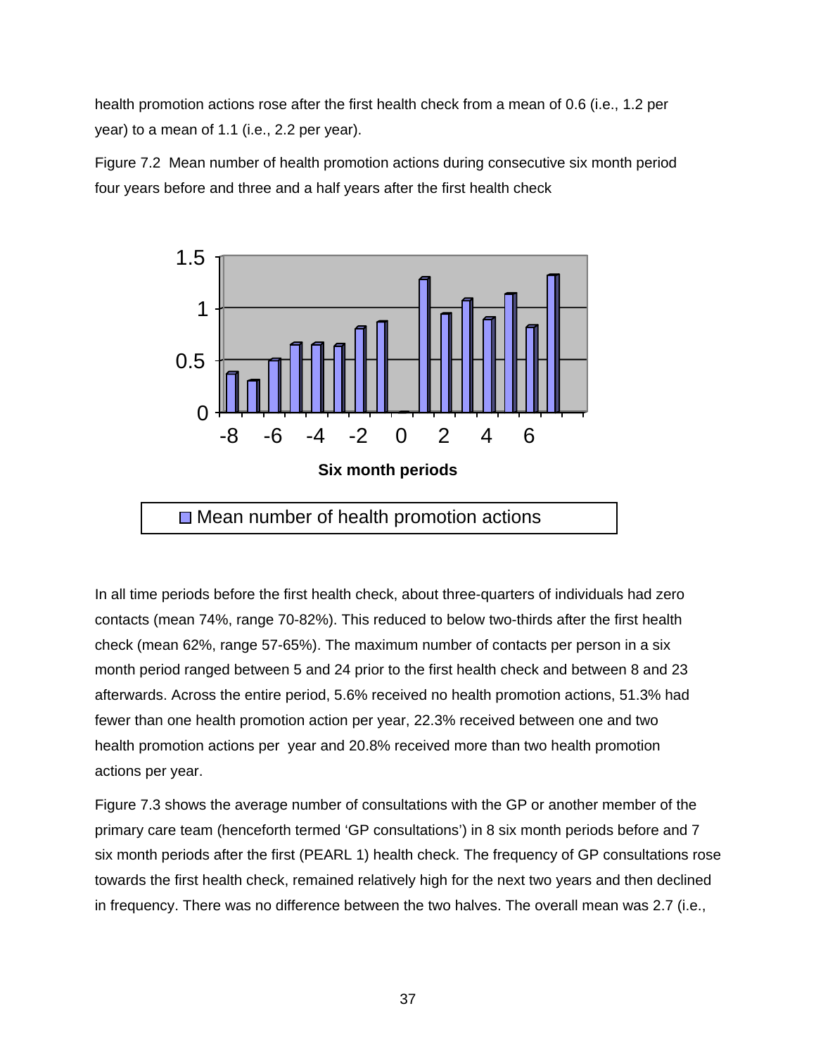health promotion actions rose after the first health check from a mean of 0.6 (i.e., 1.2 per year) to a mean of 1.1 (i.e., 2.2 per year).

Figure 7.2 Mean number of health promotion actions during consecutive six month period four years before and three and a half years after the first health check

In all time periods before the first health check, about three-quarters of individuals had zero contacts (mean 74%, range 70-82%). This reduced to below two-thirds after the first health check (mean 62%, range 57-65%). The maximum number of contacts per person in a six month period ranged between 5 and 24 prior to the first health check and between 8 and 23 afterwards. Across the entire period, 5.6% received no health promotion actions, 51.3% had fewer than one health promotion action per year, 22.3% received between one and two health promotion actions per year and 20.8% received more than two health promotion actions per year.

Figure 7.3 shows the average number of consultations with the GP or another member of the primary care team (henceforth termed 'GP consultations') in 8 six month periods before and 7 six month periods after the first (PEARL 1) health check. The frequency of GP consultations rose towards the first health check, remained relatively high for the next two years and then declined in frequency. There was no difference between the two halves. The overall mean was 2.7 (i.e.,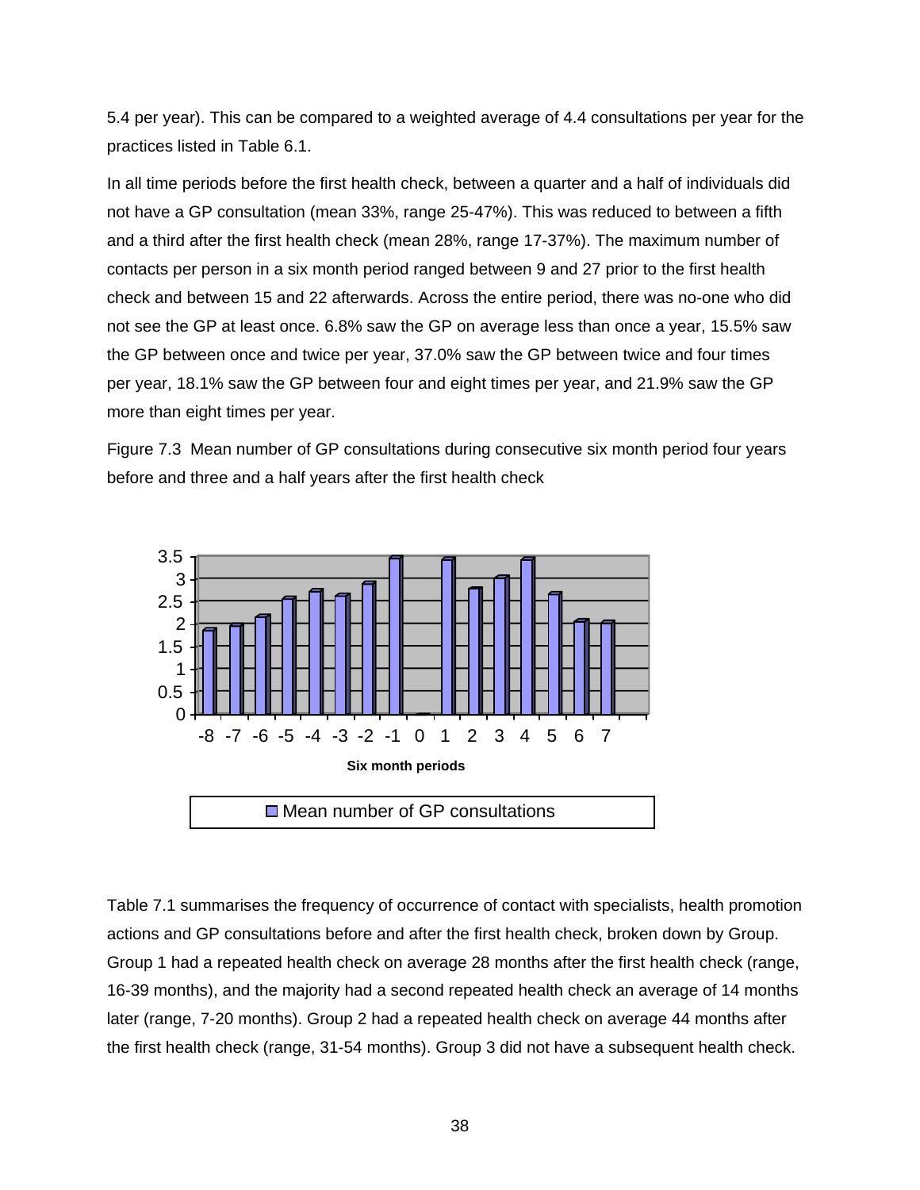5.4 per year). This can be compared to a weighted average of 4.4 consultations per year for the practices listed in Table 6.1.

In all time periods before the first health check, between a quarter and a half of individuals did not have a GP consultation (mean 33%, range 25-47%). This was reduced to between a fifth and a third after the first health check (mean 28%, range 17-37%). The maximum number of contacts per person in a six month period ranged between 9 and 27 prior to the first health check and between 15 and 22 afterwards. Across the entire period, there was no-one who did not see the GP at least once. 6.8% saw the GP on average less than once a year, 15.5% saw the GP between once and twice per year, 37.0% saw the GP between twice and four times per year, 18.1% saw the GP between four and eight times per year, and 21.9% saw the GP more than eight times per year.

Figure 7.3 Mean number of GP consultations during consecutive six month period four years before and three and a half years after the first health check

Table 7.1 summarises the frequency of occurrence of contact with specialists, health promotion actions and GP consultations before and after the first health check, broken down by Group. Group 1 had a repeated health check on average 28 months after the first health check (range, 16-39 months), and the majority had a second repeated health check an average of 14 months later (range, 7-20 months). Group 2 had a repeated health check on average 44 months after the first health check (range, 31-54 months). Group 3 did not have a subsequent health check.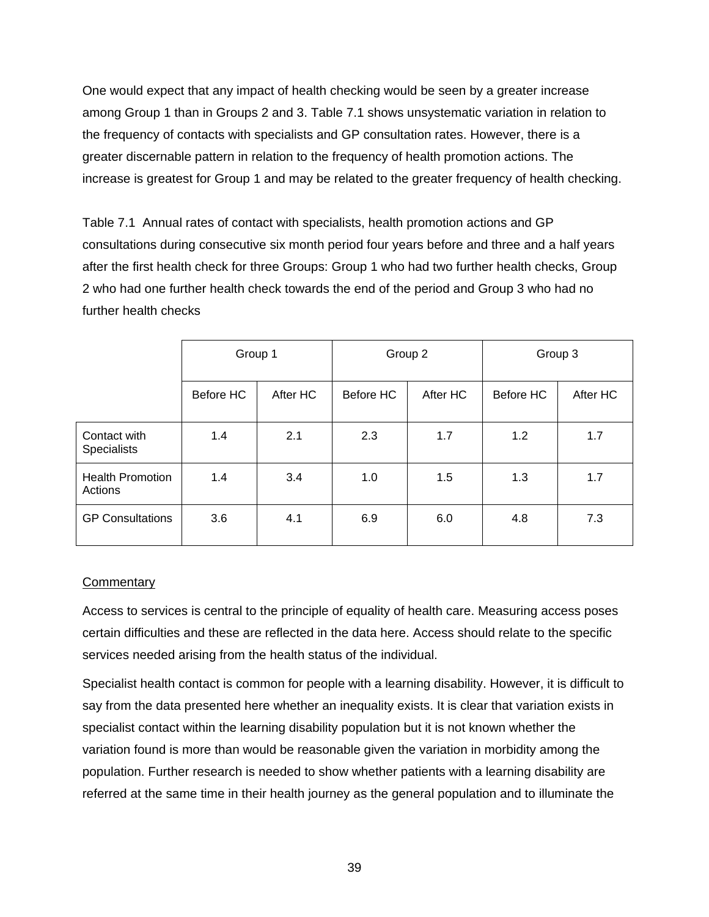One would expect that any impact of health checking would be seen by a greater increase among Group 1 than in Groups 2 and 3. Table 7.1 shows unsystematic variation in relation to the frequency of contacts with specialists and GP consultation rates. However, there is a greater discernable pattern in relation to the frequency of health promotion actions. The increase is greatest for Group 1 and may be related to the greater frequency of health checking.

Table 7.1 Annual rates of contact with specialists, health promotion actions and GP consultations during consecutive six month period four years before and three and a half years after the first health check for three Groups: Group 1 who had two further health checks, Group 2 who had one further health check towards the end of the period and Group 3 who had no further health checks

| | Group 1 | | Group 2 | | Group 3 | |
|---|---|---|---|---|---|---|
| | Before HC | After HC | Before HC | After HC | Before HC | After HC |
| Contact with Specialists | 1.4 | 2.1 | 2.3 | 1.7 | 1.2 | 1.7 |
| Health Promotion Actions | 1.4 | 3.4 | 1.0 | 1.5 | 1.3 | 1.7 |
| GP Consultations | 3.6 | 4.1 | 6.9 | 6.0 | 4.8 | 7.3 |

<u>Commentary</u>

Access to services is central to the principle of equality of health care. Measuring access poses certain difficulties and these are reflected in the data here. Access should relate to the specific services needed arising from the health status of the individual.

Specialist health contact is common for people with a learning disability. However, it is difficult to say from the data presented here whether an inequality exists. It is clear that variation exists in specialist contact within the learning disability population but it is not known whether the variation found is more than would be reasonable given the variation in morbidity among the population. Further research is needed to show whether patients with a learning disability are referred at the same time in their health journey as the general population and to illuminate the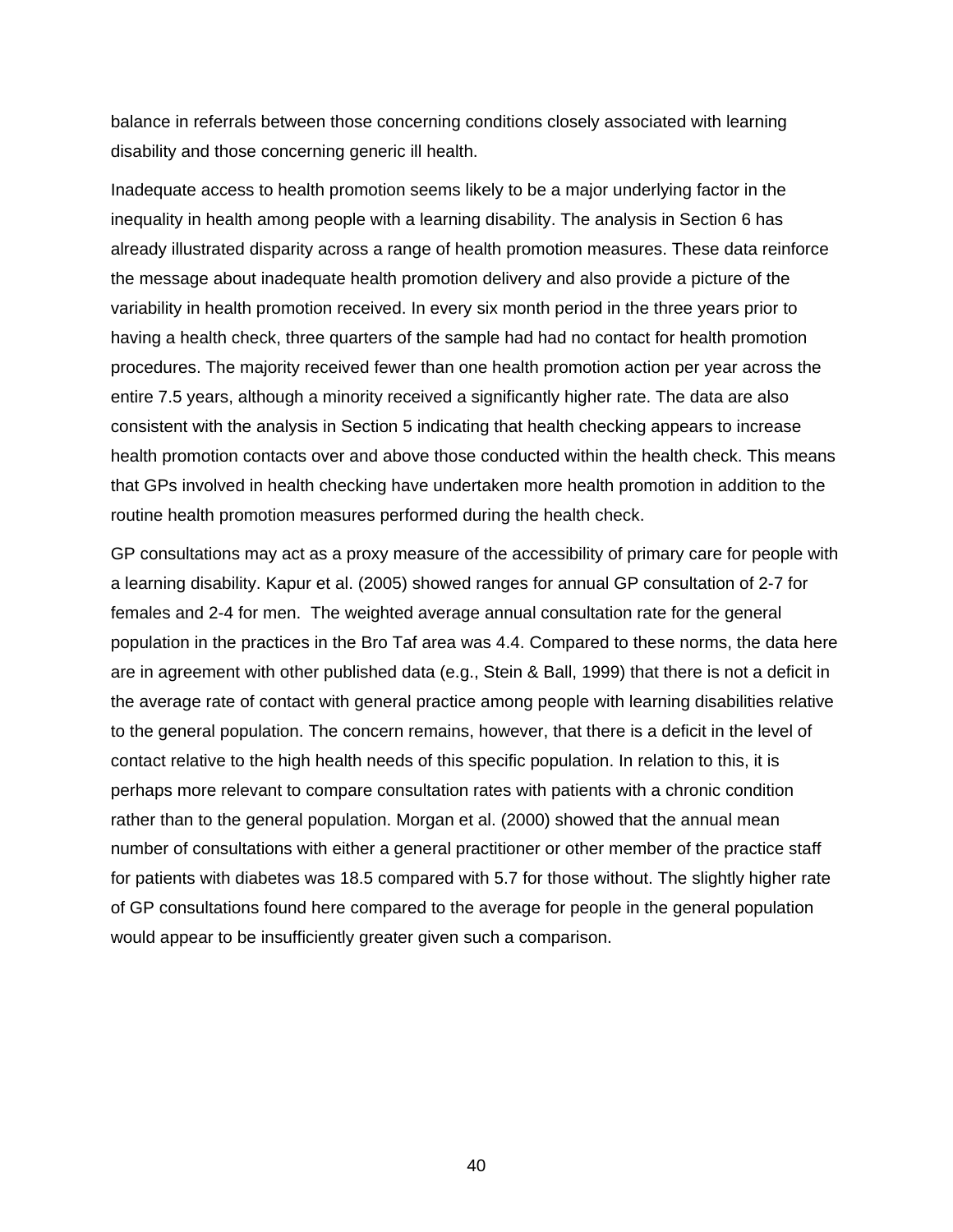balance in referrals between those concerning conditions closely associated with learning disability and those concerning generic ill health.

Inadequate access to health promotion seems likely to be a major underlying factor in the inequality in health among people with a learning disability. The analysis in Section 6 has already illustrated disparity across a range of health promotion measures. These data reinforce the message about inadequate health promotion delivery and also provide a picture of the variability in health promotion received. In every six month period in the three years prior to having a health check, three quarters of the sample had had no contact for health promotion procedures. The majority received fewer than one health promotion action per year across the entire 7.5 years, although a minority received a significantly higher rate. The data are also consistent with the analysis in Section 5 indicating that health checking appears to increase health promotion contacts over and above those conducted within the health check. This means that GPs involved in health checking have undertaken more health promotion in addition to the routine health promotion measures performed during the health check.

GP consultations may act as a proxy measure of the accessibility of primary care for people with a learning disability. Kapur et al. (2005) showed ranges for annual GP consultation of 2-7 for females and 2-4 for men. The weighted average annual consultation rate for the general population in the practices in the Bro Taf area was 4.4. Compared to these norms, the data here are in agreement with other published data (e.g., Stein & Ball, 1999) that there is not a deficit in the average rate of contact with general practice among people with learning disabilities relative to the general population. The concern remains, however, that there is a deficit in the level of contact relative to the high health needs of this specific population. In relation to this, it is perhaps more relevant to compare consultation rates with patients with a chronic condition rather than to the general population. Morgan et al. (2000) showed that the annual mean number of consultations with either a general practitioner or other member of the practice staff for patients with diabetes was 18.5 compared with 5.7 for those without. The slightly higher rate of GP consultations found here compared to the average for people in the general population would appear to be insufficiently greater given such a comparison.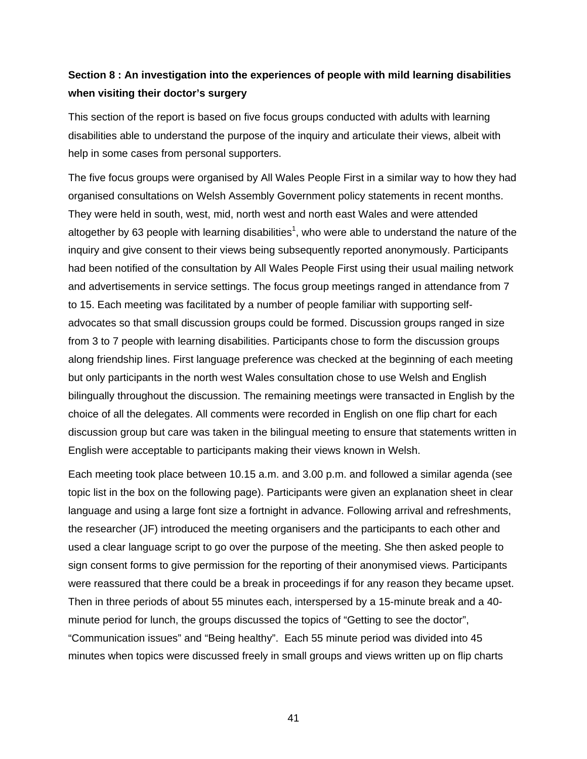### Section 8 : An investigation into the experiences of people with mild learning disabilities when visiting their doctor's surgery

This section of the report is based on five focus groups conducted with adults with learning disabilities able to understand the purpose of the inquiry and articulate their views, albeit with help in some cases from personal supporters.

The five focus groups were organised by All Wales People First in a similar way to how they had organised consultations on Welsh Assembly Government policy statements in recent months. They were held in south, west, mid, north west and north east Wales and were attended altogether by 63 people with learning disabilities[1], who were able to understand the nature of the inquiry and give consent to their views being subsequently reported anonymously. Participants had been notified of the consultation by All Wales People First using their usual mailing network and advertisements in service settings. The focus group meetings ranged in attendance from 7 to 15. Each meeting was facilitated by a number of people familiar with supporting self-advocates so that small discussion groups could be formed. Discussion groups ranged in size from 3 to 7 people with learning disabilities. Participants chose to form the discussion groups along friendship lines. First language preference was checked at the beginning of each meeting but only participants in the north west Wales consultation chose to use Welsh and English bilingually throughout the discussion. The remaining meetings were transacted in English by the choice of all the delegates. All comments were recorded in English on one flip chart for each discussion group but care was taken in the bilingual meeting to ensure that statements written in English were acceptable to participants making their views known in Welsh.

Each meeting took place between 10.15 a.m. and 3.00 p.m. and followed a similar agenda (see topic list in the box on the following page). Participants were given an explanation sheet in clear language and using a large font size a fortnight in advance. Following arrival and refreshments, the researcher (JF) introduced the meeting organisers and the participants to each other and used a clear language script to go over the purpose of the meeting. She then asked people to sign consent forms to give permission for the reporting of their anonymised views. Participants were reassured that there could be a break in proceedings if for any reason they became upset. Then in three periods of about 55 minutes each, interspersed by a 15-minute break and a 40-minute period for lunch, the groups discussed the topics of "Getting to see the doctor", "Communication issues" and "Being healthy". Each 55 minute period was divided into 45 minutes when topics were discussed freely in small groups and views written up on flip charts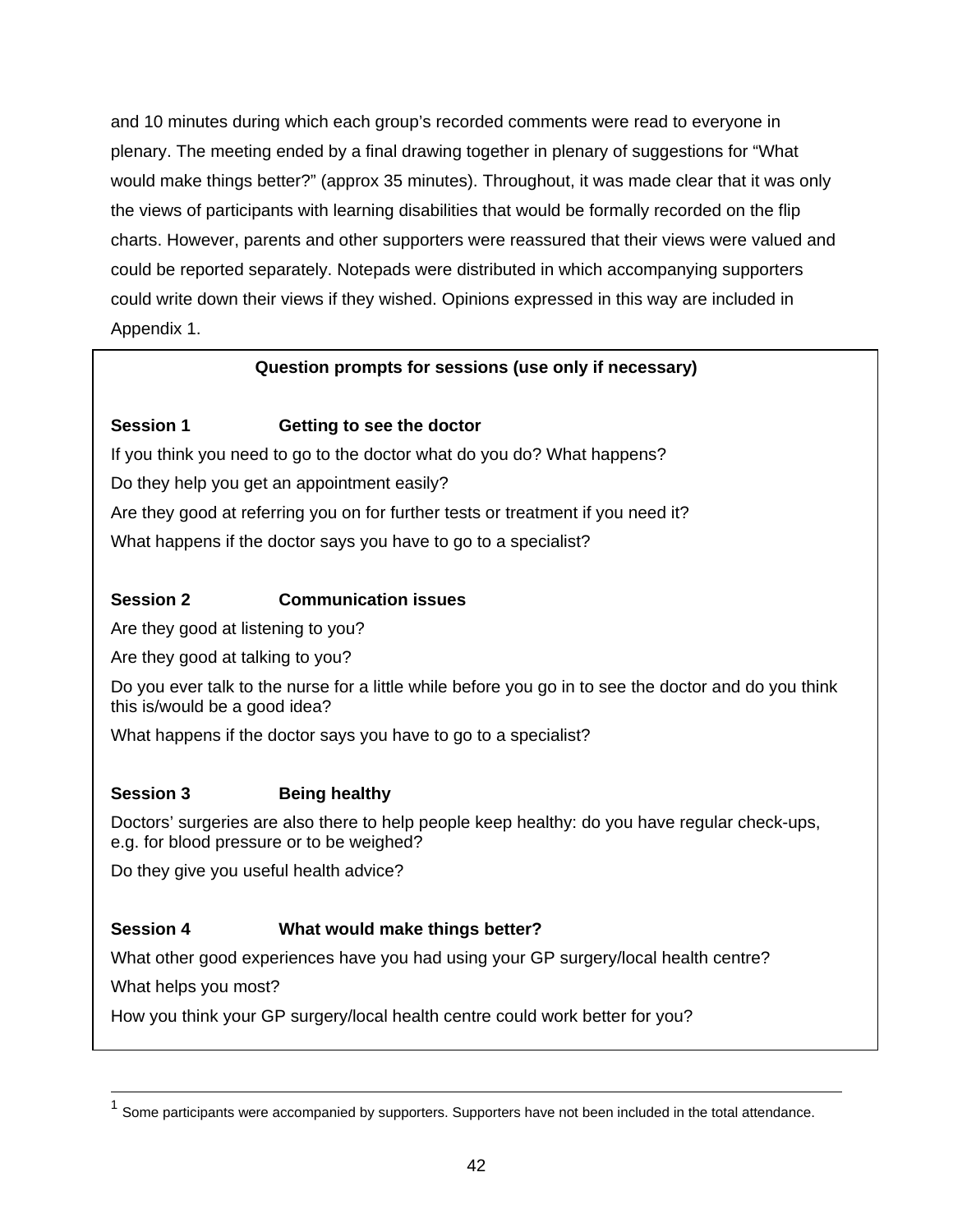and 10 minutes during which each group's recorded comments were read to everyone in plenary. The meeting ended by a final drawing together in plenary of suggestions for "What would make things better?" (approx 35 minutes). Throughout, it was made clear that it was only the views of participants with learning disabilities that would be formally recorded on the flip charts. However, parents and other supporters were reassured that their views were valued and could be reported separately. Notepads were distributed in which accompanying supporters could write down their views if they wished. Opinions expressed in this way are included in Appendix 1.

**Question prompts for sessions (use only if necessary)**

**Session 1 Getting to see the doctor**

If you think you need to go to the doctor what do you do? What happens?

Do they help you get an appointment easily?

Are they good at referring you on for further tests or treatment if you need it?

What happens if the doctor says you have to go to a specialist?

**Session 2 Communication issues**

Are they good at listening to you?

Are they good at talking to you?

Do you ever talk to the nurse for a little while before you go in to see the doctor and do you think this is/would be a good idea?

What happens if the doctor says you have to go to a specialist?

**Session 3 Being healthy**

Doctors' surgeries are also there to help people keep healthy: do you have regular check-ups, e.g. for blood pressure or to be weighed?

Do they give you useful health advice?

**Session 4 What would make things better?**

What other good experiences have you had using your GP surgery/local health centre?

What helps you most?

How you think your GP surgery/local health centre could work better for you?

---

[1] Some participants were accompanied by supporters. Supporters have not been included in the total attendance.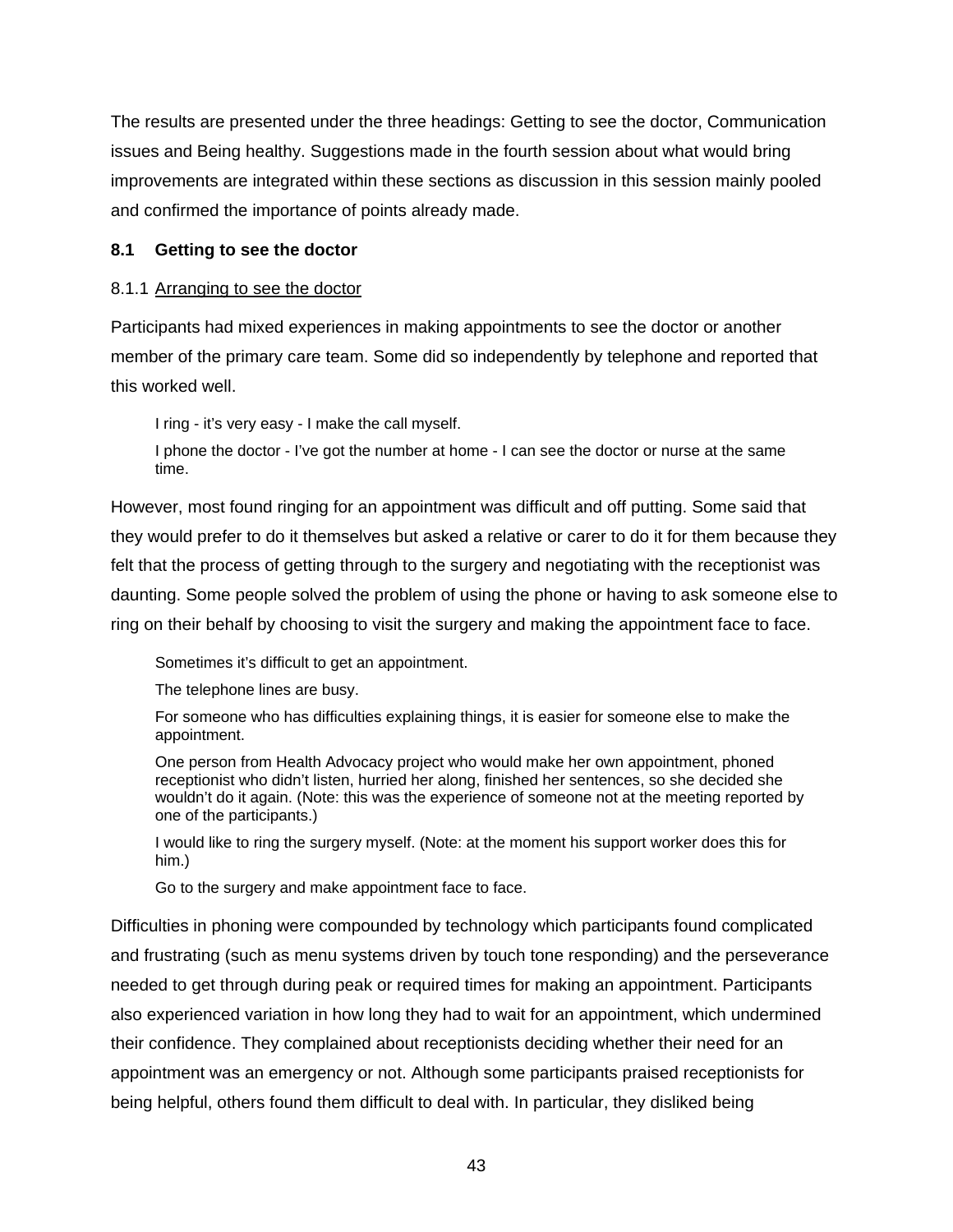The results are presented under the three headings: Getting to see the doctor, Communication issues and Being healthy. Suggestions made in the fourth session about what would bring improvements are integrated within these sections as discussion in this session mainly pooled and confirmed the importance of points already made.

### 8.1 Getting to see the doctor

#### 8.1.1 Arranging to see the doctor

Participants had mixed experiences in making appointments to see the doctor or another member of the primary care team. Some did so independently by telephone and reported that this worked well.

> I ring - it's very easy - I make the call myself.
>
> I phone the doctor - I've got the number at home - I can see the doctor or nurse at the same time.

However, most found ringing for an appointment was difficult and off putting. Some said that they would prefer to do it themselves but asked a relative or carer to do it for them because they felt that the process of getting through to the surgery and negotiating with the receptionist was daunting. Some people solved the problem of using the phone or having to ask someone else to ring on their behalf by choosing to visit the surgery and making the appointment face to face.

> Sometimes it's difficult to get an appointment.
>
> The telephone lines are busy.
>
> For someone who has difficulties explaining things, it is easier for someone else to make the appointment.
>
> One person from Health Advocacy project who would make her own appointment, phoned receptionist who didn't listen, hurried her along, finished her sentences, so she decided she wouldn't do it again. (Note: this was the experience of someone not at the meeting reported by one of the participants.)
>
> I would like to ring the surgery myself. (Note: at the moment his support worker does this for him.)
>
> Go to the surgery and make appointment face to face.

Difficulties in phoning were compounded by technology which participants found complicated and frustrating (such as menu systems driven by touch tone responding) and the perseverance needed to get through during peak or required times for making an appointment. Participants also experienced variation in how long they had to wait for an appointment, which undermined their confidence. They complained about receptionists deciding whether their need for an appointment was an emergency or not. Although some participants praised receptionists for being helpful, others found them difficult to deal with. In particular, they disliked being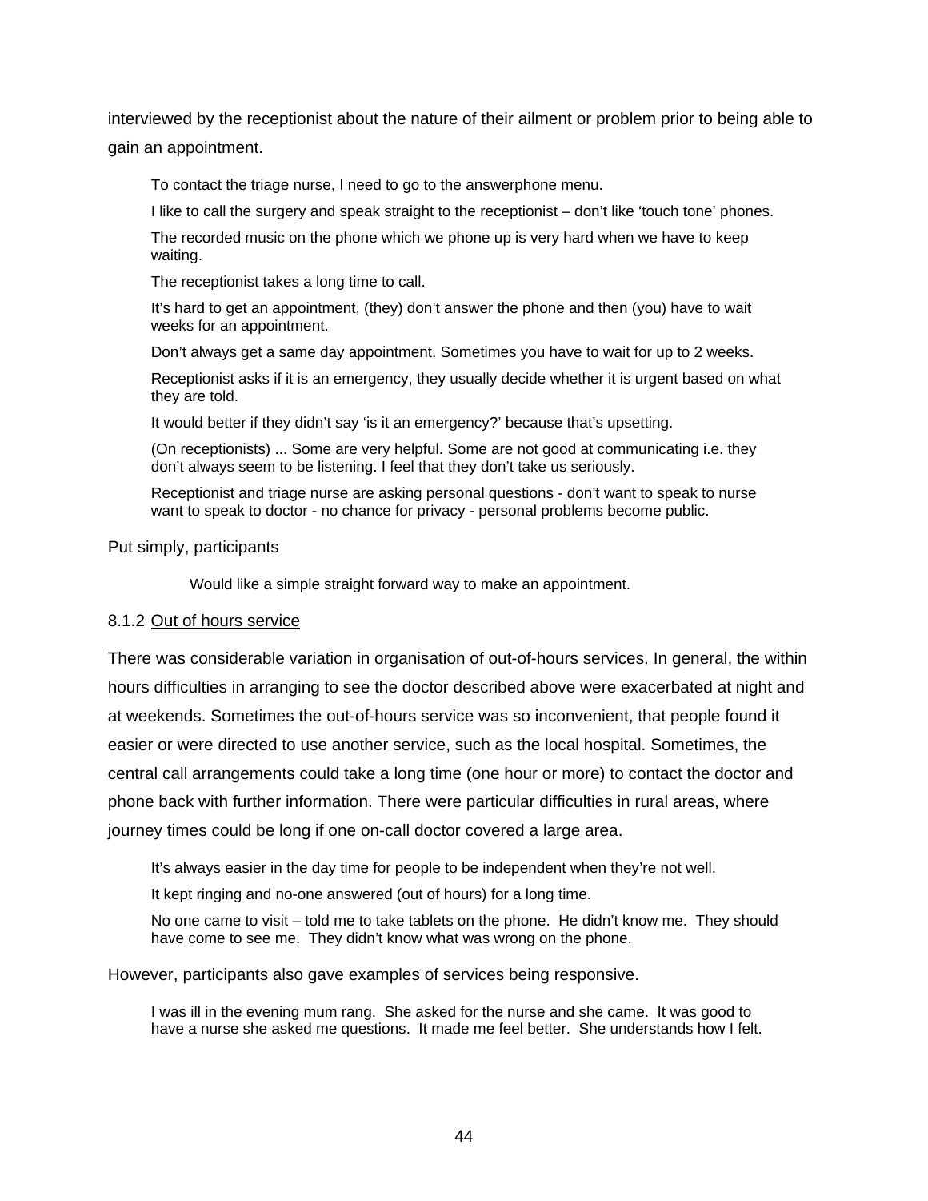interviewed by the receptionist about the nature of their ailment or problem prior to being able to gain an appointment.

> To contact the triage nurse, I need to go to the answerphone menu.
>
> I like to call the surgery and speak straight to the receptionist – don't like 'touch tone' phones.
>
> The recorded music on the phone which we phone up is very hard when we have to keep waiting.
>
> The receptionist takes a long time to call.
>
> It's hard to get an appointment, (they) don't answer the phone and then (you) have to wait weeks for an appointment.
>
> Don't always get a same day appointment. Sometimes you have to wait for up to 2 weeks.
>
> Receptionist asks if it is an emergency, they usually decide whether it is urgent based on what they are told.
>
> It would better if they didn't say 'is it an emergency?' because that's upsetting.
>
> (On receptionists) ... Some are very helpful. Some are not good at communicating i.e. they don't always seem to be listening. I feel that they don't take us seriously.
>
> Receptionist and triage nurse are asking personal questions - don't want to speak to nurse want to speak to doctor - no chance for privacy - personal problems become public.

Put simply, participants

> Would like a simple straight forward way to make an appointment.

### 8.1.2 Out of hours service

There was considerable variation in organisation of out-of-hours services. In general, the within hours difficulties in arranging to see the doctor described above were exacerbated at night and at weekends. Sometimes the out-of-hours service was so inconvenient, that people found it easier or were directed to use another service, such as the local hospital. Sometimes, the central call arrangements could take a long time (one hour or more) to contact the doctor and phone back with further information. There were particular difficulties in rural areas, where journey times could be long if one on-call doctor covered a large area.

> It's always easier in the day time for people to be independent when they're not well.
>
> It kept ringing and no-one answered (out of hours) for a long time.
>
> No one came to visit – told me to take tablets on the phone. He didn't know me. They should have come to see me. They didn't know what was wrong on the phone.

However, participants also gave examples of services being responsive.

> I was ill in the evening mum rang. She asked for the nurse and she came. It was good to have a nurse she asked me questions. It made me feel better. She understands how I felt.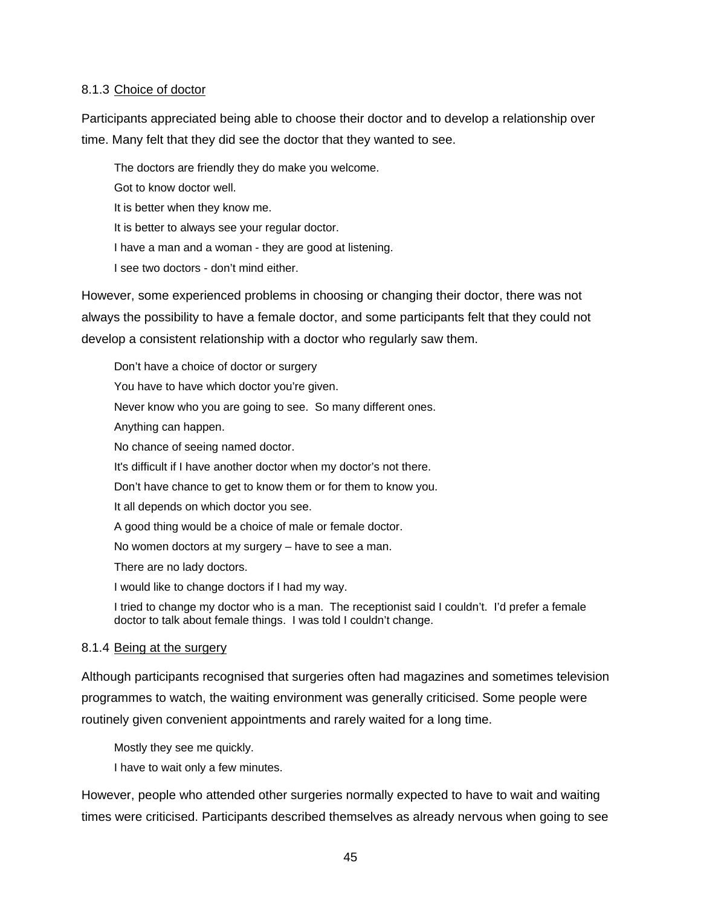#### 8.1.3 Choice of doctor

Participants appreciated being able to choose their doctor and to develop a relationship over time. Many felt that they did see the doctor that they wanted to see.

> The doctors are friendly they do make you welcome.
>
> Got to know doctor well.
>
> It is better when they know me.
>
> It is better to always see your regular doctor.
>
> I have a man and a woman - they are good at listening.
>
> I see two doctors - don't mind either.

However, some experienced problems in choosing or changing their doctor, there was not always the possibility to have a female doctor, and some participants felt that they could not develop a consistent relationship with a doctor who regularly saw them.

> Don't have a choice of doctor or surgery
>
> You have to have which doctor you're given.
>
> Never know who you are going to see. So many different ones.
>
> Anything can happen.
>
> No chance of seeing named doctor.
>
> It's difficult if I have another doctor when my doctor's not there.
>
> Don't have chance to get to know them or for them to know you.
>
> It all depends on which doctor you see.
>
> A good thing would be a choice of male or female doctor.
>
> No women doctors at my surgery – have to see a man.
>
> There are no lady doctors.
>
> I would like to change doctors if I had my way.
>
> I tried to change my doctor who is a man. The receptionist said I couldn't. I'd prefer a female doctor to talk about female things. I was told I couldn't change.

#### 8.1.4 Being at the surgery

Although participants recognised that surgeries often had magazines and sometimes television programmes to watch, the waiting environment was generally criticised. Some people were routinely given convenient appointments and rarely waited for a long time.

> Mostly they see me quickly.
>
> I have to wait only a few minutes.

However, people who attended other surgeries normally expected to have to wait and waiting times were criticised. Participants described themselves as already nervous when going to see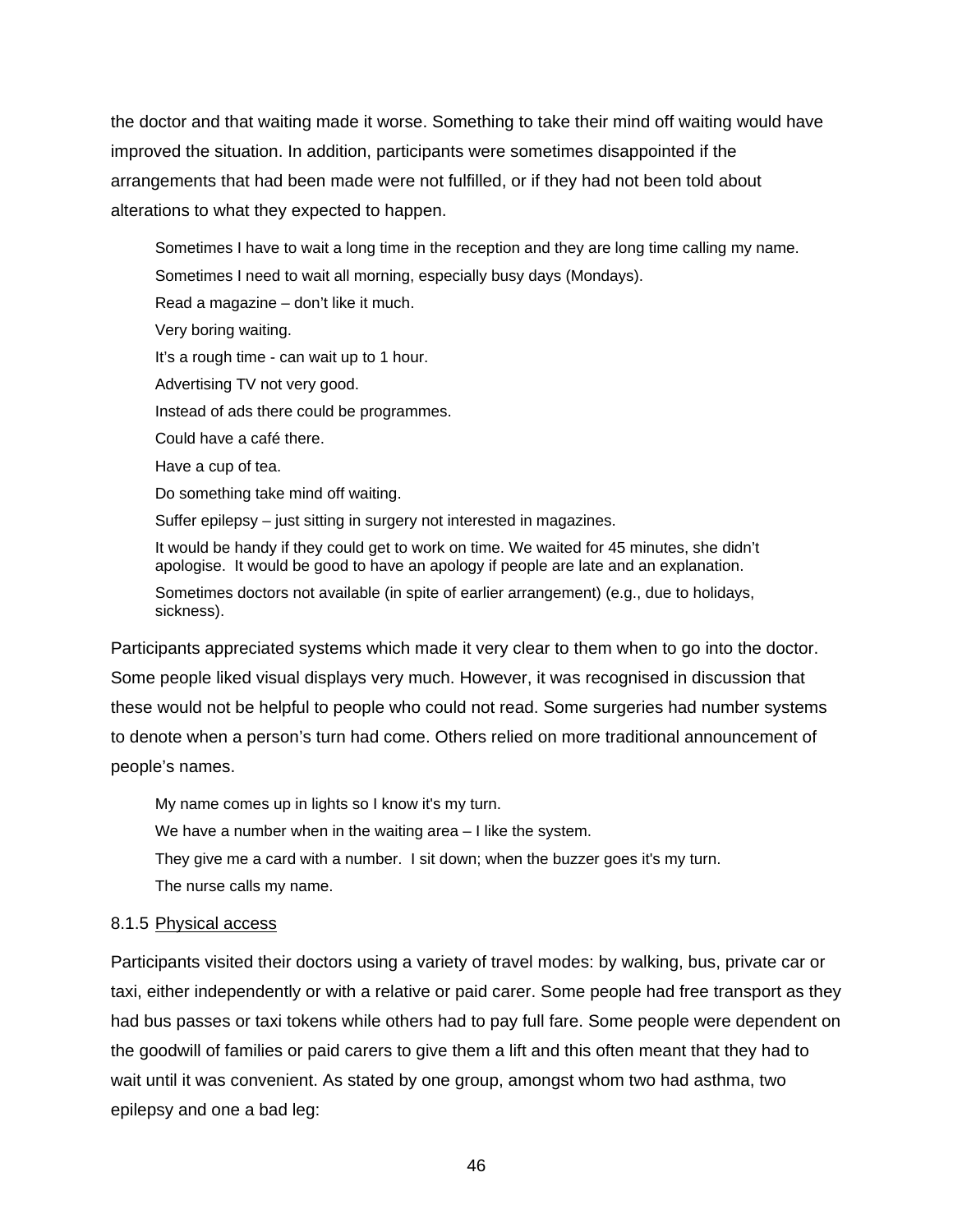the doctor and that waiting made it worse. Something to take their mind off waiting would have improved the situation. In addition, participants were sometimes disappointed if the arrangements that had been made were not fulfilled, or if they had not been told about alterations to what they expected to happen.

> Sometimes I have to wait a long time in the reception and they are long time calling my name.
>
> Sometimes I need to wait all morning, especially busy days (Mondays).
>
> Read a magazine – don't like it much.
>
> Very boring waiting.
>
> It's a rough time - can wait up to 1 hour.
>
> Advertising TV not very good.
>
> Instead of ads there could be programmes.
>
> Could have a café there.
>
> Have a cup of tea.
>
> Do something take mind off waiting.
>
> Suffer epilepsy – just sitting in surgery not interested in magazines.
>
> It would be handy if they could get to work on time. We waited for 45 minutes, she didn't apologise. It would be good to have an apology if people are late and an explanation.
>
> Sometimes doctors not available (in spite of earlier arrangement) (e.g., due to holidays, sickness).

Participants appreciated systems which made it very clear to them when to go into the doctor. Some people liked visual displays very much. However, it was recognised in discussion that these would not be helpful to people who could not read. Some surgeries had number systems to denote when a person's turn had come. Others relied on more traditional announcement of people's names.

> My name comes up in lights so I know it's my turn.
>
> We have a number when in the waiting area – I like the system.
>
> They give me a card with a number. I sit down; when the buzzer goes it's my turn.
>
> The nurse calls my name.

#### 8.1.5 Physical access

Participants visited their doctors using a variety of travel modes: by walking, bus, private car or taxi, either independently or with a relative or paid carer. Some people had free transport as they had bus passes or taxi tokens while others had to pay full fare. Some people were dependent on the goodwill of families or paid carers to give them a lift and this often meant that they had to wait until it was convenient. As stated by one group, amongst whom two had asthma, two epilepsy and one a bad leg: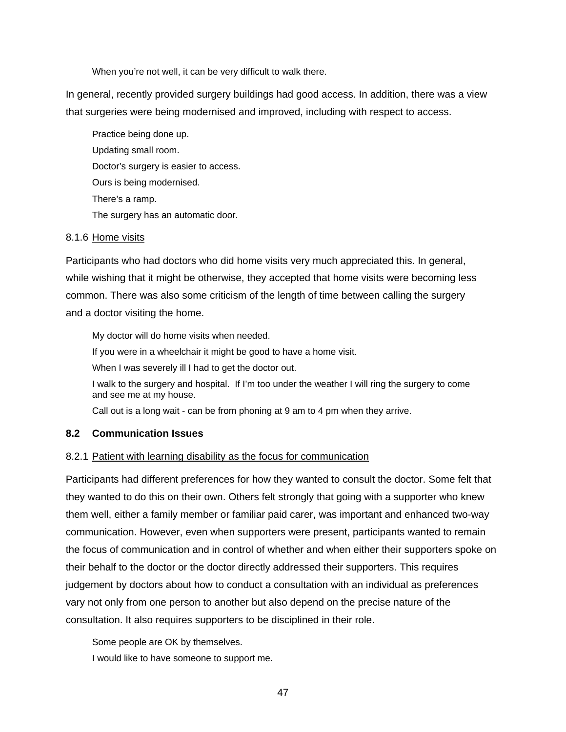When you're not well, it can be very difficult to walk there.

In general, recently provided surgery buildings had good access. In addition, there was a view that surgeries were being modernised and improved, including with respect to access.

Practice being done up.

Updating small room.

Doctor's surgery is easier to access.

Ours is being modernised.

There's a ramp.

The surgery has an automatic door.

### 8.1.6 <u>Home visits</u>

Participants who had doctors who did home visits very much appreciated this. In general, while wishing that it might be otherwise, they accepted that home visits were becoming less common. There was also some criticism of the length of time between calling the surgery and a doctor visiting the home.

My doctor will do home visits when needed.

If you were in a wheelchair it might be good to have a home visit.

When I was severely ill I had to get the doctor out.

I walk to the surgery and hospital. If I'm too under the weather I will ring the surgery to come and see me at my house.

Call out is a long wait - can be from phoning at 9 am to 4 pm when they arrive.

## 8.2 Communication Issues

### 8.2.1 <u>Patient with learning disability as the focus for communication</u>

Participants had different preferences for how they wanted to consult the doctor. Some felt that they wanted to do this on their own. Others felt strongly that going with a supporter who knew them well, either a family member or familiar paid carer, was important and enhanced two-way communication. However, even when supporters were present, participants wanted to remain the focus of communication and in control of whether and when either their supporters spoke on their behalf to the doctor or the doctor directly addressed their supporters. This requires judgement by doctors about how to conduct a consultation with an individual as preferences vary not only from one person to another but also depend on the precise nature of the consultation. It also requires supporters to be disciplined in their role.

Some people are OK by themselves.

I would like to have someone to support me.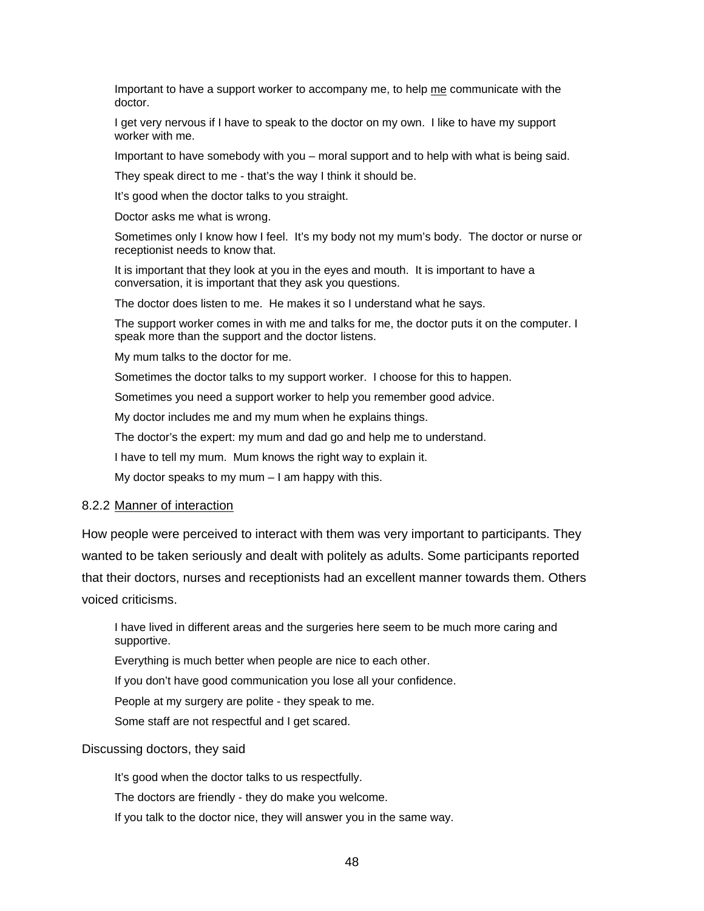Important to have a support worker to accompany me, to help me communicate with the doctor.

I get very nervous if I have to speak to the doctor on my own. I like to have my support worker with me.

Important to have somebody with you – moral support and to help with what is being said.

They speak direct to me - that's the way I think it should be.

It's good when the doctor talks to you straight.

Doctor asks me what is wrong.

Sometimes only I know how I feel. It's my body not my mum's body. The doctor or nurse or receptionist needs to know that.

It is important that they look at you in the eyes and mouth. It is important to have a conversation, it is important that they ask you questions.

The doctor does listen to me. He makes it so I understand what he says.

The support worker comes in with me and talks for me, the doctor puts it on the computer. I speak more than the support and the doctor listens.

My mum talks to the doctor for me.

Sometimes the doctor talks to my support worker. I choose for this to happen.

Sometimes you need a support worker to help you remember good advice.

My doctor includes me and my mum when he explains things.

The doctor's the expert: my mum and dad go and help me to understand.

I have to tell my mum. Mum knows the right way to explain it.

My doctor speaks to my mum – I am happy with this.

### 8.2.2 Manner of interaction

How people were perceived to interact with them was very important to participants. They wanted to be taken seriously and dealt with politely as adults. Some participants reported that their doctors, nurses and receptionists had an excellent manner towards them. Others voiced criticisms.

I have lived in different areas and the surgeries here seem to be much more caring and supportive.

Everything is much better when people are nice to each other.

If you don't have good communication you lose all your confidence.

People at my surgery are polite - they speak to me.

Some staff are not respectful and I get scared.

Discussing doctors, they said

It's good when the doctor talks to us respectfully.

The doctors are friendly - they do make you welcome.

If you talk to the doctor nice, they will answer you in the same way.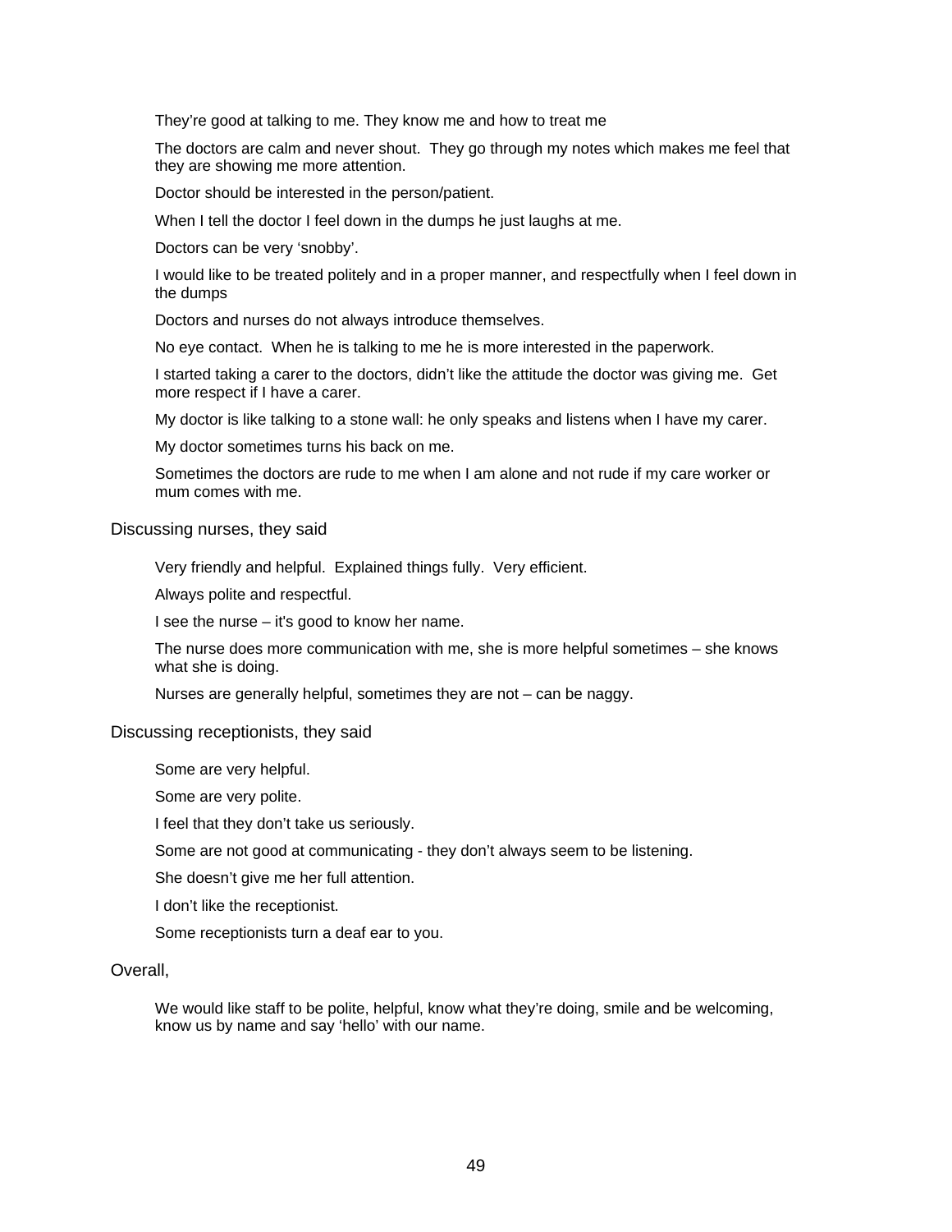They're good at talking to me. They know me and how to treat me

The doctors are calm and never shout. They go through my notes which makes me feel that they are showing me more attention.

Doctor should be interested in the person/patient.

When I tell the doctor I feel down in the dumps he just laughs at me.

Doctors can be very 'snobby'.

I would like to be treated politely and in a proper manner, and respectfully when I feel down in the dumps

Doctors and nurses do not always introduce themselves.

No eye contact. When he is talking to me he is more interested in the paperwork.

I started taking a carer to the doctors, didn't like the attitude the doctor was giving me. Get more respect if I have a carer.

My doctor is like talking to a stone wall: he only speaks and listens when I have my carer.

My doctor sometimes turns his back on me.

Sometimes the doctors are rude to me when I am alone and not rude if my care worker or mum comes with me.

Discussing nurses, they said

Very friendly and helpful. Explained things fully. Very efficient.

Always polite and respectful.

I see the nurse – it's good to know her name.

The nurse does more communication with me, she is more helpful sometimes – she knows what she is doing.

Nurses are generally helpful, sometimes they are not – can be naggy.

Discussing receptionists, they said

Some are very helpful.

Some are very polite.

I feel that they don't take us seriously.

Some are not good at communicating - they don't always seem to be listening.

She doesn't give me her full attention.

I don't like the receptionist.

Some receptionists turn a deaf ear to you.

Overall,

We would like staff to be polite, helpful, know what they're doing, smile and be welcoming, know us by name and say 'hello' with our name.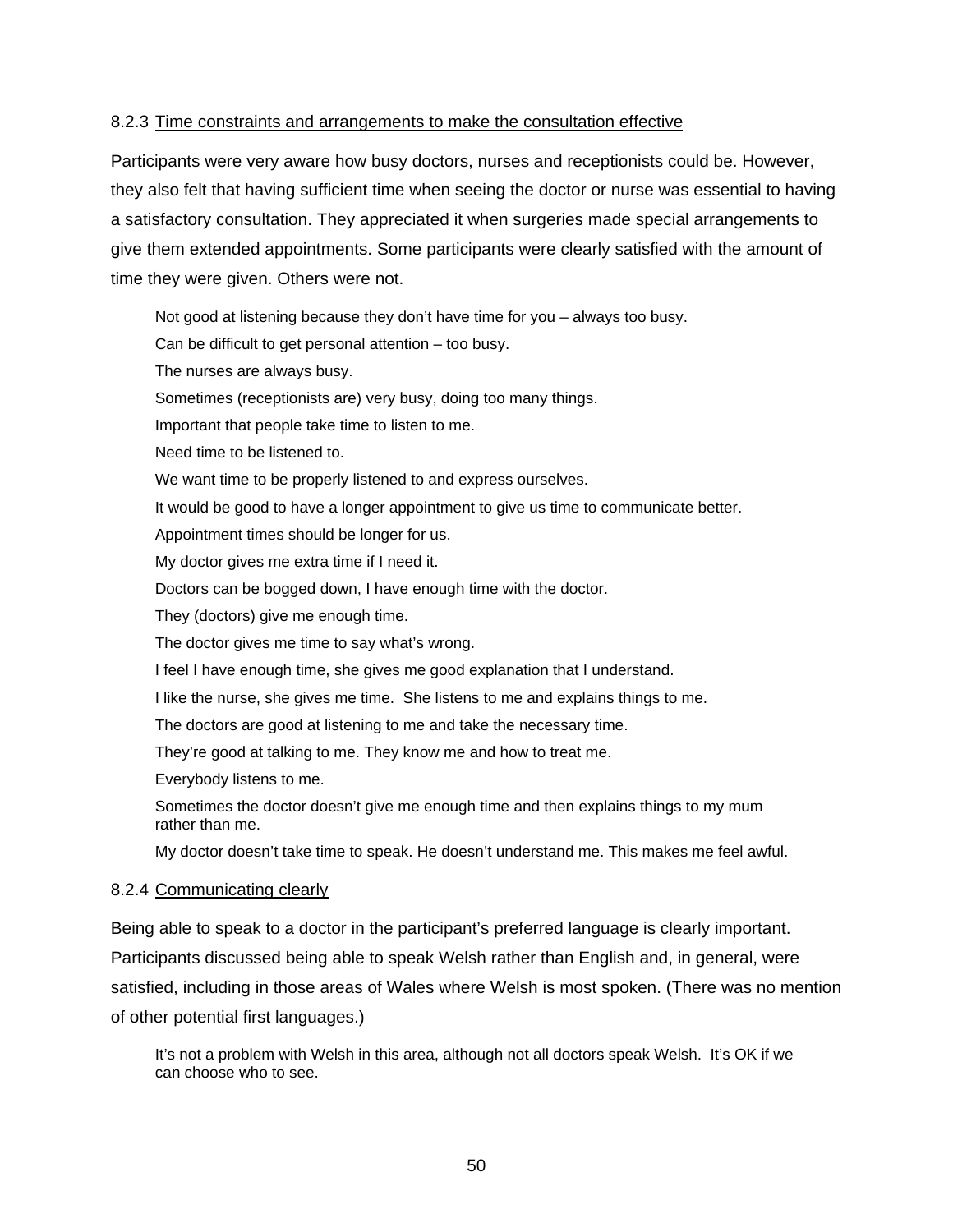### 8.2.3 Time constraints and arrangements to make the consultation effective

Participants were very aware how busy doctors, nurses and receptionists could be. However, they also felt that having sufficient time when seeing the doctor or nurse was essential to having a satisfactory consultation. They appreciated it when surgeries made special arrangements to give them extended appointments. Some participants were clearly satisfied with the amount of time they were given. Others were not.

> Not good at listening because they don't have time for you – always too busy.
>
> Can be difficult to get personal attention – too busy.
>
> The nurses are always busy.
>
> Sometimes (receptionists are) very busy, doing too many things.
>
> Important that people take time to listen to me.
>
> Need time to be listened to.
>
> We want time to be properly listened to and express ourselves.
>
> It would be good to have a longer appointment to give us time to communicate better.
>
> Appointment times should be longer for us.
>
> My doctor gives me extra time if I need it.
>
> Doctors can be bogged down, I have enough time with the doctor.
>
> They (doctors) give me enough time.
>
> The doctor gives me time to say what's wrong.
>
> I feel I have enough time, she gives me good explanation that I understand.
>
> I like the nurse, she gives me time. She listens to me and explains things to me.
>
> The doctors are good at listening to me and take the necessary time.
>
> They're good at talking to me. They know me and how to treat me.
>
> Everybody listens to me.
>
> Sometimes the doctor doesn't give me enough time and then explains things to my mum rather than me.
>
> My doctor doesn't take time to speak. He doesn't understand me. This makes me feel awful.

### 8.2.4 Communicating clearly

Being able to speak to a doctor in the participant's preferred language is clearly important. Participants discussed being able to speak Welsh rather than English and, in general, were satisfied, including in those areas of Wales where Welsh is most spoken. (There was no mention of other potential first languages.)

> It's not a problem with Welsh in this area, although not all doctors speak Welsh. It's OK if we can choose who to see.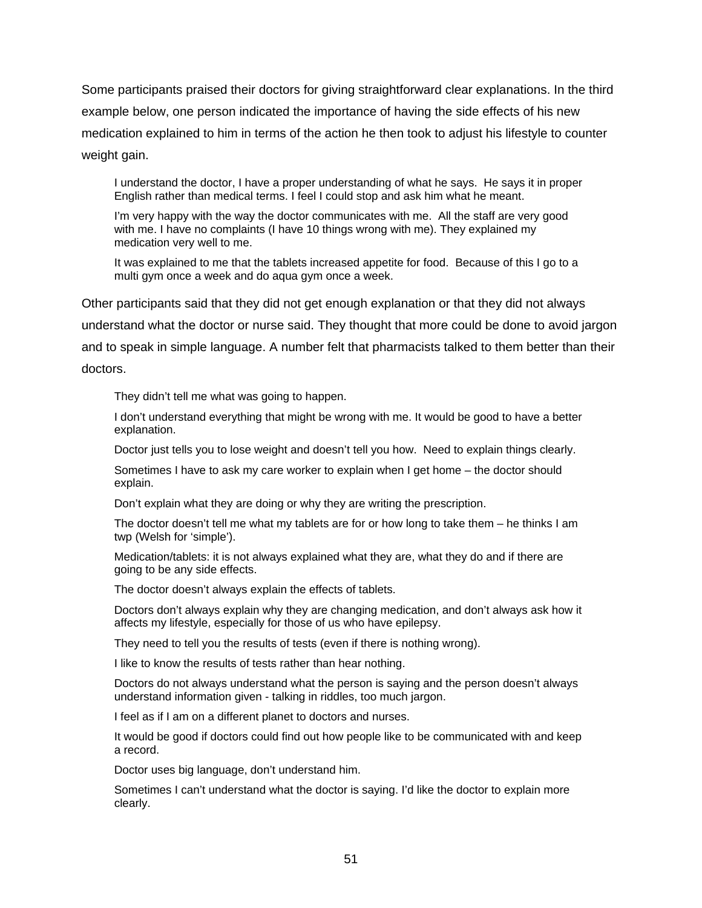Some participants praised their doctors for giving straightforward clear explanations. In the third example below, one person indicated the importance of having the side effects of his new medication explained to him in terms of the action he then took to adjust his lifestyle to counter weight gain.

> I understand the doctor, I have a proper understanding of what he says. He says it in proper English rather than medical terms. I feel I could stop and ask him what he meant.
>
> I'm very happy with the way the doctor communicates with me. All the staff are very good with me. I have no complaints (I have 10 things wrong with me). They explained my medication very well to me.
>
> It was explained to me that the tablets increased appetite for food. Because of this I go to a multi gym once a week and do aqua gym once a week.

Other participants said that they did not get enough explanation or that they did not always understand what the doctor or nurse said. They thought that more could be done to avoid jargon and to speak in simple language. A number felt that pharmacists talked to them better than their doctors.

> They didn't tell me what was going to happen.
>
> I don't understand everything that might be wrong with me. It would be good to have a better explanation.
>
> Doctor just tells you to lose weight and doesn't tell you how. Need to explain things clearly.
>
> Sometimes I have to ask my care worker to explain when I get home – the doctor should explain.
>
> Don't explain what they are doing or why they are writing the prescription.
>
> The doctor doesn't tell me what my tablets are for or how long to take them – he thinks I am twp (Welsh for 'simple').
>
> Medication/tablets: it is not always explained what they are, what they do and if there are going to be any side effects.
>
> The doctor doesn't always explain the effects of tablets.
>
> Doctors don't always explain why they are changing medication, and don't always ask how it affects my lifestyle, especially for those of us who have epilepsy.
>
> They need to tell you the results of tests (even if there is nothing wrong).
>
> I like to know the results of tests rather than hear nothing.
>
> Doctors do not always understand what the person is saying and the person doesn't always understand information given - talking in riddles, too much jargon.
>
> I feel as if I am on a different planet to doctors and nurses.
>
> It would be good if doctors could find out how people like to be communicated with and keep a record.
>
> Doctor uses big language, don't understand him.
>
> Sometimes I can't understand what the doctor is saying. I'd like the doctor to explain more clearly.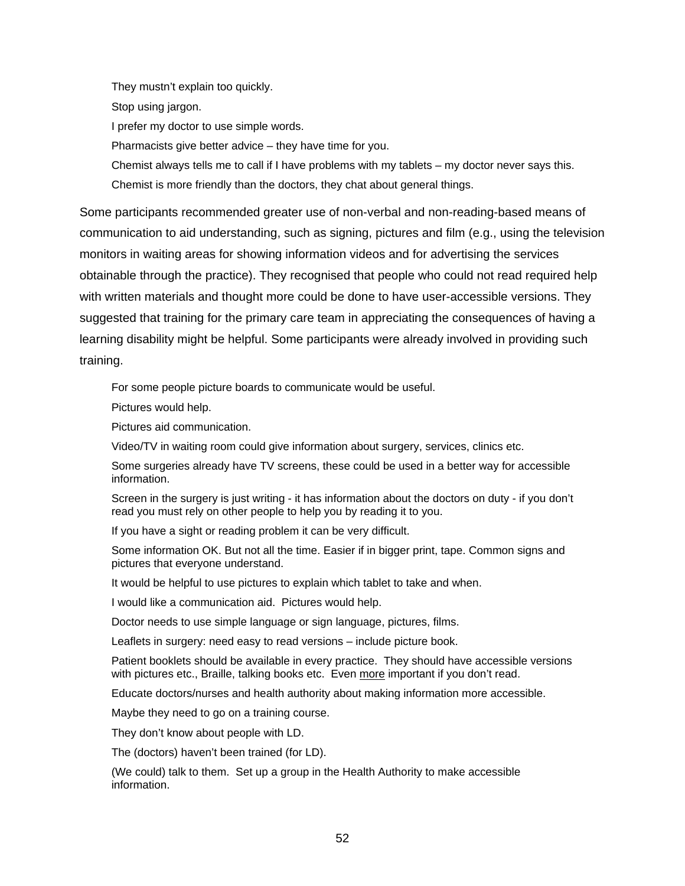> They mustn't explain too quickly.
>
> Stop using jargon.
>
> I prefer my doctor to use simple words.
>
> Pharmacists give better advice – they have time for you.
>
> Chemist always tells me to call if I have problems with my tablets – my doctor never says this.
>
> Chemist is more friendly than the doctors, they chat about general things.

Some participants recommended greater use of non-verbal and non-reading-based means of communication to aid understanding, such as signing, pictures and film (e.g., using the television monitors in waiting areas for showing information videos and for advertising the services obtainable through the practice). They recognised that people who could not read required help with written materials and thought more could be done to have user-accessible versions. They suggested that training for the primary care team in appreciating the consequences of having a learning disability might be helpful. Some participants were already involved in providing such training.

> For some people picture boards to communicate would be useful.
>
> Pictures would help.
>
> Pictures aid communication.
>
> Video/TV in waiting room could give information about surgery, services, clinics etc.
>
> Some surgeries already have TV screens, these could be used in a better way for accessible information.
>
> Screen in the surgery is just writing - it has information about the doctors on duty - if you don't read you must rely on other people to help you by reading it to you.
>
> If you have a sight or reading problem it can be very difficult.
>
> Some information OK. But not all the time. Easier if in bigger print, tape. Common signs and pictures that everyone understand.
>
> It would be helpful to use pictures to explain which tablet to take and when.
>
> I would like a communication aid. Pictures would help.
>
> Doctor needs to use simple language or sign language, pictures, films.
>
> Leaflets in surgery: need easy to read versions – include picture book.
>
> Patient booklets should be available in every practice. They should have accessible versions with pictures etc., Braille, talking books etc. Even <u>more</u> important if you don't read.
>
> Educate doctors/nurses and health authority about making information more accessible.
>
> Maybe they need to go on a training course.
>
> They don't know about people with LD.
>
> The (doctors) haven't been trained (for LD).
>
> (We could) talk to them. Set up a group in the Health Authority to make accessible information.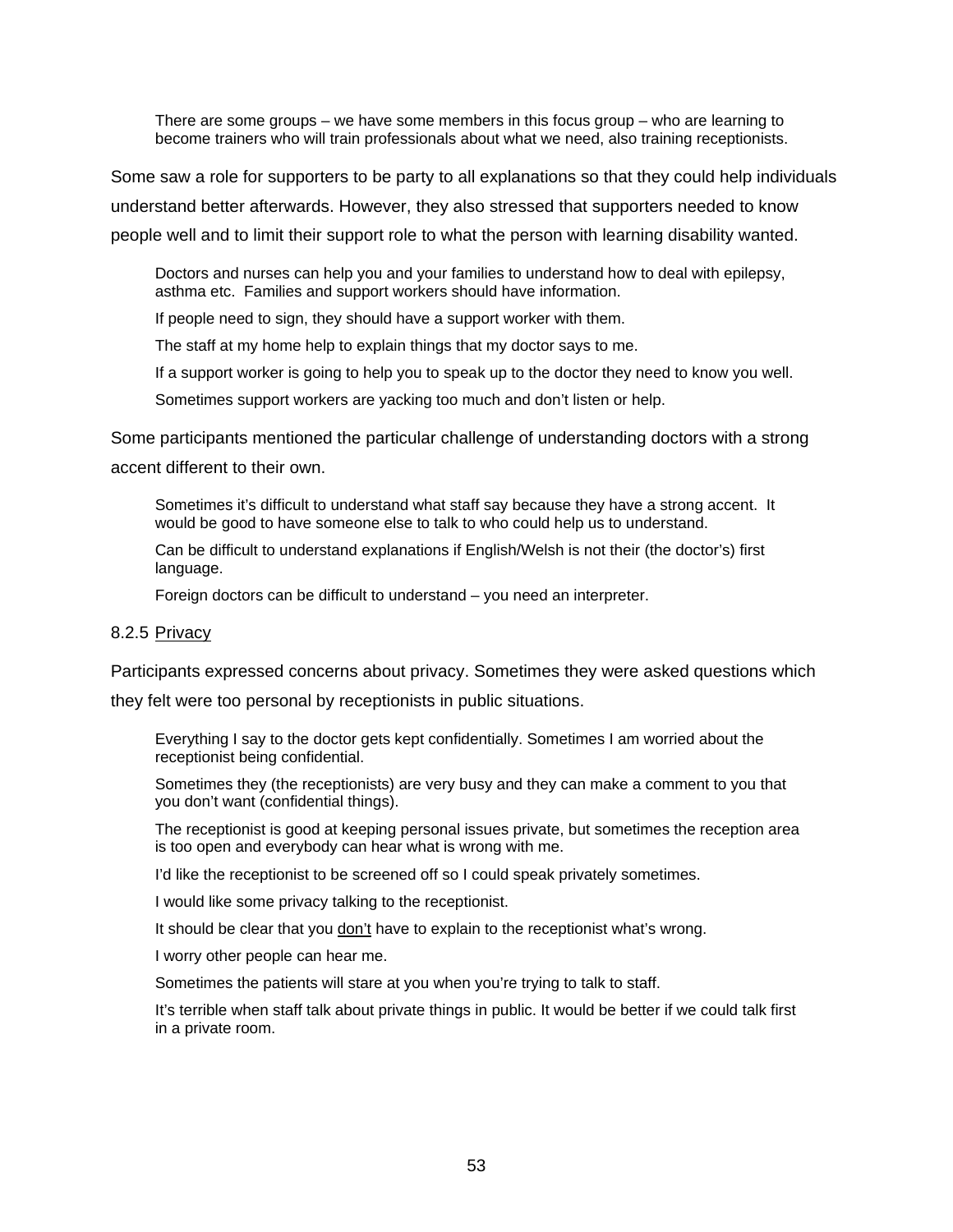> There are some groups – we have some members in this focus group – who are learning to become trainers who will train professionals about what we need, also training receptionists.

Some saw a role for supporters to be party to all explanations so that they could help individuals understand better afterwards. However, they also stressed that supporters needed to know people well and to limit their support role to what the person with learning disability wanted.

> Doctors and nurses can help you and your families to understand how to deal with epilepsy, asthma etc. Families and support workers should have information.
>
> If people need to sign, they should have a support worker with them.
>
> The staff at my home help to explain things that my doctor says to me.
>
> If a support worker is going to help you to speak up to the doctor they need to know you well.
>
> Sometimes support workers are yacking too much and don't listen or help.

Some participants mentioned the particular challenge of understanding doctors with a strong accent different to their own.

> Sometimes it's difficult to understand what staff say because they have a strong accent. It would be good to have someone else to talk to who could help us to understand.
>
> Can be difficult to understand explanations if English/Welsh is not their (the doctor's) first language.
>
> Foreign doctors can be difficult to understand – you need an interpreter.

#### 8.2.5 Privacy

Participants expressed concerns about privacy. Sometimes they were asked questions which they felt were too personal by receptionists in public situations.

> Everything I say to the doctor gets kept confidentially. Sometimes I am worried about the receptionist being confidential.
>
> Sometimes they (the receptionists) are very busy and they can make a comment to you that you don't want (confidential things).
>
> The receptionist is good at keeping personal issues private, but sometimes the reception area is too open and everybody can hear what is wrong with me.
>
> I'd like the receptionist to be screened off so I could speak privately sometimes.
>
> I would like some privacy talking to the receptionist.
>
> It should be clear that you <u>don't</u> have to explain to the receptionist what's wrong.
>
> I worry other people can hear me.
>
> Sometimes the patients will stare at you when you're trying to talk to staff.
>
> It's terrible when staff talk about private things in public. It would be better if we could talk first in a private room.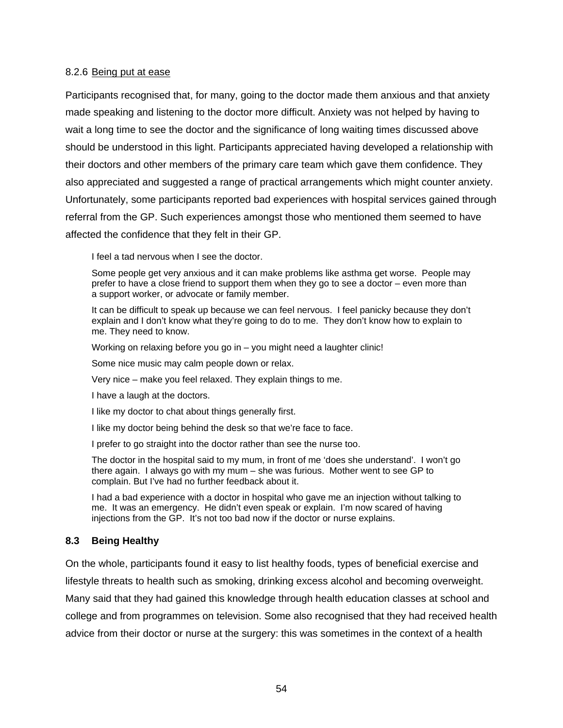#### 8.2.6 Being put at ease

Participants recognised that, for many, going to the doctor made them anxious and that anxiety made speaking and listening to the doctor more difficult. Anxiety was not helped by having to wait a long time to see the doctor and the significance of long waiting times discussed above should be understood in this light. Participants appreciated having developed a relationship with their doctors and other members of the primary care team which gave them confidence. They also appreciated and suggested a range of practical arrangements which might counter anxiety. Unfortunately, some participants reported bad experiences with hospital services gained through referral from the GP. Such experiences amongst those who mentioned them seemed to have affected the confidence that they felt in their GP.

> I feel a tad nervous when I see the doctor.
>
> Some people get very anxious and it can make problems like asthma get worse. People may prefer to have a close friend to support them when they go to see a doctor – even more than a support worker, or advocate or family member.
>
> It can be difficult to speak up because we can feel nervous. I feel panicky because they don't explain and I don't know what they're going to do to me. They don't know how to explain to me. They need to know.
>
> Working on relaxing before you go in – you might need a laughter clinic!
>
> Some nice music may calm people down or relax.
>
> Very nice – make you feel relaxed. They explain things to me.
>
> I have a laugh at the doctors.
>
> I like my doctor to chat about things generally first.
>
> I like my doctor being behind the desk so that we're face to face.
>
> I prefer to go straight into the doctor rather than see the nurse too.
>
> The doctor in the hospital said to my mum, in front of me 'does she understand'. I won't go there again. I always go with my mum – she was furious. Mother went to see GP to complain. But I've had no further feedback about it.
>
> I had a bad experience with a doctor in hospital who gave me an injection without talking to me. It was an emergency. He didn't even speak or explain. I'm now scared of having injections from the GP. It's not too bad now if the doctor or nurse explains.

### 8.3 Being Healthy

On the whole, participants found it easy to list healthy foods, types of beneficial exercise and lifestyle threats to health such as smoking, drinking excess alcohol and becoming overweight. Many said that they had gained this knowledge through health education classes at school and college and from programmes on television. Some also recognised that they had received health advice from their doctor or nurse at the surgery: this was sometimes in the context of a health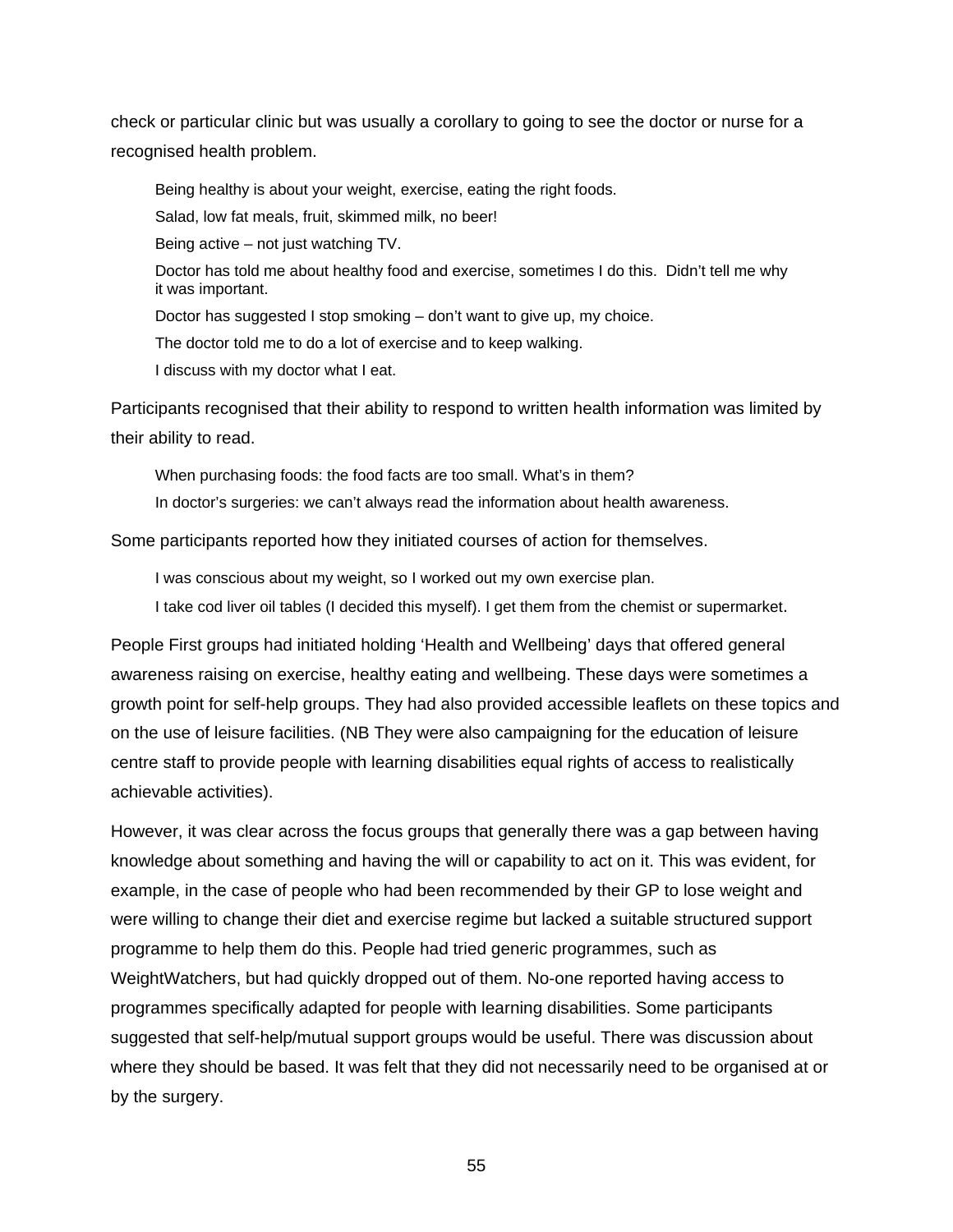check or particular clinic but was usually a corollary to going to see the doctor or nurse for a recognised health problem.

> Being healthy is about your weight, exercise, eating the right foods.
>
> Salad, low fat meals, fruit, skimmed milk, no beer!
>
> Being active – not just watching TV.
>
> Doctor has told me about healthy food and exercise, sometimes I do this. Didn't tell me why it was important.
>
> Doctor has suggested I stop smoking – don't want to give up, my choice.
>
> The doctor told me to do a lot of exercise and to keep walking.
>
> I discuss with my doctor what I eat.

Participants recognised that their ability to respond to written health information was limited by their ability to read.

> When purchasing foods: the food facts are too small. What's in them?
>
> In doctor's surgeries: we can't always read the information about health awareness.

Some participants reported how they initiated courses of action for themselves.

> I was conscious about my weight, so I worked out my own exercise plan.
>
> I take cod liver oil tables (I decided this myself). I get them from the chemist or supermarket.

People First groups had initiated holding 'Health and Wellbeing' days that offered general awareness raising on exercise, healthy eating and wellbeing. These days were sometimes a growth point for self-help groups. They had also provided accessible leaflets on these topics and on the use of leisure facilities. (NB They were also campaigning for the education of leisure centre staff to provide people with learning disabilities equal rights of access to realistically achievable activities).

However, it was clear across the focus groups that generally there was a gap between having knowledge about something and having the will or capability to act on it. This was evident, for example, in the case of people who had been recommended by their GP to lose weight and were willing to change their diet and exercise regime but lacked a suitable structured support programme to help them do this. People had tried generic programmes, such as WeightWatchers, but had quickly dropped out of them. No-one reported having access to programmes specifically adapted for people with learning disabilities. Some participants suggested that self-help/mutual support groups would be useful. There was discussion about where they should be based. It was felt that they did not necessarily need to be organised at or by the surgery.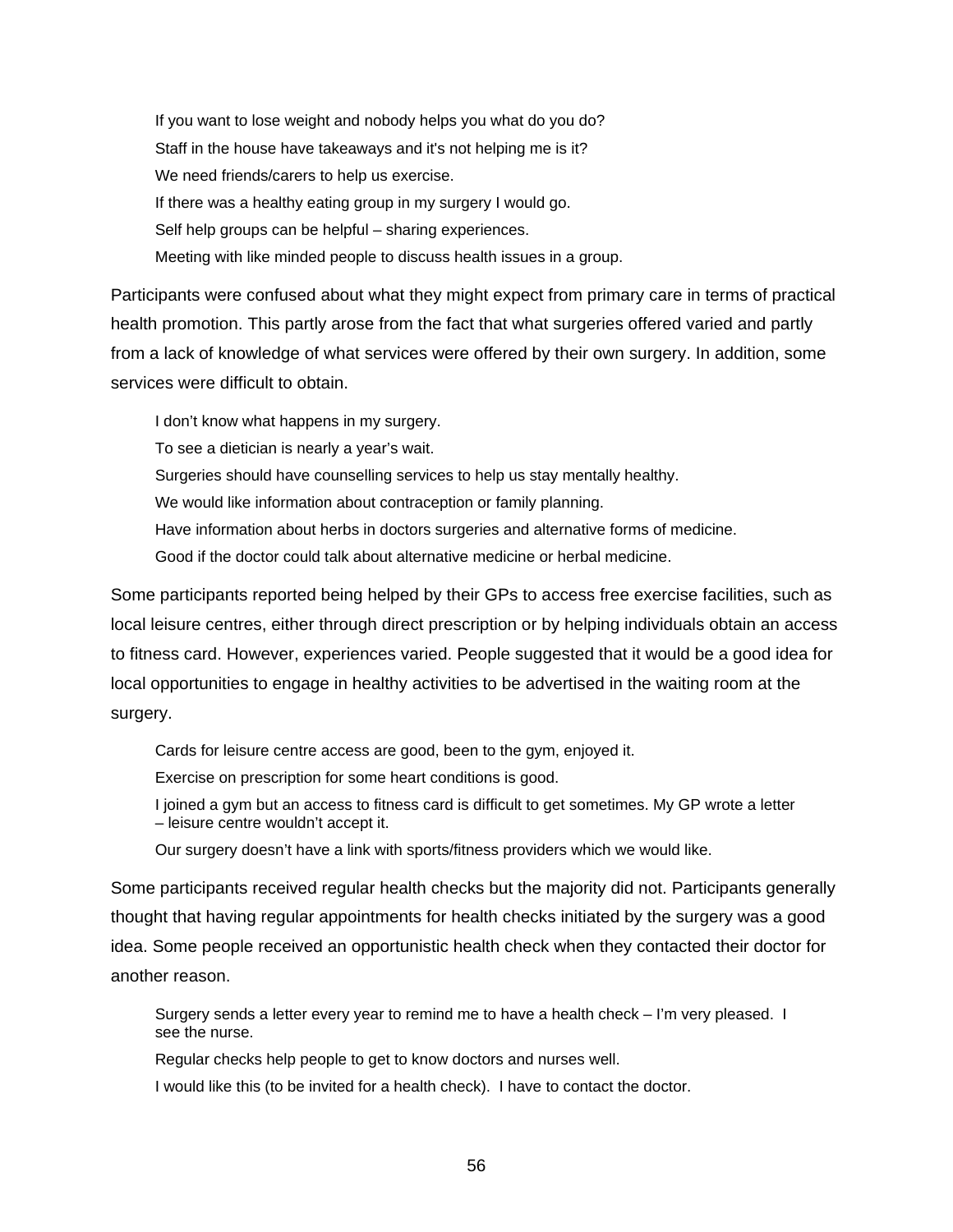> If you want to lose weight and nobody helps you what do you do?
>
> Staff in the house have takeaways and it's not helping me is it?
>
> We need friends/carers to help us exercise.
>
> If there was a healthy eating group in my surgery I would go.
>
> Self help groups can be helpful – sharing experiences.
>
> Meeting with like minded people to discuss health issues in a group.

Participants were confused about what they might expect from primary care in terms of practical health promotion. This partly arose from the fact that what surgeries offered varied and partly from a lack of knowledge of what services were offered by their own surgery. In addition, some services were difficult to obtain.

> I don't know what happens in my surgery.
>
> To see a dietician is nearly a year's wait.
>
> Surgeries should have counselling services to help us stay mentally healthy.
>
> We would like information about contraception or family planning.
>
> Have information about herbs in doctors surgeries and alternative forms of medicine.
>
> Good if the doctor could talk about alternative medicine or herbal medicine.

Some participants reported being helped by their GPs to access free exercise facilities, such as local leisure centres, either through direct prescription or by helping individuals obtain an access to fitness card. However, experiences varied. People suggested that it would be a good idea for local opportunities to engage in healthy activities to be advertised in the waiting room at the surgery.

> Cards for leisure centre access are good, been to the gym, enjoyed it.
>
> Exercise on prescription for some heart conditions is good.
>
> I joined a gym but an access to fitness card is difficult to get sometimes. My GP wrote a letter – leisure centre wouldn't accept it.
>
> Our surgery doesn't have a link with sports/fitness providers which we would like.

Some participants received regular health checks but the majority did not. Participants generally thought that having regular appointments for health checks initiated by the surgery was a good idea. Some people received an opportunistic health check when they contacted their doctor for another reason.

> Surgery sends a letter every year to remind me to have a health check – I'm very pleased. I see the nurse.
>
> Regular checks help people to get to know doctors and nurses well.
>
> I would like this (to be invited for a health check). I have to contact the doctor.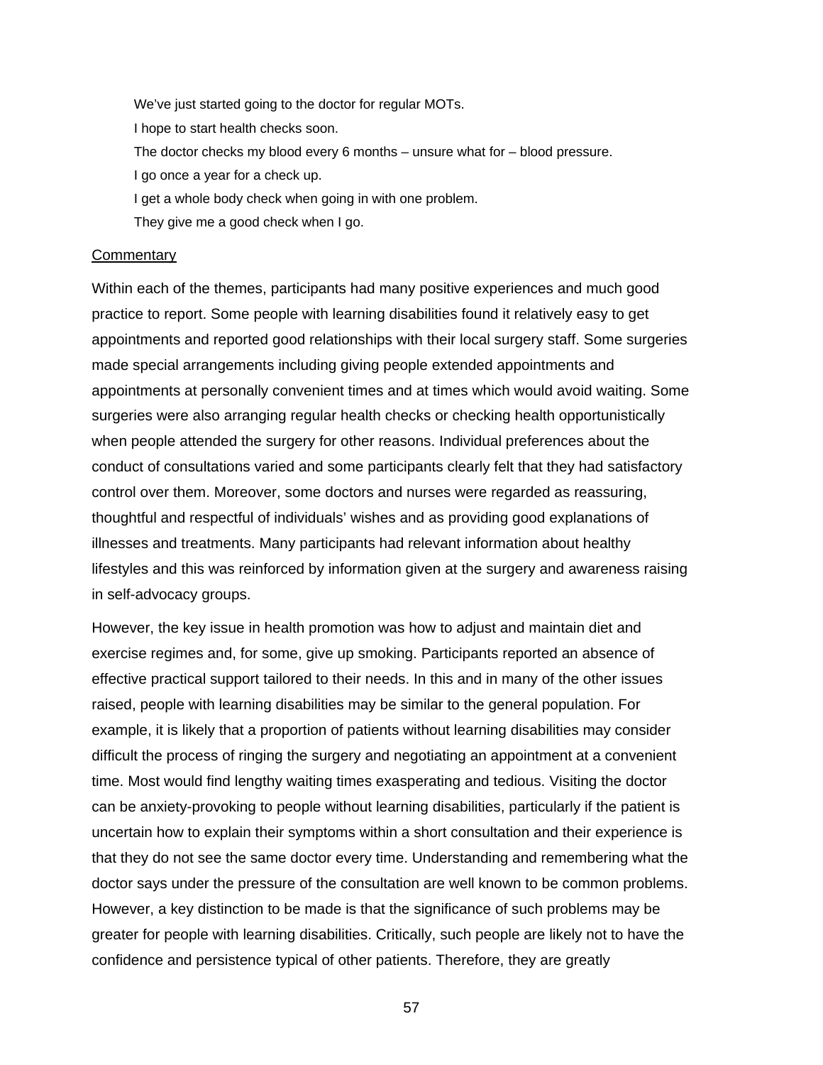> We've just started going to the doctor for regular MOTs.
>
> I hope to start health checks soon.
>
> The doctor checks my blood every 6 months – unsure what for – blood pressure.
>
> I go once a year for a check up.
>
> I get a whole body check when going in with one problem.
>
> They give me a good check when I go.

Commentary

Within each of the themes, participants had many positive experiences and much good practice to report. Some people with learning disabilities found it relatively easy to get appointments and reported good relationships with their local surgery staff. Some surgeries made special arrangements including giving people extended appointments and appointments at personally convenient times and at times which would avoid waiting. Some surgeries were also arranging regular health checks or checking health opportunistically when people attended the surgery for other reasons. Individual preferences about the conduct of consultations varied and some participants clearly felt that they had satisfactory control over them. Moreover, some doctors and nurses were regarded as reassuring, thoughtful and respectful of individuals' wishes and as providing good explanations of illnesses and treatments. Many participants had relevant information about healthy lifestyles and this was reinforced by information given at the surgery and awareness raising in self-advocacy groups.

However, the key issue in health promotion was how to adjust and maintain diet and exercise regimes and, for some, give up smoking. Participants reported an absence of effective practical support tailored to their needs. In this and in many of the other issues raised, people with learning disabilities may be similar to the general population. For example, it is likely that a proportion of patients without learning disabilities may consider difficult the process of ringing the surgery and negotiating an appointment at a convenient time. Most would find lengthy waiting times exasperating and tedious. Visiting the doctor can be anxiety-provoking to people without learning disabilities, particularly if the patient is uncertain how to explain their symptoms within a short consultation and their experience is that they do not see the same doctor every time. Understanding and remembering what the doctor says under the pressure of the consultation are well known to be common problems. However, a key distinction to be made is that the significance of such problems may be greater for people with learning disabilities. Critically, such people are likely not to have the confidence and persistence typical of other patients. Therefore, they are greatly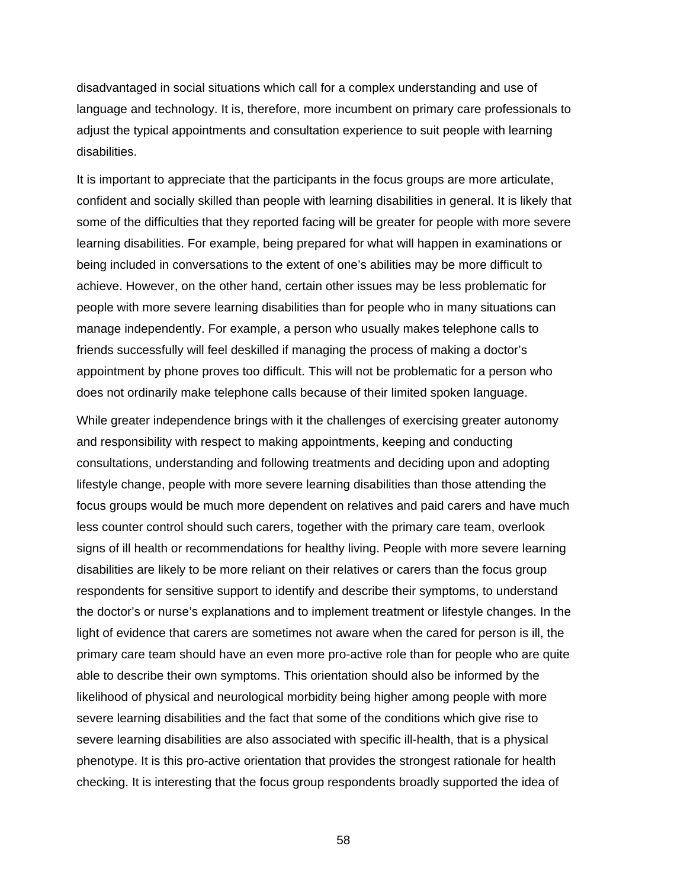disadvantaged in social situations which call for a complex understanding and use of language and technology. It is, therefore, more incumbent on primary care professionals to adjust the typical appointments and consultation experience to suit people with learning disabilities.

It is important to appreciate that the participants in the focus groups are more articulate, confident and socially skilled than people with learning disabilities in general. It is likely that some of the difficulties that they reported facing will be greater for people with more severe learning disabilities. For example, being prepared for what will happen in examinations or being included in conversations to the extent of one's abilities may be more difficult to achieve. However, on the other hand, certain other issues may be less problematic for people with more severe learning disabilities than for people who in many situations can manage independently. For example, a person who usually makes telephone calls to friends successfully will feel deskilled if managing the process of making a doctor's appointment by phone proves too difficult. This will not be problematic for a person who does not ordinarily make telephone calls because of their limited spoken language.

While greater independence brings with it the challenges of exercising greater autonomy and responsibility with respect to making appointments, keeping and conducting consultations, understanding and following treatments and deciding upon and adopting lifestyle change, people with more severe learning disabilities than those attending the focus groups would be much more dependent on relatives and paid carers and have much less counter control should such carers, together with the primary care team, overlook signs of ill health or recommendations for healthy living. People with more severe learning disabilities are likely to be more reliant on their relatives or carers than the focus group respondents for sensitive support to identify and describe their symptoms, to understand the doctor's or nurse's explanations and to implement treatment or lifestyle changes. In the light of evidence that carers are sometimes not aware when the cared for person is ill, the primary care team should have an even more pro-active role than for people who are quite able to describe their own symptoms. This orientation should also be informed by the likelihood of physical and neurological morbidity being higher among people with more severe learning disabilities and the fact that some of the conditions which give rise to severe learning disabilities are also associated with specific ill-health, that is a physical phenotype. It is this pro-active orientation that provides the strongest rationale for health checking. It is interesting that the focus group respondents broadly supported the idea of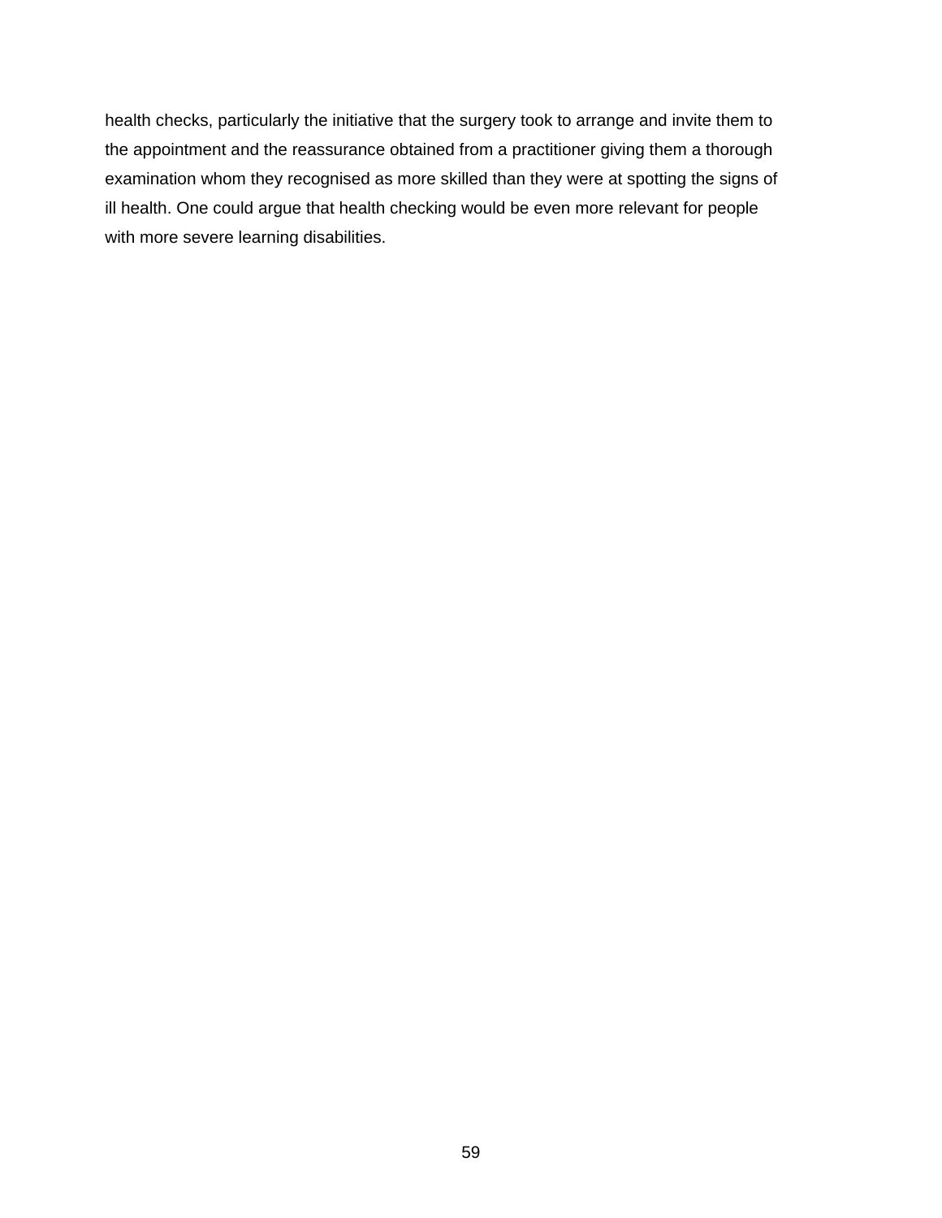health checks, particularly the initiative that the surgery took to arrange and invite them to the appointment and the reassurance obtained from a practitioner giving them a thorough examination whom they recognised as more skilled than they were at spotting the signs of ill health. One could argue that health checking would be even more relevant for people with more severe learning disabilities.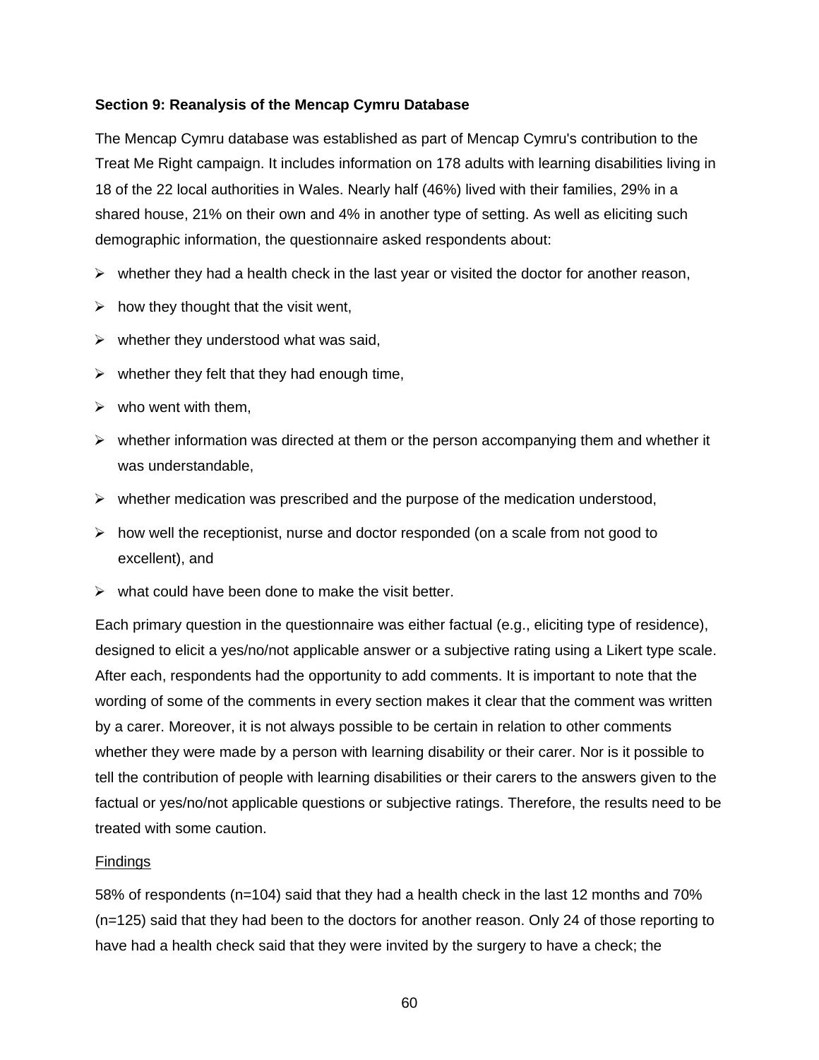**Section 9: Reanalysis of the Mencap Cymru Database**

The Mencap Cymru database was established as part of Mencap Cymru's contribution to the Treat Me Right campaign. It includes information on 178 adults with learning disabilities living in 18 of the 22 local authorities in Wales. Nearly half (46%) lived with their families, 29% in a shared house, 21% on their own and 4% in another type of setting. As well as eliciting such demographic information, the questionnaire asked respondents about:

- whether they had a health check in the last year or visited the doctor for another reason,
- how they thought that the visit went,
- whether they understood what was said,
- whether they felt that they had enough time,
- who went with them,
- whether information was directed at them or the person accompanying them and whether it was understandable,
- whether medication was prescribed and the purpose of the medication understood,
- how well the receptionist, nurse and doctor responded (on a scale from not good to excellent), and
- what could have been done to make the visit better.

Each primary question in the questionnaire was either factual (e.g., eliciting type of residence), designed to elicit a yes/no/not applicable answer or a subjective rating using a Likert type scale. After each, respondents had the opportunity to add comments. It is important to note that the wording of some of the comments in every section makes it clear that the comment was written by a carer. Moreover, it is not always possible to be certain in relation to other comments whether they were made by a person with learning disability or their carer. Nor is it possible to tell the contribution of people with learning disabilities or their carers to the answers given to the factual or yes/no/not applicable questions or subjective ratings. Therefore, the results need to be treated with some caution.

<u>Findings</u>

58% of respondents (n=104) said that they had a health check in the last 12 months and 70% (n=125) said that they had been to the doctors for another reason. Only 24 of those reporting to have had a health check said that they were invited by the surgery to have a check; the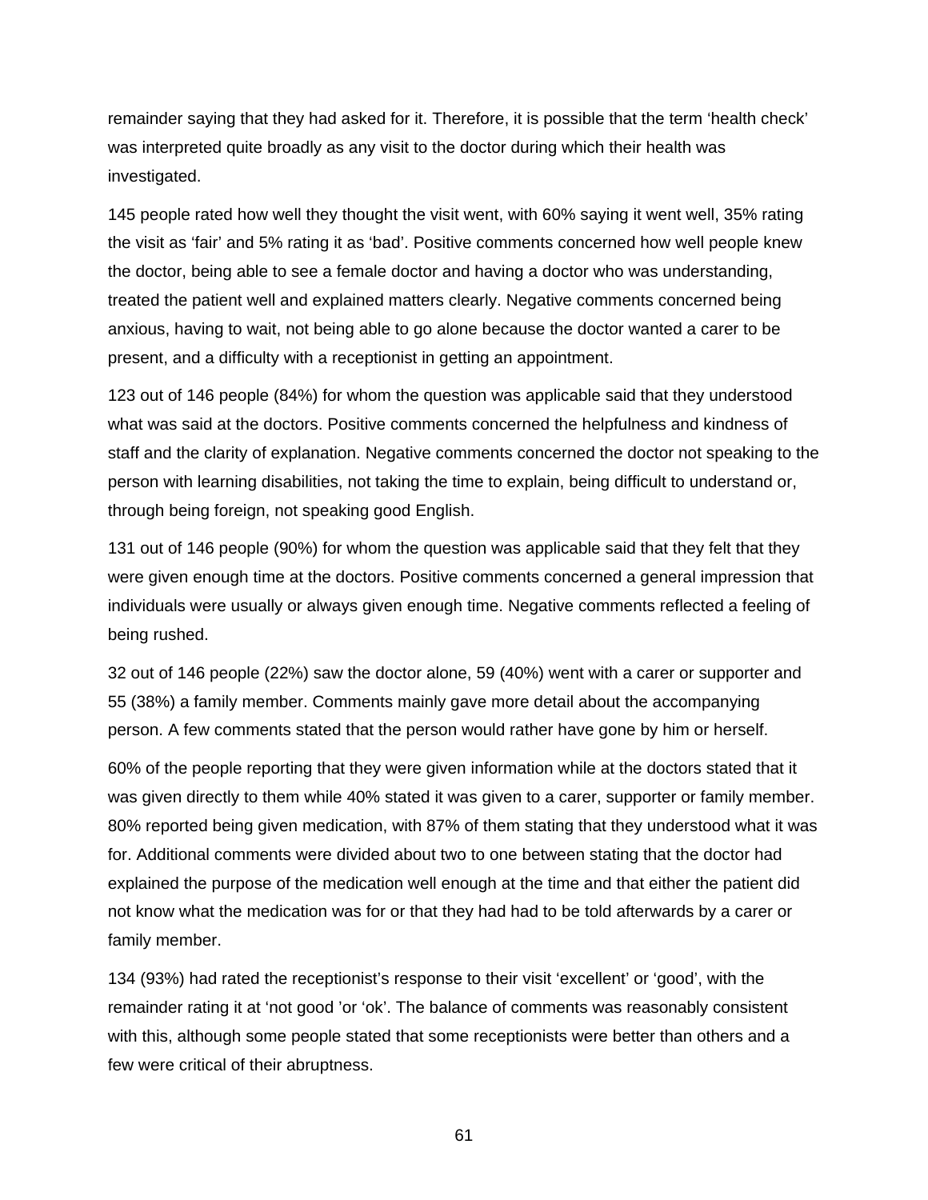remainder saying that they had asked for it. Therefore, it is possible that the term 'health check' was interpreted quite broadly as any visit to the doctor during which their health was investigated.

145 people rated how well they thought the visit went, with 60% saying it went well, 35% rating the visit as 'fair' and 5% rating it as 'bad'. Positive comments concerned how well people knew the doctor, being able to see a female doctor and having a doctor who was understanding, treated the patient well and explained matters clearly. Negative comments concerned being anxious, having to wait, not being able to go alone because the doctor wanted a carer to be present, and a difficulty with a receptionist in getting an appointment.

123 out of 146 people (84%) for whom the question was applicable said that they understood what was said at the doctors. Positive comments concerned the helpfulness and kindness of staff and the clarity of explanation. Negative comments concerned the doctor not speaking to the person with learning disabilities, not taking the time to explain, being difficult to understand or, through being foreign, not speaking good English.

131 out of 146 people (90%) for whom the question was applicable said that they felt that they were given enough time at the doctors. Positive comments concerned a general impression that individuals were usually or always given enough time. Negative comments reflected a feeling of being rushed.

32 out of 146 people (22%) saw the doctor alone, 59 (40%) went with a carer or supporter and 55 (38%) a family member. Comments mainly gave more detail about the accompanying person. A few comments stated that the person would rather have gone by him or herself.

60% of the people reporting that they were given information while at the doctors stated that it was given directly to them while 40% stated it was given to a carer, supporter or family member. 80% reported being given medication, with 87% of them stating that they understood what it was for. Additional comments were divided about two to one between stating that the doctor had explained the purpose of the medication well enough at the time and that either the patient did not know what the medication was for or that they had had to be told afterwards by a carer or family member.

134 (93%) had rated the receptionist's response to their visit 'excellent' or 'good', with the remainder rating it at 'not good 'or 'ok'. The balance of comments was reasonably consistent with this, although some people stated that some receptionists were better than others and a few were critical of their abruptness.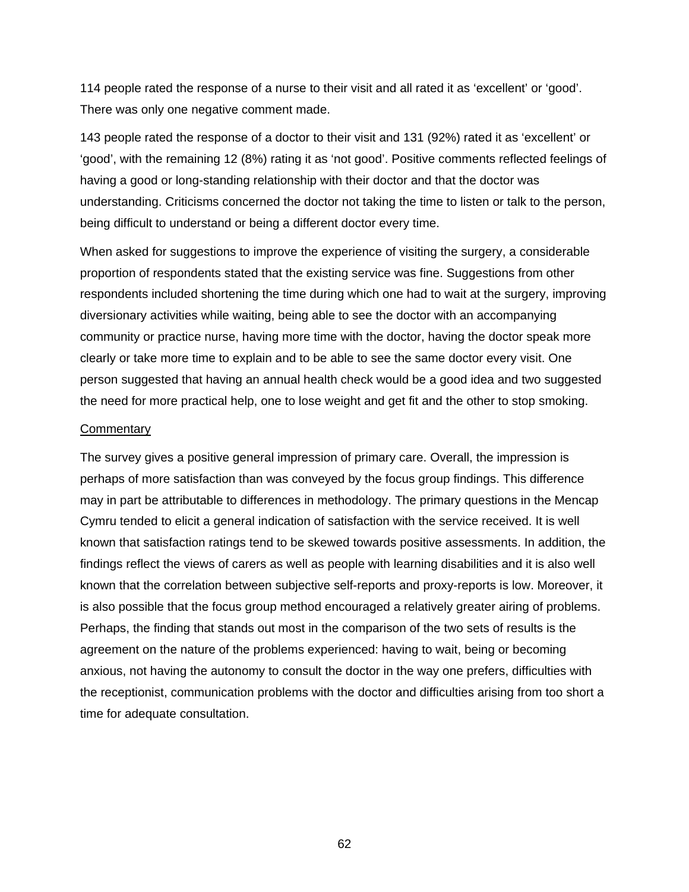114 people rated the response of a nurse to their visit and all rated it as 'excellent' or 'good'. There was only one negative comment made.

143 people rated the response of a doctor to their visit and 131 (92%) rated it as 'excellent' or 'good', with the remaining 12 (8%) rating it as 'not good'. Positive comments reflected feelings of having a good or long-standing relationship with their doctor and that the doctor was understanding. Criticisms concerned the doctor not taking the time to listen or talk to the person, being difficult to understand or being a different doctor every time.

When asked for suggestions to improve the experience of visiting the surgery, a considerable proportion of respondents stated that the existing service was fine. Suggestions from other respondents included shortening the time during which one had to wait at the surgery, improving diversionary activities while waiting, being able to see the doctor with an accompanying community or practice nurse, having more time with the doctor, having the doctor speak more clearly or take more time to explain and to be able to see the same doctor every visit. One person suggested that having an annual health check would be a good idea and two suggested the need for more practical help, one to lose weight and get fit and the other to stop smoking.

<u>Commentary</u>

The survey gives a positive general impression of primary care. Overall, the impression is perhaps of more satisfaction than was conveyed by the focus group findings. This difference may in part be attributable to differences in methodology. The primary questions in the Mencap Cymru tended to elicit a general indication of satisfaction with the service received. It is well known that satisfaction ratings tend to be skewed towards positive assessments. In addition, the findings reflect the views of carers as well as people with learning disabilities and it is also well known that the correlation between subjective self-reports and proxy-reports is low. Moreover, it is also possible that the focus group method encouraged a relatively greater airing of problems. Perhaps, the finding that stands out most in the comparison of the two sets of results is the agreement on the nature of the problems experienced: having to wait, being or becoming anxious, not having the autonomy to consult the doctor in the way one prefers, difficulties with the receptionist, communication problems with the doctor and difficulties arising from too short a time for adequate consultation.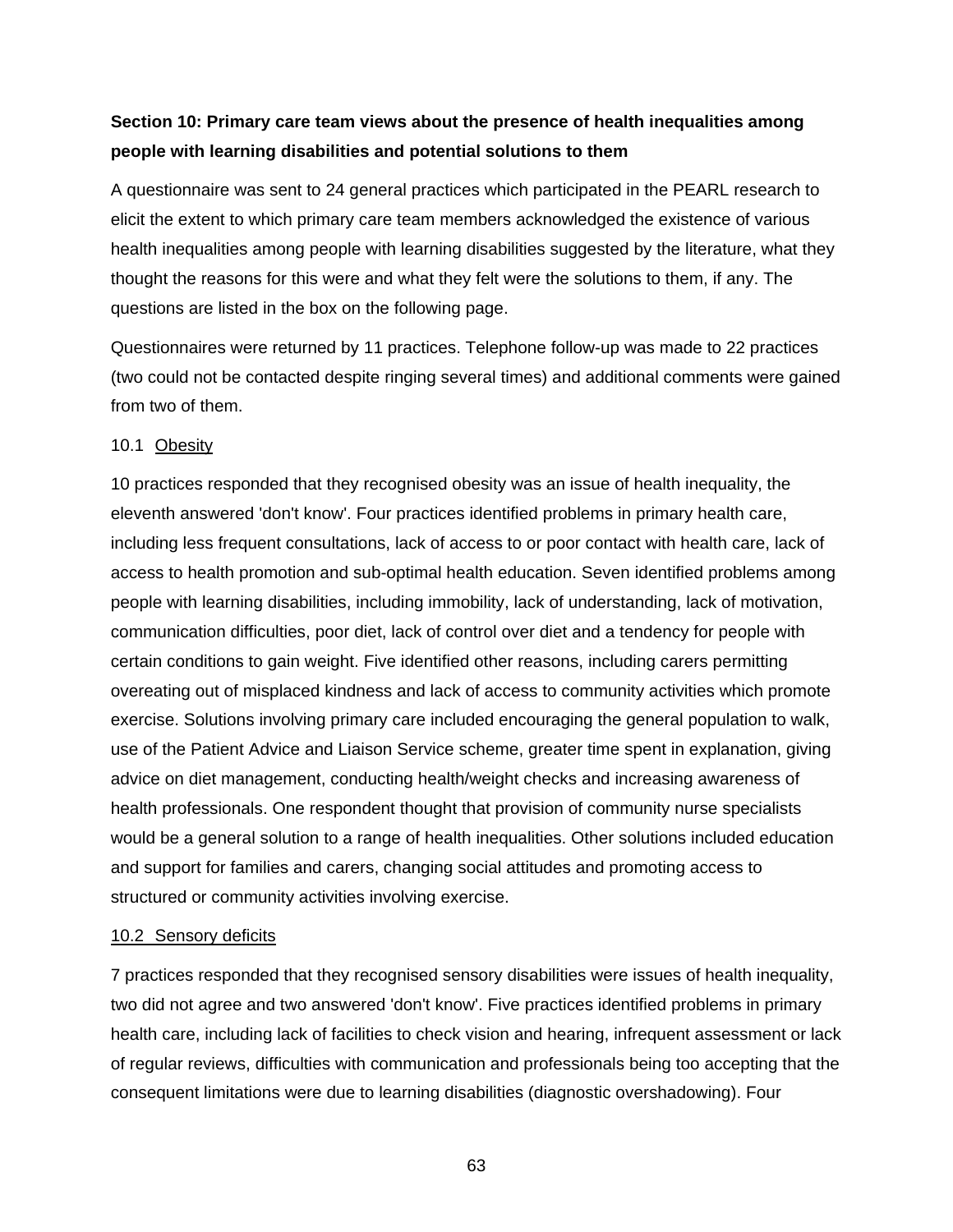## Section 10: Primary care team views about the presence of health inequalities among people with learning disabilities and potential solutions to them

A questionnaire was sent to 24 general practices which participated in the PEARL research to elicit the extent to which primary care team members acknowledged the existence of various health inequalities among people with learning disabilities suggested by the literature, what they thought the reasons for this were and what they felt were the solutions to them, if any. The questions are listed in the box on the following page.

Questionnaires were returned by 11 practices. Telephone follow-up was made to 22 practices (two could not be contacted despite ringing several times) and additional comments were gained from two of them.

### 10.1 Obesity

10 practices responded that they recognised obesity was an issue of health inequality, the eleventh answered 'don't know'. Four practices identified problems in primary health care, including less frequent consultations, lack of access to or poor contact with health care, lack of access to health promotion and sub-optimal health education. Seven identified problems among people with learning disabilities, including immobility, lack of understanding, lack of motivation, communication difficulties, poor diet, lack of control over diet and a tendency for people with certain conditions to gain weight. Five identified other reasons, including carers permitting overeating out of misplaced kindness and lack of access to community activities which promote exercise. Solutions involving primary care included encouraging the general population to walk, use of the Patient Advice and Liaison Service scheme, greater time spent in explanation, giving advice on diet management, conducting health/weight checks and increasing awareness of health professionals. One respondent thought that provision of community nurse specialists would be a general solution to a range of health inequalities. Other solutions included education and support for families and carers, changing social attitudes and promoting access to structured or community activities involving exercise.

### 10.2 Sensory deficits

7 practices responded that they recognised sensory disabilities were issues of health inequality, two did not agree and two answered 'don't know'. Five practices identified problems in primary health care, including lack of facilities to check vision and hearing, infrequent assessment or lack of regular reviews, difficulties with communication and professionals being too accepting that the consequent limitations were due to learning disabilities (diagnostic overshadowing). Four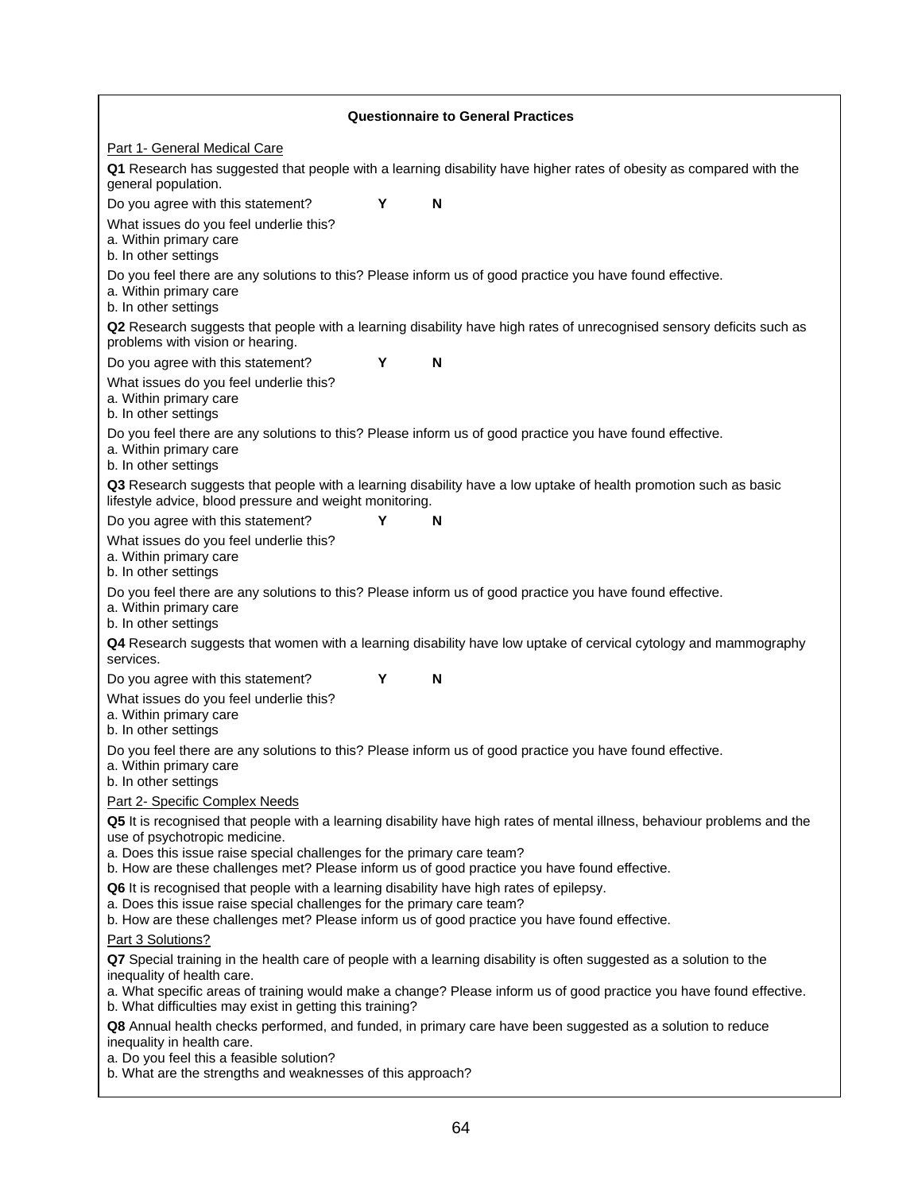## Questionnaire to General Practices

Part 1- General Medical Care

**Q1** Research has suggested that people with a learning disability have higher rates of obesity as compared with the general population.

Do you agree with this statement? **Y** **N**

What issues do you feel underlie this?
a. Within primary care
b. In other settings

Do you feel there are any solutions to this? Please inform us of good practice you have found effective.
a. Within primary care
b. In other settings

**Q2** Research suggests that people with a learning disability have high rates of unrecognised sensory deficits such as problems with vision or hearing.

Do you agree with this statement? **Y** **N**

What issues do you feel underlie this?
a. Within primary care
b. In other settings

Do you feel there are any solutions to this? Please inform us of good practice you have found effective.
a. Within primary care
b. In other settings

**Q3** Research suggests that people with a learning disability have a low uptake of health promotion such as basic lifestyle advice, blood pressure and weight monitoring.

Do you agree with this statement? **Y** **N**

What issues do you feel underlie this?
a. Within primary care
b. In other settings

Do you feel there are any solutions to this? Please inform us of good practice you have found effective.
a. Within primary care
b. In other settings

**Q4** Research suggests that women with a learning disability have low uptake of cervical cytology and mammography services.

Do you agree with this statement? **Y** **N**

What issues do you feel underlie this?
a. Within primary care
b. In other settings

Do you feel there are any solutions to this? Please inform us of good practice you have found effective.
a. Within primary care
b. In other settings

Part 2- Specific Complex Needs

**Q5** It is recognised that people with a learning disability have high rates of mental illness, behaviour problems and the use of psychotropic medicine.
a. Does this issue raise special challenges for the primary care team?
b. How are these challenges met? Please inform us of good practice you have found effective.

**Q6** It is recognised that people with a learning disability have high rates of epilepsy.
a. Does this issue raise special challenges for the primary care team?
b. How are these challenges met? Please inform us of good practice you have found effective.

Part 3 Solutions?

**Q7** Special training in the health care of people with a learning disability is often suggested as a solution to the inequality of health care.
a. What specific areas of training would make a change? Please inform us of good practice you have found effective.
b. What difficulties may exist in getting this training?

**Q8** Annual health checks performed, and funded, in primary care have been suggested as a solution to reduce inequality in health care.
a. Do you feel this a feasible solution?
b. What are the strengths and weaknesses of this approach?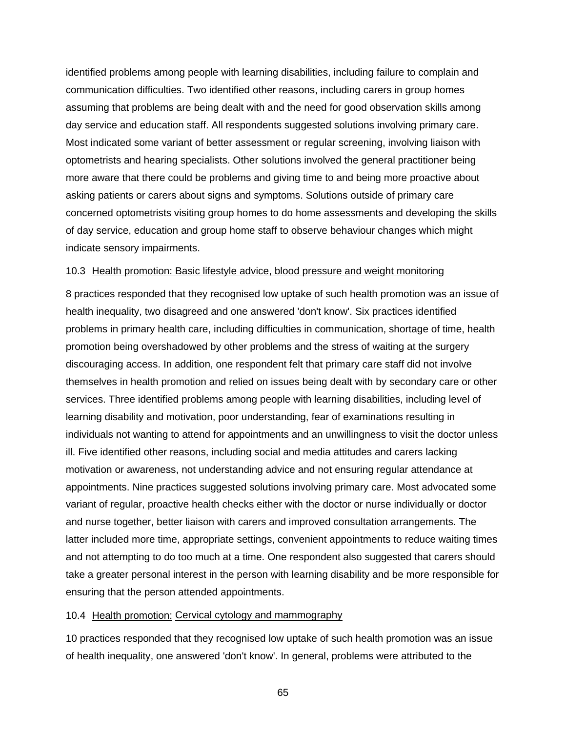identified problems among people with learning disabilities, including failure to complain and communication difficulties. Two identified other reasons, including carers in group homes assuming that problems are being dealt with and the need for good observation skills among day service and education staff. All respondents suggested solutions involving primary care. Most indicated some variant of better assessment or regular screening, involving liaison with optometrists and hearing specialists. Other solutions involved the general practitioner being more aware that there could be problems and giving time to and being more proactive about asking patients or carers about signs and symptoms. Solutions outside of primary care concerned optometrists visiting group homes to do home assessments and developing the skills of day service, education and group home staff to observe behaviour changes which might indicate sensory impairments.

### 10.3 Health promotion: Basic lifestyle advice, blood pressure and weight monitoring

8 practices responded that they recognised low uptake of such health promotion was an issue of health inequality, two disagreed and one answered 'don't know'. Six practices identified problems in primary health care, including difficulties in communication, shortage of time, health promotion being overshadowed by other problems and the stress of waiting at the surgery discouraging access. In addition, one respondent felt that primary care staff did not involve themselves in health promotion and relied on issues being dealt with by secondary care or other services. Three identified problems among people with learning disabilities, including level of learning disability and motivation, poor understanding, fear of examinations resulting in individuals not wanting to attend for appointments and an unwillingness to visit the doctor unless ill. Five identified other reasons, including social and media attitudes and carers lacking motivation or awareness, not understanding advice and not ensuring regular attendance at appointments. Nine practices suggested solutions involving primary care. Most advocated some variant of regular, proactive health checks either with the doctor or nurse individually or doctor and nurse together, better liaison with carers and improved consultation arrangements. The latter included more time, appropriate settings, convenient appointments to reduce waiting times and not attempting to do too much at a time. One respondent also suggested that carers should take a greater personal interest in the person with learning disability and be more responsible for ensuring that the person attended appointments.

### 10.4 Health promotion: Cervical cytology and mammography

10 practices responded that they recognised low uptake of such health promotion was an issue of health inequality, one answered 'don't know'. In general, problems were attributed to the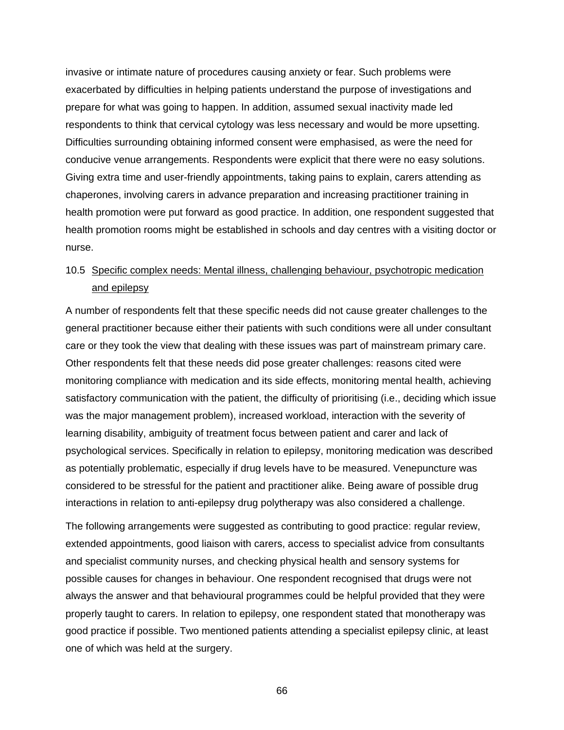invasive or intimate nature of procedures causing anxiety or fear. Such problems were exacerbated by difficulties in helping patients understand the purpose of investigations and prepare for what was going to happen. In addition, assumed sexual inactivity made led respondents to think that cervical cytology was less necessary and would be more upsetting. Difficulties surrounding obtaining informed consent were emphasised, as were the need for conducive venue arrangements. Respondents were explicit that there were no easy solutions. Giving extra time and user-friendly appointments, taking pains to explain, carers attending as chaperones, involving carers in advance preparation and increasing practitioner training in health promotion were put forward as good practice. In addition, one respondent suggested that health promotion rooms might be established in schools and day centres with a visiting doctor or nurse.

### 10.5 Specific complex needs: Mental illness, challenging behaviour, psychotropic medication and epilepsy

A number of respondents felt that these specific needs did not cause greater challenges to the general practitioner because either their patients with such conditions were all under consultant care or they took the view that dealing with these issues was part of mainstream primary care. Other respondents felt that these needs did pose greater challenges: reasons cited were monitoring compliance with medication and its side effects, monitoring mental health, achieving satisfactory communication with the patient, the difficulty of prioritising (i.e., deciding which issue was the major management problem), increased workload, interaction with the severity of learning disability, ambiguity of treatment focus between patient and carer and lack of psychological services. Specifically in relation to epilepsy, monitoring medication was described as potentially problematic, especially if drug levels have to be measured. Venepuncture was considered to be stressful for the patient and practitioner alike. Being aware of possible drug interactions in relation to anti-epilepsy drug polytherapy was also considered a challenge.

The following arrangements were suggested as contributing to good practice: regular review, extended appointments, good liaison with carers, access to specialist advice from consultants and specialist community nurses, and checking physical health and sensory systems for possible causes for changes in behaviour. One respondent recognised that drugs were not always the answer and that behavioural programmes could be helpful provided that they were properly taught to carers. In relation to epilepsy, one respondent stated that monotherapy was good practice if possible. Two mentioned patients attending a specialist epilepsy clinic, at least one of which was held at the surgery.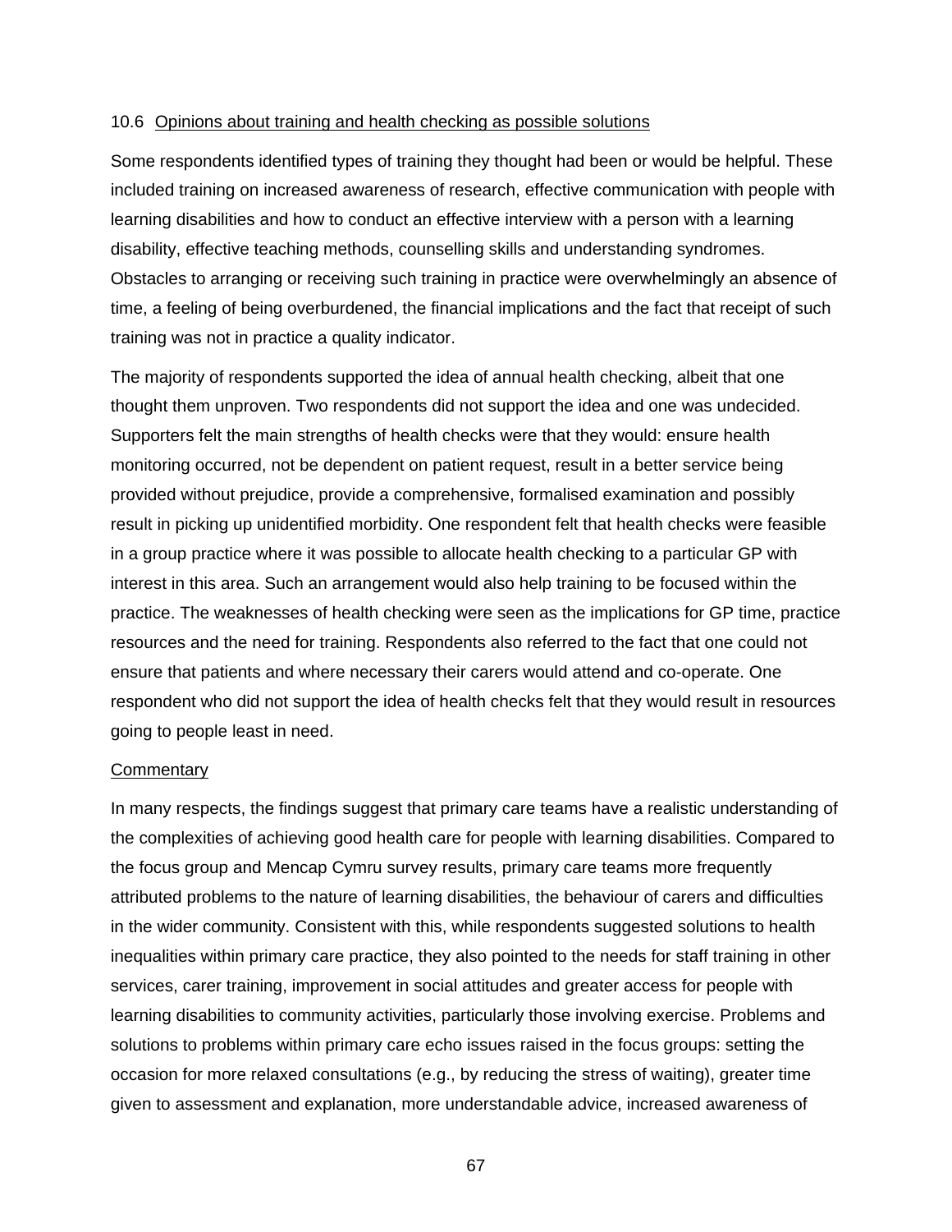### 10.6 Opinions about training and health checking as possible solutions

Some respondents identified types of training they thought had been or would be helpful. These included training on increased awareness of research, effective communication with people with learning disabilities and how to conduct an effective interview with a person with a learning disability, effective teaching methods, counselling skills and understanding syndromes. Obstacles to arranging or receiving such training in practice were overwhelmingly an absence of time, a feeling of being overburdened, the financial implications and the fact that receipt of such training was not in practice a quality indicator.

The majority of respondents supported the idea of annual health checking, albeit that one thought them unproven. Two respondents did not support the idea and one was undecided. Supporters felt the main strengths of health checks were that they would: ensure health monitoring occurred, not be dependent on patient request, result in a better service being provided without prejudice, provide a comprehensive, formalised examination and possibly result in picking up unidentified morbidity. One respondent felt that health checks were feasible in a group practice where it was possible to allocate health checking to a particular GP with interest in this area. Such an arrangement would also help training to be focused within the practice. The weaknesses of health checking were seen as the implications for GP time, practice resources and the need for training. Respondents also referred to the fact that one could not ensure that patients and where necessary their carers would attend and co-operate. One respondent who did not support the idea of health checks felt that they would result in resources going to people least in need.

#### Commentary

In many respects, the findings suggest that primary care teams have a realistic understanding of the complexities of achieving good health care for people with learning disabilities. Compared to the focus group and Mencap Cymru survey results, primary care teams more frequently attributed problems to the nature of learning disabilities, the behaviour of carers and difficulties in the wider community. Consistent with this, while respondents suggested solutions to health inequalities within primary care practice, they also pointed to the needs for staff training in other services, carer training, improvement in social attitudes and greater access for people with learning disabilities to community activities, particularly those involving exercise. Problems and solutions to problems within primary care echo issues raised in the focus groups: setting the occasion for more relaxed consultations (e.g., by reducing the stress of waiting), greater time given to assessment and explanation, more understandable advice, increased awareness of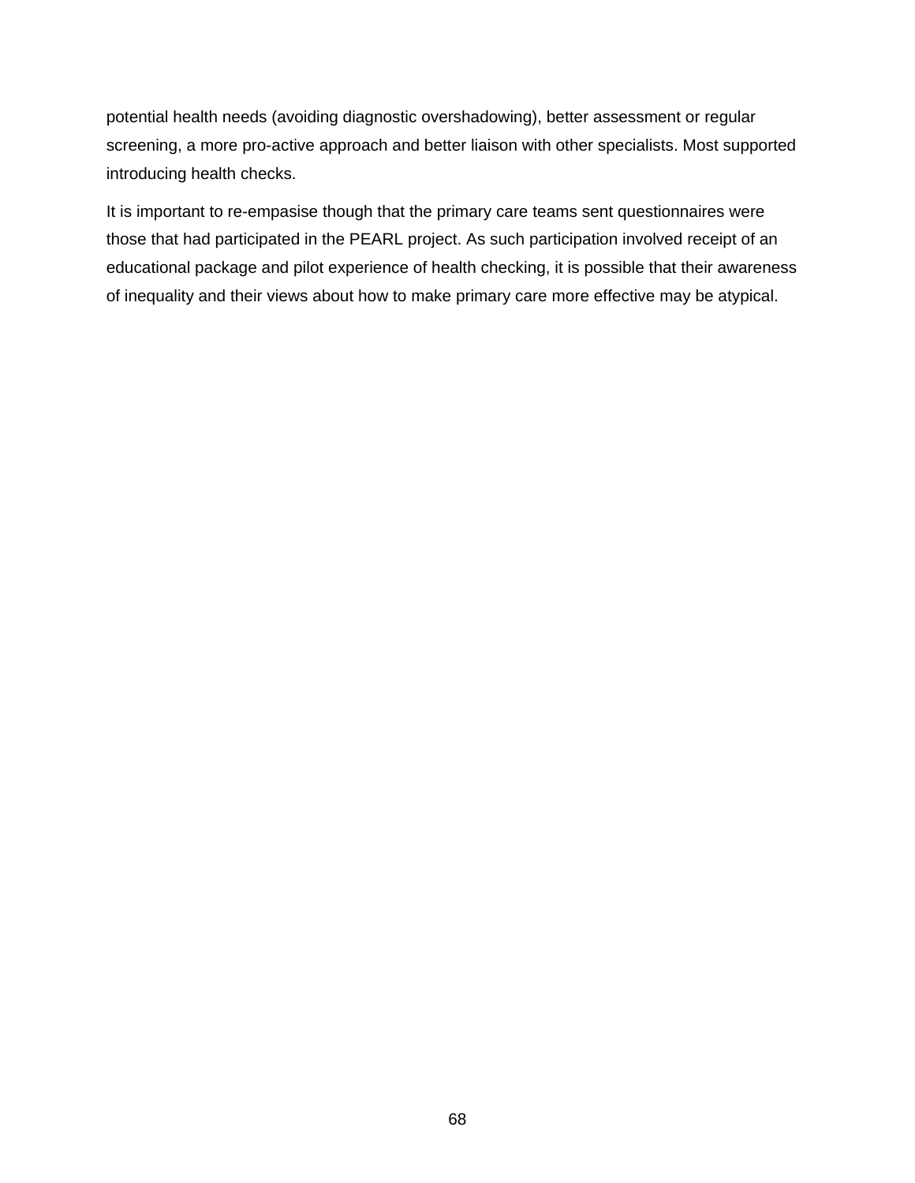potential health needs (avoiding diagnostic overshadowing), better assessment or regular screening, a more pro-active approach and better liaison with other specialists. Most supported introducing health checks.

It is important to re-empasise though that the primary care teams sent questionnaires were those that had participated in the PEARL project. As such participation involved receipt of an educational package and pilot experience of health checking, it is possible that their awareness of inequality and their views about how to make primary care more effective may be atypical.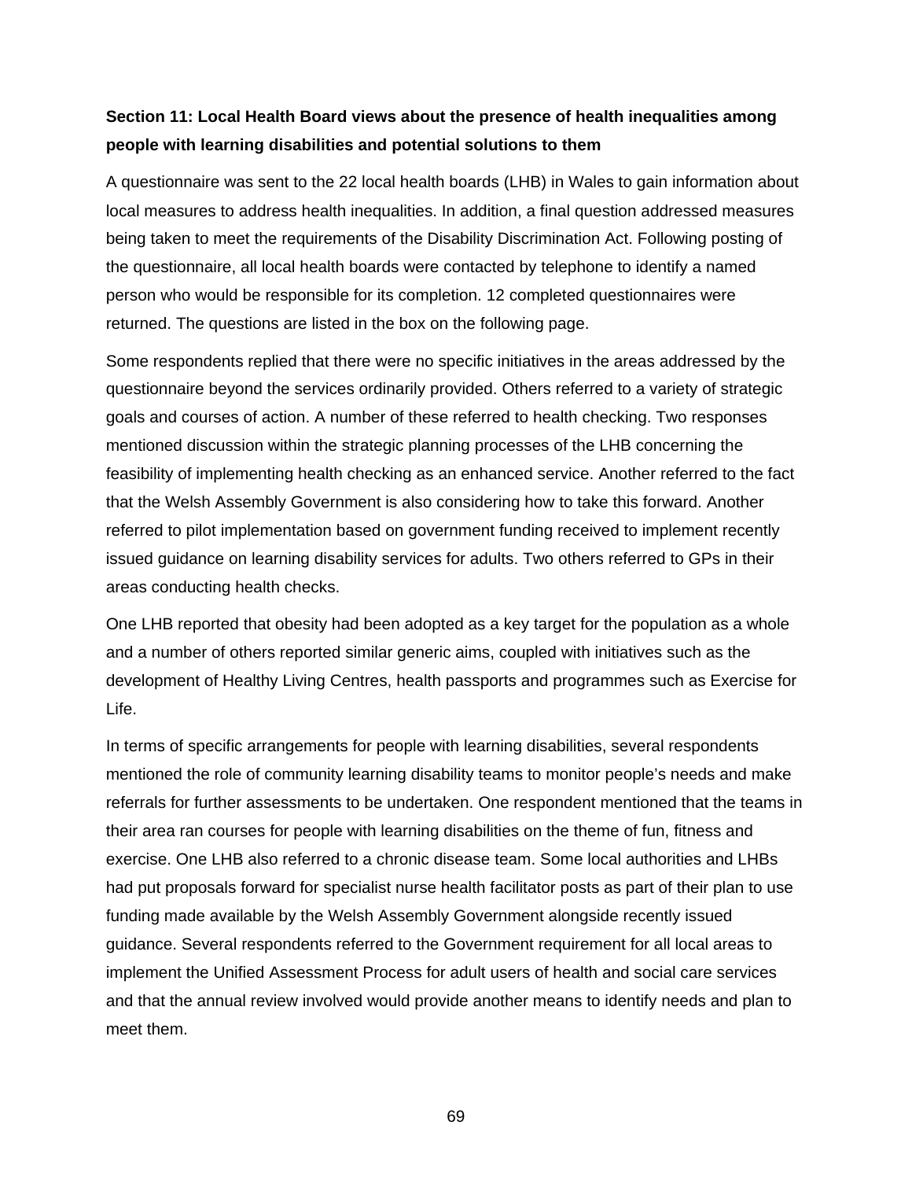## Section 11: Local Health Board views about the presence of health inequalities among people with learning disabilities and potential solutions to them

A questionnaire was sent to the 22 local health boards (LHB) in Wales to gain information about local measures to address health inequalities. In addition, a final question addressed measures being taken to meet the requirements of the Disability Discrimination Act. Following posting of the questionnaire, all local health boards were contacted by telephone to identify a named person who would be responsible for its completion. 12 completed questionnaires were returned. The questions are listed in the box on the following page.

Some respondents replied that there were no specific initiatives in the areas addressed by the questionnaire beyond the services ordinarily provided. Others referred to a variety of strategic goals and courses of action. A number of these referred to health checking. Two responses mentioned discussion within the strategic planning processes of the LHB concerning the feasibility of implementing health checking as an enhanced service. Another referred to the fact that the Welsh Assembly Government is also considering how to take this forward. Another referred to pilot implementation based on government funding received to implement recently issued guidance on learning disability services for adults. Two others referred to GPs in their areas conducting health checks.

One LHB reported that obesity had been adopted as a key target for the population as a whole and a number of others reported similar generic aims, coupled with initiatives such as the development of Healthy Living Centres, health passports and programmes such as Exercise for Life.

In terms of specific arrangements for people with learning disabilities, several respondents mentioned the role of community learning disability teams to monitor people's needs and make referrals for further assessments to be undertaken. One respondent mentioned that the teams in their area ran courses for people with learning disabilities on the theme of fun, fitness and exercise. One LHB also referred to a chronic disease team. Some local authorities and LHBs had put proposals forward for specialist nurse health facilitator posts as part of their plan to use funding made available by the Welsh Assembly Government alongside recently issued guidance. Several respondents referred to the Government requirement for all local areas to implement the Unified Assessment Process for adult users of health and social care services and that the annual review involved would provide another means to identify needs and plan to meet them.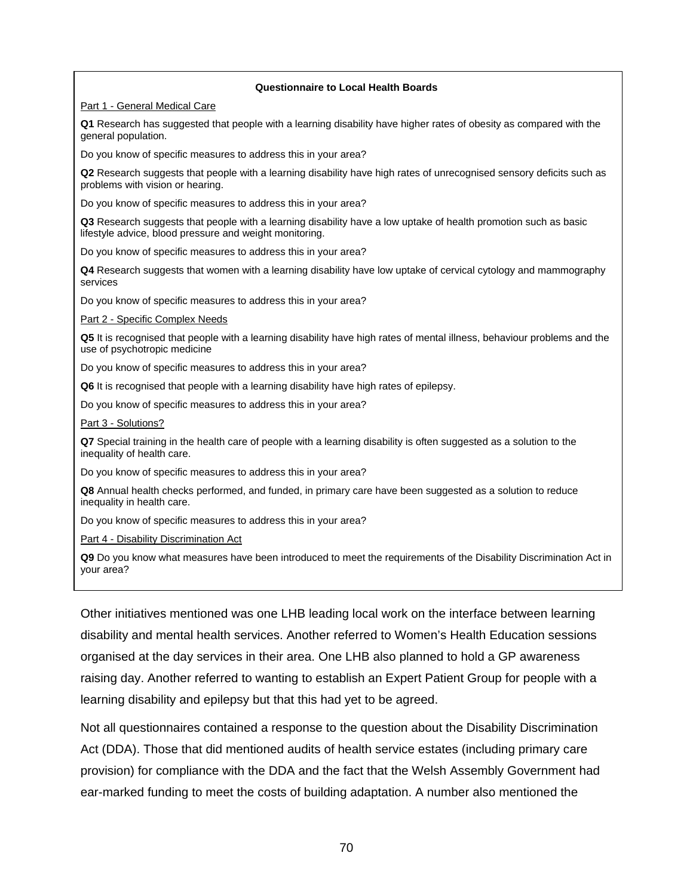**Questionnaire to Local Health Boards**

Part 1 - General Medical Care

**Q1** Research has suggested that people with a learning disability have higher rates of obesity as compared with the general population.

Do you know of specific measures to address this in your area?

**Q2** Research suggests that people with a learning disability have high rates of unrecognised sensory deficits such as problems with vision or hearing.

Do you know of specific measures to address this in your area?

**Q3** Research suggests that people with a learning disability have a low uptake of health promotion such as basic lifestyle advice, blood pressure and weight monitoring.

Do you know of specific measures to address this in your area?

**Q4** Research suggests that women with a learning disability have low uptake of cervical cytology and mammography services

Do you know of specific measures to address this in your area?

Part 2 - Specific Complex Needs

**Q5** It is recognised that people with a learning disability have high rates of mental illness, behaviour problems and the use of psychotropic medicine

Do you know of specific measures to address this in your area?

**Q6** It is recognised that people with a learning disability have high rates of epilepsy.

Do you know of specific measures to address this in your area?

Part 3 - Solutions?

**Q7** Special training in the health care of people with a learning disability is often suggested as a solution to the inequality of health care.

Do you know of specific measures to address this in your area?

**Q8** Annual health checks performed, and funded, in primary care have been suggested as a solution to reduce inequality in health care.

Do you know of specific measures to address this in your area?

Part 4 - Disability Discrimination Act

**Q9** Do you know what measures have been introduced to meet the requirements of the Disability Discrimination Act in your area?

Other initiatives mentioned was one LHB leading local work on the interface between learning disability and mental health services. Another referred to Women's Health Education sessions organised at the day services in their area. One LHB also planned to hold a GP awareness raising day. Another referred to wanting to establish an Expert Patient Group for people with a learning disability and epilepsy but that this had yet to be agreed.

Not all questionnaires contained a response to the question about the Disability Discrimination Act (DDA). Those that did mentioned audits of health service estates (including primary care provision) for compliance with the DDA and the fact that the Welsh Assembly Government had ear-marked funding to meet the costs of building adaptation. A number also mentioned the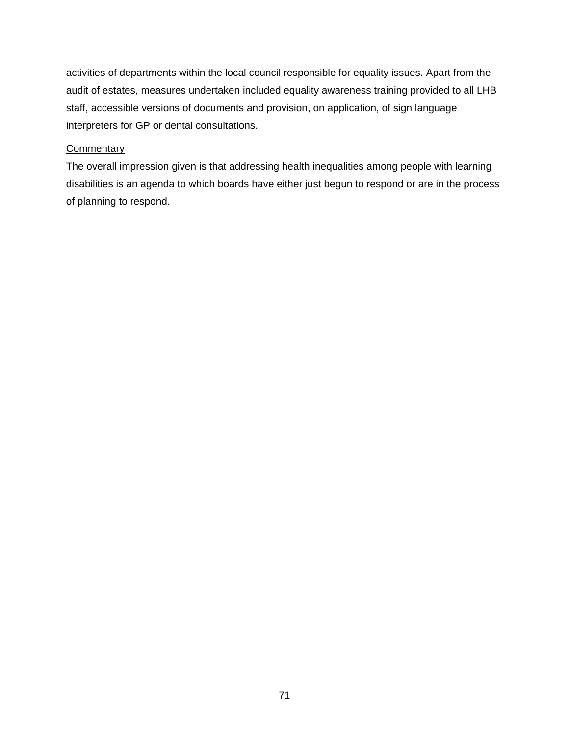activities of departments within the local council responsible for equality issues. Apart from the audit of estates, measures undertaken included equality awareness training provided to all LHB staff, accessible versions of documents and provision, on application, of sign language interpreters for GP or dental consultations.

<u>Commentary</u>

The overall impression given is that addressing health inequalities among people with learning disabilities is an agenda to which boards have either just begun to respond or are in the process of planning to respond.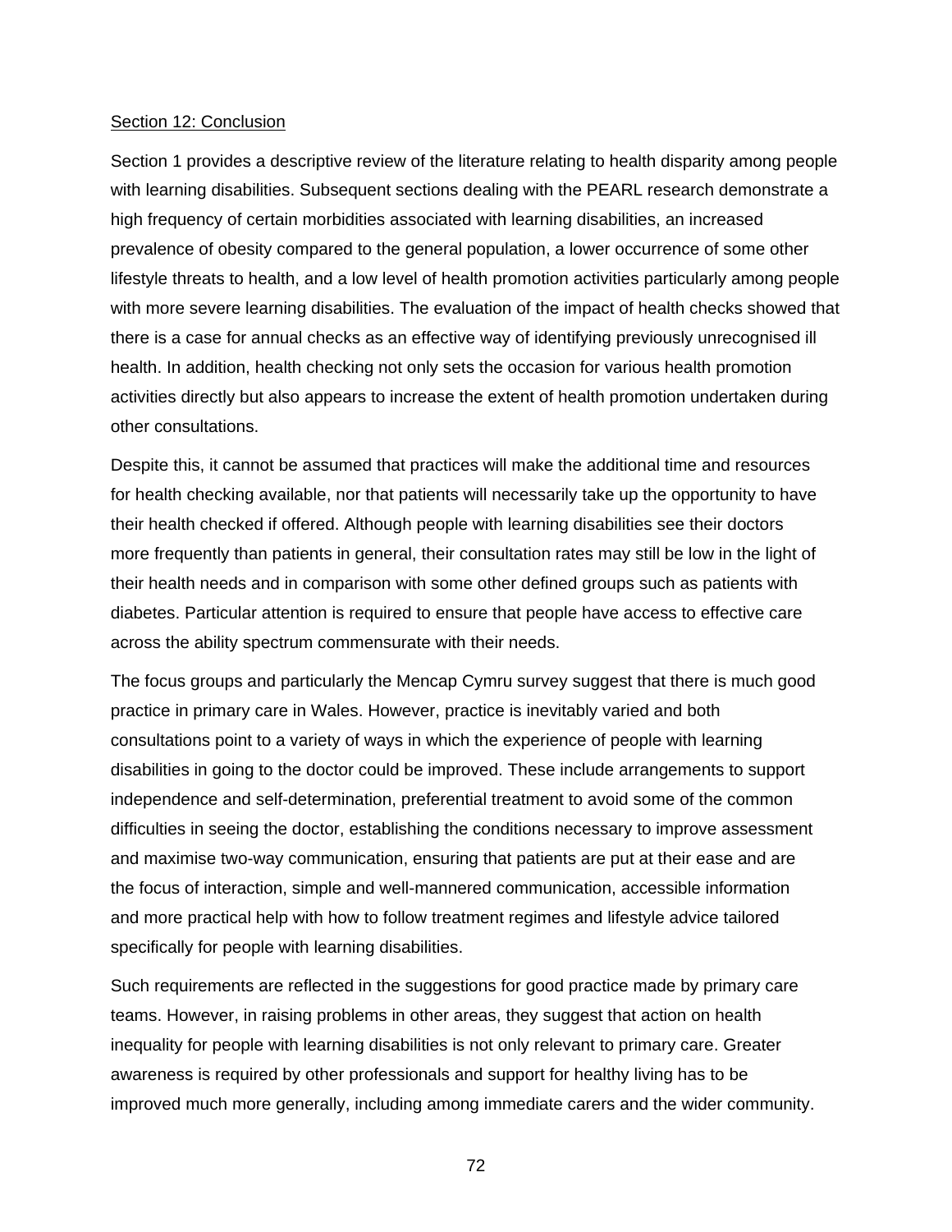## Section 12: Conclusion

Section 1 provides a descriptive review of the literature relating to health disparity among people with learning disabilities. Subsequent sections dealing with the PEARL research demonstrate a high frequency of certain morbidities associated with learning disabilities, an increased prevalence of obesity compared to the general population, a lower occurrence of some other lifestyle threats to health, and a low level of health promotion activities particularly among people with more severe learning disabilities. The evaluation of the impact of health checks showed that there is a case for annual checks as an effective way of identifying previously unrecognised ill health. In addition, health checking not only sets the occasion for various health promotion activities directly but also appears to increase the extent of health promotion undertaken during other consultations.

Despite this, it cannot be assumed that practices will make the additional time and resources for health checking available, nor that patients will necessarily take up the opportunity to have their health checked if offered. Although people with learning disabilities see their doctors more frequently than patients in general, their consultation rates may still be low in the light of their health needs and in comparison with some other defined groups such as patients with diabetes. Particular attention is required to ensure that people have access to effective care across the ability spectrum commensurate with their needs.

The focus groups and particularly the Mencap Cymru survey suggest that there is much good practice in primary care in Wales. However, practice is inevitably varied and both consultations point to a variety of ways in which the experience of people with learning disabilities in going to the doctor could be improved. These include arrangements to support independence and self-determination, preferential treatment to avoid some of the common difficulties in seeing the doctor, establishing the conditions necessary to improve assessment and maximise two-way communication, ensuring that patients are put at their ease and are the focus of interaction, simple and well-mannered communication, accessible information and more practical help with how to follow treatment regimes and lifestyle advice tailored specifically for people with learning disabilities.

Such requirements are reflected in the suggestions for good practice made by primary care teams. However, in raising problems in other areas, they suggest that action on health inequality for people with learning disabilities is not only relevant to primary care. Greater awareness is required by other professionals and support for healthy living has to be improved much more generally, including among immediate carers and the wider community.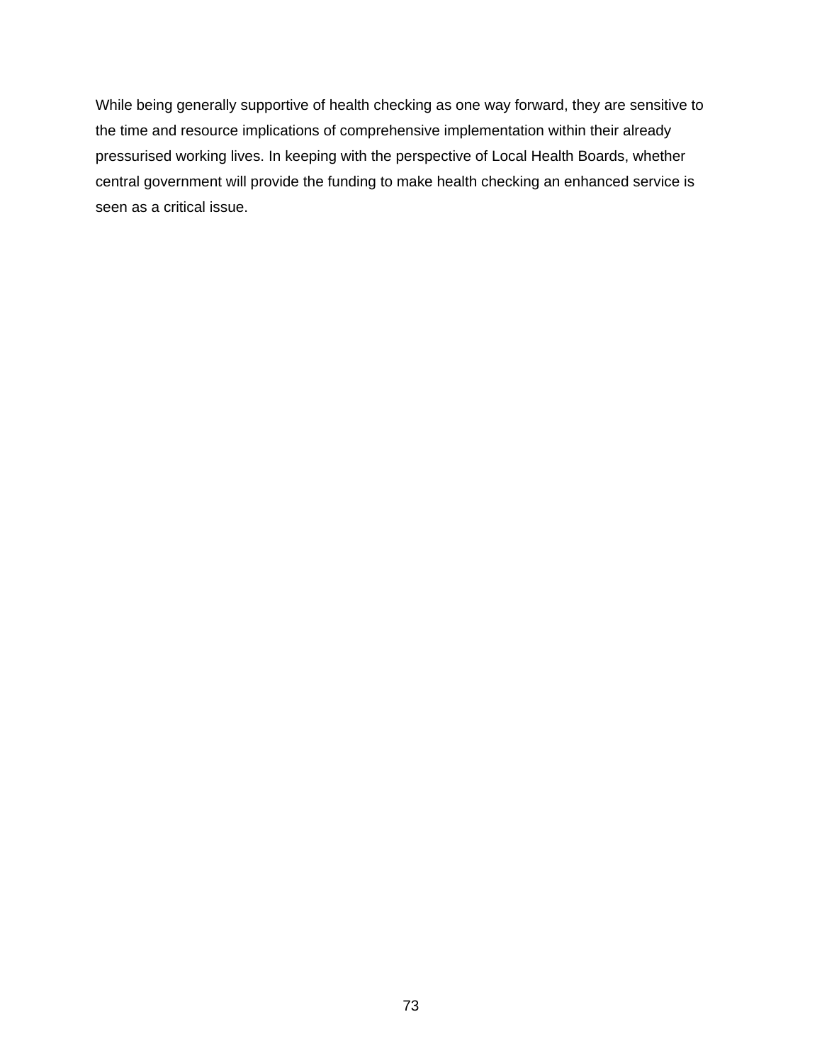While being generally supportive of health checking as one way forward, they are sensitive to the time and resource implications of comprehensive implementation within their already pressurised working lives. In keeping with the perspective of Local Health Boards, whether central government will provide the funding to make health checking an enhanced service is seen as a critical issue.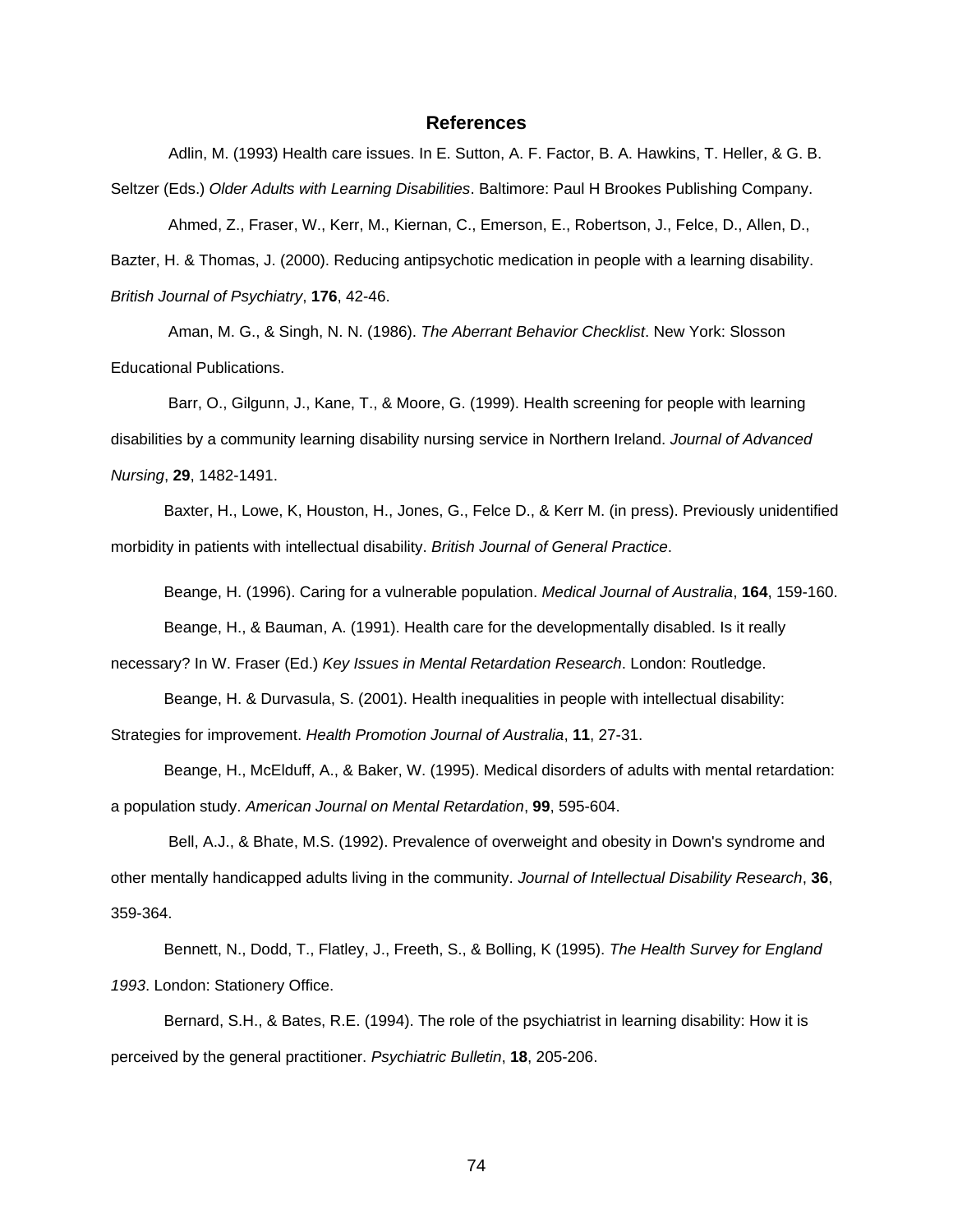## References

Adlin, M. (1993) Health care issues. In E. Sutton, A. F. Factor, B. A. Hawkins, T. Heller, & G. B. Seltzer (Eds.) *Older Adults with Learning Disabilities*. Baltimore: Paul H Brookes Publishing Company.

Ahmed, Z., Fraser, W., Kerr, M., Kiernan, C., Emerson, E., Robertson, J., Felce, D., Allen, D., Bazter, H. & Thomas, J. (2000). Reducing antipsychotic medication in people with a learning disability. *British Journal of Psychiatry*, **176**, 42-46.

Aman, M. G., & Singh, N. N. (1986). *The Aberrant Behavior Checklist*. New York: Slosson Educational Publications.

Barr, O., Gilgunn, J., Kane, T., & Moore, G. (1999). Health screening for people with learning disabilities by a community learning disability nursing service in Northern Ireland. *Journal of Advanced Nursing*, **29**, 1482-1491.

Baxter, H., Lowe, K, Houston, H., Jones, G., Felce D., & Kerr M. (in press). Previously unidentified morbidity in patients with intellectual disability. *British Journal of General Practice*.

Beange, H. (1996). Caring for a vulnerable population. *Medical Journal of Australia*, **164**, 159-160.

Beange, H., & Bauman, A. (1991). Health care for the developmentally disabled. Is it really necessary? In W. Fraser (Ed.) *Key Issues in Mental Retardation Research*. London: Routledge.

Beange, H. & Durvasula, S. (2001). Health inequalities in people with intellectual disability: Strategies for improvement. *Health Promotion Journal of Australia*, **11**, 27-31.

Beange, H., McElduff, A., & Baker, W. (1995). Medical disorders of adults with mental retardation: a population study. *American Journal on Mental Retardation*, **99**, 595-604.

Bell, A.J., & Bhate, M.S. (1992). Prevalence of overweight and obesity in Down's syndrome and other mentally handicapped adults living in the community. *Journal of Intellectual Disability Research*, **36**, 359-364.

Bennett, N., Dodd, T., Flatley, J., Freeth, S., & Bolling, K (1995). *The Health Survey for England 1993*. London: Stationery Office.

Bernard, S.H., & Bates, R.E. (1994). The role of the psychiatrist in learning disability: How it is perceived by the general practitioner. *Psychiatric Bulletin*, **18**, 205-206.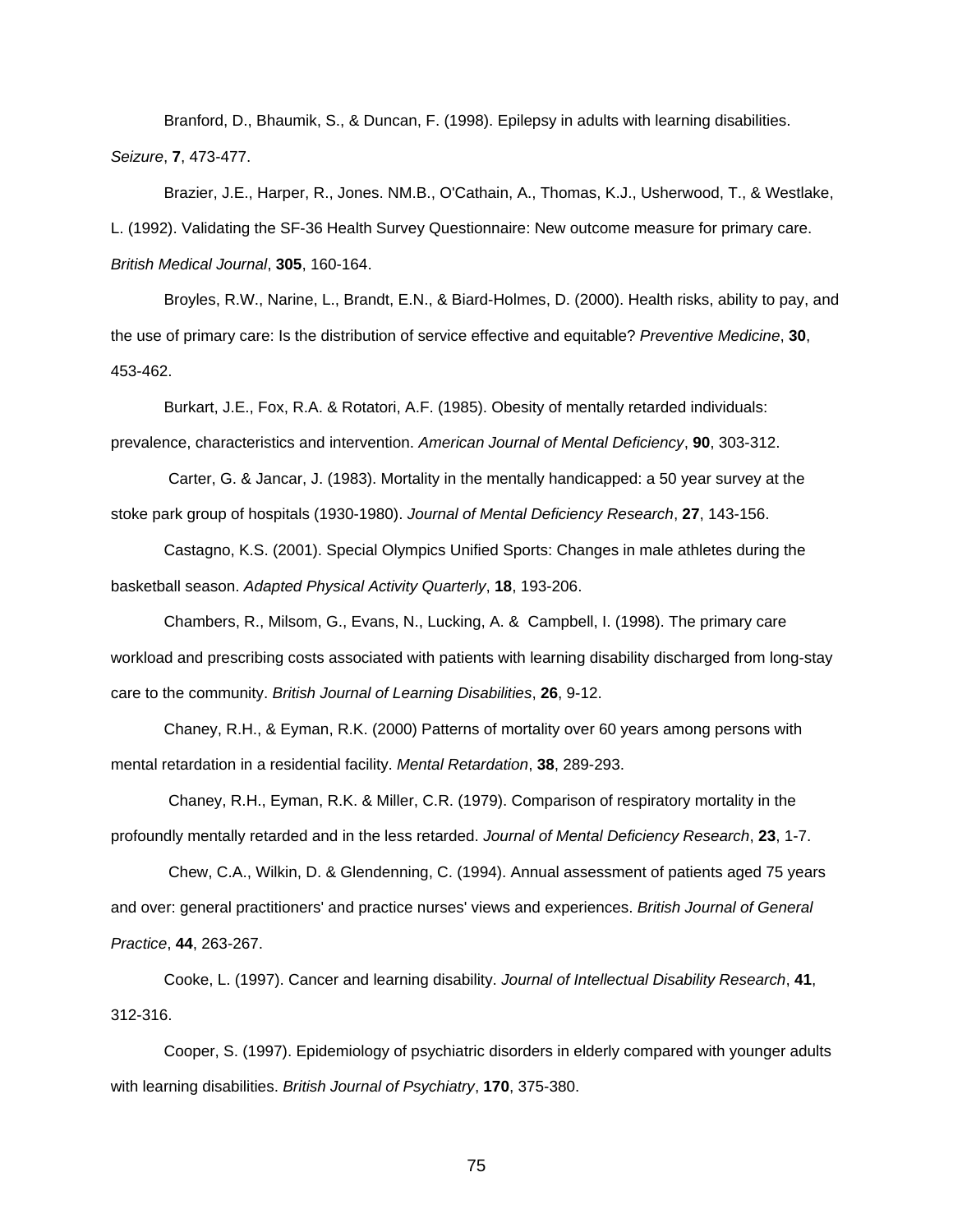Branford, D., Bhaumik, S., & Duncan, F. (1998). Epilepsy in adults with learning disabilities. *Seizure*, **7**, 473-477.

Brazier, J.E., Harper, R., Jones. NM.B., O'Cathain, A., Thomas, K.J., Usherwood, T., & Westlake, L. (1992). Validating the SF-36 Health Survey Questionnaire: New outcome measure for primary care. *British Medical Journal*, **305**, 160-164.

Broyles, R.W., Narine, L., Brandt, E.N., & Biard-Holmes, D. (2000). Health risks, ability to pay, and the use of primary care: Is the distribution of service effective and equitable? *Preventive Medicine*, **30**, 453-462.

Burkart, J.E., Fox, R.A. & Rotatori, A.F. (1985). Obesity of mentally retarded individuals: prevalence, characteristics and intervention. *American Journal of Mental Deficiency*, **90**, 303-312.

Carter, G. & Jancar, J. (1983). Mortality in the mentally handicapped: a 50 year survey at the stoke park group of hospitals (1930-1980). *Journal of Mental Deficiency Research*, **27**, 143-156.

Castagno, K.S. (2001). Special Olympics Unified Sports: Changes in male athletes during the basketball season. *Adapted Physical Activity Quarterly*, **18**, 193-206.

Chambers, R., Milsom, G., Evans, N., Lucking, A. & Campbell, I. (1998). The primary care workload and prescribing costs associated with patients with learning disability discharged from long-stay care to the community. *British Journal of Learning Disabilities*, **26**, 9-12.

Chaney, R.H., & Eyman, R.K. (2000) Patterns of mortality over 60 years among persons with mental retardation in a residential facility. *Mental Retardation*, **38**, 289-293.

Chaney, R.H., Eyman, R.K. & Miller, C.R. (1979). Comparison of respiratory mortality in the profoundly mentally retarded and in the less retarded. *Journal of Mental Deficiency Research*, **23**, 1-7.

Chew, C.A., Wilkin, D. & Glendenning, C. (1994). Annual assessment of patients aged 75 years and over: general practitioners' and practice nurses' views and experiences. *British Journal of General Practice*, **44**, 263-267.

Cooke, L. (1997). Cancer and learning disability. *Journal of Intellectual Disability Research*, **41**, 312-316.

Cooper, S. (1997). Epidemiology of psychiatric disorders in elderly compared with younger adults with learning disabilities. *British Journal of Psychiatry*, **170**, 375-380.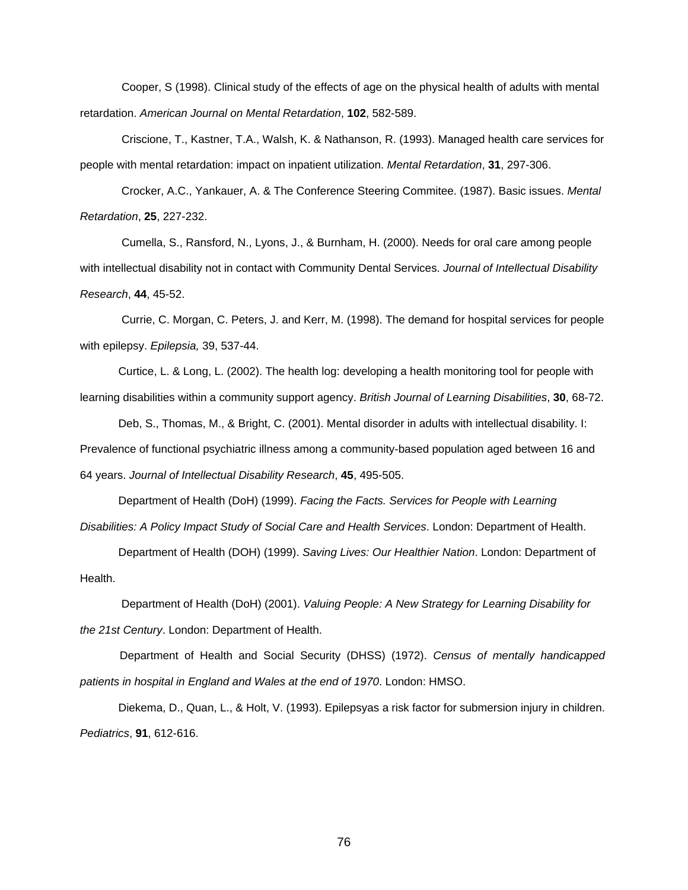Cooper, S (1998). Clinical study of the effects of age on the physical health of adults with mental retardation. *American Journal on Mental Retardation*, **102**, 582-589.

Criscione, T., Kastner, T.A., Walsh, K. & Nathanson, R. (1993). Managed health care services for people with mental retardation: impact on inpatient utilization. *Mental Retardation*, **31**, 297-306.

Crocker, A.C., Yankauer, A. & The Conference Steering Commitee. (1987). Basic issues. *Mental Retardation*, **25**, 227-232.

Cumella, S., Ransford, N., Lyons, J., & Burnham, H. (2000). Needs for oral care among people with intellectual disability not in contact with Community Dental Services. *Journal of Intellectual Disability Research*, **44**, 45-52.

Currie, C. Morgan, C. Peters, J. and Kerr, M. (1998). The demand for hospital services for people with epilepsy. *Epilepsia,* 39, 537-44.

Curtice, L. & Long, L. (2002). The health log: developing a health monitoring tool for people with learning disabilities within a community support agency. *British Journal of Learning Disabilities*, **30**, 68-72.

Deb, S., Thomas, M., & Bright, C. (2001). Mental disorder in adults with intellectual disability. I: Prevalence of functional psychiatric illness among a community-based population aged between 16 and 64 years. *Journal of Intellectual Disability Research*, **45**, 495-505.

Department of Health (DoH) (1999). *Facing the Facts. Services for People with Learning Disabilities: A Policy Impact Study of Social Care and Health Services*. London: Department of Health.

Department of Health (DOH) (1999). *Saving Lives: Our Healthier Nation*. London: Department of Health.

Department of Health (DoH) (2001). *Valuing People: A New Strategy for Learning Disability for the 21st Century*. London: Department of Health.

Department of Health and Social Security (DHSS) (1972). *Census of mentally handicapped patients in hospital in England and Wales at the end of 1970*. London: HMSO.

Diekema, D., Quan, L., & Holt, V. (1993). Epilepsyas a risk factor for submersion injury in children. *Pediatrics*, **91**, 612-616.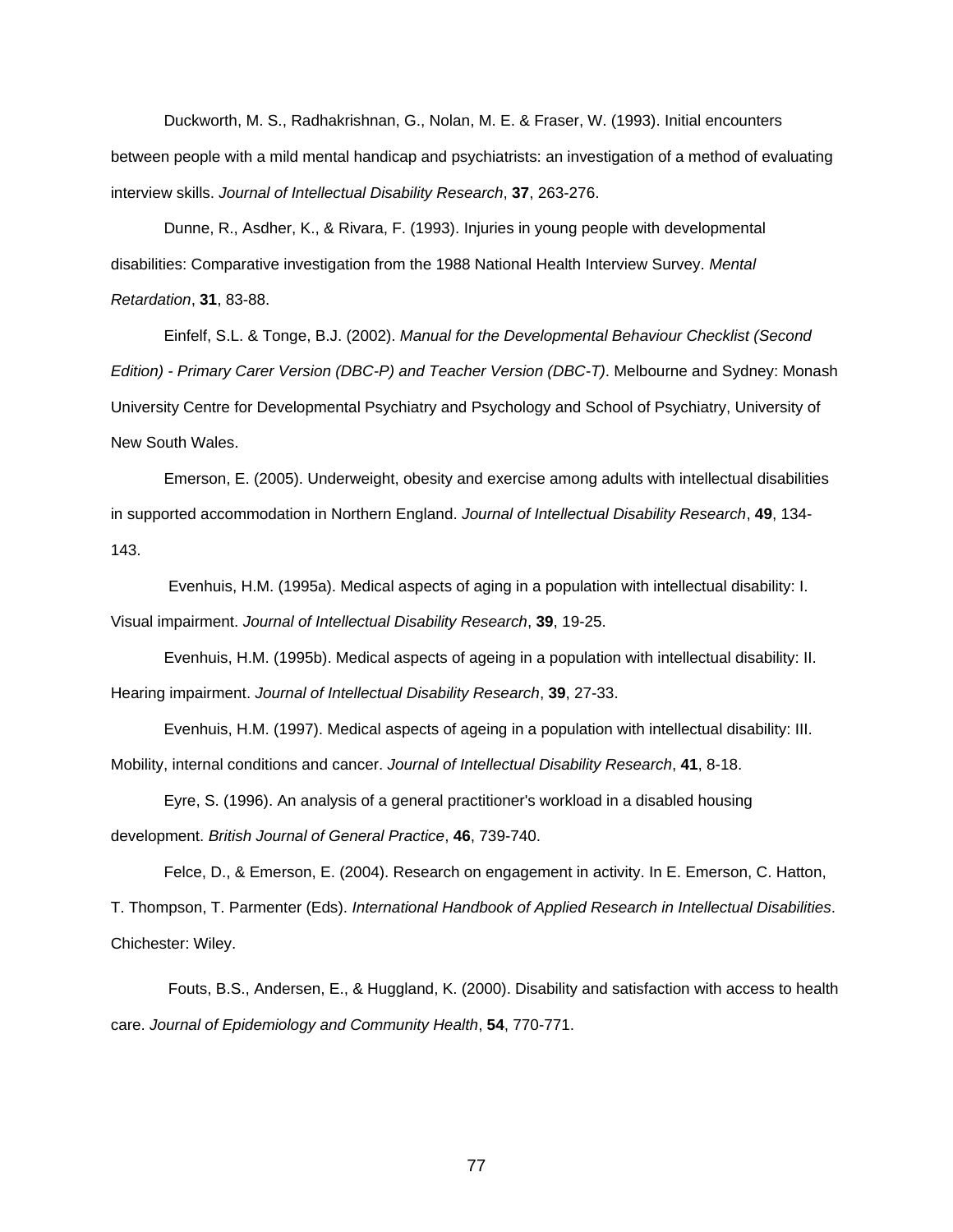Duckworth, M. S., Radhakrishnan, G., Nolan, M. E. & Fraser, W. (1993). Initial encounters between people with a mild mental handicap and psychiatrists: an investigation of a method of evaluating interview skills. *Journal of Intellectual Disability Research*, **37**, 263-276.

Dunne, R., Asdher, K., & Rivara, F. (1993). Injuries in young people with developmental disabilities: Comparative investigation from the 1988 National Health Interview Survey. *Mental Retardation*, **31**, 83-88.

Einfelf, S.L. & Tonge, B.J. (2002). *Manual for the Developmental Behaviour Checklist (Second Edition) - Primary Carer Version (DBC-P) and Teacher Version (DBC-T)*. Melbourne and Sydney: Monash University Centre for Developmental Psychiatry and Psychology and School of Psychiatry, University of New South Wales.

Emerson, E. (2005). Underweight, obesity and exercise among adults with intellectual disabilities in supported accommodation in Northern England. *Journal of Intellectual Disability Research*, **49**, 134-143.

Evenhuis, H.M. (1995a). Medical aspects of aging in a population with intellectual disability: I. Visual impairment. *Journal of Intellectual Disability Research*, **39**, 19-25.

Evenhuis, H.M. (1995b). Medical aspects of ageing in a population with intellectual disability: II. Hearing impairment. *Journal of Intellectual Disability Research*, **39**, 27-33.

Evenhuis, H.M. (1997). Medical aspects of ageing in a population with intellectual disability: III. Mobility, internal conditions and cancer. *Journal of Intellectual Disability Research*, **41**, 8-18.

Eyre, S. (1996). An analysis of a general practitioner's workload in a disabled housing development. *British Journal of General Practice*, **46**, 739-740.

Felce, D., & Emerson, E. (2004). Research on engagement in activity. In E. Emerson, C. Hatton, T. Thompson, T. Parmenter (Eds). *International Handbook of Applied Research in Intellectual Disabilities*. Chichester: Wiley.

Fouts, B.S., Andersen, E., & Huggland, K. (2000). Disability and satisfaction with access to health care. *Journal of Epidemiology and Community Health*, **54**, 770-771.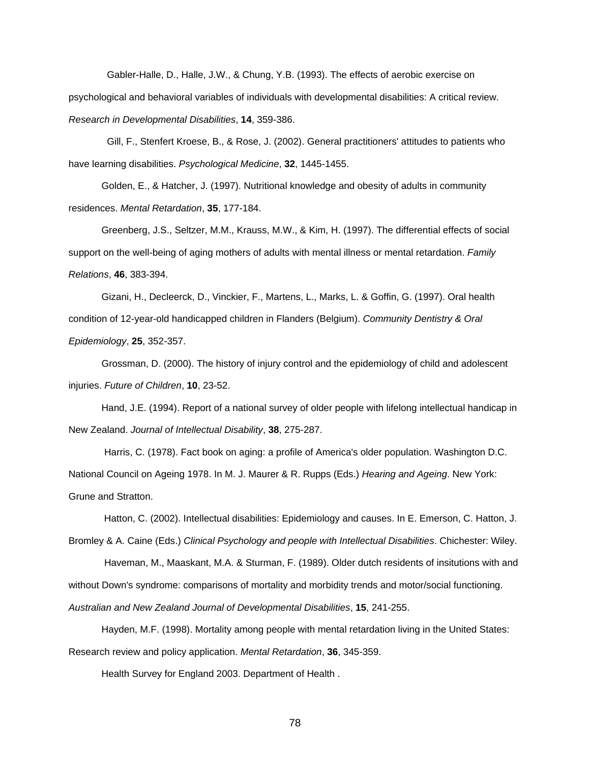Gabler-Halle, D., Halle, J.W., & Chung, Y.B. (1993). The effects of aerobic exercise on psychological and behavioral variables of individuals with developmental disabilities: A critical review. *Research in Developmental Disabilities*, **14**, 359-386.

Gill, F., Stenfert Kroese, B., & Rose, J. (2002). General practitioners' attitudes to patients who have learning disabilities. *Psychological Medicine*, **32**, 1445-1455.

Golden, E., & Hatcher, J. (1997). Nutritional knowledge and obesity of adults in community residences. *Mental Retardation*, **35**, 177-184.

Greenberg, J.S., Seltzer, M.M., Krauss, M.W., & Kim, H. (1997). The differential effects of social support on the well-being of aging mothers of adults with mental illness or mental retardation. *Family Relations*, **46**, 383-394.

Gizani, H., Decleerck, D., Vinckier, F., Martens, L., Marks, L. & Goffin, G. (1997). Oral health condition of 12-year-old handicapped children in Flanders (Belgium). *Community Dentistry & Oral Epidemiology*, **25**, 352-357.

Grossman, D. (2000). The history of injury control and the epidemiology of child and adolescent injuries. *Future of Children*, **10**, 23-52.

Hand, J.E. (1994). Report of a national survey of older people with lifelong intellectual handicap in New Zealand. *Journal of Intellectual Disability*, **38**, 275-287.

Harris, C. (1978). Fact book on aging: a profile of America's older population. Washington D.C. National Council on Ageing 1978. In M. J. Maurer & R. Rupps (Eds.) *Hearing and Ageing*. New York: Grune and Stratton.

Hatton, C. (2002). Intellectual disabilities: Epidemiology and causes. In E. Emerson, C. Hatton, J. Bromley & A. Caine (Eds.) *Clinical Psychology and people with Intellectual Disabilities*. Chichester: Wiley.

Haveman, M., Maaskant, M.A. & Sturman, F. (1989). Older dutch residents of insitutions with and without Down's syndrome: comparisons of mortality and morbidity trends and motor/social functioning. *Australian and New Zealand Journal of Developmental Disabilities*, **15**, 241-255.

Hayden, M.F. (1998). Mortality among people with mental retardation living in the United States: Research review and policy application. *Mental Retardation*, **36**, 345-359.

Health Survey for England 2003. Department of Health .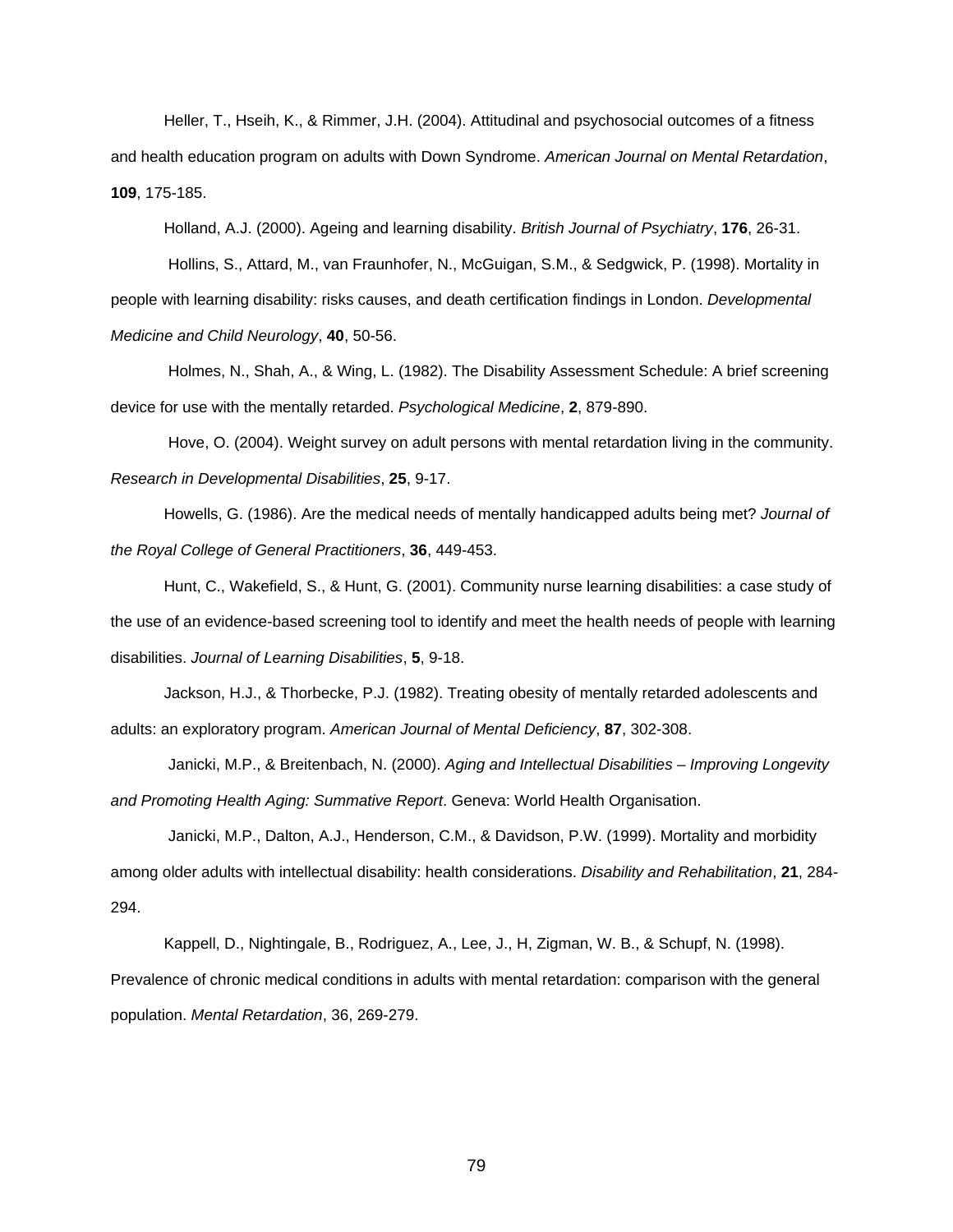Heller, T., Hseih, K., & Rimmer, J.H. (2004). Attitudinal and psychosocial outcomes of a fitness and health education program on adults with Down Syndrome. *American Journal on Mental Retardation*, **109**, 175-185.

Holland, A.J. (2000). Ageing and learning disability. *British Journal of Psychiatry*, **176**, 26-31.

Hollins, S., Attard, M., van Fraunhofer, N., McGuigan, S.M., & Sedgwick, P. (1998). Mortality in people with learning disability: risks causes, and death certification findings in London. *Developmental Medicine and Child Neurology*, **40**, 50-56.

Holmes, N., Shah, A., & Wing, L. (1982). The Disability Assessment Schedule: A brief screening device for use with the mentally retarded. *Psychological Medicine*, **2**, 879-890.

Hove, O. (2004). Weight survey on adult persons with mental retardation living in the community. *Research in Developmental Disabilities*, **25**, 9-17.

Howells, G. (1986). Are the medical needs of mentally handicapped adults being met? *Journal of the Royal College of General Practitioners*, **36**, 449-453.

Hunt, C., Wakefield, S., & Hunt, G. (2001). Community nurse learning disabilities: a case study of the use of an evidence-based screening tool to identify and meet the health needs of people with learning disabilities. *Journal of Learning Disabilities*, **5**, 9-18.

Jackson, H.J., & Thorbecke, P.J. (1982). Treating obesity of mentally retarded adolescents and adults: an exploratory program. *American Journal of Mental Deficiency*, **87**, 302-308.

Janicki, M.P., & Breitenbach, N. (2000). *Aging and Intellectual Disabilities – Improving Longevity and Promoting Health Aging: Summative Report*. Geneva: World Health Organisation.

Janicki, M.P., Dalton, A.J., Henderson, C.M., & Davidson, P.W. (1999). Mortality and morbidity among older adults with intellectual disability: health considerations. *Disability and Rehabilitation*, **21**, 284-294.

Kappell, D., Nightingale, B., Rodriguez, A., Lee, J., H, Zigman, W. B., & Schupf, N. (1998). Prevalence of chronic medical conditions in adults with mental retardation: comparison with the general population. *Mental Retardation*, 36, 269-279.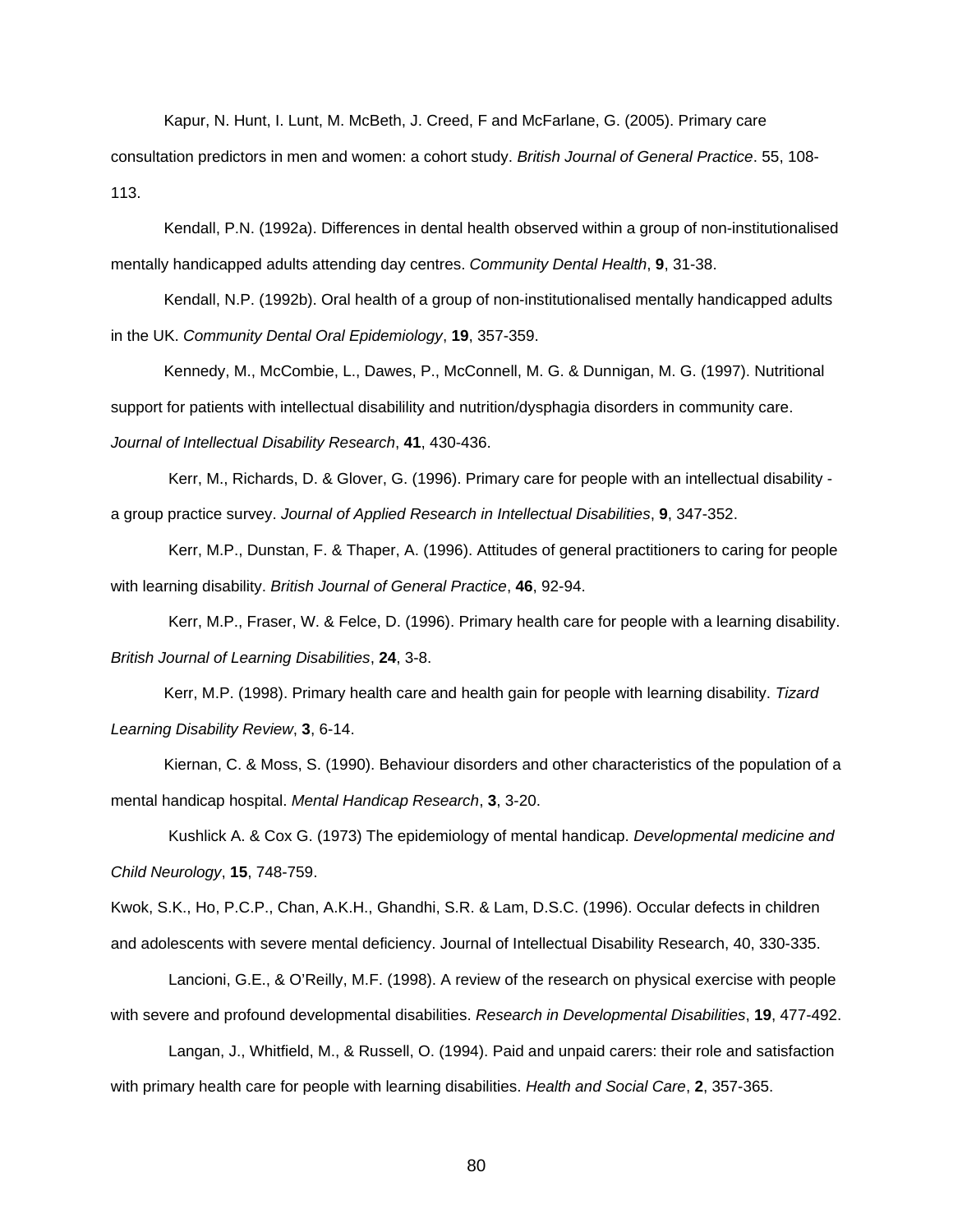Kapur, N. Hunt, I. Lunt, M. McBeth, J. Creed, F and McFarlane, G. (2005). Primary care consultation predictors in men and women: a cohort study. *British Journal of General Practice*. 55, 108-113.

Kendall, P.N. (1992a). Differences in dental health observed within a group of non-institutionalised mentally handicapped adults attending day centres. *Community Dental Health*, **9**, 31-38.

Kendall, N.P. (1992b). Oral health of a group of non-institutionalised mentally handicapped adults in the UK. *Community Dental Oral Epidemiology*, **19**, 357-359.

Kennedy, M., McCombie, L., Dawes, P., McConnell, M. G. & Dunnigan, M. G. (1997). Nutritional support for patients with intellectual disabilility and nutrition/dysphagia disorders in community care. *Journal of Intellectual Disability Research*, **41**, 430-436.

Kerr, M., Richards, D. & Glover, G. (1996). Primary care for people with an intellectual disability - a group practice survey. *Journal of Applied Research in Intellectual Disabilities*, **9**, 347-352.

Kerr, M.P., Dunstan, F. & Thaper, A. (1996). Attitudes of general practitioners to caring for people with learning disability. *British Journal of General Practice*, **46**, 92-94.

Kerr, M.P., Fraser, W. & Felce, D. (1996). Primary health care for people with a learning disability. *British Journal of Learning Disabilities*, **24**, 3-8.

Kerr, M.P. (1998). Primary health care and health gain for people with learning disability. *Tizard Learning Disability Review*, **3**, 6-14.

Kiernan, C. & Moss, S. (1990). Behaviour disorders and other characteristics of the population of a mental handicap hospital. *Mental Handicap Research*, **3**, 3-20.

Kushlick A. & Cox G. (1973) The epidemiology of mental handicap. *Developmental medicine and Child Neurology*, **15**, 748-759.

Kwok, S.K., Ho, P.C.P., Chan, A.K.H., Ghandhi, S.R. & Lam, D.S.C. (1996). Occular defects in children and adolescents with severe mental deficiency. Journal of Intellectual Disability Research, 40, 330-335.

Lancioni, G.E., & O'Reilly, M.F. (1998). A review of the research on physical exercise with people with severe and profound developmental disabilities. *Research in Developmental Disabilities*, **19**, 477-492.

Langan, J., Whitfield, M., & Russell, O. (1994). Paid and unpaid carers: their role and satisfaction with primary health care for people with learning disabilities. *Health and Social Care*, **2**, 357-365.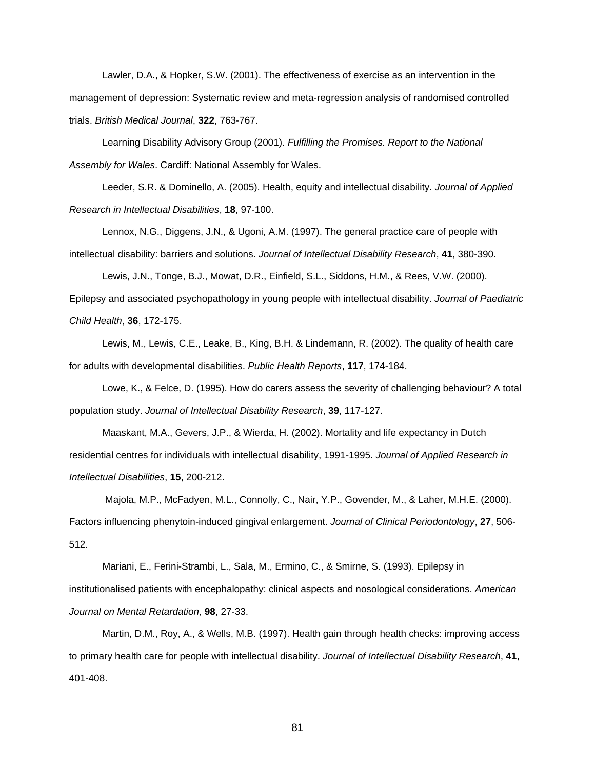Lawler, D.A., & Hopker, S.W. (2001). The effectiveness of exercise as an intervention in the management of depression: Systematic review and meta-regression analysis of randomised controlled trials. *British Medical Journal*, **322**, 763-767.

Learning Disability Advisory Group (2001). *Fulfilling the Promises. Report to the National Assembly for Wales*. Cardiff: National Assembly for Wales.

Leeder, S.R. & Dominello, A. (2005). Health, equity and intellectual disability. *Journal of Applied Research in Intellectual Disabilities*, **18**, 97-100.

Lennox, N.G., Diggens, J.N., & Ugoni, A.M. (1997). The general practice care of people with intellectual disability: barriers and solutions. *Journal of Intellectual Disability Research*, **41**, 380-390.

Lewis, J.N., Tonge, B.J., Mowat, D.R., Einfield, S.L., Siddons, H.M., & Rees, V.W. (2000). Epilepsy and associated psychopathology in young people with intellectual disability. *Journal of Paediatric Child Health*, **36**, 172-175.

Lewis, M., Lewis, C.E., Leake, B., King, B.H. & Lindemann, R. (2002). The quality of health care for adults with developmental disabilities. *Public Health Reports*, **117**, 174-184.

Lowe, K., & Felce, D. (1995). How do carers assess the severity of challenging behaviour? A total population study. *Journal of Intellectual Disability Research*, **39**, 117-127.

Maaskant, M.A., Gevers, J.P., & Wierda, H. (2002). Mortality and life expectancy in Dutch residential centres for individuals with intellectual disability, 1991-1995. *Journal of Applied Research in Intellectual Disabilities*, **15**, 200-212.

Majola, M.P., McFadyen, M.L., Connolly, C., Nair, Y.P., Govender, M., & Laher, M.H.E. (2000). Factors influencing phenytoin-induced gingival enlargement. *Journal of Clinical Periodontology*, **27**, 506-512.

Mariani, E., Ferini-Strambi, L., Sala, M., Ermino, C., & Smirne, S. (1993). Epilepsy in institutionalised patients with encephalopathy: clinical aspects and nosological considerations. *American Journal on Mental Retardation*, **98**, 27-33.

Martin, D.M., Roy, A., & Wells, M.B. (1997). Health gain through health checks: improving access to primary health care for people with intellectual disability. *Journal of Intellectual Disability Research*, **41**, 401-408.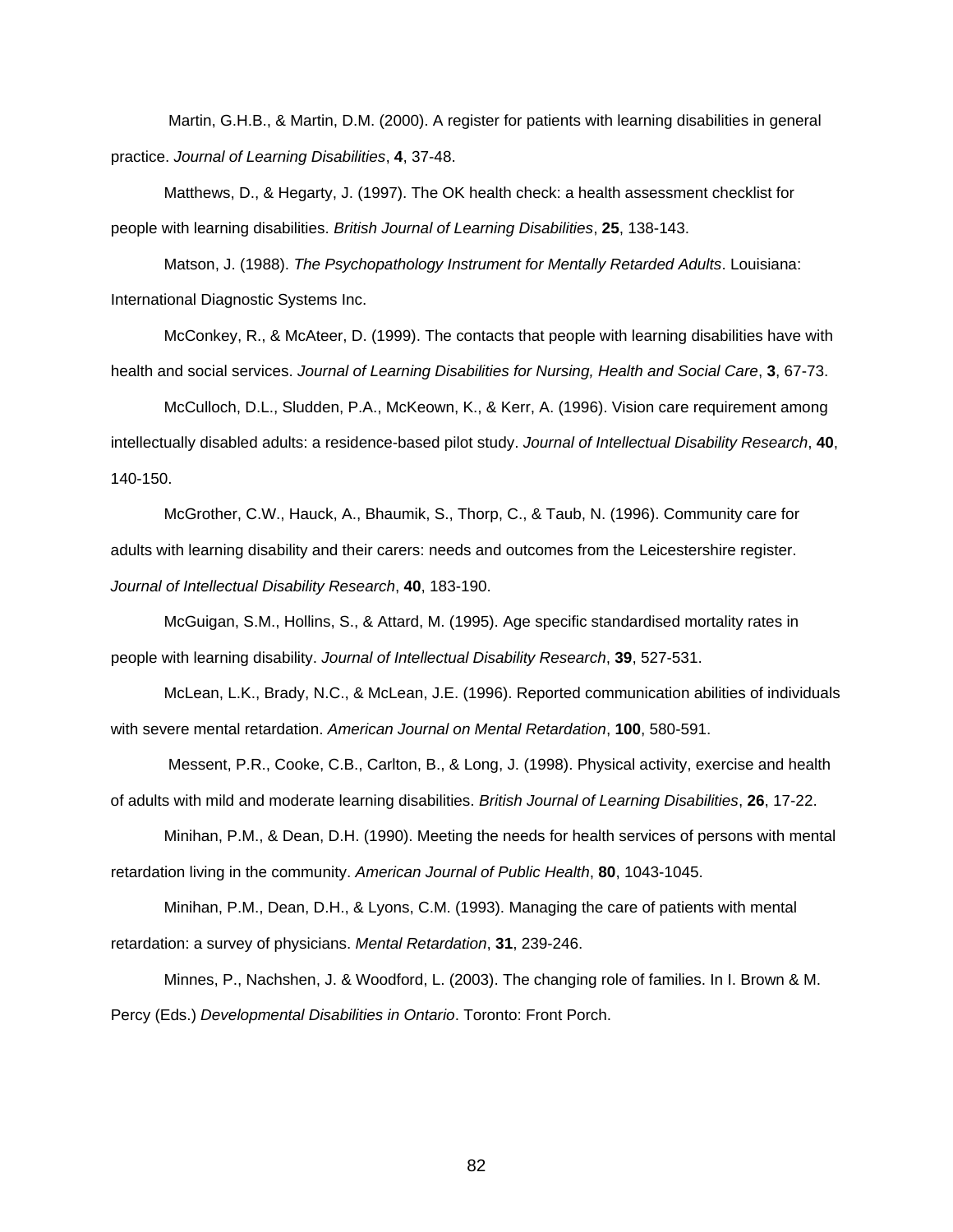Martin, G.H.B., & Martin, D.M. (2000). A register for patients with learning disabilities in general practice. *Journal of Learning Disabilities*, **4**, 37-48.

Matthews, D., & Hegarty, J. (1997). The OK health check: a health assessment checklist for people with learning disabilities. *British Journal of Learning Disabilities*, **25**, 138-143.

Matson, J. (1988). *The Psychopathology Instrument for Mentally Retarded Adults*. Louisiana: International Diagnostic Systems Inc.

McConkey, R., & McAteer, D. (1999). The contacts that people with learning disabilities have with health and social services. *Journal of Learning Disabilities for Nursing, Health and Social Care*, **3**, 67-73.

McCulloch, D.L., Sludden, P.A., McKeown, K., & Kerr, A. (1996). Vision care requirement among intellectually disabled adults: a residence-based pilot study. *Journal of Intellectual Disability Research*, **40**, 140-150.

McGrother, C.W., Hauck, A., Bhaumik, S., Thorp, C., & Taub, N. (1996). Community care for adults with learning disability and their carers: needs and outcomes from the Leicestershire register. *Journal of Intellectual Disability Research*, **40**, 183-190.

McGuigan, S.M., Hollins, S., & Attard, M. (1995). Age specific standardised mortality rates in people with learning disability. *Journal of Intellectual Disability Research*, **39**, 527-531.

McLean, L.K., Brady, N.C., & McLean, J.E. (1996). Reported communication abilities of individuals with severe mental retardation. *American Journal on Mental Retardation*, **100**, 580-591.

Messent, P.R., Cooke, C.B., Carlton, B., & Long, J. (1998). Physical activity, exercise and health of adults with mild and moderate learning disabilities. *British Journal of Learning Disabilities*, **26**, 17-22.

Minihan, P.M., & Dean, D.H. (1990). Meeting the needs for health services of persons with mental retardation living in the community. *American Journal of Public Health*, **80**, 1043-1045.

Minihan, P.M., Dean, D.H., & Lyons, C.M. (1993). Managing the care of patients with mental retardation: a survey of physicians. *Mental Retardation*, **31**, 239-246.

Minnes, P., Nachshen, J. & Woodford, L. (2003). The changing role of families. In I. Brown & M. Percy (Eds.) *Developmental Disabilities in Ontario*. Toronto: Front Porch.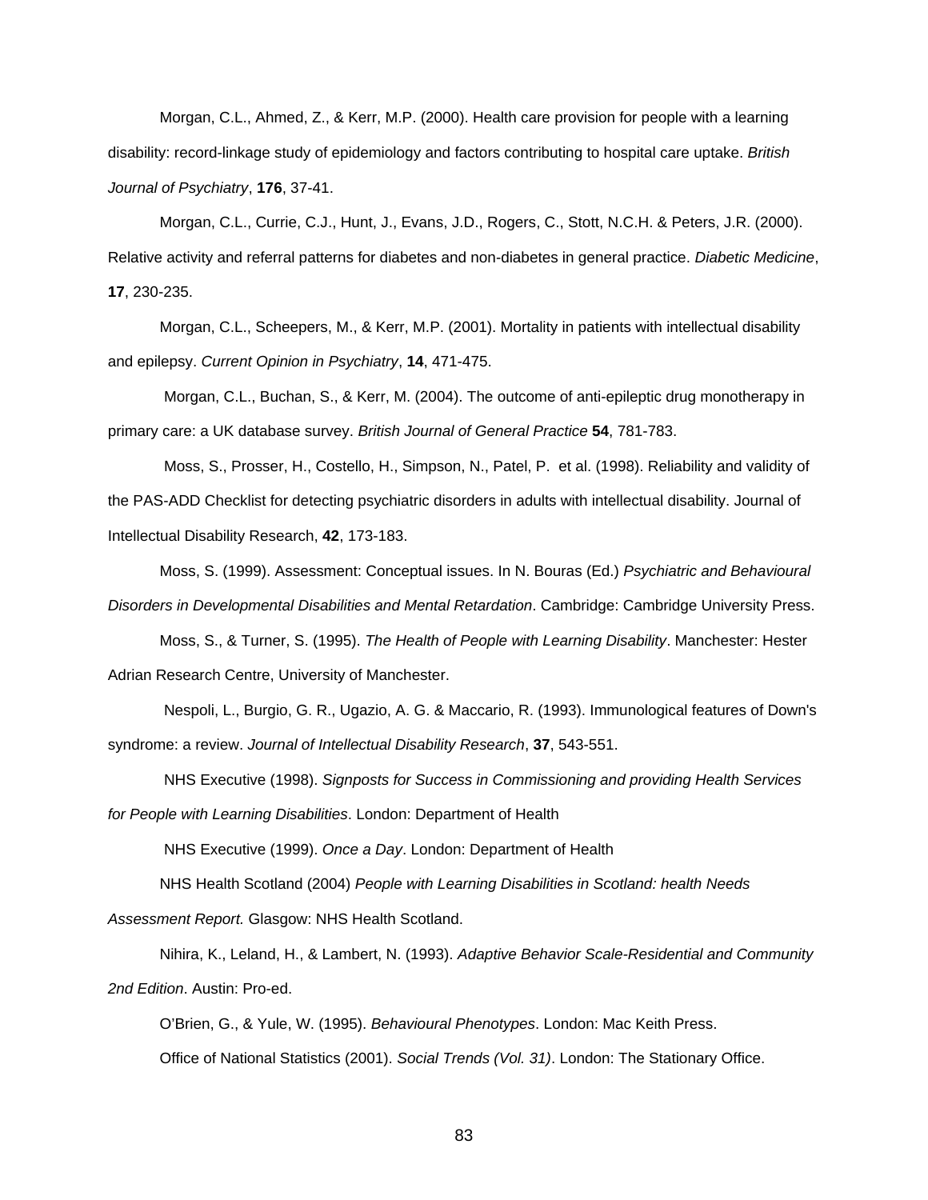Morgan, C.L., Ahmed, Z., & Kerr, M.P. (2000). Health care provision for people with a learning disability: record-linkage study of epidemiology and factors contributing to hospital care uptake. *British Journal of Psychiatry*, **176**, 37-41.

Morgan, C.L., Currie, C.J., Hunt, J., Evans, J.D., Rogers, C., Stott, N.C.H. & Peters, J.R. (2000). Relative activity and referral patterns for diabetes and non-diabetes in general practice. *Diabetic Medicine*, **17**, 230-235.

Morgan, C.L., Scheepers, M., & Kerr, M.P. (2001). Mortality in patients with intellectual disability and epilepsy. *Current Opinion in Psychiatry*, **14**, 471-475.

Morgan, C.L., Buchan, S., & Kerr, M. (2004). The outcome of anti-epileptic drug monotherapy in primary care: a UK database survey. *British Journal of General Practice* **54**, 781-783.

Moss, S., Prosser, H., Costello, H., Simpson, N., Patel, P. et al. (1998). Reliability and validity of the PAS-ADD Checklist for detecting psychiatric disorders in adults with intellectual disability. Journal of Intellectual Disability Research, **42**, 173-183.

Moss, S. (1999). Assessment: Conceptual issues. In N. Bouras (Ed.) *Psychiatric and Behavioural Disorders in Developmental Disabilities and Mental Retardation*. Cambridge: Cambridge University Press.

Moss, S., & Turner, S. (1995). *The Health of People with Learning Disability*. Manchester: Hester Adrian Research Centre, University of Manchester.

Nespoli, L., Burgio, G. R., Ugazio, A. G. & Maccario, R. (1993). Immunological features of Down's syndrome: a review. *Journal of Intellectual Disability Research*, **37**, 543-551.

NHS Executive (1998). *Signposts for Success in Commissioning and providing Health Services for People with Learning Disabilities*. London: Department of Health

NHS Executive (1999). *Once a Day*. London: Department of Health

NHS Health Scotland (2004) *People with Learning Disabilities in Scotland: health Needs Assessment Report.* Glasgow: NHS Health Scotland.

Nihira, K., Leland, H., & Lambert, N. (1993). *Adaptive Behavior Scale-Residential and Community 2nd Edition*. Austin: Pro-ed.

O'Brien, G., & Yule, W. (1995). *Behavioural Phenotypes*. London: Mac Keith Press.

Office of National Statistics (2001). *Social Trends (Vol. 31)*. London: The Stationary Office.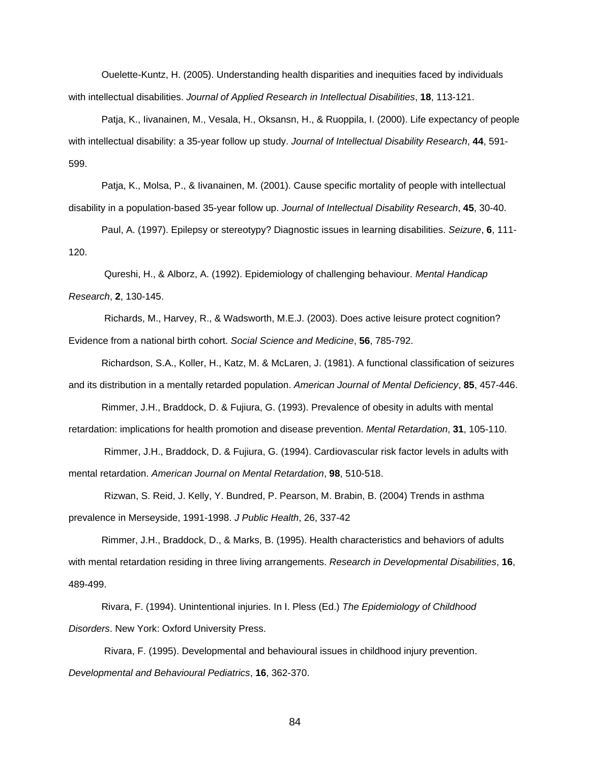Ouelette-Kuntz, H. (2005). Understanding health disparities and inequities faced by individuals with intellectual disabilities. *Journal of Applied Research in Intellectual Disabilities*, **18**, 113-121.

Patja, K., Iivanainen, M., Vesala, H., Oksansn, H., & Ruoppila, I. (2000). Life expectancy of people with intellectual disability: a 35-year follow up study. *Journal of Intellectual Disability Research*, **44**, 591-599.

Patja, K., Molsa, P., & Iivanainen, M. (2001). Cause specific mortality of people with intellectual disability in a population-based 35-year follow up. *Journal of Intellectual Disability Research*, **45**, 30-40.

Paul, A. (1997). Epilepsy or stereotypy? Diagnostic issues in learning disabilities. *Seizure*, **6**, 111-120.

Qureshi, H., & Alborz, A. (1992). Epidemiology of challenging behaviour. *Mental Handicap Research*, **2**, 130-145.

Richards, M., Harvey, R., & Wadsworth, M.E.J. (2003). Does active leisure protect cognition? Evidence from a national birth cohort. *Social Science and Medicine*, **56**, 785-792.

Richardson, S.A., Koller, H., Katz, M. & McLaren, J. (1981). A functional classification of seizures and its distribution in a mentally retarded population. *American Journal of Mental Deficiency*, **85**, 457-446.

Rimmer, J.H., Braddock, D. & Fujiura, G. (1993). Prevalence of obesity in adults with mental retardation: implications for health promotion and disease prevention. *Mental Retardation*, **31**, 105-110.

Rimmer, J.H., Braddock, D. & Fujiura, G. (1994). Cardiovascular risk factor levels in adults with mental retardation. *American Journal on Mental Retardation*, **98**, 510-518.

Rizwan, S. Reid, J. Kelly, Y. Bundred, P. Pearson, M. Brabin, B. (2004) Trends in asthma prevalence in Merseyside, 1991-1998. *J Public Health*, 26, 337-42

Rimmer, J.H., Braddock, D., & Marks, B. (1995). Health characteristics and behaviors of adults with mental retardation residing in three living arrangements. *Research in Developmental Disabilities*, **16**, 489-499.

Rivara, F. (1994). Unintentional injuries. In I. Pless (Ed.) *The Epidemiology of Childhood Disorders*. New York: Oxford University Press.

Rivara, F. (1995). Developmental and behavioural issues in childhood injury prevention. *Developmental and Behavioural Pediatrics*, **16**, 362-370.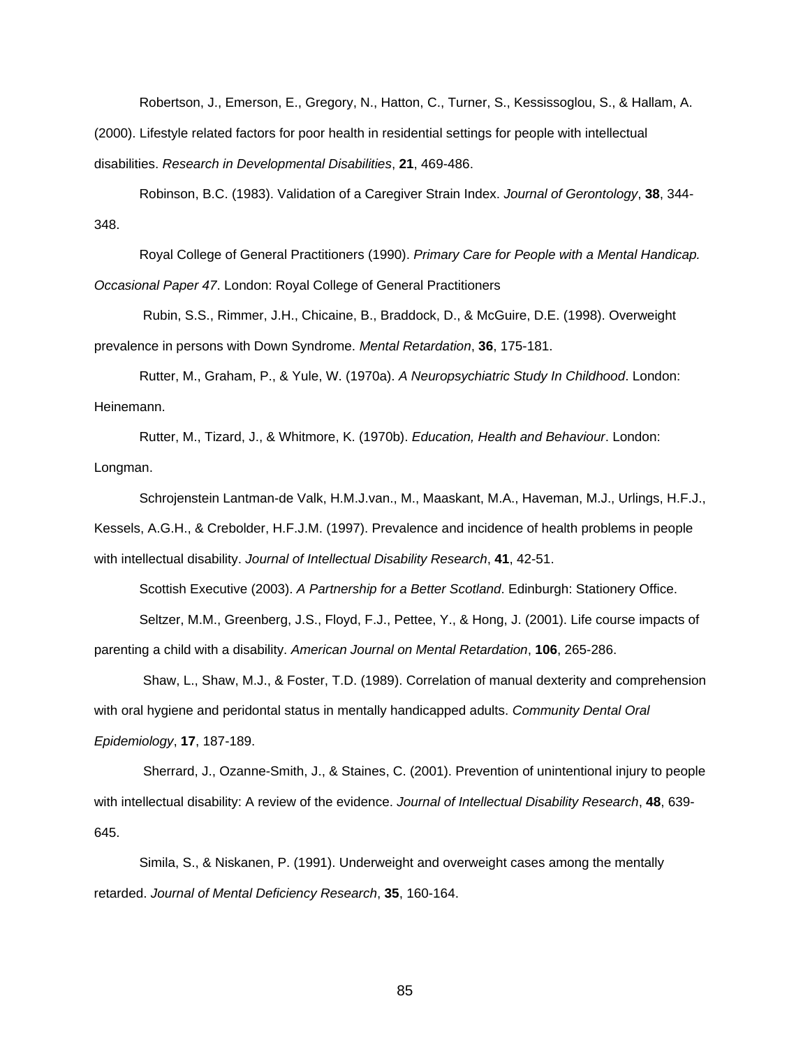Robertson, J., Emerson, E., Gregory, N., Hatton, C., Turner, S., Kessissoglou, S., & Hallam, A. (2000). Lifestyle related factors for poor health in residential settings for people with intellectual disabilities. *Research in Developmental Disabilities*, **21**, 469-486.

Robinson, B.C. (1983). Validation of a Caregiver Strain Index. *Journal of Gerontology*, **38**, 344-348.

Royal College of General Practitioners (1990). *Primary Care for People with a Mental Handicap. Occasional Paper 47*. London: Royal College of General Practitioners

Rubin, S.S., Rimmer, J.H., Chicaine, B., Braddock, D., & McGuire, D.E. (1998). Overweight prevalence in persons with Down Syndrome. *Mental Retardation*, **36**, 175-181.

Rutter, M., Graham, P., & Yule, W. (1970a). *A Neuropsychiatric Study In Childhood*. London: Heinemann.

Rutter, M., Tizard, J., & Whitmore, K. (1970b). *Education, Health and Behaviour*. London: Longman.

Schrojenstein Lantman-de Valk, H.M.J.van., M., Maaskant, M.A., Haveman, M.J., Urlings, H.F.J., Kessels, A.G.H., & Crebolder, H.F.J.M. (1997). Prevalence and incidence of health problems in people with intellectual disability. *Journal of Intellectual Disability Research*, **41**, 42-51.

Scottish Executive (2003). *A Partnership for a Better Scotland*. Edinburgh: Stationery Office.

Seltzer, M.M., Greenberg, J.S., Floyd, F.J., Pettee, Y., & Hong, J. (2001). Life course impacts of parenting a child with a disability. *American Journal on Mental Retardation*, **106**, 265-286.

Shaw, L., Shaw, M.J., & Foster, T.D. (1989). Correlation of manual dexterity and comprehension with oral hygiene and peridontal status in mentally handicapped adults. *Community Dental Oral Epidemiology*, **17**, 187-189.

Sherrard, J., Ozanne-Smith, J., & Staines, C. (2001). Prevention of unintentional injury to people with intellectual disability: A review of the evidence. *Journal of Intellectual Disability Research*, **48**, 639-645.

Simila, S., & Niskanen, P. (1991). Underweight and overweight cases among the mentally retarded. *Journal of Mental Deficiency Research*, **35**, 160-164.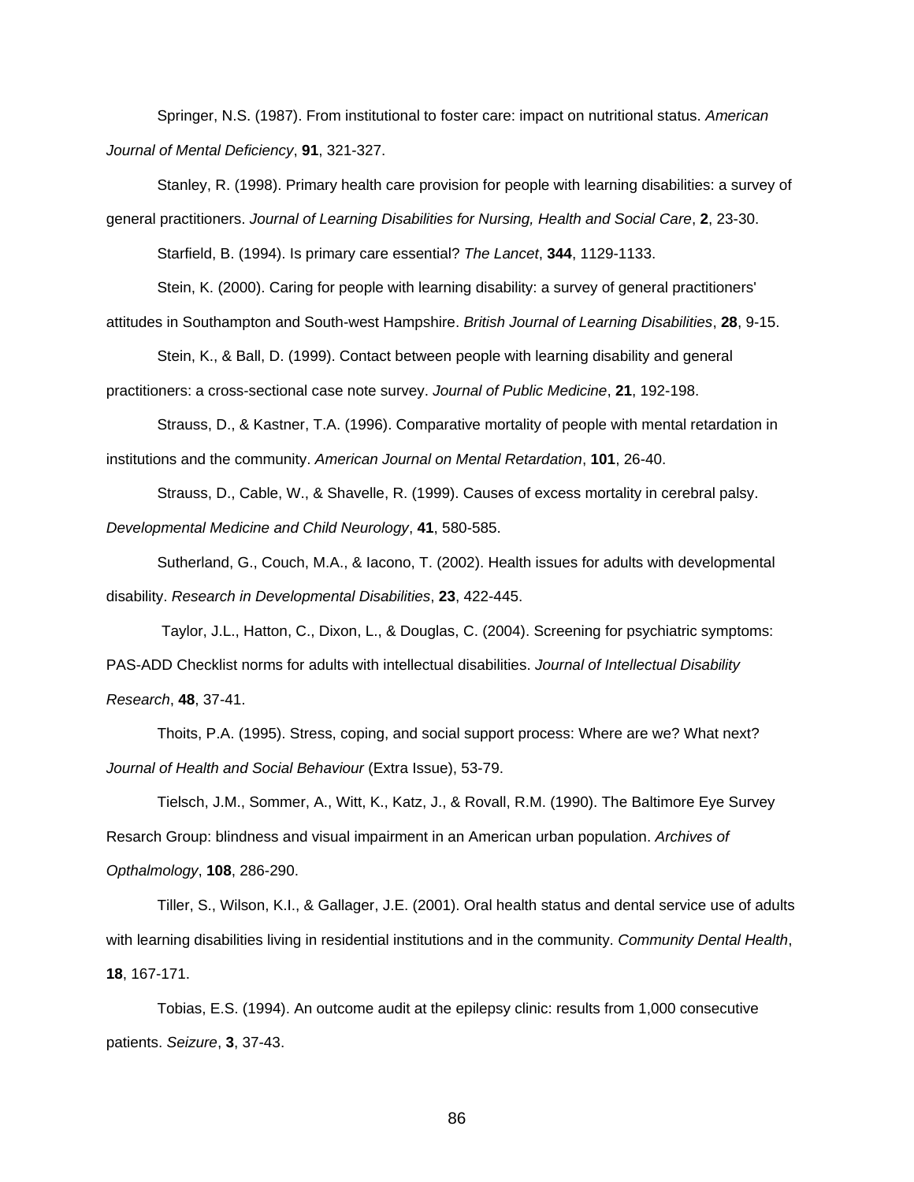Springer, N.S. (1987). From institutional to foster care: impact on nutritional status. *American Journal of Mental Deficiency*, **91**, 321-327.

Stanley, R. (1998). Primary health care provision for people with learning disabilities: a survey of general practitioners. *Journal of Learning Disabilities for Nursing, Health and Social Care*, **2**, 23-30.

Starfield, B. (1994). Is primary care essential? *The Lancet*, **344**, 1129-1133.

Stein, K. (2000). Caring for people with learning disability: a survey of general practitioners' attitudes in Southampton and South-west Hampshire. *British Journal of Learning Disabilities*, **28**, 9-15.

Stein, K., & Ball, D. (1999). Contact between people with learning disability and general practitioners: a cross-sectional case note survey. *Journal of Public Medicine*, **21**, 192-198.

Strauss, D., & Kastner, T.A. (1996). Comparative mortality of people with mental retardation in institutions and the community. *American Journal on Mental Retardation*, **101**, 26-40.

Strauss, D., Cable, W., & Shavelle, R. (1999). Causes of excess mortality in cerebral palsy. *Developmental Medicine and Child Neurology*, **41**, 580-585.

Sutherland, G., Couch, M.A., & Iacono, T. (2002). Health issues for adults with developmental disability. *Research in Developmental Disabilities*, **23**, 422-445.

Taylor, J.L., Hatton, C., Dixon, L., & Douglas, C. (2004). Screening for psychiatric symptoms: PAS-ADD Checklist norms for adults with intellectual disabilities. *Journal of Intellectual Disability Research*, **48**, 37-41.

Thoits, P.A. (1995). Stress, coping, and social support process: Where are we? What next? *Journal of Health and Social Behaviour* (Extra Issue), 53-79.

Tielsch, J.M., Sommer, A., Witt, K., Katz, J., & Rovall, R.M. (1990). The Baltimore Eye Survey Resarch Group: blindness and visual impairment in an American urban population. *Archives of Opthalmology*, **108**, 286-290.

Tiller, S., Wilson, K.I., & Gallager, J.E. (2001). Oral health status and dental service use of adults with learning disabilities living in residential institutions and in the community. *Community Dental Health*, **18**, 167-171.

Tobias, E.S. (1994). An outcome audit at the epilepsy clinic: results from 1,000 consecutive patients. *Seizure*, **3**, 37-43.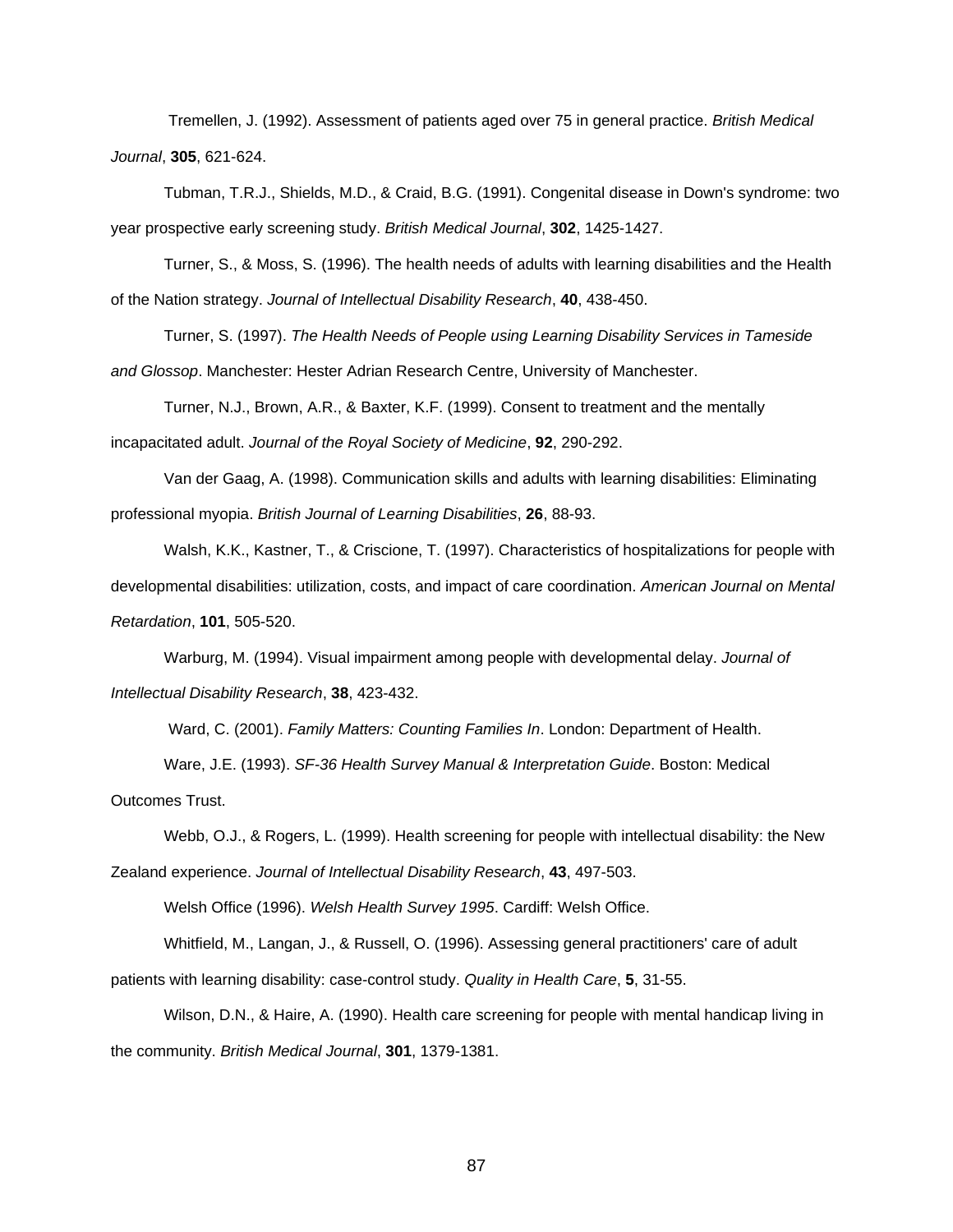Tremellen, J. (1992). Assessment of patients aged over 75 in general practice. *British Medical Journal*, **305**, 621-624.

Tubman, T.R.J., Shields, M.D., & Craid, B.G. (1991). Congenital disease in Down's syndrome: two year prospective early screening study. *British Medical Journal*, **302**, 1425-1427.

Turner, S., & Moss, S. (1996). The health needs of adults with learning disabilities and the Health of the Nation strategy. *Journal of Intellectual Disability Research*, **40**, 438-450.

Turner, S. (1997). *The Health Needs of People using Learning Disability Services in Tameside and Glossop*. Manchester: Hester Adrian Research Centre, University of Manchester.

Turner, N.J., Brown, A.R., & Baxter, K.F. (1999). Consent to treatment and the mentally incapacitated adult. *Journal of the Royal Society of Medicine*, **92**, 290-292.

Van der Gaag, A. (1998). Communication skills and adults with learning disabilities: Eliminating professional myopia. *British Journal of Learning Disabilities*, **26**, 88-93.

Walsh, K.K., Kastner, T., & Criscione, T. (1997). Characteristics of hospitalizations for people with developmental disabilities: utilization, costs, and impact of care coordination. *American Journal on Mental Retardation*, **101**, 505-520.

Warburg, M. (1994). Visual impairment among people with developmental delay. *Journal of Intellectual Disability Research*, **38**, 423-432.

Ward, C. (2001). *Family Matters: Counting Families In*. London: Department of Health.

Ware, J.E. (1993). *SF-36 Health Survey Manual & Interpretation Guide*. Boston: Medical Outcomes Trust.

Webb, O.J., & Rogers, L. (1999). Health screening for people with intellectual disability: the New Zealand experience. *Journal of Intellectual Disability Research*, **43**, 497-503.

Welsh Office (1996). *Welsh Health Survey 1995*. Cardiff: Welsh Office.

Whitfield, M., Langan, J., & Russell, O. (1996). Assessing general practitioners' care of adult patients with learning disability: case-control study. *Quality in Health Care*, **5**, 31-55.

Wilson, D.N., & Haire, A. (1990). Health care screening for people with mental handicap living in the community. *British Medical Journal*, **301**, 1379-1381.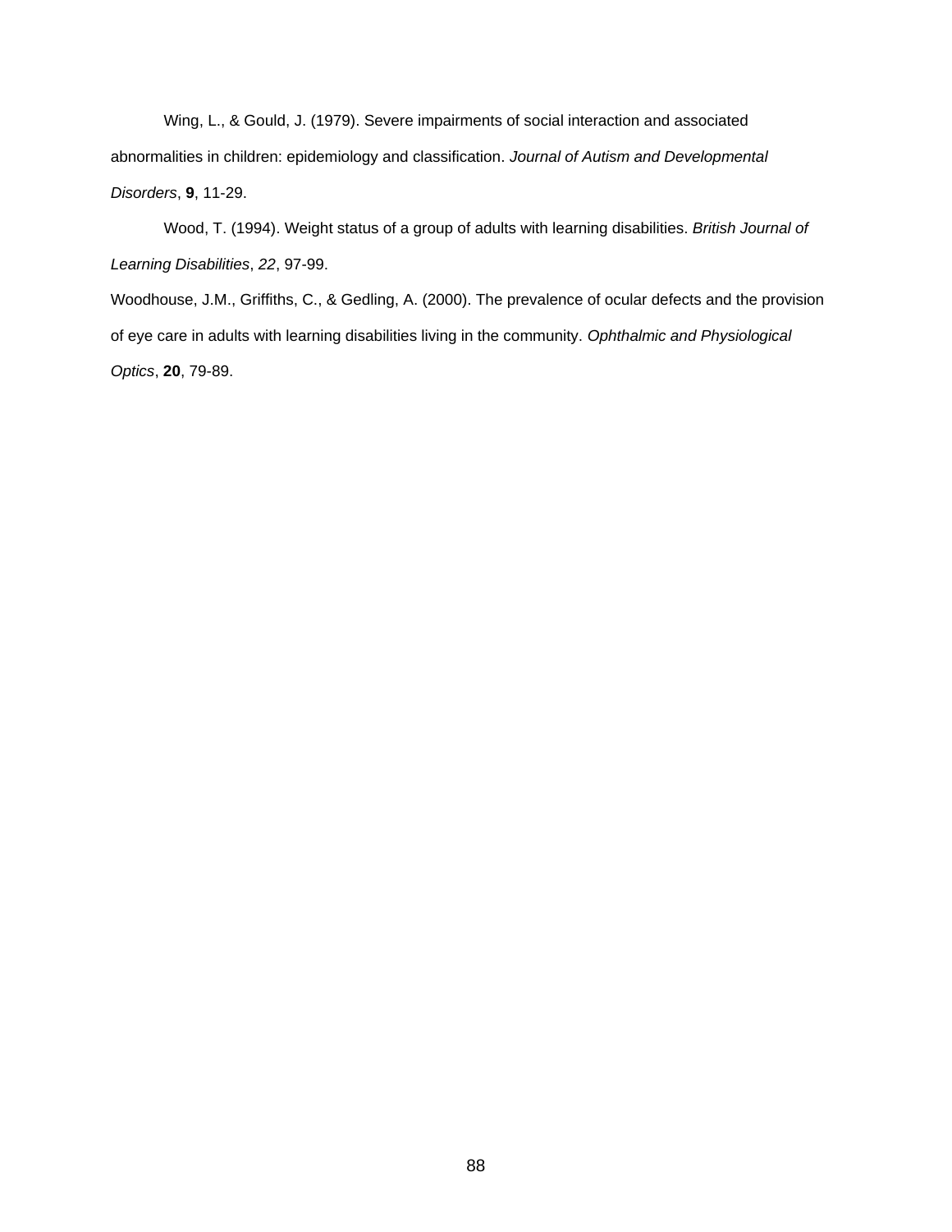Wing, L., & Gould, J. (1979). Severe impairments of social interaction and associated abnormalities in children: epidemiology and classification. *Journal of Autism and Developmental Disorders*, **9**, 11-29.

Wood, T. (1994). Weight status of a group of adults with learning disabilities. *British Journal of Learning Disabilities*, *22*, 97-99.

Woodhouse, J.M., Griffiths, C., & Gedling, A. (2000). The prevalence of ocular defects and the provision of eye care in adults with learning disabilities living in the community. *Ophthalmic and Physiological Optics*, **20**, 79-89.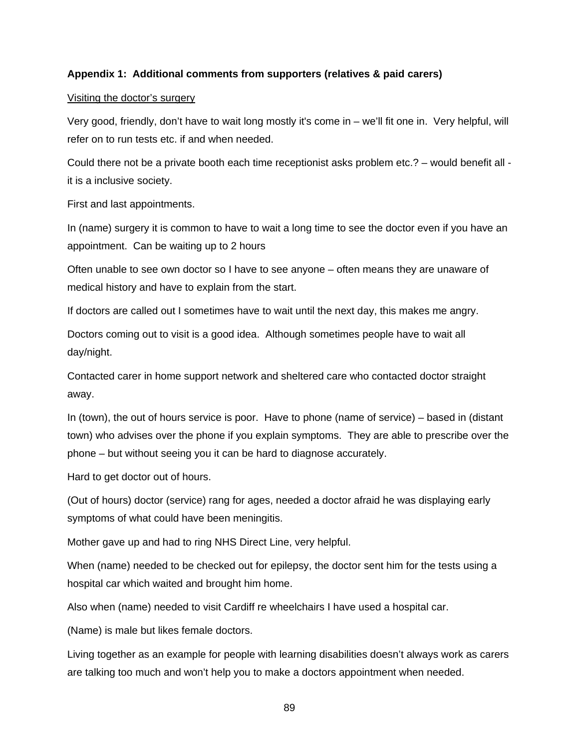**Appendix 1: Additional comments from supporters (relatives & paid carers)**

<u>Visiting the doctor's surgery</u>

Very good, friendly, don't have to wait long mostly it's come in – we'll fit one in. Very helpful, will refer on to run tests etc. if and when needed.

Could there not be a private booth each time receptionist asks problem etc.? – would benefit all - it is a inclusive society.

First and last appointments.

In (name) surgery it is common to have to wait a long time to see the doctor even if you have an appointment. Can be waiting up to 2 hours

Often unable to see own doctor so I have to see anyone – often means they are unaware of medical history and have to explain from the start.

If doctors are called out I sometimes have to wait until the next day, this makes me angry.

Doctors coming out to visit is a good idea. Although sometimes people have to wait all day/night.

Contacted carer in home support network and sheltered care who contacted doctor straight away.

In (town), the out of hours service is poor. Have to phone (name of service) – based in (distant town) who advises over the phone if you explain symptoms. They are able to prescribe over the phone – but without seeing you it can be hard to diagnose accurately.

Hard to get doctor out of hours.

(Out of hours) doctor (service) rang for ages, needed a doctor afraid he was displaying early symptoms of what could have been meningitis.

Mother gave up and had to ring NHS Direct Line, very helpful.

When (name) needed to be checked out for epilepsy, the doctor sent him for the tests using a hospital car which waited and brought him home.

Also when (name) needed to visit Cardiff re wheelchairs I have used a hospital car.

(Name) is male but likes female doctors.

Living together as an example for people with learning disabilities doesn't always work as carers are talking too much and won't help you to make a doctors appointment when needed.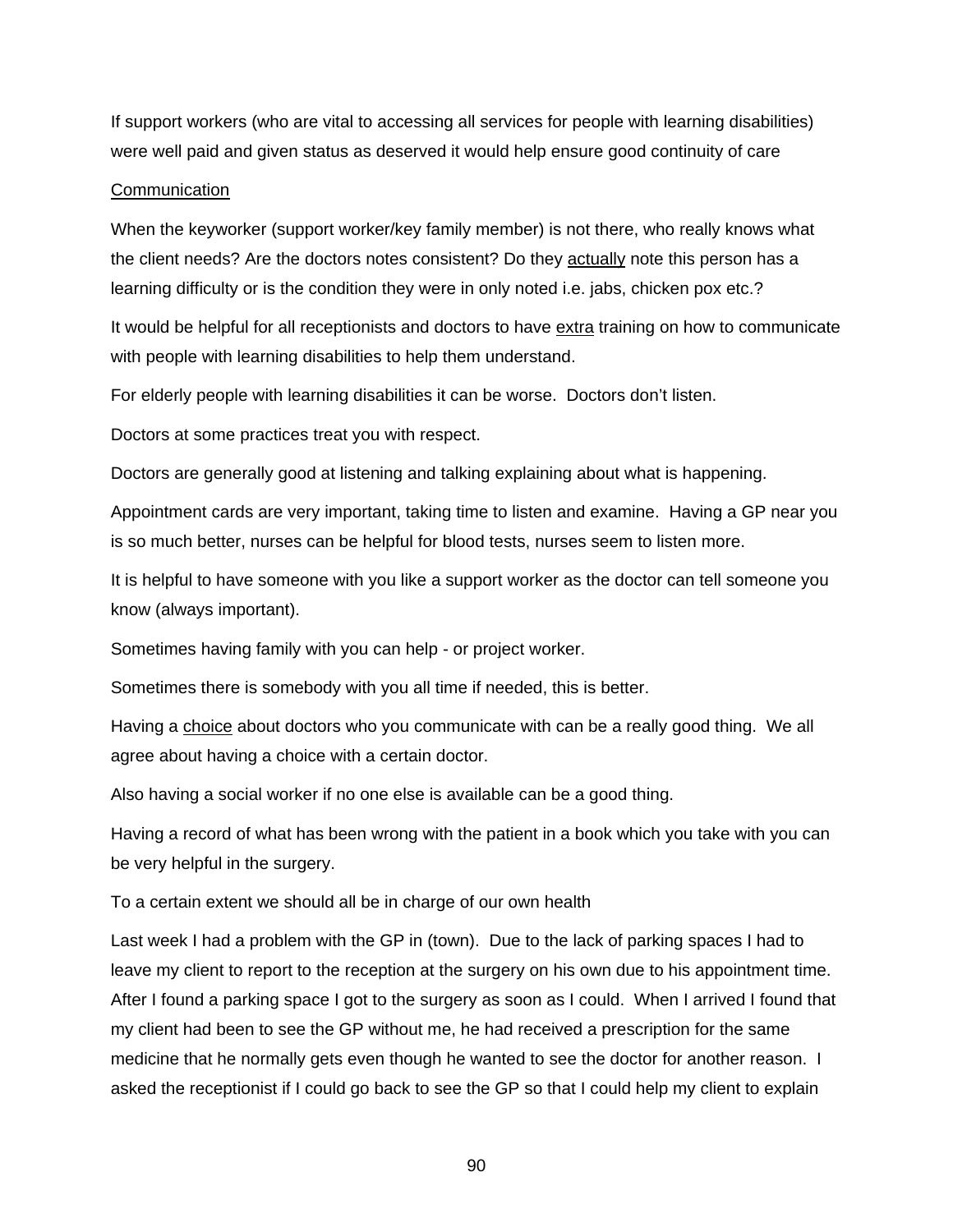If support workers (who are vital to accessing all services for people with learning disabilities) were well paid and given status as deserved it would help ensure good continuity of care

<u>Communication</u>

When the keyworker (support worker/key family member) is not there, who really knows what the client needs? Are the doctors notes consistent? Do they <u>actually</u> note this person has a learning difficulty or is the condition they were in only noted i.e. jabs, chicken pox etc.?

It would be helpful for all receptionists and doctors to have <u>extra</u> training on how to communicate with people with learning disabilities to help them understand.

For elderly people with learning disabilities it can be worse. Doctors don't listen.

Doctors at some practices treat you with respect.

Doctors are generally good at listening and talking explaining about what is happening.

Appointment cards are very important, taking time to listen and examine. Having a GP near you is so much better, nurses can be helpful for blood tests, nurses seem to listen more.

It is helpful to have someone with you like a support worker as the doctor can tell someone you know (always important).

Sometimes having family with you can help - or project worker.

Sometimes there is somebody with you all time if needed, this is better.

Having a <u>choice</u> about doctors who you communicate with can be a really good thing. We all agree about having a choice with a certain doctor.

Also having a social worker if no one else is available can be a good thing.

Having a record of what has been wrong with the patient in a book which you take with you can be very helpful in the surgery.

To a certain extent we should all be in charge of our own health

Last week I had a problem with the GP in (town). Due to the lack of parking spaces I had to leave my client to report to the reception at the surgery on his own due to his appointment time. After I found a parking space I got to the surgery as soon as I could. When I arrived I found that my client had been to see the GP without me, he had received a prescription for the same medicine that he normally gets even though he wanted to see the doctor for another reason. I asked the receptionist if I could go back to see the GP so that I could help my client to explain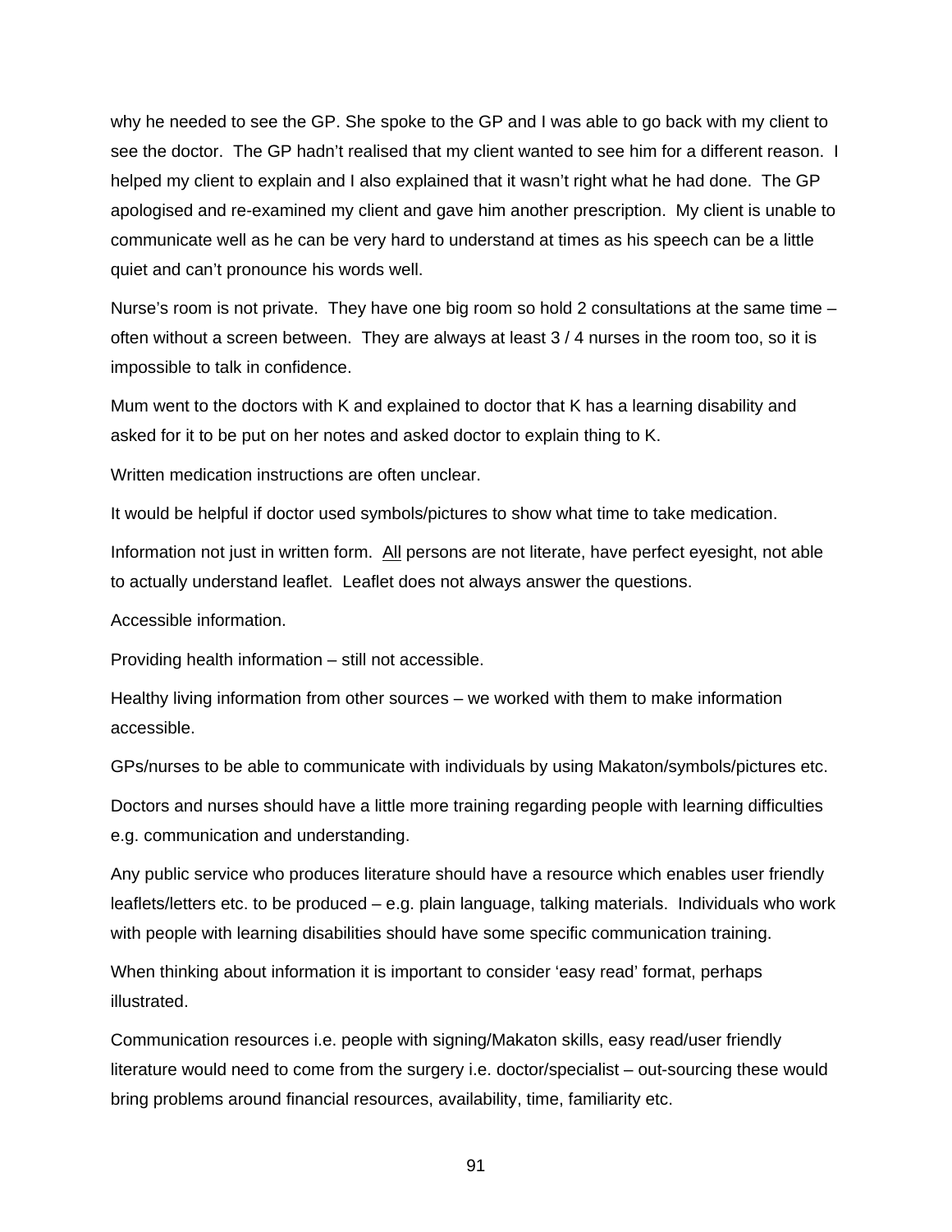why he needed to see the GP. She spoke to the GP and I was able to go back with my client to see the doctor.  The GP hadn't realised that my client wanted to see him for a different reason.  I helped my client to explain and I also explained that it wasn't right what he had done.  The GP apologised and re-examined my client and gave him another prescription.  My client is unable to communicate well as he can be very hard to understand at times as his speech can be a little quiet and can't pronounce his words well.

Nurse's room is not private.  They have one big room so hold 2 consultations at the same time – often without a screen between.  They are always at least 3 / 4 nurses in the room too, so it is impossible to talk in confidence.

Mum went to the doctors with K and explained to doctor that K has a learning disability and asked for it to be put on her notes and asked doctor to explain thing to K.

Written medication instructions are often unclear.

It would be helpful if doctor used symbols/pictures to show what time to take medication.

Information not just in written form.  <u>All</u> persons are not literate, have perfect eyesight, not able to actually understand leaflet.  Leaflet does not always answer the questions.

Accessible information.

Providing health information – still not accessible.

Healthy living information from other sources – we worked with them to make information accessible.

GPs/nurses to be able to communicate with individuals by using Makaton/symbols/pictures etc.

Doctors and nurses should have a little more training regarding people with learning difficulties e.g. communication and understanding.

Any public service who produces literature should have a resource which enables user friendly leaflets/letters etc. to be produced – e.g. plain language, talking materials.  Individuals who work with people with learning disabilities should have some specific communication training.

When thinking about information it is important to consider 'easy read' format, perhaps illustrated.

Communication resources i.e. people with signing/Makaton skills, easy read/user friendly literature would need to come from the surgery i.e. doctor/specialist – out-sourcing these would bring problems around financial resources, availability, time, familiarity etc.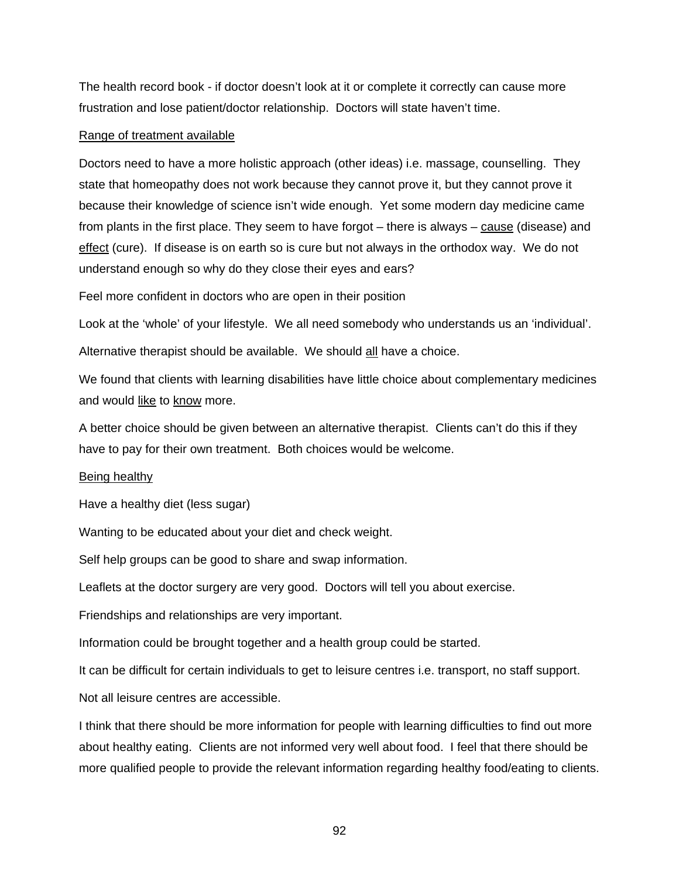The health record book - if doctor doesn't look at it or complete it correctly can cause more frustration and lose patient/doctor relationship. Doctors will state haven't time.

<u>Range of treatment available</u>

Doctors need to have a more holistic approach (other ideas) i.e. massage, counselling. They state that homeopathy does not work because they cannot prove it, but they cannot prove it because their knowledge of science isn't wide enough. Yet some modern day medicine came from plants in the first place. They seem to have forgot – there is always – <u>cause</u> (disease) and <u>effect</u> (cure). If disease is on earth so is cure but not always in the orthodox way. We do not understand enough so why do they close their eyes and ears?

Feel more confident in doctors who are open in their position

Look at the 'whole' of your lifestyle. We all need somebody who understands us an 'individual'.

Alternative therapist should be available. We should <u>all</u> have a choice.

We found that clients with learning disabilities have little choice about complementary medicines and would <u>like</u> to <u>know</u> more.

A better choice should be given between an alternative therapist. Clients can't do this if they have to pay for their own treatment. Both choices would be welcome.

<u>Being healthy</u>

Have a healthy diet (less sugar)

Wanting to be educated about your diet and check weight.

Self help groups can be good to share and swap information.

Leaflets at the doctor surgery are very good. Doctors will tell you about exercise.

Friendships and relationships are very important.

Information could be brought together and a health group could be started.

It can be difficult for certain individuals to get to leisure centres i.e. transport, no staff support.

Not all leisure centres are accessible.

I think that there should be more information for people with learning difficulties to find out more about healthy eating. Clients are not informed very well about food. I feel that there should be more qualified people to provide the relevant information regarding healthy food/eating to clients.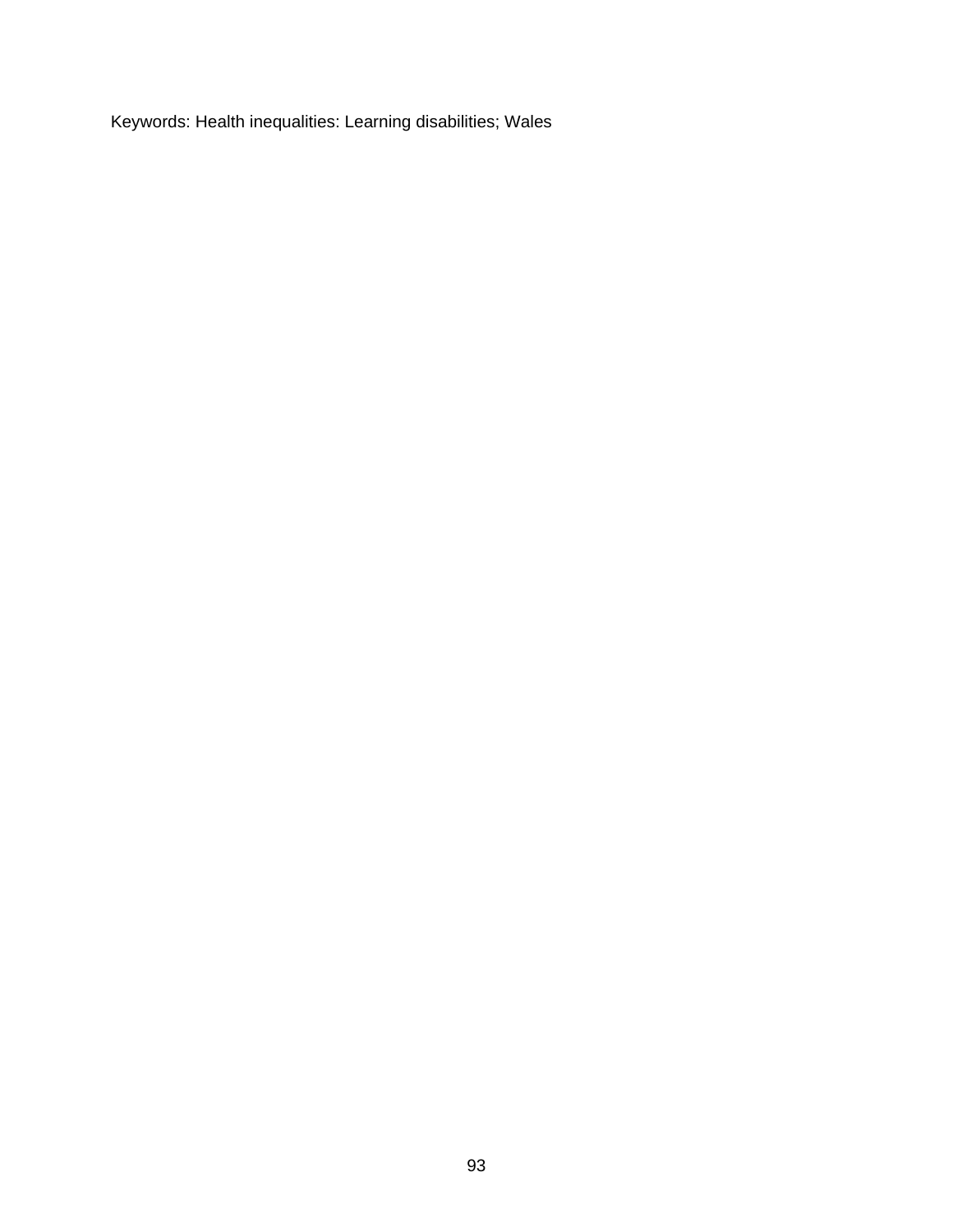Keywords: Health inequalities: Learning disabilities; Wales